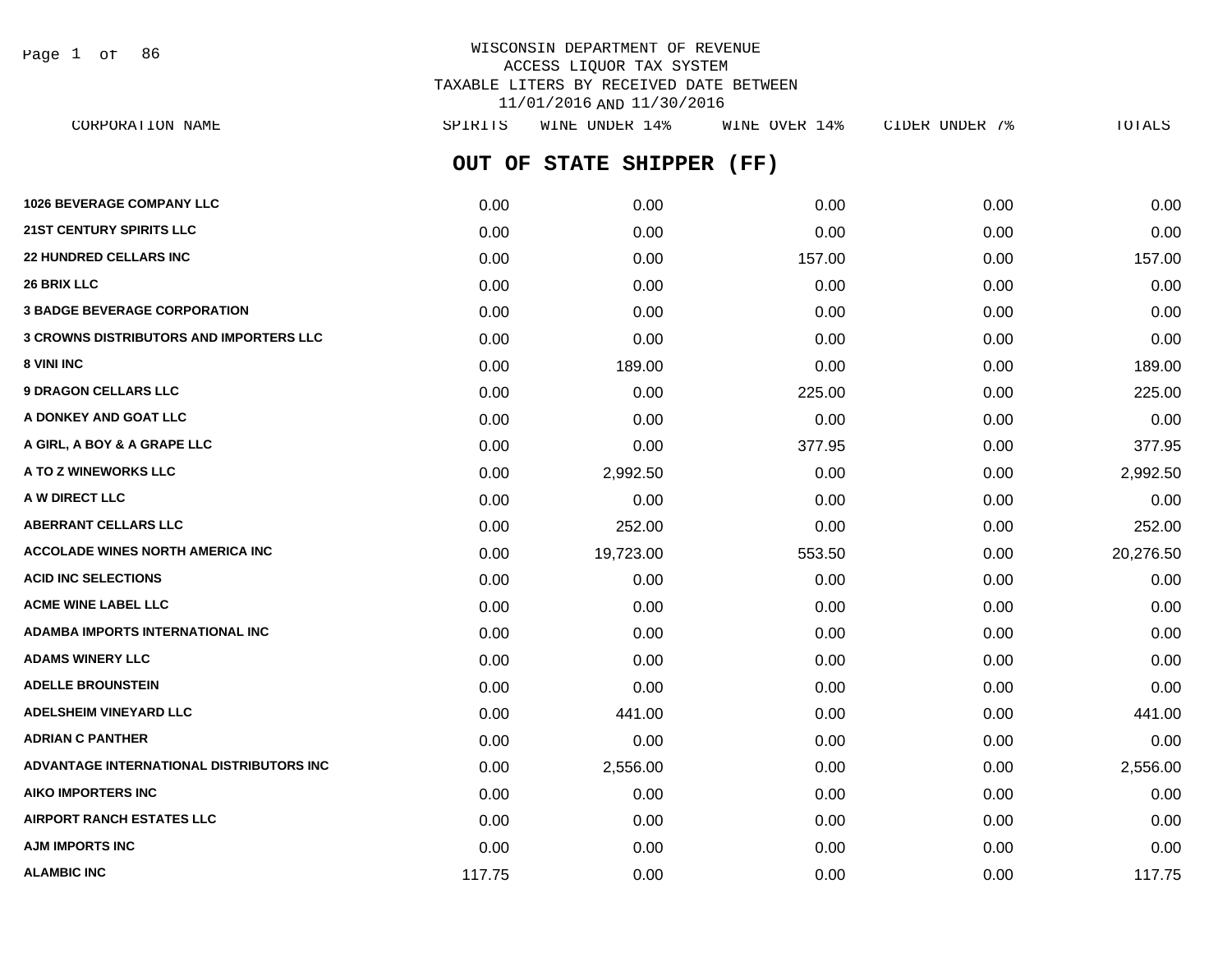# WISCONSIN DEPARTMENT OF REVENUE
## ACCESS LIQUOR TAX SYSTEM
## TAXABLE LITERS BY RECEIVED DATE BETWEEN 11/01/2016 AND 11/30/2016

## OUT OF STATE SHIPPER (FF)

| CORPORATION NAME | SPIRITS | WINE UNDER 14% | WINE OVER 14% | CIDER UNDER 7% | TOTALS |
|---|---|---|---|---|---|
| 1026 BEVERAGE COMPANY LLC | 0.00 | 0.00 | 0.00 | 0.00 | 0.00 |
| 21ST CENTURY SPIRITS LLC | 0.00 | 0.00 | 0.00 | 0.00 | 0.00 |
| 22 HUNDRED CELLARS INC | 0.00 | 0.00 | 157.00 | 0.00 | 157.00 |
| 26 BRIX LLC | 0.00 | 0.00 | 0.00 | 0.00 | 0.00 |
| 3 BADGE BEVERAGE CORPORATION | 0.00 | 0.00 | 0.00 | 0.00 | 0.00 |
| 3 CROWNS DISTRIBUTORS AND IMPORTERS LLC | 0.00 | 0.00 | 0.00 | 0.00 | 0.00 |
| 8 VINI INC | 0.00 | 189.00 | 0.00 | 0.00 | 189.00 |
| 9 DRAGON CELLARS LLC | 0.00 | 0.00 | 225.00 | 0.00 | 225.00 |
| A DONKEY AND GOAT LLC | 0.00 | 0.00 | 0.00 | 0.00 | 0.00 |
| A GIRL, A BOY & A GRAPE LLC | 0.00 | 0.00 | 377.95 | 0.00 | 377.95 |
| A TO Z WINEWORKS LLC | 0.00 | 2,992.50 | 0.00 | 0.00 | 2,992.50 |
| A W DIRECT LLC | 0.00 | 0.00 | 0.00 | 0.00 | 0.00 |
| ABERRANT CELLARS LLC | 0.00 | 252.00 | 0.00 | 0.00 | 252.00 |
| ACCOLADE WINES NORTH AMERICA INC | 0.00 | 19,723.00 | 553.50 | 0.00 | 20,276.50 |
| ACID INC SELECTIONS | 0.00 | 0.00 | 0.00 | 0.00 | 0.00 |
| ACME WINE LABEL LLC | 0.00 | 0.00 | 0.00 | 0.00 | 0.00 |
| ADAMBA IMPORTS INTERNATIONAL INC | 0.00 | 0.00 | 0.00 | 0.00 | 0.00 |
| ADAMS WINERY LLC | 0.00 | 0.00 | 0.00 | 0.00 | 0.00 |
| ADELLE BROUNSTEIN | 0.00 | 0.00 | 0.00 | 0.00 | 0.00 |
| ADELSHEIM VINEYARD LLC | 0.00 | 441.00 | 0.00 | 0.00 | 441.00 |
| ADRIAN C PANTHER | 0.00 | 0.00 | 0.00 | 0.00 | 0.00 |
| ADVANTAGE INTERNATIONAL DISTRIBUTORS INC | 0.00 | 2,556.00 | 0.00 | 0.00 | 2,556.00 |
| AIKO IMPORTERS INC | 0.00 | 0.00 | 0.00 | 0.00 | 0.00 |
| AIRPORT RANCH ESTATES LLC | 0.00 | 0.00 | 0.00 | 0.00 | 0.00 |
| AJM IMPORTS INC | 0.00 | 0.00 | 0.00 | 0.00 | 0.00 |
| ALAMBIC INC | 117.75 | 0.00 | 0.00 | 0.00 | 117.75 |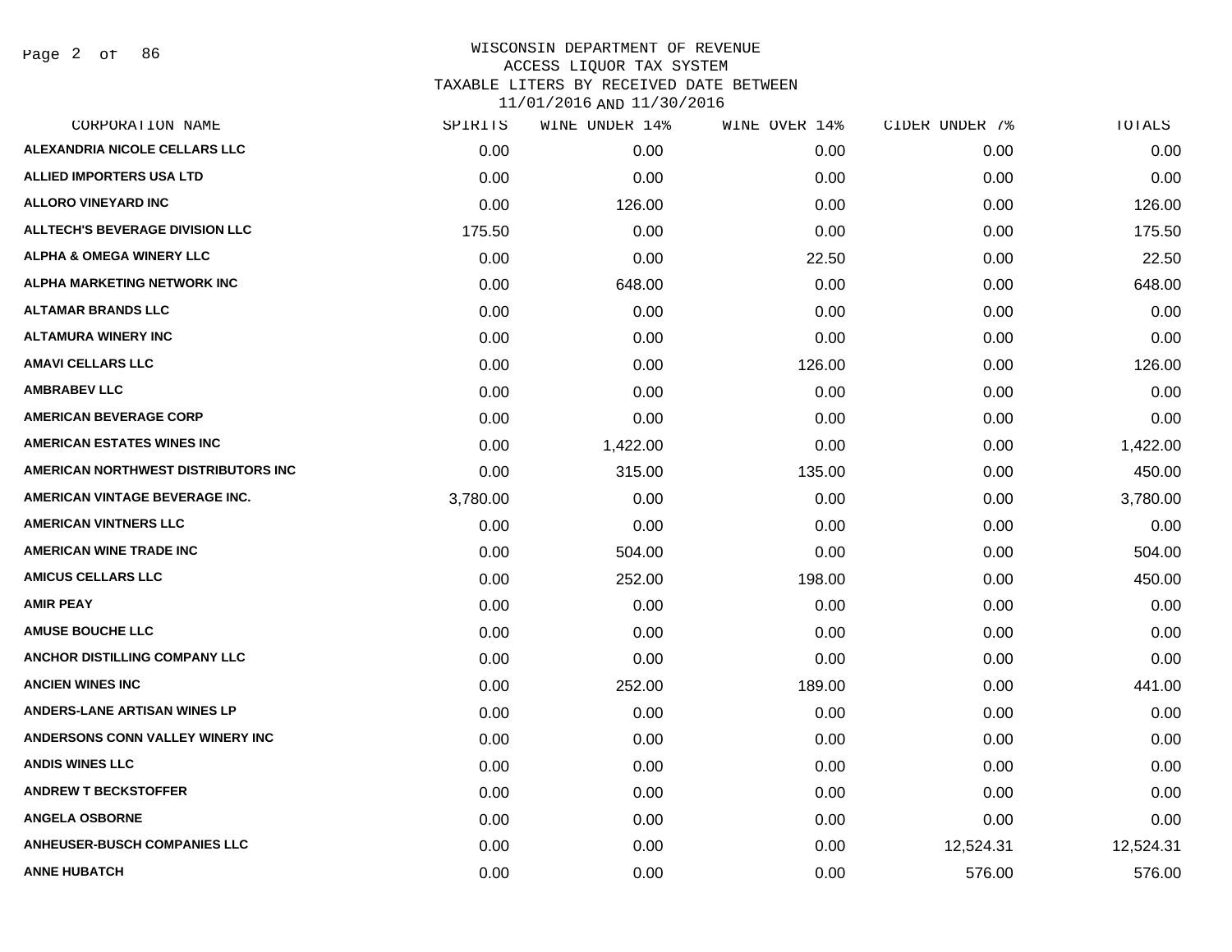# WISCONSIN DEPARTMENT OF REVENUE
## ACCESS LIQUOR TAX SYSTEM
## TAXABLE LITERS BY RECEIVED DATE BETWEEN 11/01/2016 AND 11/30/2016

| CORPORATION NAME | SPIRITS | WINE UNDER 14% | WINE OVER 14% | CIDER UNDER 7% | TOTALS |
|---|---|---|---|---|---|
| ALEXANDRIA NICOLE CELLARS LLC | 0.00 | 0.00 | 0.00 | 0.00 | 0.00 |
| ALLIED IMPORTERS USA LTD | 0.00 | 0.00 | 0.00 | 0.00 | 0.00 |
| ALLORO VINEYARD INC | 0.00 | 126.00 | 0.00 | 0.00 | 126.00 |
| ALLTECH'S BEVERAGE DIVISION LLC | 175.50 | 0.00 | 0.00 | 0.00 | 175.50 |
| ALPHA & OMEGA WINERY LLC | 0.00 | 0.00 | 22.50 | 0.00 | 22.50 |
| ALPHA MARKETING NETWORK INC | 0.00 | 648.00 | 0.00 | 0.00 | 648.00 |
| ALTAMAR BRANDS LLC | 0.00 | 0.00 | 0.00 | 0.00 | 0.00 |
| ALTAMURA WINERY INC | 0.00 | 0.00 | 0.00 | 0.00 | 0.00 |
| AMAVI CELLARS LLC | 0.00 | 0.00 | 126.00 | 0.00 | 126.00 |
| AMBRABEV LLC | 0.00 | 0.00 | 0.00 | 0.00 | 0.00 |
| AMERICAN BEVERAGE CORP | 0.00 | 0.00 | 0.00 | 0.00 | 0.00 |
| AMERICAN ESTATES WINES INC | 0.00 | 1,422.00 | 0.00 | 0.00 | 1,422.00 |
| AMERICAN NORTHWEST DISTRIBUTORS INC | 0.00 | 315.00 | 135.00 | 0.00 | 450.00 |
| AMERICAN VINTAGE BEVERAGE INC. | 3,780.00 | 0.00 | 0.00 | 0.00 | 3,780.00 |
| AMERICAN VINTNERS LLC | 0.00 | 0.00 | 0.00 | 0.00 | 0.00 |
| AMERICAN WINE TRADE INC | 0.00 | 504.00 | 0.00 | 0.00 | 504.00 |
| AMICUS CELLARS LLC | 0.00 | 252.00 | 198.00 | 0.00 | 450.00 |
| AMIR PEAY | 0.00 | 0.00 | 0.00 | 0.00 | 0.00 |
| AMUSE BOUCHE LLC | 0.00 | 0.00 | 0.00 | 0.00 | 0.00 |
| ANCHOR DISTILLING COMPANY LLC | 0.00 | 0.00 | 0.00 | 0.00 | 0.00 |
| ANCIEN WINES INC | 0.00 | 252.00 | 189.00 | 0.00 | 441.00 |
| ANDERS-LANE ARTISAN WINES LP | 0.00 | 0.00 | 0.00 | 0.00 | 0.00 |
| ANDERSONS CONN VALLEY WINERY INC | 0.00 | 0.00 | 0.00 | 0.00 | 0.00 |
| ANDIS WINES LLC | 0.00 | 0.00 | 0.00 | 0.00 | 0.00 |
| ANDREW T BECKSTOFFER | 0.00 | 0.00 | 0.00 | 0.00 | 0.00 |
| ANGELA OSBORNE | 0.00 | 0.00 | 0.00 | 0.00 | 0.00 |
| ANHEUSER-BUSCH COMPANIES LLC | 0.00 | 0.00 | 0.00 | 12,524.31 | 12,524.31 |
| ANNE HUBATCH | 0.00 | 0.00 | 0.00 | 576.00 | 576.00 |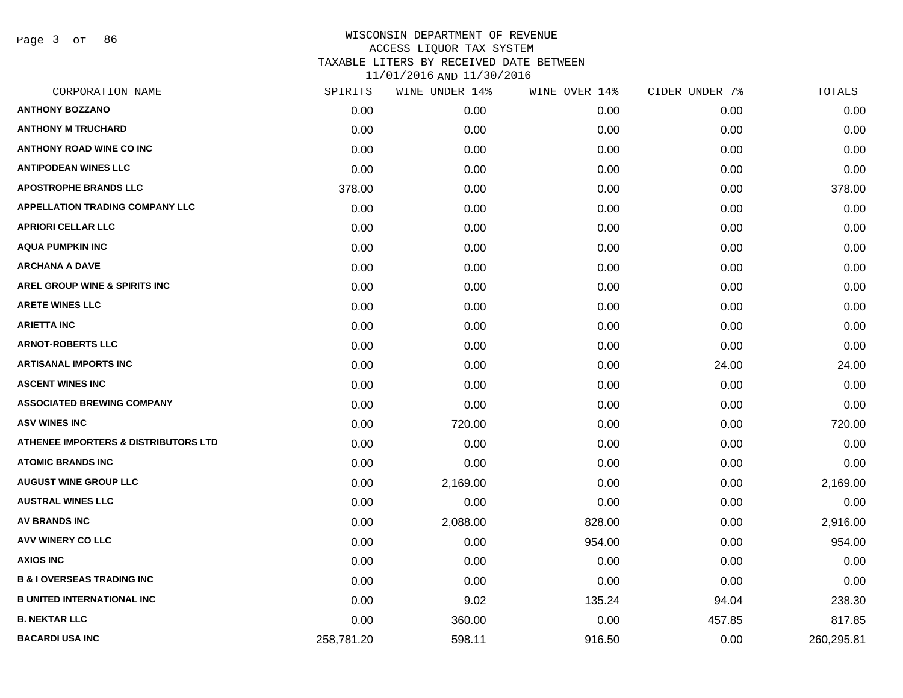# WISCONSIN DEPARTMENT OF REVENUE
## ACCESS LIQUOR TAX SYSTEM
## TAXABLE LITERS BY RECEIVED DATE BETWEEN 11/01/2016 AND 11/30/2016

| CORPORATION NAME | SPIRITS | WINE UNDER 14% | WINE OVER 14% | CIDER UNDER 7% | TOTALS |
|---|---|---|---|---|---|
| ANTHONY BOZZANO | 0.00 | 0.00 | 0.00 | 0.00 | 0.00 |
| ANTHONY M TRUCHARD | 0.00 | 0.00 | 0.00 | 0.00 | 0.00 |
| ANTHONY ROAD WINE CO INC | 0.00 | 0.00 | 0.00 | 0.00 | 0.00 |
| ANTIPODEAN WINES LLC | 0.00 | 0.00 | 0.00 | 0.00 | 0.00 |
| APOSTROPHE BRANDS LLC | 378.00 | 0.00 | 0.00 | 0.00 | 378.00 |
| APPELLATION TRADING COMPANY LLC | 0.00 | 0.00 | 0.00 | 0.00 | 0.00 |
| APRIORI CELLAR LLC | 0.00 | 0.00 | 0.00 | 0.00 | 0.00 |
| AQUA PUMPKIN INC | 0.00 | 0.00 | 0.00 | 0.00 | 0.00 |
| ARCHANA A DAVE | 0.00 | 0.00 | 0.00 | 0.00 | 0.00 |
| AREL GROUP WINE & SPIRITS INC | 0.00 | 0.00 | 0.00 | 0.00 | 0.00 |
| ARETE WINES LLC | 0.00 | 0.00 | 0.00 | 0.00 | 0.00 |
| ARIETTA INC | 0.00 | 0.00 | 0.00 | 0.00 | 0.00 |
| ARNOT-ROBERTS LLC | 0.00 | 0.00 | 0.00 | 0.00 | 0.00 |
| ARTISANAL IMPORTS INC | 0.00 | 0.00 | 0.00 | 24.00 | 24.00 |
| ASCENT WINES INC | 0.00 | 0.00 | 0.00 | 0.00 | 0.00 |
| ASSOCIATED BREWING COMPANY | 0.00 | 0.00 | 0.00 | 0.00 | 0.00 |
| ASV WINES INC | 0.00 | 720.00 | 0.00 | 0.00 | 720.00 |
| ATHENEE IMPORTERS & DISTRIBUTORS LTD | 0.00 | 0.00 | 0.00 | 0.00 | 0.00 |
| ATOMIC BRANDS INC | 0.00 | 0.00 | 0.00 | 0.00 | 0.00 |
| AUGUST WINE GROUP LLC | 0.00 | 2,169.00 | 0.00 | 0.00 | 2,169.00 |
| AUSTRAL WINES LLC | 0.00 | 0.00 | 0.00 | 0.00 | 0.00 |
| AV BRANDS INC | 0.00 | 2,088.00 | 828.00 | 0.00 | 2,916.00 |
| AVV WINERY CO LLC | 0.00 | 0.00 | 954.00 | 0.00 | 954.00 |
| AXIOS INC | 0.00 | 0.00 | 0.00 | 0.00 | 0.00 |
| B & I OVERSEAS TRADING INC | 0.00 | 0.00 | 0.00 | 0.00 | 0.00 |
| B UNITED INTERNATIONAL INC | 0.00 | 9.02 | 135.24 | 94.04 | 238.30 |
| B. NEKTAR LLC | 0.00 | 360.00 | 0.00 | 457.85 | 817.85 |
| BACARDI USA INC | 258,781.20 | 598.11 | 916.50 | 0.00 | 260,295.81 |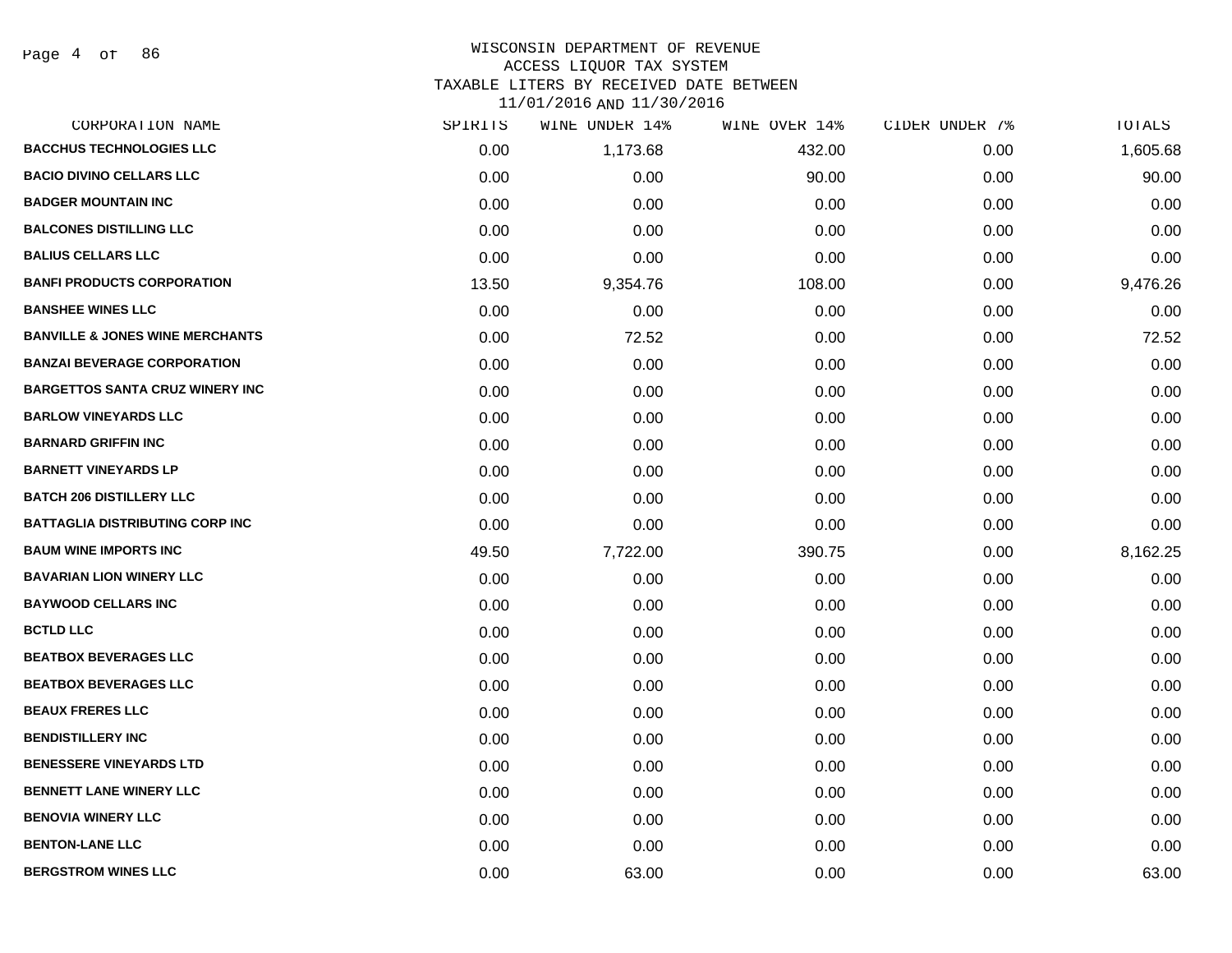# WISCONSIN DEPARTMENT OF REVENUE
## ACCESS LIQUOR TAX SYSTEM
### TAXABLE LITERS BY RECEIVED DATE BETWEEN 11/01/2016 AND 11/30/2016

| CORPORATION NAME | SPIRITS | WINE UNDER 14% | WINE OVER 14% | CIDER UNDER 7% | TOTALS |
|---|---|---|---|---|---|
| BACCHUS TECHNOLOGIES LLC | 0.00 | 1,173.68 | 432.00 | 0.00 | 1,605.68 |
| BACIO DIVINO CELLARS LLC | 0.00 | 0.00 | 90.00 | 0.00 | 90.00 |
| BADGER MOUNTAIN INC | 0.00 | 0.00 | 0.00 | 0.00 | 0.00 |
| BALCONES DISTILLING LLC | 0.00 | 0.00 | 0.00 | 0.00 | 0.00 |
| BALIUS CELLARS LLC | 0.00 | 0.00 | 0.00 | 0.00 | 0.00 |
| BANFI PRODUCTS CORPORATION | 13.50 | 9,354.76 | 108.00 | 0.00 | 9,476.26 |
| BANSHEE WINES LLC | 0.00 | 0.00 | 0.00 | 0.00 | 0.00 |
| BANVILLE & JONES WINE MERCHANTS | 0.00 | 72.52 | 0.00 | 0.00 | 72.52 |
| BANZAI BEVERAGE CORPORATION | 0.00 | 0.00 | 0.00 | 0.00 | 0.00 |
| BARGETTOS SANTA CRUZ WINERY INC | 0.00 | 0.00 | 0.00 | 0.00 | 0.00 |
| BARLOW VINEYARDS LLC | 0.00 | 0.00 | 0.00 | 0.00 | 0.00 |
| BARNARD GRIFFIN INC | 0.00 | 0.00 | 0.00 | 0.00 | 0.00 |
| BARNETT VINEYARDS LP | 0.00 | 0.00 | 0.00 | 0.00 | 0.00 |
| BATCH 206 DISTILLERY LLC | 0.00 | 0.00 | 0.00 | 0.00 | 0.00 |
| BATTAGLIA DISTRIBUTING CORP INC | 0.00 | 0.00 | 0.00 | 0.00 | 0.00 |
| BAUM WINE IMPORTS INC | 49.50 | 7,722.00 | 390.75 | 0.00 | 8,162.25 |
| BAVARIAN LION WINERY LLC | 0.00 | 0.00 | 0.00 | 0.00 | 0.00 |
| BAYWOOD CELLARS INC | 0.00 | 0.00 | 0.00 | 0.00 | 0.00 |
| BCTLD LLC | 0.00 | 0.00 | 0.00 | 0.00 | 0.00 |
| BEATBOX BEVERAGES LLC | 0.00 | 0.00 | 0.00 | 0.00 | 0.00 |
| BEATBOX BEVERAGES LLC | 0.00 | 0.00 | 0.00 | 0.00 | 0.00 |
| BEAUX FRERES LLC | 0.00 | 0.00 | 0.00 | 0.00 | 0.00 |
| BENDISTILLERY INC | 0.00 | 0.00 | 0.00 | 0.00 | 0.00 |
| BENESSERE VINEYARDS LTD | 0.00 | 0.00 | 0.00 | 0.00 | 0.00 |
| BENNETT LANE WINERY LLC | 0.00 | 0.00 | 0.00 | 0.00 | 0.00 |
| BENOVIA WINERY LLC | 0.00 | 0.00 | 0.00 | 0.00 | 0.00 |
| BENTON-LANE LLC | 0.00 | 0.00 | 0.00 | 0.00 | 0.00 |
| BERGSTROM WINES LLC | 0.00 | 63.00 | 0.00 | 0.00 | 63.00 |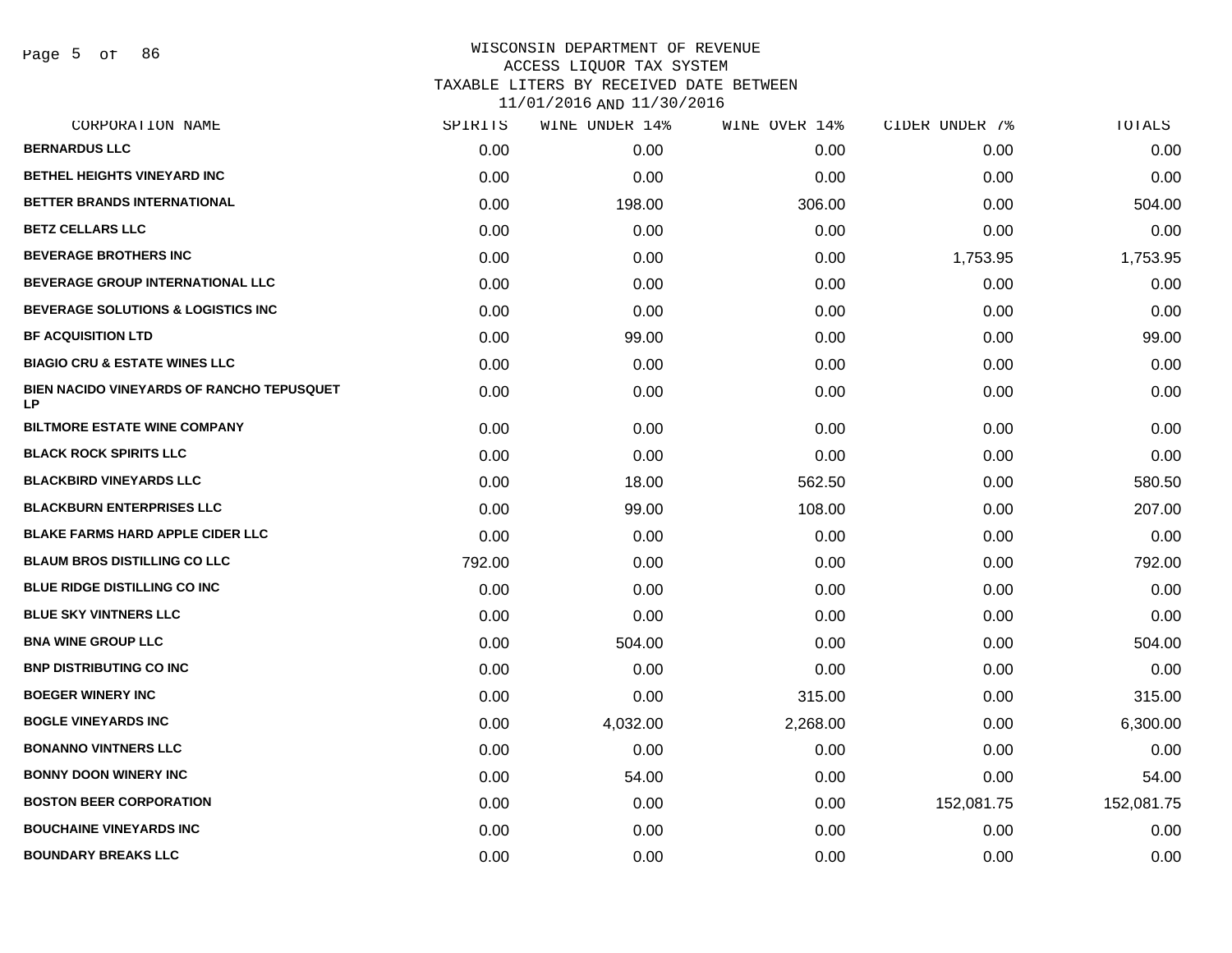# WISCONSIN DEPARTMENT OF REVENUE
## ACCESS LIQUOR TAX SYSTEM
### TAXABLE LITERS BY RECEIVED DATE BETWEEN 11/01/2016 AND 11/30/2016

| CORPORATION NAME | SPIRITS | WINE UNDER 14% | WINE OVER 14% | CIDER UNDER 7% | TOTALS |
|---|---|---|---|---|---|
| BERNARDUS LLC | 0.00 | 0.00 | 0.00 | 0.00 | 0.00 |
| BETHEL HEIGHTS VINEYARD INC | 0.00 | 0.00 | 0.00 | 0.00 | 0.00 |
| BETTER BRANDS INTERNATIONAL | 0.00 | 198.00 | 306.00 | 0.00 | 504.00 |
| BETZ CELLARS LLC | 0.00 | 0.00 | 0.00 | 0.00 | 0.00 |
| BEVERAGE BROTHERS INC | 0.00 | 0.00 | 0.00 | 1,753.95 | 1,753.95 |
| BEVERAGE GROUP INTERNATIONAL LLC | 0.00 | 0.00 | 0.00 | 0.00 | 0.00 |
| BEVERAGE SOLUTIONS & LOGISTICS INC | 0.00 | 0.00 | 0.00 | 0.00 | 0.00 |
| BF ACQUISITION LTD | 0.00 | 99.00 | 0.00 | 0.00 | 99.00 |
| BIAGIO CRU & ESTATE WINES LLC | 0.00 | 0.00 | 0.00 | 0.00 | 0.00 |
| BIEN NACIDO VINEYARDS OF RANCHO TEPUSQUET LP | 0.00 | 0.00 | 0.00 | 0.00 | 0.00 |
| BILTMORE ESTATE WINE COMPANY | 0.00 | 0.00 | 0.00 | 0.00 | 0.00 |
| BLACK ROCK SPIRITS LLC | 0.00 | 0.00 | 0.00 | 0.00 | 0.00 |
| BLACKBIRD VINEYARDS LLC | 0.00 | 18.00 | 562.50 | 0.00 | 580.50 |
| BLACKBURN ENTERPRISES LLC | 0.00 | 99.00 | 108.00 | 0.00 | 207.00 |
| BLAKE FARMS HARD APPLE CIDER LLC | 0.00 | 0.00 | 0.00 | 0.00 | 0.00 |
| BLAUM BROS DISTILLING CO LLC | 792.00 | 0.00 | 0.00 | 0.00 | 792.00 |
| BLUE RIDGE DISTILLING CO INC | 0.00 | 0.00 | 0.00 | 0.00 | 0.00 |
| BLUE SKY VINTNERS LLC | 0.00 | 0.00 | 0.00 | 0.00 | 0.00 |
| BNA WINE GROUP LLC | 0.00 | 504.00 | 0.00 | 0.00 | 504.00 |
| BNP DISTRIBUTING CO INC | 0.00 | 0.00 | 0.00 | 0.00 | 0.00 |
| BOEGER WINERY INC | 0.00 | 0.00 | 315.00 | 0.00 | 315.00 |
| BOGLE VINEYARDS INC | 0.00 | 4,032.00 | 2,268.00 | 0.00 | 6,300.00 |
| BONANNO VINTNERS LLC | 0.00 | 0.00 | 0.00 | 0.00 | 0.00 |
| BONNY DOON WINERY INC | 0.00 | 54.00 | 0.00 | 0.00 | 54.00 |
| BOSTON BEER CORPORATION | 0.00 | 0.00 | 0.00 | 152,081.75 | 152,081.75 |
| BOUCHAINE VINEYARDS INC | 0.00 | 0.00 | 0.00 | 0.00 | 0.00 |
| BOUNDARY BREAKS LLC | 0.00 | 0.00 | 0.00 | 0.00 | 0.00 |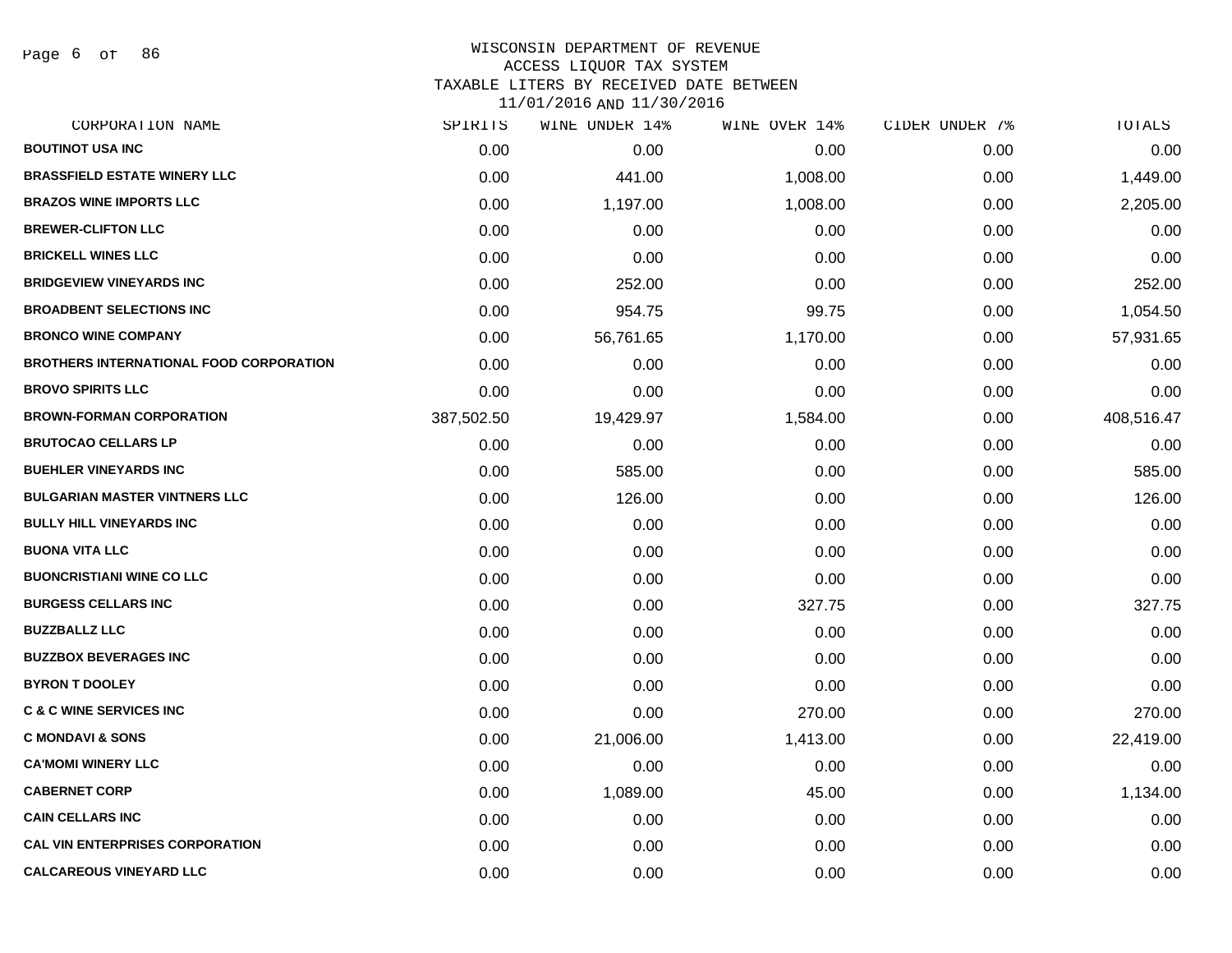# WISCONSIN DEPARTMENT OF REVENUE
## ACCESS LIQUOR TAX SYSTEM
## TAXABLE LITERS BY RECEIVED DATE BETWEEN 11/01/2016 AND 11/30/2016

| CORPORATION NAME | SPIRITS | WINE UNDER 14% | WINE OVER 14% | CIDER UNDER 7% | TOTALS |
|---|---|---|---|---|---|
| BOUTINOT USA INC | 0.00 | 0.00 | 0.00 | 0.00 | 0.00 |
| BRASSFIELD ESTATE WINERY LLC | 0.00 | 441.00 | 1,008.00 | 0.00 | 1,449.00 |
| BRAZOS WINE IMPORTS LLC | 0.00 | 1,197.00 | 1,008.00 | 0.00 | 2,205.00 |
| BREWER-CLIFTON LLC | 0.00 | 0.00 | 0.00 | 0.00 | 0.00 |
| BRICKELL WINES LLC | 0.00 | 0.00 | 0.00 | 0.00 | 0.00 |
| BRIDGEVIEW VINEYARDS INC | 0.00 | 252.00 | 0.00 | 0.00 | 252.00 |
| BROADBENT SELECTIONS INC | 0.00 | 954.75 | 99.75 | 0.00 | 1,054.50 |
| BRONCO WINE COMPANY | 0.00 | 56,761.65 | 1,170.00 | 0.00 | 57,931.65 |
| BROTHERS INTERNATIONAL FOOD CORPORATION | 0.00 | 0.00 | 0.00 | 0.00 | 0.00 |
| BROVO SPIRITS LLC | 0.00 | 0.00 | 0.00 | 0.00 | 0.00 |
| BROWN-FORMAN CORPORATION | 387,502.50 | 19,429.97 | 1,584.00 | 0.00 | 408,516.47 |
| BRUTOCAO CELLARS LP | 0.00 | 0.00 | 0.00 | 0.00 | 0.00 |
| BUEHLER VINEYARDS INC | 0.00 | 585.00 | 0.00 | 0.00 | 585.00 |
| BULGARIAN MASTER VINTNERS LLC | 0.00 | 126.00 | 0.00 | 0.00 | 126.00 |
| BULLY HILL VINEYARDS INC | 0.00 | 0.00 | 0.00 | 0.00 | 0.00 |
| BUONA VITA LLC | 0.00 | 0.00 | 0.00 | 0.00 | 0.00 |
| BUONCRISTIANI WINE CO LLC | 0.00 | 0.00 | 0.00 | 0.00 | 0.00 |
| BURGESS CELLARS INC | 0.00 | 0.00 | 327.75 | 0.00 | 327.75 |
| BUZZBALLZ LLC | 0.00 | 0.00 | 0.00 | 0.00 | 0.00 |
| BUZZBOX BEVERAGES INC | 0.00 | 0.00 | 0.00 | 0.00 | 0.00 |
| BYRON T DOOLEY | 0.00 | 0.00 | 0.00 | 0.00 | 0.00 |
| C & C WINE SERVICES INC | 0.00 | 0.00 | 270.00 | 0.00 | 270.00 |
| C MONDAVI & SONS | 0.00 | 21,006.00 | 1,413.00 | 0.00 | 22,419.00 |
| CA'MOMI WINERY LLC | 0.00 | 0.00 | 0.00 | 0.00 | 0.00 |
| CABERNET CORP | 0.00 | 1,089.00 | 45.00 | 0.00 | 1,134.00 |
| CAIN CELLARS INC | 0.00 | 0.00 | 0.00 | 0.00 | 0.00 |
| CAL VIN ENTERPRISES CORPORATION | 0.00 | 0.00 | 0.00 | 0.00 | 0.00 |
| CALCAREOUS VINEYARD LLC | 0.00 | 0.00 | 0.00 | 0.00 | 0.00 |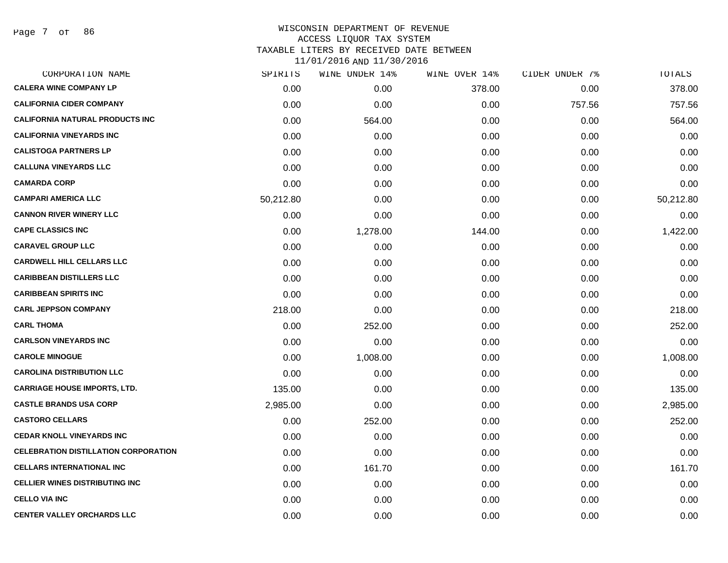WISCONSIN DEPARTMENT OF REVENUE
ACCESS LIQUOR TAX SYSTEM
TAXABLE LITERS BY RECEIVED DATE BETWEEN
11/01/2016 AND 11/30/2016

| CORPORATION NAME | SPIRITS | WINE UNDER 14% | WINE OVER 14% | CIDER UNDER 7% | TOTALS |
|---|---|---|---|---|---|
| CALERA WINE COMPANY LP | 0.00 | 0.00 | 378.00 | 0.00 | 378.00 |
| CALIFORNIA CIDER COMPANY | 0.00 | 0.00 | 0.00 | 757.56 | 757.56 |
| CALIFORNIA NATURAL PRODUCTS INC | 0.00 | 564.00 | 0.00 | 0.00 | 564.00 |
| CALIFORNIA VINEYARDS INC | 0.00 | 0.00 | 0.00 | 0.00 | 0.00 |
| CALISTOGA PARTNERS LP | 0.00 | 0.00 | 0.00 | 0.00 | 0.00 |
| CALLUNA VINEYARDS LLC | 0.00 | 0.00 | 0.00 | 0.00 | 0.00 |
| CAMARDA CORP | 0.00 | 0.00 | 0.00 | 0.00 | 0.00 |
| CAMPARI AMERICA LLC | 50,212.80 | 0.00 | 0.00 | 0.00 | 50,212.80 |
| CANNON RIVER WINERY LLC | 0.00 | 0.00 | 0.00 | 0.00 | 0.00 |
| CAPE CLASSICS INC | 0.00 | 1,278.00 | 144.00 | 0.00 | 1,422.00 |
| CARAVEL GROUP LLC | 0.00 | 0.00 | 0.00 | 0.00 | 0.00 |
| CARDWELL HILL CELLARS LLC | 0.00 | 0.00 | 0.00 | 0.00 | 0.00 |
| CARIBBEAN DISTILLERS LLC | 0.00 | 0.00 | 0.00 | 0.00 | 0.00 |
| CARIBBEAN SPIRITS INC | 0.00 | 0.00 | 0.00 | 0.00 | 0.00 |
| CARL JEPPSON COMPANY | 218.00 | 0.00 | 0.00 | 0.00 | 218.00 |
| CARL THOMA | 0.00 | 252.00 | 0.00 | 0.00 | 252.00 |
| CARLSON VINEYARDS INC | 0.00 | 0.00 | 0.00 | 0.00 | 0.00 |
| CAROLE MINOGUE | 0.00 | 1,008.00 | 0.00 | 0.00 | 1,008.00 |
| CAROLINA DISTRIBUTION LLC | 0.00 | 0.00 | 0.00 | 0.00 | 0.00 |
| CARRIAGE HOUSE IMPORTS, LTD. | 135.00 | 0.00 | 0.00 | 0.00 | 135.00 |
| CASTLE BRANDS USA CORP | 2,985.00 | 0.00 | 0.00 | 0.00 | 2,985.00 |
| CASTORO CELLARS | 0.00 | 252.00 | 0.00 | 0.00 | 252.00 |
| CEDAR KNOLL VINEYARDS INC | 0.00 | 0.00 | 0.00 | 0.00 | 0.00 |
| CELEBRATION DISTILLATION CORPORATION | 0.00 | 0.00 | 0.00 | 0.00 | 0.00 |
| CELLARS INTERNATIONAL INC | 0.00 | 161.70 | 0.00 | 0.00 | 161.70 |
| CELLIER WINES DISTRIBUTING INC | 0.00 | 0.00 | 0.00 | 0.00 | 0.00 |
| CELLO VIA INC | 0.00 | 0.00 | 0.00 | 0.00 | 0.00 |
| CENTER VALLEY ORCHARDS LLC | 0.00 | 0.00 | 0.00 | 0.00 | 0.00 |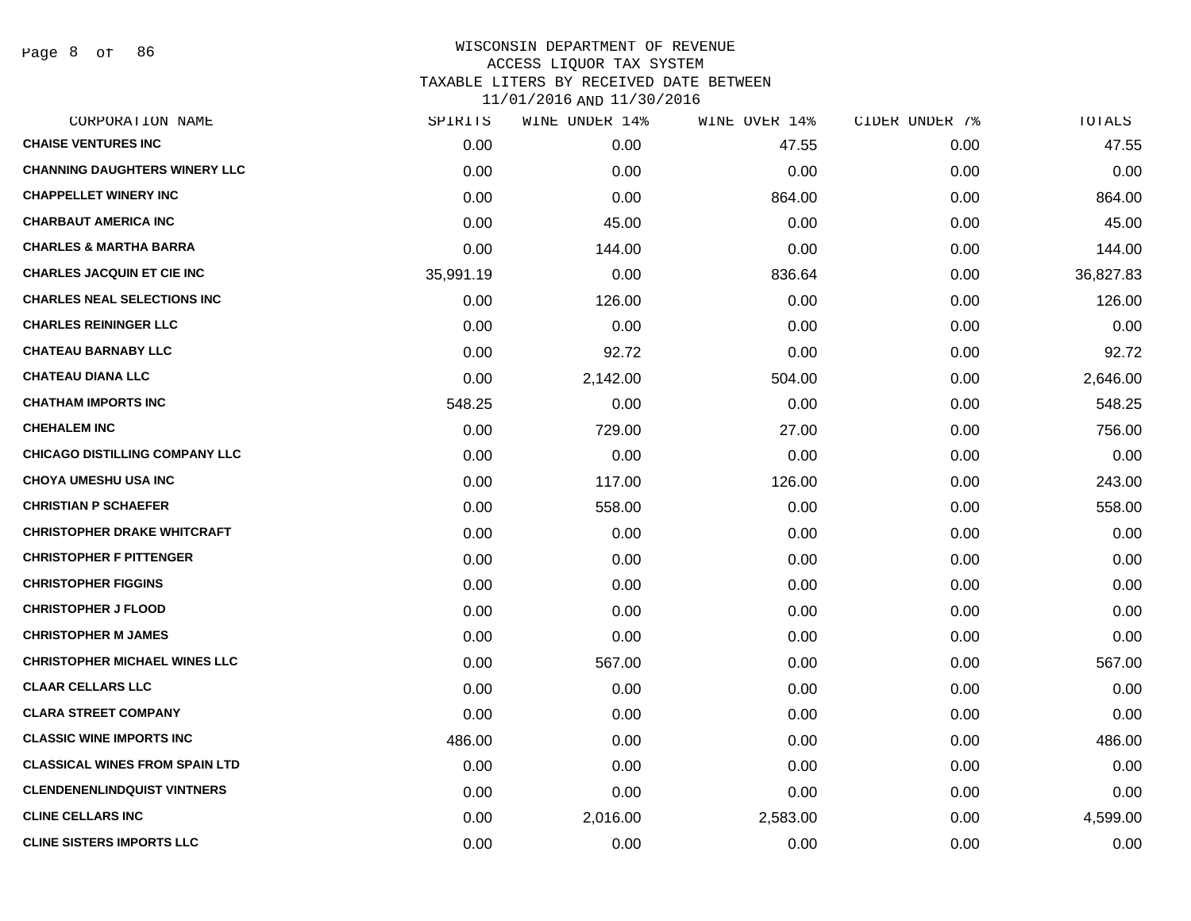WISCONSIN DEPARTMENT OF REVENUE
ACCESS LIQUOR TAX SYSTEM
TAXABLE LITERS BY RECEIVED DATE BETWEEN
11/01/2016 AND 11/30/2016

| CORPORATION NAME | SPIRITS | WINE UNDER 14% | WINE OVER 14% | CIDER UNDER 7% | TOTALS |
|---|---|---|---|---|---|
| **CHAISE VENTURES INC** | 0.00 | 0.00 | 47.55 | 0.00 | 47.55 |
| **CHANNING DAUGHTERS WINERY LLC** | 0.00 | 0.00 | 0.00 | 0.00 | 0.00 |
| **CHAPPELLET WINERY INC** | 0.00 | 0.00 | 864.00 | 0.00 | 864.00 |
| **CHARBAUT AMERICA INC** | 0.00 | 45.00 | 0.00 | 0.00 | 45.00 |
| **CHARLES & MARTHA BARRA** | 0.00 | 144.00 | 0.00 | 0.00 | 144.00 |
| **CHARLES JACQUIN ET CIE INC** | 35,991.19 | 0.00 | 836.64 | 0.00 | 36,827.83 |
| **CHARLES NEAL SELECTIONS INC** | 0.00 | 126.00 | 0.00 | 0.00 | 126.00 |
| **CHARLES REININGER LLC** | 0.00 | 0.00 | 0.00 | 0.00 | 0.00 |
| **CHATEAU BARNABY LLC** | 0.00 | 92.72 | 0.00 | 0.00 | 92.72 |
| **CHATEAU DIANA LLC** | 0.00 | 2,142.00 | 504.00 | 0.00 | 2,646.00 |
| **CHATHAM IMPORTS INC** | 548.25 | 0.00 | 0.00 | 0.00 | 548.25 |
| **CHEHALEM INC** | 0.00 | 729.00 | 27.00 | 0.00 | 756.00 |
| **CHICAGO DISTILLING COMPANY LLC** | 0.00 | 0.00 | 0.00 | 0.00 | 0.00 |
| **CHOYA UMESHU USA INC** | 0.00 | 117.00 | 126.00 | 0.00 | 243.00 |
| **CHRISTIAN P SCHAEFER** | 0.00 | 558.00 | 0.00 | 0.00 | 558.00 |
| **CHRISTOPHER DRAKE WHITCRAFT** | 0.00 | 0.00 | 0.00 | 0.00 | 0.00 |
| **CHRISTOPHER F PITTENGER** | 0.00 | 0.00 | 0.00 | 0.00 | 0.00 |
| **CHRISTOPHER FIGGINS** | 0.00 | 0.00 | 0.00 | 0.00 | 0.00 |
| **CHRISTOPHER J FLOOD** | 0.00 | 0.00 | 0.00 | 0.00 | 0.00 |
| **CHRISTOPHER M JAMES** | 0.00 | 0.00 | 0.00 | 0.00 | 0.00 |
| **CHRISTOPHER MICHAEL WINES LLC** | 0.00 | 567.00 | 0.00 | 0.00 | 567.00 |
| **CLAAR CELLARS LLC** | 0.00 | 0.00 | 0.00 | 0.00 | 0.00 |
| **CLARA STREET COMPANY** | 0.00 | 0.00 | 0.00 | 0.00 | 0.00 |
| **CLASSIC WINE IMPORTS INC** | 486.00 | 0.00 | 0.00 | 0.00 | 486.00 |
| **CLASSICAL WINES FROM SPAIN LTD** | 0.00 | 0.00 | 0.00 | 0.00 | 0.00 |
| **CLENDENENLINDQUIST VINTNERS** | 0.00 | 0.00 | 0.00 | 0.00 | 0.00 |
| **CLINE CELLARS INC** | 0.00 | 2,016.00 | 2,583.00 | 0.00 | 4,599.00 |
| **CLINE SISTERS IMPORTS LLC** | 0.00 | 0.00 | 0.00 | 0.00 | 0.00 |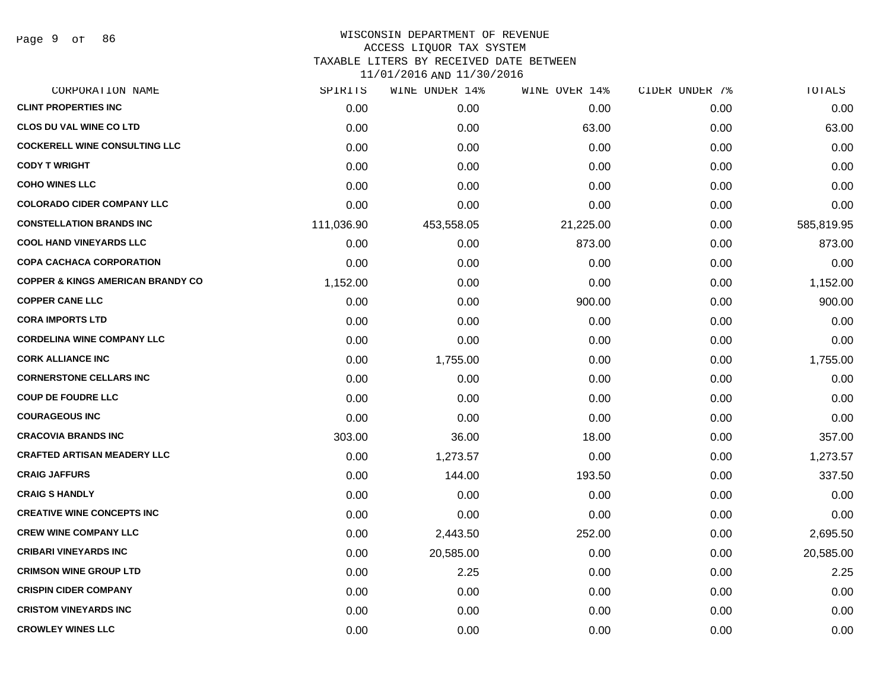WISCONSIN DEPARTMENT OF REVENUE
ACCESS LIQUOR TAX SYSTEM
TAXABLE LITERS BY RECEIVED DATE BETWEEN
11/01/2016 AND 11/30/2016

| CORPORATION NAME | SPIRITS | WINE UNDER 14% | WINE OVER 14% | CIDER UNDER 7% | TOTALS |
|---|---|---|---|---|---|
| CLINT PROPERTIES INC | 0.00 | 0.00 | 0.00 | 0.00 | 0.00 |
| CLOS DU VAL WINE CO LTD | 0.00 | 0.00 | 63.00 | 0.00 | 63.00 |
| COCKERELL WINE CONSULTING LLC | 0.00 | 0.00 | 0.00 | 0.00 | 0.00 |
| CODY T WRIGHT | 0.00 | 0.00 | 0.00 | 0.00 | 0.00 |
| COHO WINES LLC | 0.00 | 0.00 | 0.00 | 0.00 | 0.00 |
| COLORADO CIDER COMPANY LLC | 0.00 | 0.00 | 0.00 | 0.00 | 0.00 |
| CONSTELLATION BRANDS INC | 111,036.90 | 453,558.05 | 21,225.00 | 0.00 | 585,819.95 |
| COOL HAND VINEYARDS LLC | 0.00 | 0.00 | 873.00 | 0.00 | 873.00 |
| COPA CACHACA CORPORATION | 0.00 | 0.00 | 0.00 | 0.00 | 0.00 |
| COPPER & KINGS AMERICAN BRANDY CO | 1,152.00 | 0.00 | 0.00 | 0.00 | 1,152.00 |
| COPPER CANE LLC | 0.00 | 0.00 | 900.00 | 0.00 | 900.00 |
| CORA IMPORTS LTD | 0.00 | 0.00 | 0.00 | 0.00 | 0.00 |
| CORDELINA WINE COMPANY LLC | 0.00 | 0.00 | 0.00 | 0.00 | 0.00 |
| CORK ALLIANCE INC | 0.00 | 1,755.00 | 0.00 | 0.00 | 1,755.00 |
| CORNERSTONE CELLARS INC | 0.00 | 0.00 | 0.00 | 0.00 | 0.00 |
| COUP DE FOUDRE LLC | 0.00 | 0.00 | 0.00 | 0.00 | 0.00 |
| COURAGEOUS INC | 0.00 | 0.00 | 0.00 | 0.00 | 0.00 |
| CRACOVIA BRANDS INC | 303.00 | 36.00 | 18.00 | 0.00 | 357.00 |
| CRAFTED ARTISAN MEADERY LLC | 0.00 | 1,273.57 | 0.00 | 0.00 | 1,273.57 |
| CRAIG JAFFURS | 0.00 | 144.00 | 193.50 | 0.00 | 337.50 |
| CRAIG S HANDLY | 0.00 | 0.00 | 0.00 | 0.00 | 0.00 |
| CREATIVE WINE CONCEPTS INC | 0.00 | 0.00 | 0.00 | 0.00 | 0.00 |
| CREW WINE COMPANY LLC | 0.00 | 2,443.50 | 252.00 | 0.00 | 2,695.50 |
| CRIBARI VINEYARDS INC | 0.00 | 20,585.00 | 0.00 | 0.00 | 20,585.00 |
| CRIMSON WINE GROUP LTD | 0.00 | 2.25 | 0.00 | 0.00 | 2.25 |
| CRISPIN CIDER COMPANY | 0.00 | 0.00 | 0.00 | 0.00 | 0.00 |
| CRISTOM VINEYARDS INC | 0.00 | 0.00 | 0.00 | 0.00 | 0.00 |
| CROWLEY WINES LLC | 0.00 | 0.00 | 0.00 | 0.00 | 0.00 |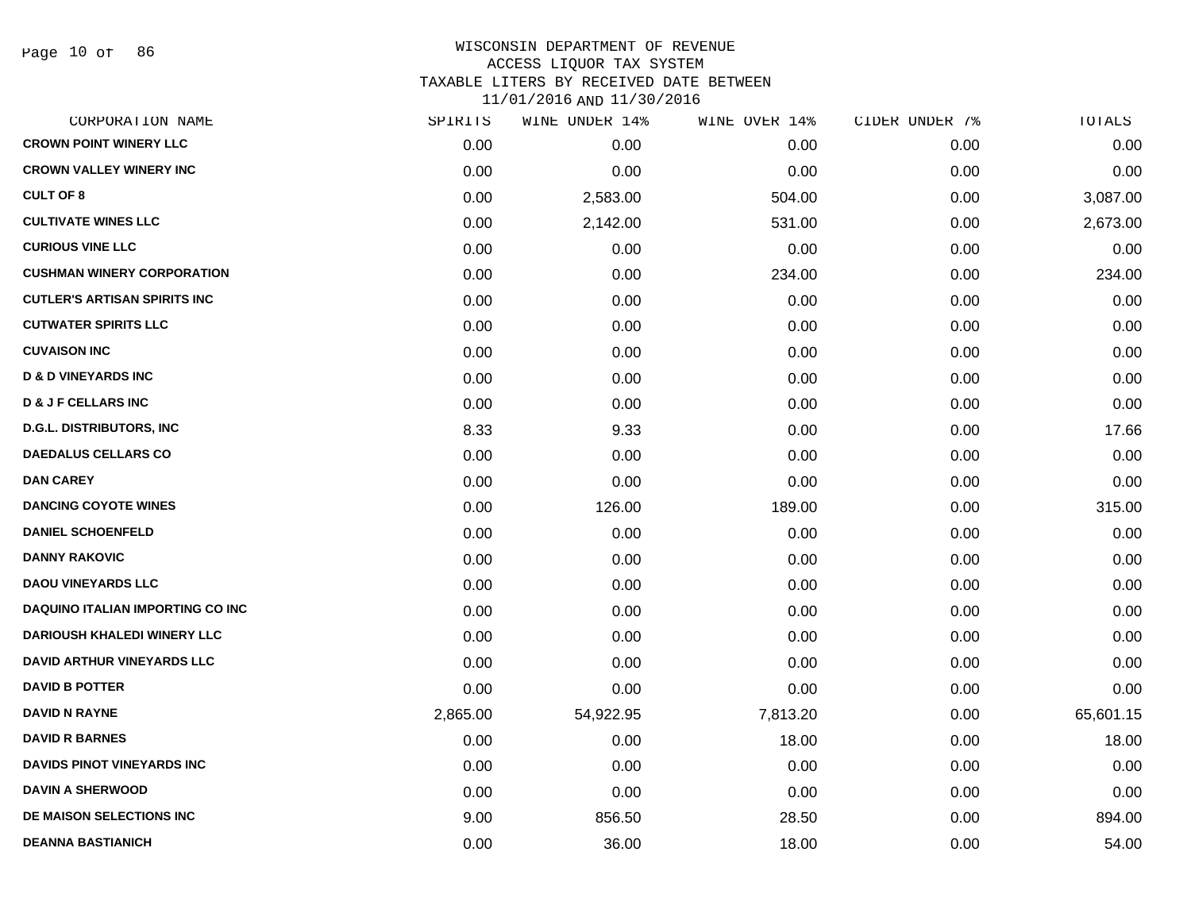# WISCONSIN DEPARTMENT OF REVENUE
## ACCESS LIQUOR TAX SYSTEM
### TAXABLE LITERS BY RECEIVED DATE BETWEEN 11/01/2016 AND 11/30/2016

| CORPORATION NAME | SPIRITS | WINE UNDER 14% | WINE OVER 14% | CIDER UNDER 7% | TOTALS |
|---|---|---|---|---|---|
| CROWN POINT WINERY LLC | 0.00 | 0.00 | 0.00 | 0.00 | 0.00 |
| CROWN VALLEY WINERY INC | 0.00 | 0.00 | 0.00 | 0.00 | 0.00 |
| CULT OF 8 | 0.00 | 2,583.00 | 504.00 | 0.00 | 3,087.00 |
| CULTIVATE WINES LLC | 0.00 | 2,142.00 | 531.00 | 0.00 | 2,673.00 |
| CURIOUS VINE LLC | 0.00 | 0.00 | 0.00 | 0.00 | 0.00 |
| CUSHMAN WINERY CORPORATION | 0.00 | 0.00 | 234.00 | 0.00 | 234.00 |
| CUTLER'S ARTISAN SPIRITS INC | 0.00 | 0.00 | 0.00 | 0.00 | 0.00 |
| CUTWATER SPIRITS LLC | 0.00 | 0.00 | 0.00 | 0.00 | 0.00 |
| CUVAISON INC | 0.00 | 0.00 | 0.00 | 0.00 | 0.00 |
| D & D VINEYARDS INC | 0.00 | 0.00 | 0.00 | 0.00 | 0.00 |
| D & J F CELLARS INC | 0.00 | 0.00 | 0.00 | 0.00 | 0.00 |
| D.G.L. DISTRIBUTORS, INC | 8.33 | 9.33 | 0.00 | 0.00 | 17.66 |
| DAEDALUS CELLARS CO | 0.00 | 0.00 | 0.00 | 0.00 | 0.00 |
| DAN CAREY | 0.00 | 0.00 | 0.00 | 0.00 | 0.00 |
| DANCING COYOTE WINES | 0.00 | 126.00 | 189.00 | 0.00 | 315.00 |
| DANIEL SCHOENFELD | 0.00 | 0.00 | 0.00 | 0.00 | 0.00 |
| DANNY RAKOVIC | 0.00 | 0.00 | 0.00 | 0.00 | 0.00 |
| DAOU VINEYARDS LLC | 0.00 | 0.00 | 0.00 | 0.00 | 0.00 |
| DAQUINO ITALIAN IMPORTING CO INC | 0.00 | 0.00 | 0.00 | 0.00 | 0.00 |
| DARIOUSH KHALEDI WINERY LLC | 0.00 | 0.00 | 0.00 | 0.00 | 0.00 |
| DAVID ARTHUR VINEYARDS LLC | 0.00 | 0.00 | 0.00 | 0.00 | 0.00 |
| DAVID B POTTER | 0.00 | 0.00 | 0.00 | 0.00 | 0.00 |
| DAVID N RAYNE | 2,865.00 | 54,922.95 | 7,813.20 | 0.00 | 65,601.15 |
| DAVID R BARNES | 0.00 | 0.00 | 18.00 | 0.00 | 18.00 |
| DAVIDS PINOT VINEYARDS INC | 0.00 | 0.00 | 0.00 | 0.00 | 0.00 |
| DAVIN A SHERWOOD | 0.00 | 0.00 | 0.00 | 0.00 | 0.00 |
| DE MAISON SELECTIONS INC | 9.00 | 856.50 | 28.50 | 0.00 | 894.00 |
| DEANNA BASTIANICH | 0.00 | 36.00 | 18.00 | 0.00 | 54.00 |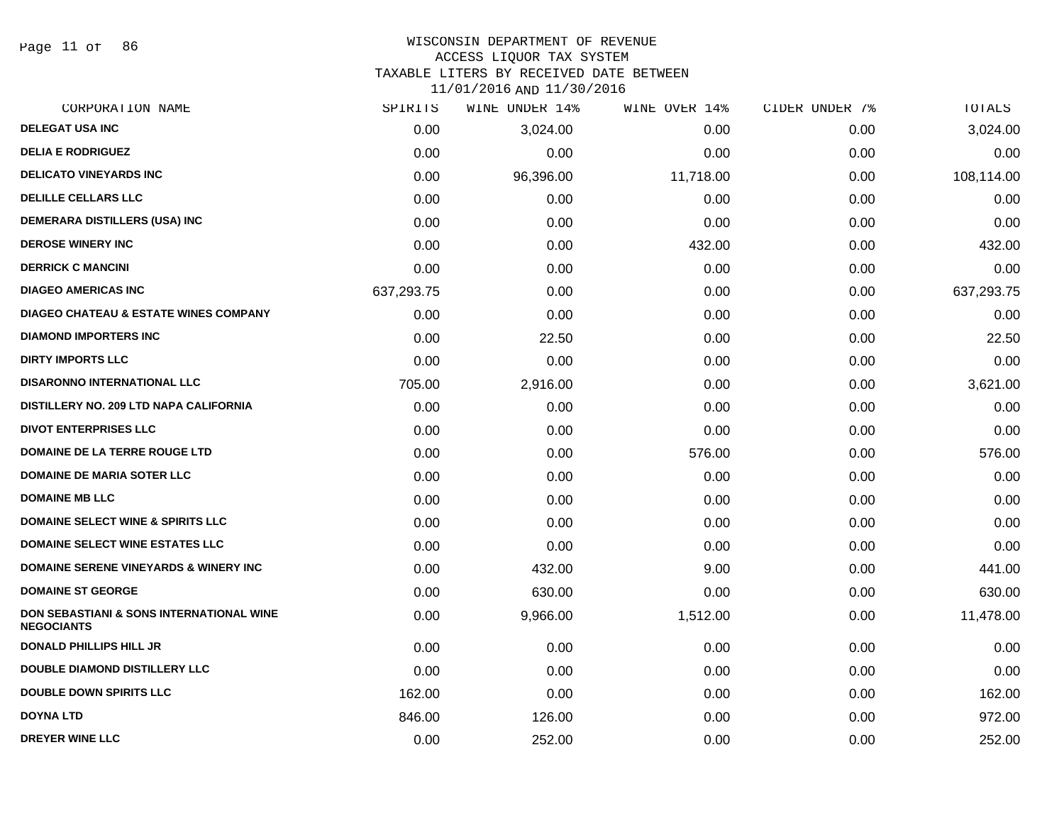WISCONSIN DEPARTMENT OF REVENUE
ACCESS LIQUOR TAX SYSTEM
TAXABLE LITERS BY RECEIVED DATE BETWEEN
11/01/2016 AND 11/30/2016

| CORPORATION NAME | SPIRITS | WINE UNDER 14% | WINE OVER 14% | CIDER UNDER 7% | TOTALS |
|---|---|---|---|---|---|
| DELEGAT USA INC | 0.00 | 3,024.00 | 0.00 | 0.00 | 3,024.00 |
| DELIA E RODRIGUEZ | 0.00 | 0.00 | 0.00 | 0.00 | 0.00 |
| DELICATO VINEYARDS INC | 0.00 | 96,396.00 | 11,718.00 | 0.00 | 108,114.00 |
| DELILLE CELLARS LLC | 0.00 | 0.00 | 0.00 | 0.00 | 0.00 |
| DEMERARA DISTILLERS (USA) INC | 0.00 | 0.00 | 0.00 | 0.00 | 0.00 |
| DEROSE WINERY INC | 0.00 | 0.00 | 432.00 | 0.00 | 432.00 |
| DERRICK C MANCINI | 0.00 | 0.00 | 0.00 | 0.00 | 0.00 |
| DIAGEO AMERICAS INC | 637,293.75 | 0.00 | 0.00 | 0.00 | 637,293.75 |
| DIAGEO CHATEAU & ESTATE WINES COMPANY | 0.00 | 0.00 | 0.00 | 0.00 | 0.00 |
| DIAMOND IMPORTERS INC | 0.00 | 22.50 | 0.00 | 0.00 | 22.50 |
| DIRTY IMPORTS LLC | 0.00 | 0.00 | 0.00 | 0.00 | 0.00 |
| DISARONNO INTERNATIONAL LLC | 705.00 | 2,916.00 | 0.00 | 0.00 | 3,621.00 |
| DISTILLERY NO. 209 LTD NAPA CALIFORNIA | 0.00 | 0.00 | 0.00 | 0.00 | 0.00 |
| DIVOT ENTERPRISES LLC | 0.00 | 0.00 | 0.00 | 0.00 | 0.00 |
| DOMAINE DE LA TERRE ROUGE LTD | 0.00 | 0.00 | 576.00 | 0.00 | 576.00 |
| DOMAINE DE MARIA SOTER LLC | 0.00 | 0.00 | 0.00 | 0.00 | 0.00 |
| DOMAINE MB LLC | 0.00 | 0.00 | 0.00 | 0.00 | 0.00 |
| DOMAINE SELECT WINE & SPIRITS LLC | 0.00 | 0.00 | 0.00 | 0.00 | 0.00 |
| DOMAINE SELECT WINE ESTATES LLC | 0.00 | 0.00 | 0.00 | 0.00 | 0.00 |
| DOMAINE SERENE VINEYARDS & WINERY INC | 0.00 | 432.00 | 9.00 | 0.00 | 441.00 |
| DOMAINE ST GEORGE | 0.00 | 630.00 | 0.00 | 0.00 | 630.00 |
| DON SEBASTIANI & SONS INTERNATIONAL WINE NEGOCIANTS | 0.00 | 9,966.00 | 1,512.00 | 0.00 | 11,478.00 |
| DONALD PHILLIPS HILL JR | 0.00 | 0.00 | 0.00 | 0.00 | 0.00 |
| DOUBLE DIAMOND DISTILLERY LLC | 0.00 | 0.00 | 0.00 | 0.00 | 0.00 |
| DOUBLE DOWN SPIRITS LLC | 162.00 | 0.00 | 0.00 | 0.00 | 162.00 |
| DOYNA LTD | 846.00 | 126.00 | 0.00 | 0.00 | 972.00 |
| DREYER WINE LLC | 0.00 | 252.00 | 0.00 | 0.00 | 252.00 |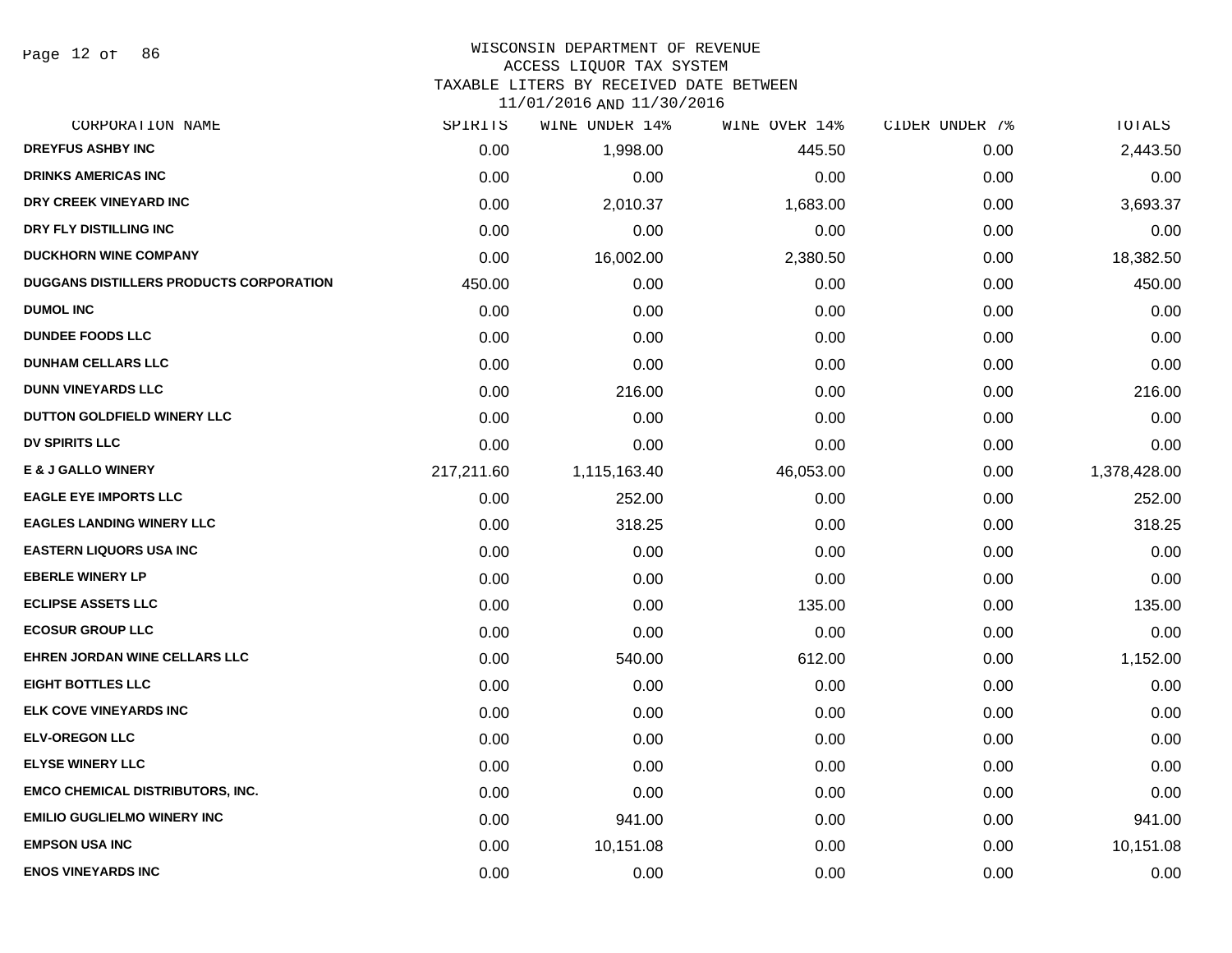WISCONSIN DEPARTMENT OF REVENUE
ACCESS LIQUOR TAX SYSTEM
TAXABLE LITERS BY RECEIVED DATE BETWEEN
11/01/2016 AND 11/30/2016

| CORPORATION NAME | SPIRITS | WINE UNDER 14% | WINE OVER 14% | CIDER UNDER 7% | TOTALS |
|---|---|---|---|---|---|
| DREYFUS ASHBY INC | 0.00 | 1,998.00 | 445.50 | 0.00 | 2,443.50 |
| DRINKS AMERICAS INC | 0.00 | 0.00 | 0.00 | 0.00 | 0.00 |
| DRY CREEK VINEYARD INC | 0.00 | 2,010.37 | 1,683.00 | 0.00 | 3,693.37 |
| DRY FLY DISTILLING INC | 0.00 | 0.00 | 0.00 | 0.00 | 0.00 |
| DUCKHORN WINE COMPANY | 0.00 | 16,002.00 | 2,380.50 | 0.00 | 18,382.50 |
| DUGGANS DISTILLERS PRODUCTS CORPORATION | 450.00 | 0.00 | 0.00 | 0.00 | 450.00 |
| DUMOL INC | 0.00 | 0.00 | 0.00 | 0.00 | 0.00 |
| DUNDEE FOODS LLC | 0.00 | 0.00 | 0.00 | 0.00 | 0.00 |
| DUNHAM CELLARS LLC | 0.00 | 0.00 | 0.00 | 0.00 | 0.00 |
| DUNN VINEYARDS LLC | 0.00 | 216.00 | 0.00 | 0.00 | 216.00 |
| DUTTON GOLDFIELD WINERY LLC | 0.00 | 0.00 | 0.00 | 0.00 | 0.00 |
| DV SPIRITS LLC | 0.00 | 0.00 | 0.00 | 0.00 | 0.00 |
| E & J GALLO WINERY | 217,211.60 | 1,115,163.40 | 46,053.00 | 0.00 | 1,378,428.00 |
| EAGLE EYE IMPORTS LLC | 0.00 | 252.00 | 0.00 | 0.00 | 252.00 |
| EAGLES LANDING WINERY LLC | 0.00 | 318.25 | 0.00 | 0.00 | 318.25 |
| EASTERN LIQUORS USA INC | 0.00 | 0.00 | 0.00 | 0.00 | 0.00 |
| EBERLE WINERY LP | 0.00 | 0.00 | 0.00 | 0.00 | 0.00 |
| ECLIPSE ASSETS LLC | 0.00 | 0.00 | 135.00 | 0.00 | 135.00 |
| ECOSUR GROUP LLC | 0.00 | 0.00 | 0.00 | 0.00 | 0.00 |
| EHREN JORDAN WINE CELLARS LLC | 0.00 | 540.00 | 612.00 | 0.00 | 1,152.00 |
| EIGHT BOTTLES LLC | 0.00 | 0.00 | 0.00 | 0.00 | 0.00 |
| ELK COVE VINEYARDS INC | 0.00 | 0.00 | 0.00 | 0.00 | 0.00 |
| ELV-OREGON LLC | 0.00 | 0.00 | 0.00 | 0.00 | 0.00 |
| ELYSE WINERY LLC | 0.00 | 0.00 | 0.00 | 0.00 | 0.00 |
| EMCO CHEMICAL DISTRIBUTORS, INC. | 0.00 | 0.00 | 0.00 | 0.00 | 0.00 |
| EMILIO GUGLIELMO WINERY INC | 0.00 | 941.00 | 0.00 | 0.00 | 941.00 |
| EMPSON USA INC | 0.00 | 10,151.08 | 0.00 | 0.00 | 10,151.08 |
| ENOS VINEYARDS INC | 0.00 | 0.00 | 0.00 | 0.00 | 0.00 |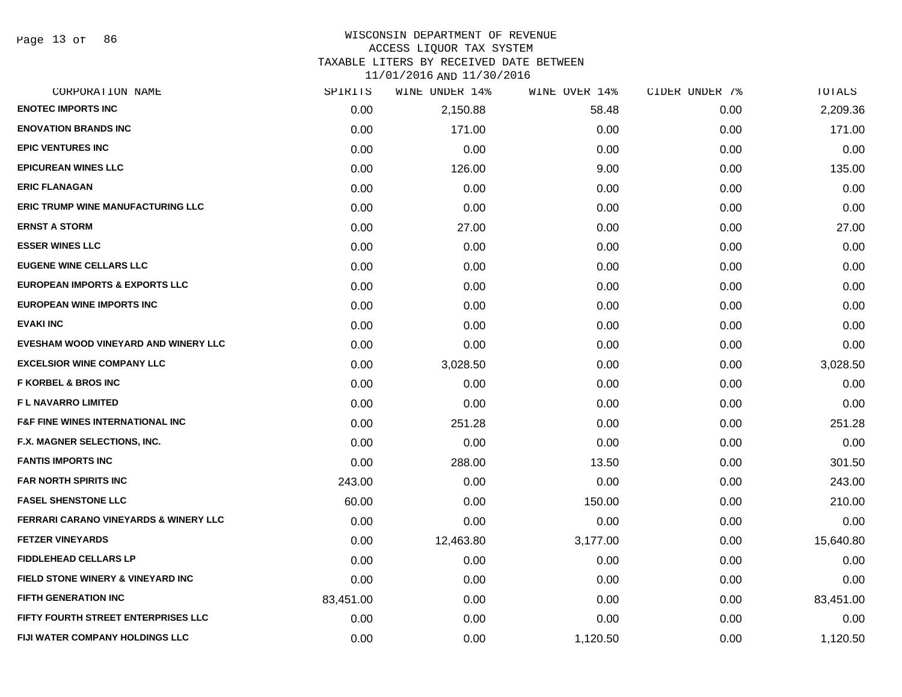WISCONSIN DEPARTMENT OF REVENUE
ACCESS LIQUOR TAX SYSTEM
TAXABLE LITERS BY RECEIVED DATE BETWEEN
11/01/2016 AND 11/30/2016

| CORPORATION NAME | SPIRITS | WINE UNDER 14% | WINE OVER 14% | CIDER UNDER 7% | TOTALS |
|---|---|---|---|---|---|
| ENOTEC IMPORTS INC | 0.00 | 2,150.88 | 58.48 | 0.00 | 2,209.36 |
| ENOVATION BRANDS INC | 0.00 | 171.00 | 0.00 | 0.00 | 171.00 |
| EPIC VENTURES INC | 0.00 | 0.00 | 0.00 | 0.00 | 0.00 |
| EPICUREAN WINES LLC | 0.00 | 126.00 | 9.00 | 0.00 | 135.00 |
| ERIC FLANAGAN | 0.00 | 0.00 | 0.00 | 0.00 | 0.00 |
| ERIC TRUMP WINE MANUFACTURING LLC | 0.00 | 0.00 | 0.00 | 0.00 | 0.00 |
| ERNST A STORM | 0.00 | 27.00 | 0.00 | 0.00 | 27.00 |
| ESSER WINES LLC | 0.00 | 0.00 | 0.00 | 0.00 | 0.00 |
| EUGENE WINE CELLARS LLC | 0.00 | 0.00 | 0.00 | 0.00 | 0.00 |
| EUROPEAN IMPORTS & EXPORTS LLC | 0.00 | 0.00 | 0.00 | 0.00 | 0.00 |
| EUROPEAN WINE IMPORTS INC | 0.00 | 0.00 | 0.00 | 0.00 | 0.00 |
| EVAKI INC | 0.00 | 0.00 | 0.00 | 0.00 | 0.00 |
| EVESHAM WOOD VINEYARD AND WINERY LLC | 0.00 | 0.00 | 0.00 | 0.00 | 0.00 |
| EXCELSIOR WINE COMPANY LLC | 0.00 | 3,028.50 | 0.00 | 0.00 | 3,028.50 |
| F KORBEL & BROS INC | 0.00 | 0.00 | 0.00 | 0.00 | 0.00 |
| F L NAVARRO LIMITED | 0.00 | 0.00 | 0.00 | 0.00 | 0.00 |
| F&F FINE WINES INTERNATIONAL INC | 0.00 | 251.28 | 0.00 | 0.00 | 251.28 |
| F.X. MAGNER SELECTIONS, INC. | 0.00 | 0.00 | 0.00 | 0.00 | 0.00 |
| FANTIS IMPORTS INC | 0.00 | 288.00 | 13.50 | 0.00 | 301.50 |
| FAR NORTH SPIRITS INC | 243.00 | 0.00 | 0.00 | 0.00 | 243.00 |
| FASEL SHENSTONE LLC | 60.00 | 0.00 | 150.00 | 0.00 | 210.00 |
| FERRARI CARANO VINEYARDS & WINERY LLC | 0.00 | 0.00 | 0.00 | 0.00 | 0.00 |
| FETZER VINEYARDS | 0.00 | 12,463.80 | 3,177.00 | 0.00 | 15,640.80 |
| FIDDLEHEAD CELLARS LP | 0.00 | 0.00 | 0.00 | 0.00 | 0.00 |
| FIELD STONE WINERY & VINEYARD INC | 0.00 | 0.00 | 0.00 | 0.00 | 0.00 |
| FIFTH GENERATION INC | 83,451.00 | 0.00 | 0.00 | 0.00 | 83,451.00 |
| FIFTY FOURTH STREET ENTERPRISES LLC | 0.00 | 0.00 | 0.00 | 0.00 | 0.00 |
| FIJI WATER COMPANY HOLDINGS LLC | 0.00 | 0.00 | 1,120.50 | 0.00 | 1,120.50 |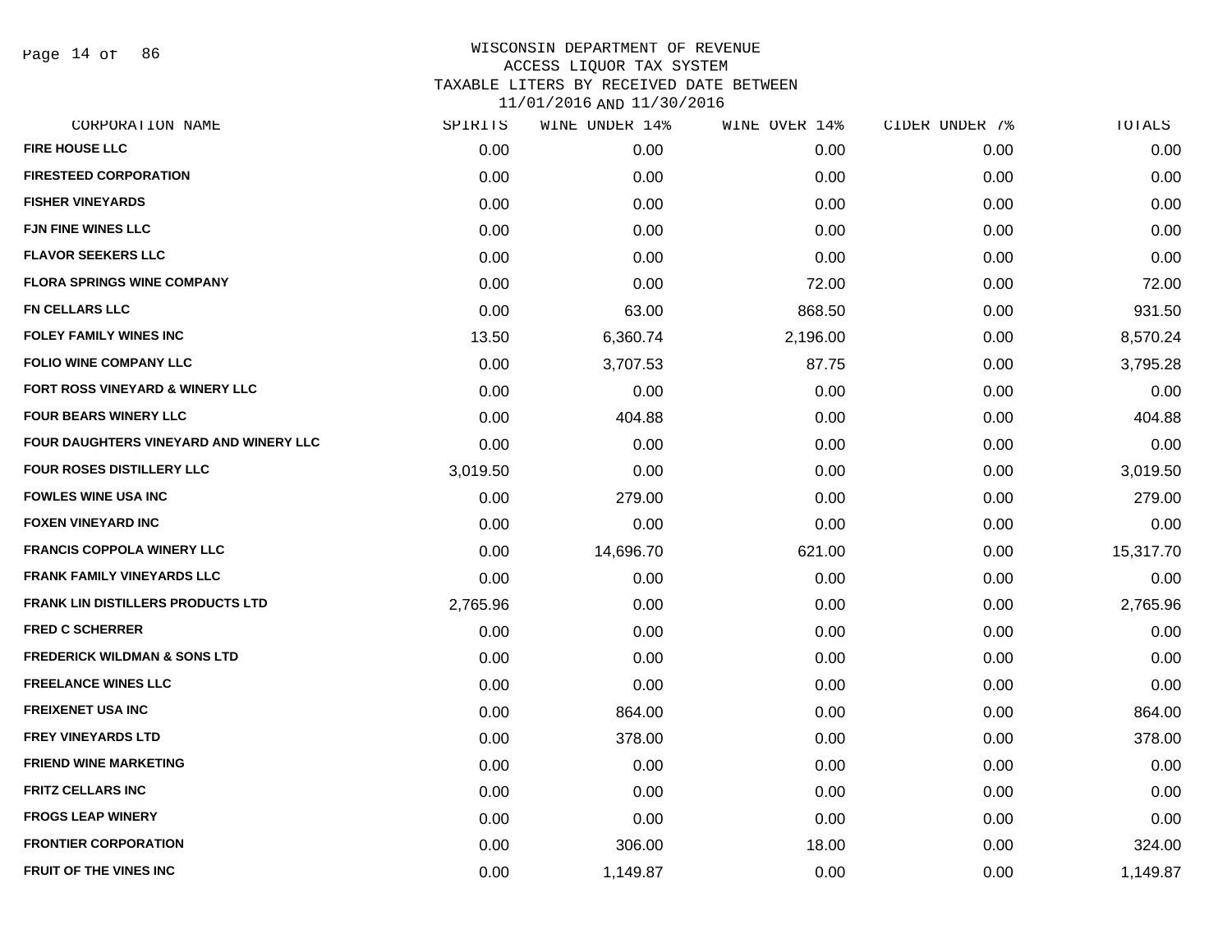WISCONSIN DEPARTMENT OF REVENUE
ACCESS LIQUOR TAX SYSTEM
TAXABLE LITERS BY RECEIVED DATE BETWEEN
11/01/2016 AND 11/30/2016

| CORPORATION NAME | SPIRITS | WINE UNDER 14% | WINE OVER 14% | CIDER UNDER 7% | TOTALS |
|---|---|---|---|---|---|
| FIRE HOUSE LLC | 0.00 | 0.00 | 0.00 | 0.00 | 0.00 |
| FIRESTEED CORPORATION | 0.00 | 0.00 | 0.00 | 0.00 | 0.00 |
| FISHER VINEYARDS | 0.00 | 0.00 | 0.00 | 0.00 | 0.00 |
| FJN FINE WINES LLC | 0.00 | 0.00 | 0.00 | 0.00 | 0.00 |
| FLAVOR SEEKERS LLC | 0.00 | 0.00 | 0.00 | 0.00 | 0.00 |
| FLORA SPRINGS WINE COMPANY | 0.00 | 0.00 | 72.00 | 0.00 | 72.00 |
| FN CELLARS LLC | 0.00 | 63.00 | 868.50 | 0.00 | 931.50 |
| FOLEY FAMILY WINES INC | 13.50 | 6,360.74 | 2,196.00 | 0.00 | 8,570.24 |
| FOLIO WINE COMPANY LLC | 0.00 | 3,707.53 | 87.75 | 0.00 | 3,795.28 |
| FORT ROSS VINEYARD & WINERY LLC | 0.00 | 0.00 | 0.00 | 0.00 | 0.00 |
| FOUR BEARS WINERY LLC | 0.00 | 404.88 | 0.00 | 0.00 | 404.88 |
| FOUR DAUGHTERS VINEYARD AND WINERY LLC | 0.00 | 0.00 | 0.00 | 0.00 | 0.00 |
| FOUR ROSES DISTILLERY LLC | 3,019.50 | 0.00 | 0.00 | 0.00 | 3,019.50 |
| FOWLES WINE USA INC | 0.00 | 279.00 | 0.00 | 0.00 | 279.00 |
| FOXEN VINEYARD INC | 0.00 | 0.00 | 0.00 | 0.00 | 0.00 |
| FRANCIS COPPOLA WINERY LLC | 0.00 | 14,696.70 | 621.00 | 0.00 | 15,317.70 |
| FRANK FAMILY VINEYARDS LLC | 0.00 | 0.00 | 0.00 | 0.00 | 0.00 |
| FRANK LIN DISTILLERS PRODUCTS LTD | 2,765.96 | 0.00 | 0.00 | 0.00 | 2,765.96 |
| FRED C SCHERRER | 0.00 | 0.00 | 0.00 | 0.00 | 0.00 |
| FREDERICK WILDMAN & SONS LTD | 0.00 | 0.00 | 0.00 | 0.00 | 0.00 |
| FREELANCE WINES LLC | 0.00 | 0.00 | 0.00 | 0.00 | 0.00 |
| FREIXENET USA INC | 0.00 | 864.00 | 0.00 | 0.00 | 864.00 |
| FREY VINEYARDS LTD | 0.00 | 378.00 | 0.00 | 0.00 | 378.00 |
| FRIEND WINE MARKETING | 0.00 | 0.00 | 0.00 | 0.00 | 0.00 |
| FRITZ CELLARS INC | 0.00 | 0.00 | 0.00 | 0.00 | 0.00 |
| FROGS LEAP WINERY | 0.00 | 0.00 | 0.00 | 0.00 | 0.00 |
| FRONTIER CORPORATION | 0.00 | 306.00 | 18.00 | 0.00 | 324.00 |
| FRUIT OF THE VINES INC | 0.00 | 1,149.87 | 0.00 | 0.00 | 1,149.87 |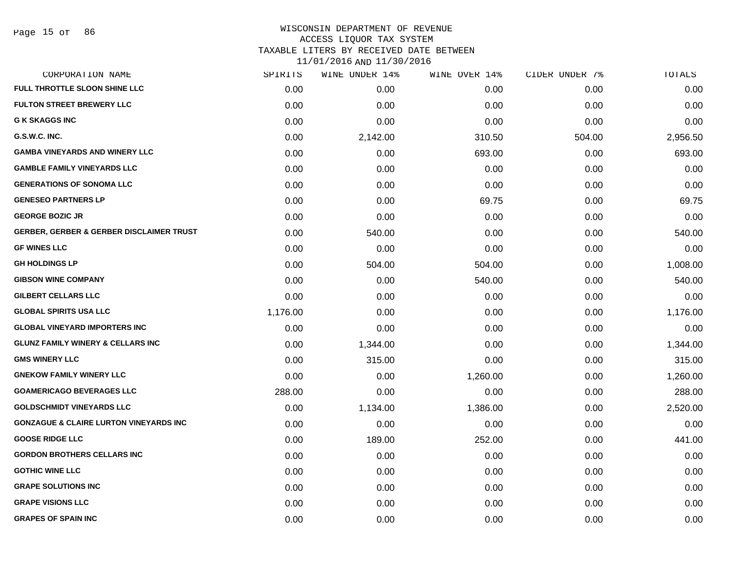WISCONSIN DEPARTMENT OF REVENUE
ACCESS LIQUOR TAX SYSTEM
TAXABLE LITERS BY RECEIVED DATE BETWEEN
11/01/2016 AND 11/30/2016

| CORPORATION NAME | SPIRITS | WINE UNDER 14% | WINE OVER 14% | CIDER UNDER 7% | TOTALS |
|---|---|---|---|---|---|
| FULL THROTTLE SLOON SHINE LLC | 0.00 | 0.00 | 0.00 | 0.00 | 0.00 |
| FULTON STREET BREWERY LLC | 0.00 | 0.00 | 0.00 | 0.00 | 0.00 |
| G K SKAGGS INC | 0.00 | 0.00 | 0.00 | 0.00 | 0.00 |
| G.S.W.C. INC. | 0.00 | 2,142.00 | 310.50 | 504.00 | 2,956.50 |
| GAMBA VINEYARDS AND WINERY LLC | 0.00 | 0.00 | 693.00 | 0.00 | 693.00 |
| GAMBLE FAMILY VINEYARDS LLC | 0.00 | 0.00 | 0.00 | 0.00 | 0.00 |
| GENERATIONS OF SONOMA LLC | 0.00 | 0.00 | 0.00 | 0.00 | 0.00 |
| GENESEO PARTNERS LP | 0.00 | 0.00 | 69.75 | 0.00 | 69.75 |
| GEORGE BOZIC JR | 0.00 | 0.00 | 0.00 | 0.00 | 0.00 |
| GERBER, GERBER & GERBER DISCLAIMER TRUST | 0.00 | 540.00 | 0.00 | 0.00 | 540.00 |
| GF WINES LLC | 0.00 | 0.00 | 0.00 | 0.00 | 0.00 |
| GH HOLDINGS LP | 0.00 | 504.00 | 504.00 | 0.00 | 1,008.00 |
| GIBSON WINE COMPANY | 0.00 | 0.00 | 540.00 | 0.00 | 540.00 |
| GILBERT CELLARS LLC | 0.00 | 0.00 | 0.00 | 0.00 | 0.00 |
| GLOBAL SPIRITS USA LLC | 1,176.00 | 0.00 | 0.00 | 0.00 | 1,176.00 |
| GLOBAL VINEYARD IMPORTERS INC | 0.00 | 0.00 | 0.00 | 0.00 | 0.00 |
| GLUNZ FAMILY WINERY & CELLARS INC | 0.00 | 1,344.00 | 0.00 | 0.00 | 1,344.00 |
| GMS WINERY LLC | 0.00 | 315.00 | 0.00 | 0.00 | 315.00 |
| GNEKOW FAMILY WINERY LLC | 0.00 | 0.00 | 1,260.00 | 0.00 | 1,260.00 |
| GOAMERICAGO BEVERAGES LLC | 288.00 | 0.00 | 0.00 | 0.00 | 288.00 |
| GOLDSCHMIDT VINEYARDS LLC | 0.00 | 1,134.00 | 1,386.00 | 0.00 | 2,520.00 |
| GONZAGUE & CLAIRE LURTON VINEYARDS INC | 0.00 | 0.00 | 0.00 | 0.00 | 0.00 |
| GOOSE RIDGE LLC | 0.00 | 189.00 | 252.00 | 0.00 | 441.00 |
| GORDON BROTHERS CELLARS INC | 0.00 | 0.00 | 0.00 | 0.00 | 0.00 |
| GOTHIC WINE LLC | 0.00 | 0.00 | 0.00 | 0.00 | 0.00 |
| GRAPE SOLUTIONS INC | 0.00 | 0.00 | 0.00 | 0.00 | 0.00 |
| GRAPE VISIONS LLC | 0.00 | 0.00 | 0.00 | 0.00 | 0.00 |
| GRAPES OF SPAIN INC | 0.00 | 0.00 | 0.00 | 0.00 | 0.00 |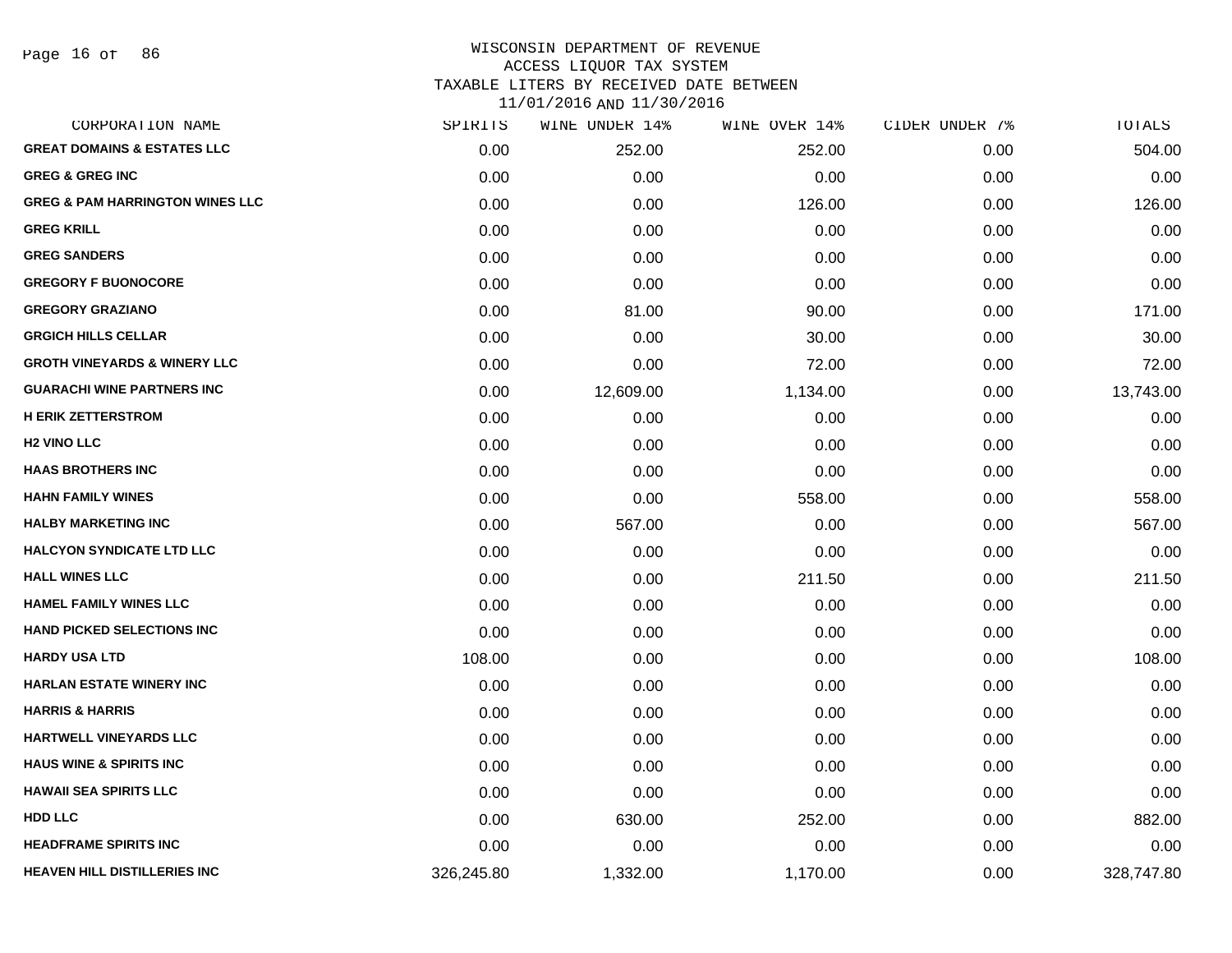# WISCONSIN DEPARTMENT OF REVENUE
## ACCESS LIQUOR TAX SYSTEM
### TAXABLE LITERS BY RECEIVED DATE BETWEEN 11/01/2016 AND 11/30/2016

| CORPORATION NAME | SPIRITS | WINE UNDER 14% | WINE OVER 14% | CIDER UNDER 7% | TOTALS |
|---|---|---|---|---|---|
| GREAT DOMAINS & ESTATES LLC | 0.00 | 252.00 | 252.00 | 0.00 | 504.00 |
| GREG & GREG INC | 0.00 | 0.00 | 0.00 | 0.00 | 0.00 |
| GREG & PAM HARRINGTON WINES LLC | 0.00 | 0.00 | 126.00 | 0.00 | 126.00 |
| GREG KRILL | 0.00 | 0.00 | 0.00 | 0.00 | 0.00 |
| GREG SANDERS | 0.00 | 0.00 | 0.00 | 0.00 | 0.00 |
| GREGORY F BUONOCORE | 0.00 | 0.00 | 0.00 | 0.00 | 0.00 |
| GREGORY GRAZIANO | 0.00 | 81.00 | 90.00 | 0.00 | 171.00 |
| GRGICH HILLS CELLAR | 0.00 | 0.00 | 30.00 | 0.00 | 30.00 |
| GROTH VINEYARDS & WINERY LLC | 0.00 | 0.00 | 72.00 | 0.00 | 72.00 |
| GUARACHI WINE PARTNERS INC | 0.00 | 12,609.00 | 1,134.00 | 0.00 | 13,743.00 |
| H ERIK ZETTERSTROM | 0.00 | 0.00 | 0.00 | 0.00 | 0.00 |
| H2 VINO LLC | 0.00 | 0.00 | 0.00 | 0.00 | 0.00 |
| HAAS BROTHERS INC | 0.00 | 0.00 | 0.00 | 0.00 | 0.00 |
| HAHN FAMILY WINES | 0.00 | 0.00 | 558.00 | 0.00 | 558.00 |
| HALBY MARKETING INC | 0.00 | 567.00 | 0.00 | 0.00 | 567.00 |
| HALCYON SYNDICATE LTD LLC | 0.00 | 0.00 | 0.00 | 0.00 | 0.00 |
| HALL WINES LLC | 0.00 | 0.00 | 211.50 | 0.00 | 211.50 |
| HAMEL FAMILY WINES LLC | 0.00 | 0.00 | 0.00 | 0.00 | 0.00 |
| HAND PICKED SELECTIONS INC | 0.00 | 0.00 | 0.00 | 0.00 | 0.00 |
| HARDY USA LTD | 108.00 | 0.00 | 0.00 | 0.00 | 108.00 |
| HARLAN ESTATE WINERY INC | 0.00 | 0.00 | 0.00 | 0.00 | 0.00 |
| HARRIS & HARRIS | 0.00 | 0.00 | 0.00 | 0.00 | 0.00 |
| HARTWELL VINEYARDS LLC | 0.00 | 0.00 | 0.00 | 0.00 | 0.00 |
| HAUS WINE & SPIRITS INC | 0.00 | 0.00 | 0.00 | 0.00 | 0.00 |
| HAWAII SEA SPIRITS LLC | 0.00 | 0.00 | 0.00 | 0.00 | 0.00 |
| HDD LLC | 0.00 | 630.00 | 252.00 | 0.00 | 882.00 |
| HEADFRAME SPIRITS INC | 0.00 | 0.00 | 0.00 | 0.00 | 0.00 |
| HEAVEN HILL DISTILLERIES INC | 326,245.80 | 1,332.00 | 1,170.00 | 0.00 | 328,747.80 |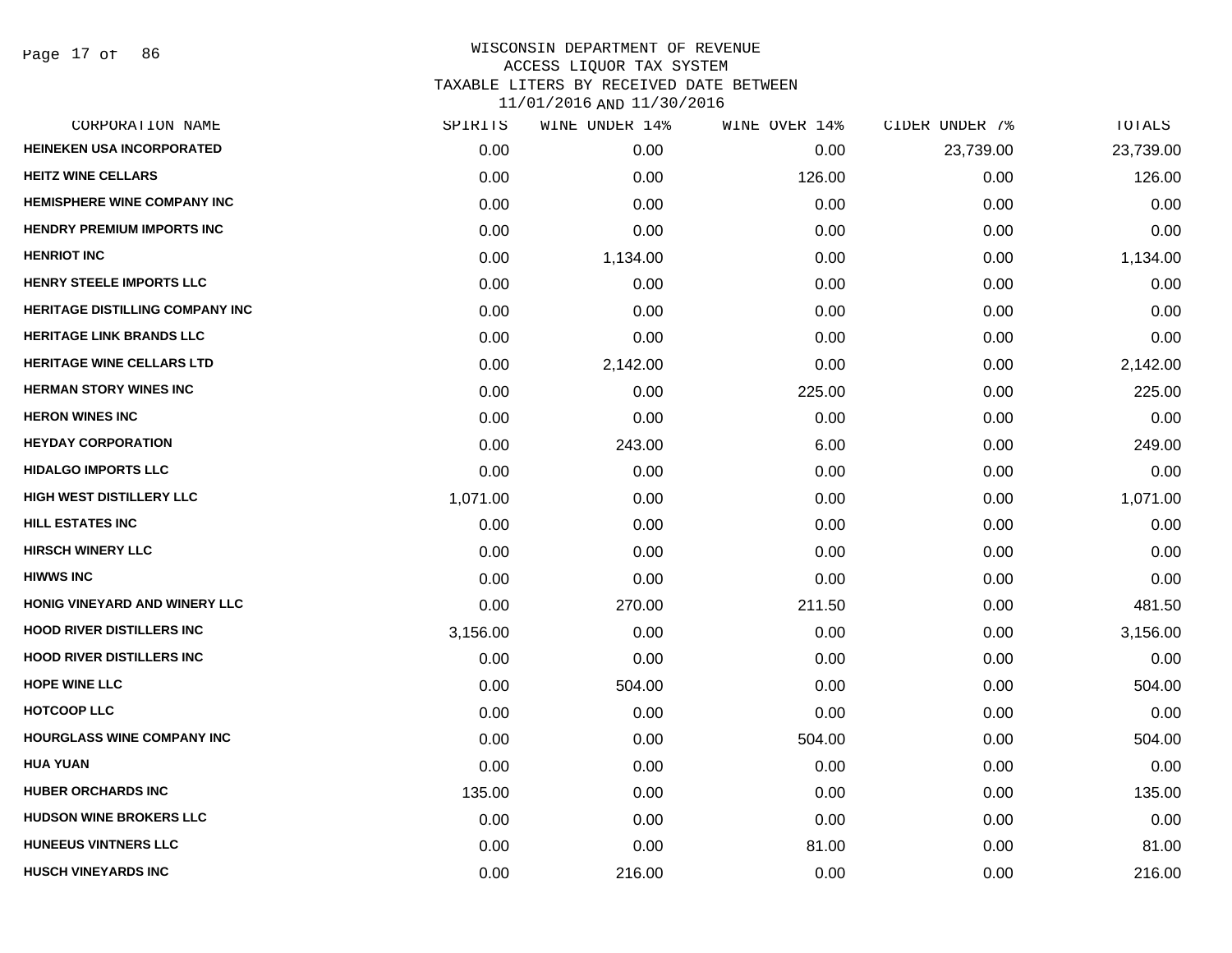WISCONSIN DEPARTMENT OF REVENUE
ACCESS LIQUOR TAX SYSTEM
TAXABLE LITERS BY RECEIVED DATE BETWEEN
11/01/2016 AND 11/30/2016

| CORPORATION NAME | SPIRITS | WINE UNDER 14% | WINE OVER 14% | CIDER UNDER 7% | TOTALS |
|---|---|---|---|---|---|
| HEINEKEN USA INCORPORATED | 0.00 | 0.00 | 0.00 | 23,739.00 | 23,739.00 |
| HEITZ WINE CELLARS | 0.00 | 0.00 | 126.00 | 0.00 | 126.00 |
| HEMISPHERE WINE COMPANY INC | 0.00 | 0.00 | 0.00 | 0.00 | 0.00 |
| HENDRY PREMIUM IMPORTS INC | 0.00 | 0.00 | 0.00 | 0.00 | 0.00 |
| HENRIOT INC | 0.00 | 1,134.00 | 0.00 | 0.00 | 1,134.00 |
| HENRY STEELE IMPORTS LLC | 0.00 | 0.00 | 0.00 | 0.00 | 0.00 |
| HERITAGE DISTILLING COMPANY INC | 0.00 | 0.00 | 0.00 | 0.00 | 0.00 |
| HERITAGE LINK BRANDS LLC | 0.00 | 0.00 | 0.00 | 0.00 | 0.00 |
| HERITAGE WINE CELLARS LTD | 0.00 | 2,142.00 | 0.00 | 0.00 | 2,142.00 |
| HERMAN STORY WINES INC | 0.00 | 0.00 | 225.00 | 0.00 | 225.00 |
| HERON WINES INC | 0.00 | 0.00 | 0.00 | 0.00 | 0.00 |
| HEYDAY CORPORATION | 0.00 | 243.00 | 6.00 | 0.00 | 249.00 |
| HIDALGO IMPORTS LLC | 0.00 | 0.00 | 0.00 | 0.00 | 0.00 |
| HIGH WEST DISTILLERY LLC | 1,071.00 | 0.00 | 0.00 | 0.00 | 1,071.00 |
| HILL ESTATES INC | 0.00 | 0.00 | 0.00 | 0.00 | 0.00 |
| HIRSCH WINERY LLC | 0.00 | 0.00 | 0.00 | 0.00 | 0.00 |
| HIWWS INC | 0.00 | 0.00 | 0.00 | 0.00 | 0.00 |
| HONIG VINEYARD AND WINERY LLC | 0.00 | 270.00 | 211.50 | 0.00 | 481.50 |
| HOOD RIVER DISTILLERS INC | 3,156.00 | 0.00 | 0.00 | 0.00 | 3,156.00 |
| HOOD RIVER DISTILLERS INC | 0.00 | 0.00 | 0.00 | 0.00 | 0.00 |
| HOPE WINE LLC | 0.00 | 504.00 | 0.00 | 0.00 | 504.00 |
| HOTCOOP LLC | 0.00 | 0.00 | 0.00 | 0.00 | 0.00 |
| HOURGLASS WINE COMPANY INC | 0.00 | 0.00 | 504.00 | 0.00 | 504.00 |
| HUA YUAN | 0.00 | 0.00 | 0.00 | 0.00 | 0.00 |
| HUBER ORCHARDS INC | 135.00 | 0.00 | 0.00 | 0.00 | 135.00 |
| HUDSON WINE BROKERS LLC | 0.00 | 0.00 | 0.00 | 0.00 | 0.00 |
| HUNEEUS VINTNERS LLC | 0.00 | 0.00 | 81.00 | 0.00 | 81.00 |
| HUSCH VINEYARDS INC | 0.00 | 216.00 | 0.00 | 0.00 | 216.00 |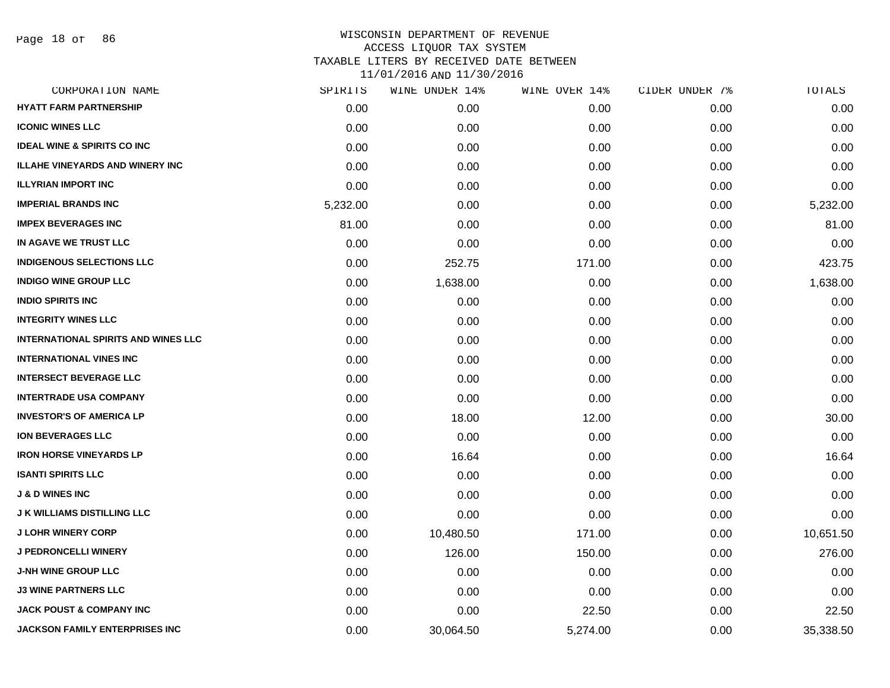WISCONSIN DEPARTMENT OF REVENUE
ACCESS LIQUOR TAX SYSTEM
TAXABLE LITERS BY RECEIVED DATE BETWEEN
11/01/2016 AND 11/30/2016

| CORPORATION NAME | SPIRITS | WINE UNDER 14% | WINE OVER 14% | CIDER UNDER 7% | TOTALS |
|---|---|---|---|---|---|
| HYATT FARM PARTNERSHIP | 0.00 | 0.00 | 0.00 | 0.00 | 0.00 |
| ICONIC WINES LLC | 0.00 | 0.00 | 0.00 | 0.00 | 0.00 |
| IDEAL WINE & SPIRITS CO INC | 0.00 | 0.00 | 0.00 | 0.00 | 0.00 |
| ILLAHE VINEYARDS AND WINERY INC | 0.00 | 0.00 | 0.00 | 0.00 | 0.00 |
| ILLYRIAN IMPORT INC | 0.00 | 0.00 | 0.00 | 0.00 | 0.00 |
| IMPERIAL BRANDS INC | 5,232.00 | 0.00 | 0.00 | 0.00 | 5,232.00 |
| IMPEX BEVERAGES INC | 81.00 | 0.00 | 0.00 | 0.00 | 81.00 |
| IN AGAVE WE TRUST LLC | 0.00 | 0.00 | 0.00 | 0.00 | 0.00 |
| INDIGENOUS SELECTIONS LLC | 0.00 | 252.75 | 171.00 | 0.00 | 423.75 |
| INDIGO WINE GROUP LLC | 0.00 | 1,638.00 | 0.00 | 0.00 | 1,638.00 |
| INDIO SPIRITS INC | 0.00 | 0.00 | 0.00 | 0.00 | 0.00 |
| INTEGRITY WINES LLC | 0.00 | 0.00 | 0.00 | 0.00 | 0.00 |
| INTERNATIONAL SPIRITS AND WINES LLC | 0.00 | 0.00 | 0.00 | 0.00 | 0.00 |
| INTERNATIONAL VINES INC | 0.00 | 0.00 | 0.00 | 0.00 | 0.00 |
| INTERSECT BEVERAGE LLC | 0.00 | 0.00 | 0.00 | 0.00 | 0.00 |
| INTERTRADE USA COMPANY | 0.00 | 0.00 | 0.00 | 0.00 | 0.00 |
| INVESTOR'S OF AMERICA LP | 0.00 | 18.00 | 12.00 | 0.00 | 30.00 |
| ION BEVERAGES LLC | 0.00 | 0.00 | 0.00 | 0.00 | 0.00 |
| IRON HORSE VINEYARDS LP | 0.00 | 16.64 | 0.00 | 0.00 | 16.64 |
| ISANTI SPIRITS LLC | 0.00 | 0.00 | 0.00 | 0.00 | 0.00 |
| J & D WINES INC | 0.00 | 0.00 | 0.00 | 0.00 | 0.00 |
| J K WILLIAMS DISTILLING LLC | 0.00 | 0.00 | 0.00 | 0.00 | 0.00 |
| J LOHR WINERY CORP | 0.00 | 10,480.50 | 171.00 | 0.00 | 10,651.50 |
| J PEDRONCELLI WINERY | 0.00 | 126.00 | 150.00 | 0.00 | 276.00 |
| J-NH WINE GROUP LLC | 0.00 | 0.00 | 0.00 | 0.00 | 0.00 |
| J3 WINE PARTNERS LLC | 0.00 | 0.00 | 0.00 | 0.00 | 0.00 |
| JACK POUST & COMPANY INC | 0.00 | 0.00 | 22.50 | 0.00 | 22.50 |
| JACKSON FAMILY ENTERPRISES INC | 0.00 | 30,064.50 | 5,274.00 | 0.00 | 35,338.50 |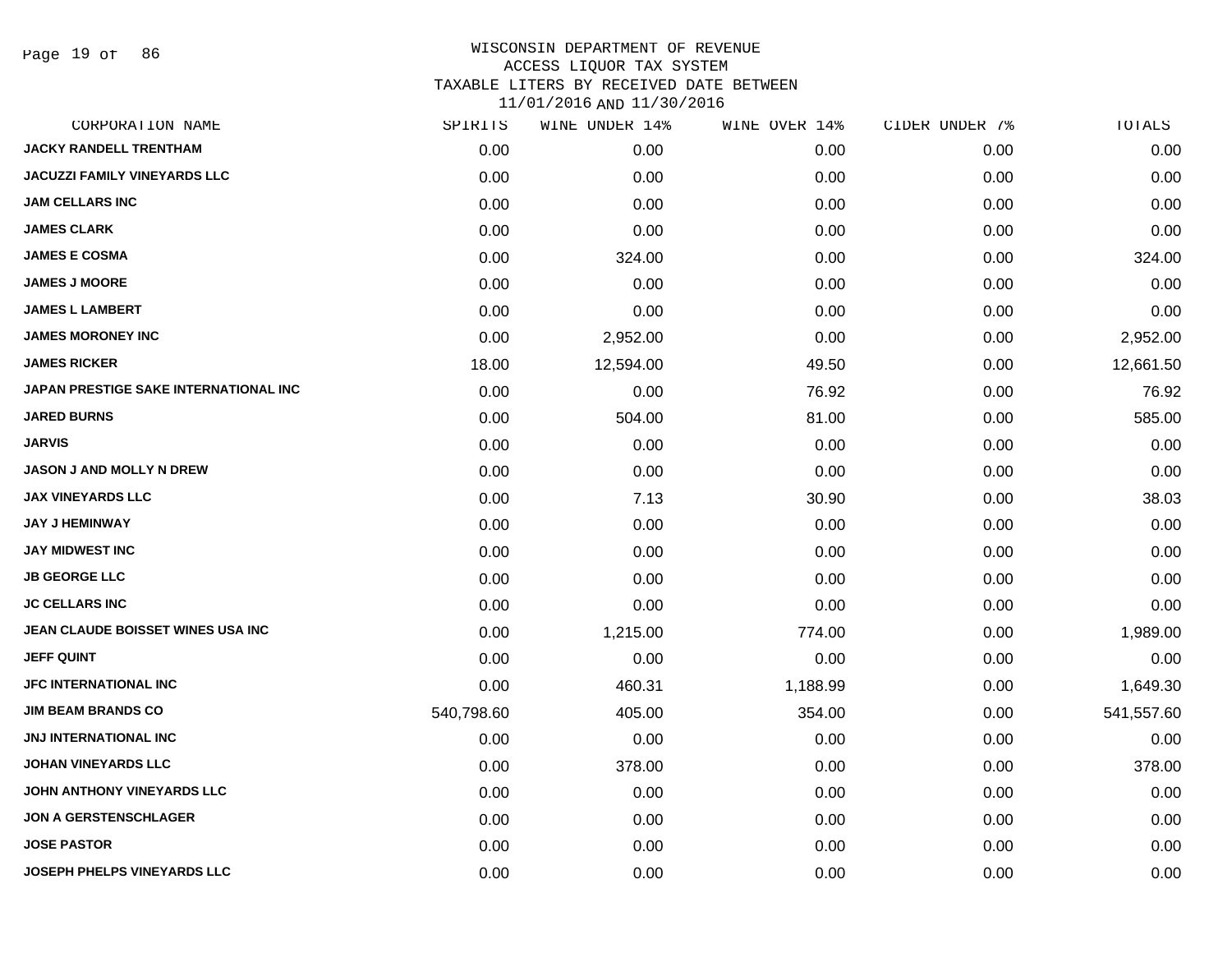# WISCONSIN DEPARTMENT OF REVENUE
## ACCESS LIQUOR TAX SYSTEM
### TAXABLE LITERS BY RECEIVED DATE BETWEEN 11/01/2016 AND 11/30/2016

| CORPORATION NAME | SPIRITS | WINE UNDER 14% | WINE OVER 14% | CIDER UNDER 7% | TOTALS |
|---|---|---|---|---|---|
| JACKY RANDELL TRENTHAM | 0.00 | 0.00 | 0.00 | 0.00 | 0.00 |
| JACUZZI FAMILY VINEYARDS LLC | 0.00 | 0.00 | 0.00 | 0.00 | 0.00 |
| JAM CELLARS INC | 0.00 | 0.00 | 0.00 | 0.00 | 0.00 |
| JAMES CLARK | 0.00 | 0.00 | 0.00 | 0.00 | 0.00 |
| JAMES E COSMA | 0.00 | 324.00 | 0.00 | 0.00 | 324.00 |
| JAMES J MOORE | 0.00 | 0.00 | 0.00 | 0.00 | 0.00 |
| JAMES L LAMBERT | 0.00 | 0.00 | 0.00 | 0.00 | 0.00 |
| JAMES MORONEY INC | 0.00 | 2,952.00 | 0.00 | 0.00 | 2,952.00 |
| JAMES RICKER | 18.00 | 12,594.00 | 49.50 | 0.00 | 12,661.50 |
| JAPAN PRESTIGE SAKE INTERNATIONAL INC | 0.00 | 0.00 | 76.92 | 0.00 | 76.92 |
| JARED BURNS | 0.00 | 504.00 | 81.00 | 0.00 | 585.00 |
| JARVIS | 0.00 | 0.00 | 0.00 | 0.00 | 0.00 |
| JASON J AND MOLLY N DREW | 0.00 | 0.00 | 0.00 | 0.00 | 0.00 |
| JAX VINEYARDS LLC | 0.00 | 7.13 | 30.90 | 0.00 | 38.03 |
| JAY J HEMINWAY | 0.00 | 0.00 | 0.00 | 0.00 | 0.00 |
| JAY MIDWEST INC | 0.00 | 0.00 | 0.00 | 0.00 | 0.00 |
| JB GEORGE LLC | 0.00 | 0.00 | 0.00 | 0.00 | 0.00 |
| JC CELLARS INC | 0.00 | 0.00 | 0.00 | 0.00 | 0.00 |
| JEAN CLAUDE BOISSET WINES USA INC | 0.00 | 1,215.00 | 774.00 | 0.00 | 1,989.00 |
| JEFF QUINT | 0.00 | 0.00 | 0.00 | 0.00 | 0.00 |
| JFC INTERNATIONAL INC | 0.00 | 460.31 | 1,188.99 | 0.00 | 1,649.30 |
| JIM BEAM BRANDS CO | 540,798.60 | 405.00 | 354.00 | 0.00 | 541,557.60 |
| JNJ INTERNATIONAL INC | 0.00 | 0.00 | 0.00 | 0.00 | 0.00 |
| JOHAN VINEYARDS LLC | 0.00 | 378.00 | 0.00 | 0.00 | 378.00 |
| JOHN ANTHONY VINEYARDS LLC | 0.00 | 0.00 | 0.00 | 0.00 | 0.00 |
| JON A GERSTENSCHLAGER | 0.00 | 0.00 | 0.00 | 0.00 | 0.00 |
| JOSE PASTOR | 0.00 | 0.00 | 0.00 | 0.00 | 0.00 |
| JOSEPH PHELPS VINEYARDS LLC | 0.00 | 0.00 | 0.00 | 0.00 | 0.00 |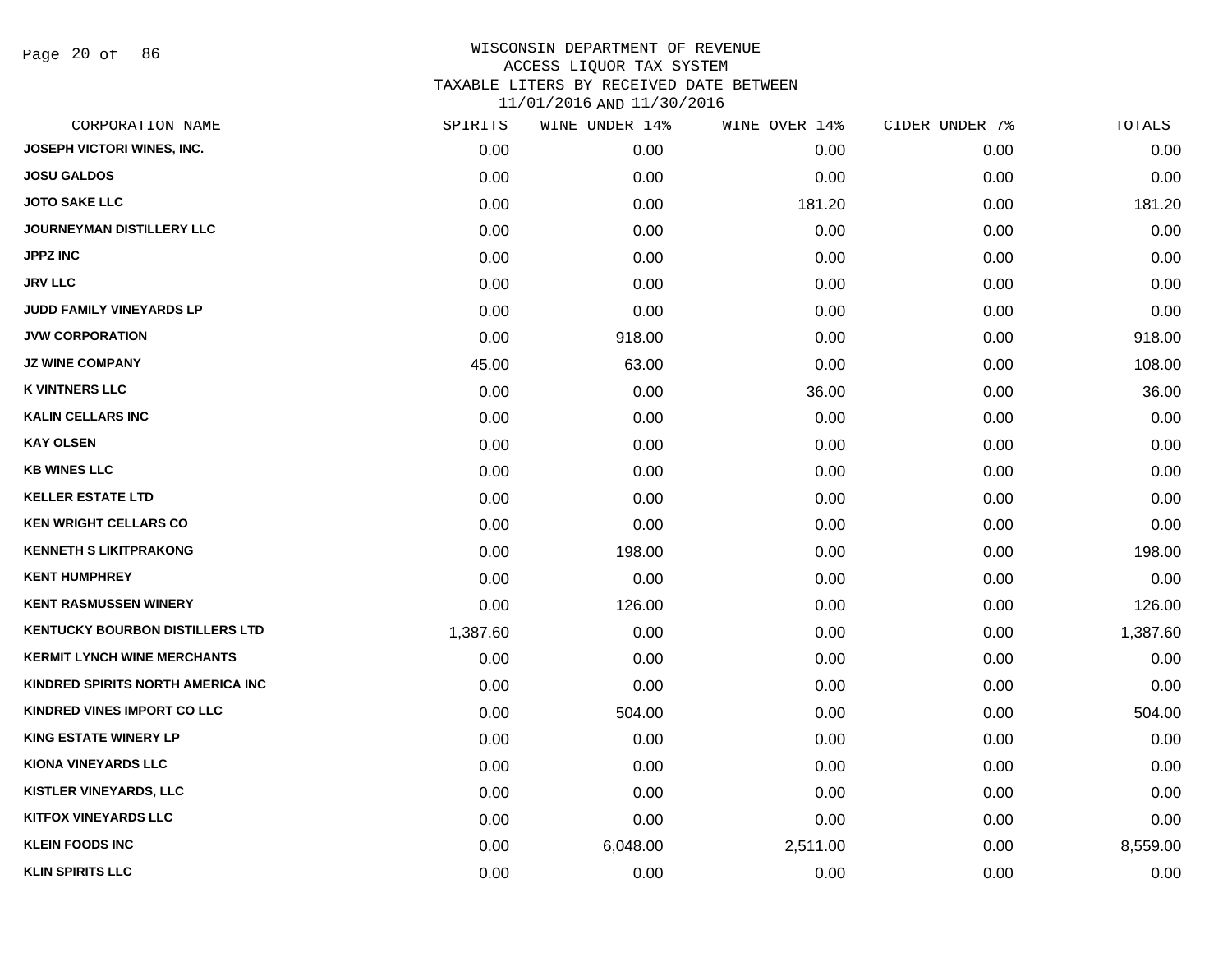WISCONSIN DEPARTMENT OF REVENUE
ACCESS LIQUOR TAX SYSTEM
TAXABLE LITERS BY RECEIVED DATE BETWEEN
11/01/2016 AND 11/30/2016

| CORPORATION NAME | SPIRITS | WINE UNDER 14% | WINE OVER 14% | CIDER UNDER 7% | TOTALS |
|---|---|---|---|---|---|
| JOSEPH VICTORI WINES, INC. | 0.00 | 0.00 | 0.00 | 0.00 | 0.00 |
| JOSU GALDOS | 0.00 | 0.00 | 0.00 | 0.00 | 0.00 |
| JOTO SAKE LLC | 0.00 | 0.00 | 181.20 | 0.00 | 181.20 |
| JOURNEYMAN DISTILLERY LLC | 0.00 | 0.00 | 0.00 | 0.00 | 0.00 |
| JPPZ INC | 0.00 | 0.00 | 0.00 | 0.00 | 0.00 |
| JRV LLC | 0.00 | 0.00 | 0.00 | 0.00 | 0.00 |
| JUDD FAMILY VINEYARDS LP | 0.00 | 0.00 | 0.00 | 0.00 | 0.00 |
| JVW CORPORATION | 0.00 | 918.00 | 0.00 | 0.00 | 918.00 |
| JZ WINE COMPANY | 45.00 | 63.00 | 0.00 | 0.00 | 108.00 |
| K VINTNERS LLC | 0.00 | 0.00 | 36.00 | 0.00 | 36.00 |
| KALIN CELLARS INC | 0.00 | 0.00 | 0.00 | 0.00 | 0.00 |
| KAY OLSEN | 0.00 | 0.00 | 0.00 | 0.00 | 0.00 |
| KB WINES LLC | 0.00 | 0.00 | 0.00 | 0.00 | 0.00 |
| KELLER ESTATE LTD | 0.00 | 0.00 | 0.00 | 0.00 | 0.00 |
| KEN WRIGHT CELLARS CO | 0.00 | 0.00 | 0.00 | 0.00 | 0.00 |
| KENNETH S LIKITPRAKONG | 0.00 | 198.00 | 0.00 | 0.00 | 198.00 |
| KENT HUMPHREY | 0.00 | 0.00 | 0.00 | 0.00 | 0.00 |
| KENT RASMUSSEN WINERY | 0.00 | 126.00 | 0.00 | 0.00 | 126.00 |
| KENTUCKY BOURBON DISTILLERS LTD | 1,387.60 | 0.00 | 0.00 | 0.00 | 1,387.60 |
| KERMIT LYNCH WINE MERCHANTS | 0.00 | 0.00 | 0.00 | 0.00 | 0.00 |
| KINDRED SPIRITS NORTH AMERICA INC | 0.00 | 0.00 | 0.00 | 0.00 | 0.00 |
| KINDRED VINES IMPORT CO LLC | 0.00 | 504.00 | 0.00 | 0.00 | 504.00 |
| KING ESTATE WINERY LP | 0.00 | 0.00 | 0.00 | 0.00 | 0.00 |
| KIONA VINEYARDS LLC | 0.00 | 0.00 | 0.00 | 0.00 | 0.00 |
| KISTLER VINEYARDS, LLC | 0.00 | 0.00 | 0.00 | 0.00 | 0.00 |
| KITFOX VINEYARDS LLC | 0.00 | 0.00 | 0.00 | 0.00 | 0.00 |
| KLEIN FOODS INC | 0.00 | 6,048.00 | 2,511.00 | 0.00 | 8,559.00 |
| KLIN SPIRITS LLC | 0.00 | 0.00 | 0.00 | 0.00 | 0.00 |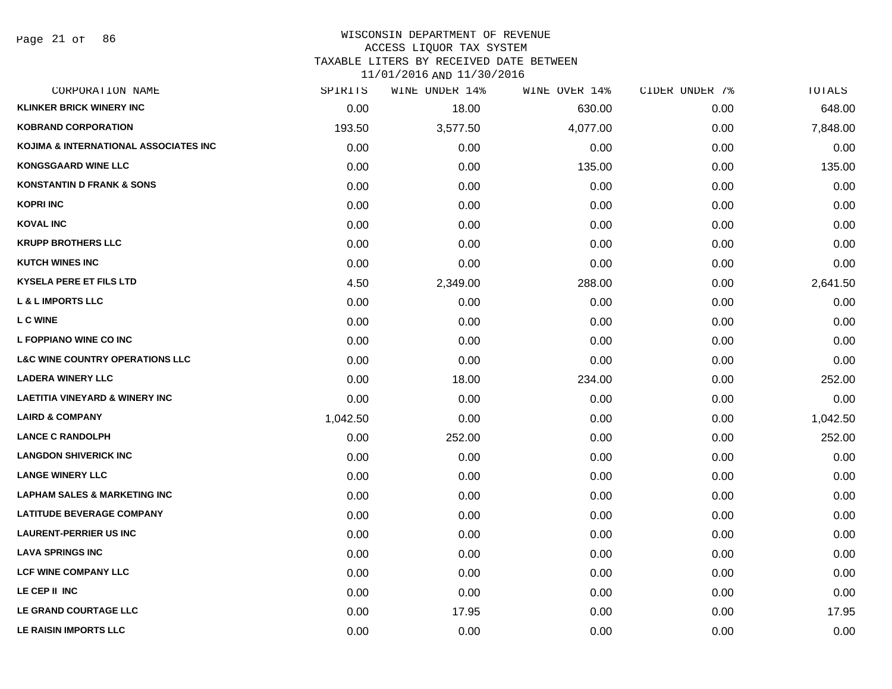WISCONSIN DEPARTMENT OF REVENUE
ACCESS LIQUOR TAX SYSTEM
TAXABLE LITERS BY RECEIVED DATE BETWEEN
11/01/2016 AND 11/30/2016

| CORPORATION NAME | SPIRITS | WINE UNDER 14% | WINE OVER 14% | CIDER UNDER 7% | TOTALS |
|---|---|---|---|---|---|
| KLINKER BRICK WINERY INC | 0.00 | 18.00 | 630.00 | 0.00 | 648.00 |
| KOBRAND CORPORATION | 193.50 | 3,577.50 | 4,077.00 | 0.00 | 7,848.00 |
| KOJIMA & INTERNATIONAL ASSOCIATES INC | 0.00 | 0.00 | 0.00 | 0.00 | 0.00 |
| KONGSGAARD WINE LLC | 0.00 | 0.00 | 135.00 | 0.00 | 135.00 |
| KONSTANTIN D FRANK & SONS | 0.00 | 0.00 | 0.00 | 0.00 | 0.00 |
| KOPRI INC | 0.00 | 0.00 | 0.00 | 0.00 | 0.00 |
| KOVAL INC | 0.00 | 0.00 | 0.00 | 0.00 | 0.00 |
| KRUPP BROTHERS LLC | 0.00 | 0.00 | 0.00 | 0.00 | 0.00 |
| KUTCH WINES INC | 0.00 | 0.00 | 0.00 | 0.00 | 0.00 |
| KYSELA PERE ET FILS LTD | 4.50 | 2,349.00 | 288.00 | 0.00 | 2,641.50 |
| L & L IMPORTS LLC | 0.00 | 0.00 | 0.00 | 0.00 | 0.00 |
| L C WINE | 0.00 | 0.00 | 0.00 | 0.00 | 0.00 |
| L FOPPIANO WINE CO INC | 0.00 | 0.00 | 0.00 | 0.00 | 0.00 |
| L&C WINE COUNTRY OPERATIONS LLC | 0.00 | 0.00 | 0.00 | 0.00 | 0.00 |
| LADERA WINERY LLC | 0.00 | 18.00 | 234.00 | 0.00 | 252.00 |
| LAETITIA VINEYARD & WINERY INC | 0.00 | 0.00 | 0.00 | 0.00 | 0.00 |
| LAIRD & COMPANY | 1,042.50 | 0.00 | 0.00 | 0.00 | 1,042.50 |
| LANCE C RANDOLPH | 0.00 | 252.00 | 0.00 | 0.00 | 252.00 |
| LANGDON SHIVERICK INC | 0.00 | 0.00 | 0.00 | 0.00 | 0.00 |
| LANGE WINERY LLC | 0.00 | 0.00 | 0.00 | 0.00 | 0.00 |
| LAPHAM SALES & MARKETING INC | 0.00 | 0.00 | 0.00 | 0.00 | 0.00 |
| LATITUDE BEVERAGE COMPANY | 0.00 | 0.00 | 0.00 | 0.00 | 0.00 |
| LAURENT-PERRIER US INC | 0.00 | 0.00 | 0.00 | 0.00 | 0.00 |
| LAVA SPRINGS INC | 0.00 | 0.00 | 0.00 | 0.00 | 0.00 |
| LCF WINE COMPANY LLC | 0.00 | 0.00 | 0.00 | 0.00 | 0.00 |
| LE CEP II INC | 0.00 | 0.00 | 0.00 | 0.00 | 0.00 |
| LE GRAND COURTAGE LLC | 0.00 | 17.95 | 0.00 | 0.00 | 17.95 |
| LE RAISIN IMPORTS LLC | 0.00 | 0.00 | 0.00 | 0.00 | 0.00 |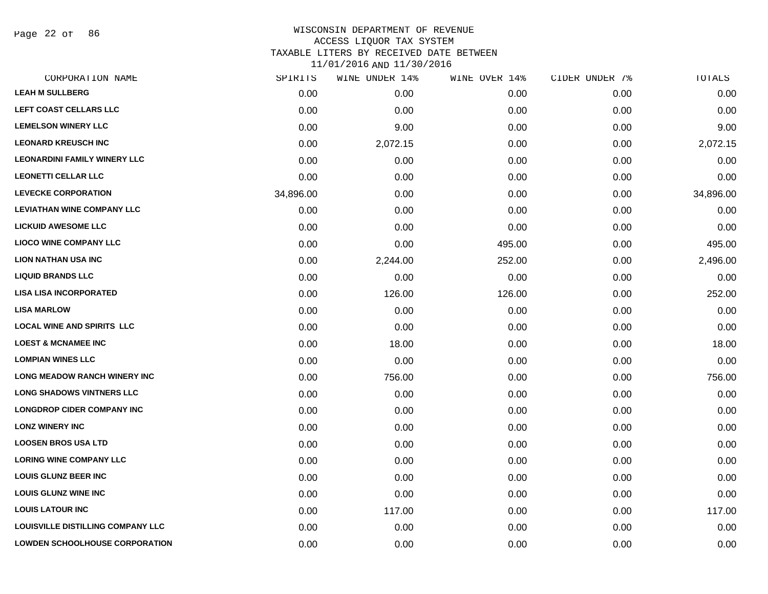WISCONSIN DEPARTMENT OF REVENUE
ACCESS LIQUOR TAX SYSTEM
TAXABLE LITERS BY RECEIVED DATE BETWEEN
11/01/2016 AND 11/30/2016

| CORPORATION NAME | SPIRITS | WINE UNDER 14% | WINE OVER 14% | CIDER UNDER 7% | TOTALS |
|---|---|---|---|---|---|
| LEAH M SULLBERG | 0.00 | 0.00 | 0.00 | 0.00 | 0.00 |
| LEFT COAST CELLARS LLC | 0.00 | 0.00 | 0.00 | 0.00 | 0.00 |
| LEMELSON WINERY LLC | 0.00 | 9.00 | 0.00 | 0.00 | 9.00 |
| LEONARD KREUSCH INC | 0.00 | 2,072.15 | 0.00 | 0.00 | 2,072.15 |
| LEONARDINI FAMILY WINERY LLC | 0.00 | 0.00 | 0.00 | 0.00 | 0.00 |
| LEONETTI CELLAR LLC | 0.00 | 0.00 | 0.00 | 0.00 | 0.00 |
| LEVECKE CORPORATION | 34,896.00 | 0.00 | 0.00 | 0.00 | 34,896.00 |
| LEVIATHAN WINE COMPANY LLC | 0.00 | 0.00 | 0.00 | 0.00 | 0.00 |
| LICKUID AWESOME LLC | 0.00 | 0.00 | 0.00 | 0.00 | 0.00 |
| LIOCO WINE COMPANY LLC | 0.00 | 0.00 | 495.00 | 0.00 | 495.00 |
| LION NATHAN USA INC | 0.00 | 2,244.00 | 252.00 | 0.00 | 2,496.00 |
| LIQUID BRANDS LLC | 0.00 | 0.00 | 0.00 | 0.00 | 0.00 |
| LISA LISA INCORPORATED | 0.00 | 126.00 | 126.00 | 0.00 | 252.00 |
| LISA MARLOW | 0.00 | 0.00 | 0.00 | 0.00 | 0.00 |
| LOCAL WINE AND SPIRITS LLC | 0.00 | 0.00 | 0.00 | 0.00 | 0.00 |
| LOEST & MCNAMEE INC | 0.00 | 18.00 | 0.00 | 0.00 | 18.00 |
| LOMPIAN WINES LLC | 0.00 | 0.00 | 0.00 | 0.00 | 0.00 |
| LONG MEADOW RANCH WINERY INC | 0.00 | 756.00 | 0.00 | 0.00 | 756.00 |
| LONG SHADOWS VINTNERS LLC | 0.00 | 0.00 | 0.00 | 0.00 | 0.00 |
| LONGDROP CIDER COMPANY INC | 0.00 | 0.00 | 0.00 | 0.00 | 0.00 |
| LONZ WINERY INC | 0.00 | 0.00 | 0.00 | 0.00 | 0.00 |
| LOOSEN BROS USA LTD | 0.00 | 0.00 | 0.00 | 0.00 | 0.00 |
| LORING WINE COMPANY LLC | 0.00 | 0.00 | 0.00 | 0.00 | 0.00 |
| LOUIS GLUNZ BEER INC | 0.00 | 0.00 | 0.00 | 0.00 | 0.00 |
| LOUIS GLUNZ WINE INC | 0.00 | 0.00 | 0.00 | 0.00 | 0.00 |
| LOUIS LATOUR INC | 0.00 | 117.00 | 0.00 | 0.00 | 117.00 |
| LOUISVILLE DISTILLING COMPANY LLC | 0.00 | 0.00 | 0.00 | 0.00 | 0.00 |
| LOWDEN SCHOOLHOUSE CORPORATION | 0.00 | 0.00 | 0.00 | 0.00 | 0.00 |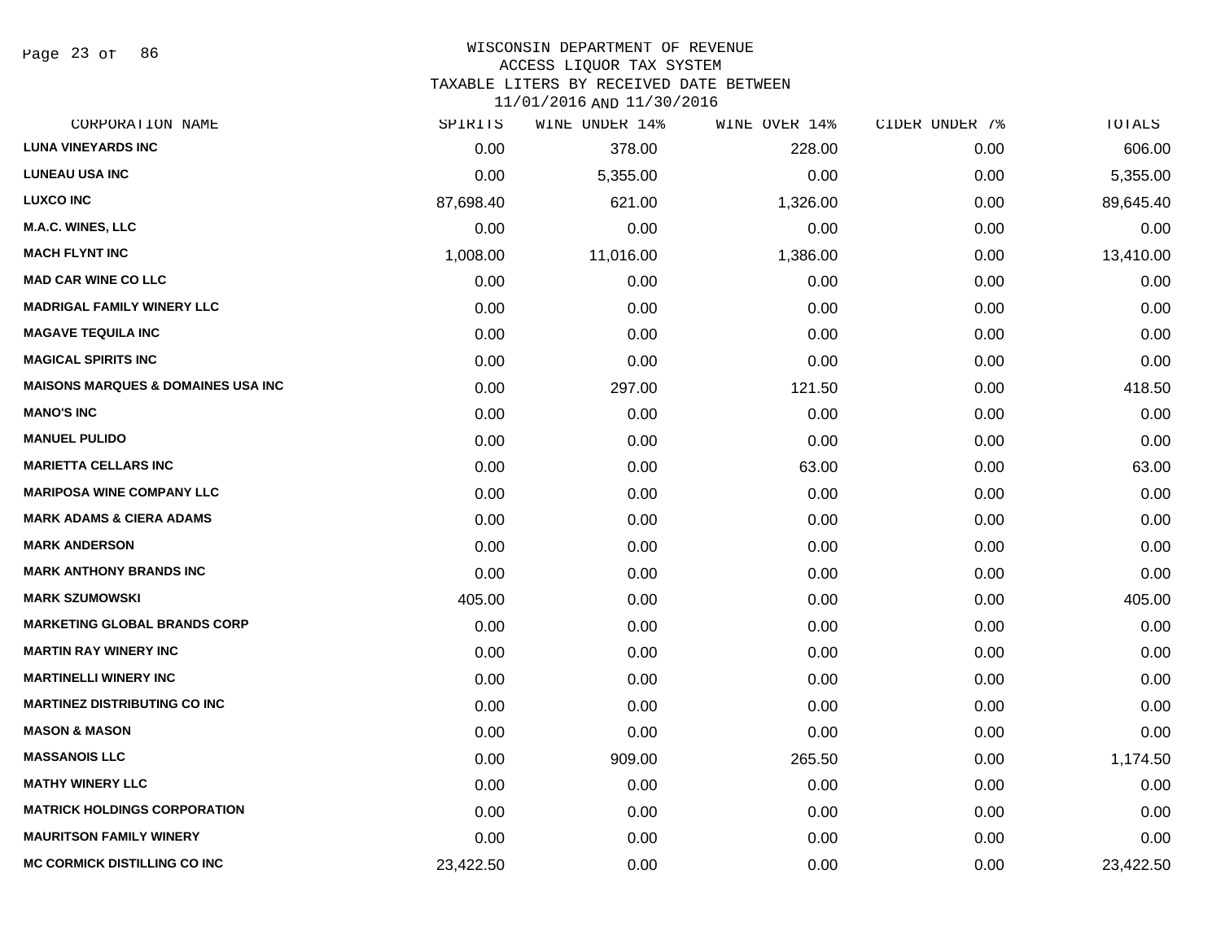WISCONSIN DEPARTMENT OF REVENUE
ACCESS LIQUOR TAX SYSTEM
TAXABLE LITERS BY RECEIVED DATE BETWEEN
11/01/2016 AND 11/30/2016

| CORPORATION NAME | SPIRITS | WINE UNDER 14% | WINE OVER 14% | CIDER UNDER 7% | TOTALS |
|---|---|---|---|---|---|
| LUNA VINEYARDS INC | 0.00 | 378.00 | 228.00 | 0.00 | 606.00 |
| LUNEAU USA INC | 0.00 | 5,355.00 | 0.00 | 0.00 | 5,355.00 |
| LUXCO INC | 87,698.40 | 621.00 | 1,326.00 | 0.00 | 89,645.40 |
| M.A.C. WINES, LLC | 0.00 | 0.00 | 0.00 | 0.00 | 0.00 |
| MACH FLYNT INC | 1,008.00 | 11,016.00 | 1,386.00 | 0.00 | 13,410.00 |
| MAD CAR WINE CO LLC | 0.00 | 0.00 | 0.00 | 0.00 | 0.00 |
| MADRIGAL FAMILY WINERY LLC | 0.00 | 0.00 | 0.00 | 0.00 | 0.00 |
| MAGAVE TEQUILA INC | 0.00 | 0.00 | 0.00 | 0.00 | 0.00 |
| MAGICAL SPIRITS INC | 0.00 | 0.00 | 0.00 | 0.00 | 0.00 |
| MAISONS MARQUES & DOMAINES USA INC | 0.00 | 297.00 | 121.50 | 0.00 | 418.50 |
| MANO'S INC | 0.00 | 0.00 | 0.00 | 0.00 | 0.00 |
| MANUEL PULIDO | 0.00 | 0.00 | 0.00 | 0.00 | 0.00 |
| MARIETTA CELLARS INC | 0.00 | 0.00 | 63.00 | 0.00 | 63.00 |
| MARIPOSA WINE COMPANY LLC | 0.00 | 0.00 | 0.00 | 0.00 | 0.00 |
| MARK ADAMS & CIERA ADAMS | 0.00 | 0.00 | 0.00 | 0.00 | 0.00 |
| MARK ANDERSON | 0.00 | 0.00 | 0.00 | 0.00 | 0.00 |
| MARK ANTHONY BRANDS INC | 0.00 | 0.00 | 0.00 | 0.00 | 0.00 |
| MARK SZUMOWSKI | 405.00 | 0.00 | 0.00 | 0.00 | 405.00 |
| MARKETING GLOBAL BRANDS CORP | 0.00 | 0.00 | 0.00 | 0.00 | 0.00 |
| MARTIN RAY WINERY INC | 0.00 | 0.00 | 0.00 | 0.00 | 0.00 |
| MARTINELLI WINERY INC | 0.00 | 0.00 | 0.00 | 0.00 | 0.00 |
| MARTINEZ DISTRIBUTING CO INC | 0.00 | 0.00 | 0.00 | 0.00 | 0.00 |
| MASON & MASON | 0.00 | 0.00 | 0.00 | 0.00 | 0.00 |
| MASSANOIS LLC | 0.00 | 909.00 | 265.50 | 0.00 | 1,174.50 |
| MATHY WINERY LLC | 0.00 | 0.00 | 0.00 | 0.00 | 0.00 |
| MATRICK HOLDINGS CORPORATION | 0.00 | 0.00 | 0.00 | 0.00 | 0.00 |
| MAURITSON FAMILY WINERY | 0.00 | 0.00 | 0.00 | 0.00 | 0.00 |
| MC CORMICK DISTILLING CO INC | 23,422.50 | 0.00 | 0.00 | 0.00 | 23,422.50 |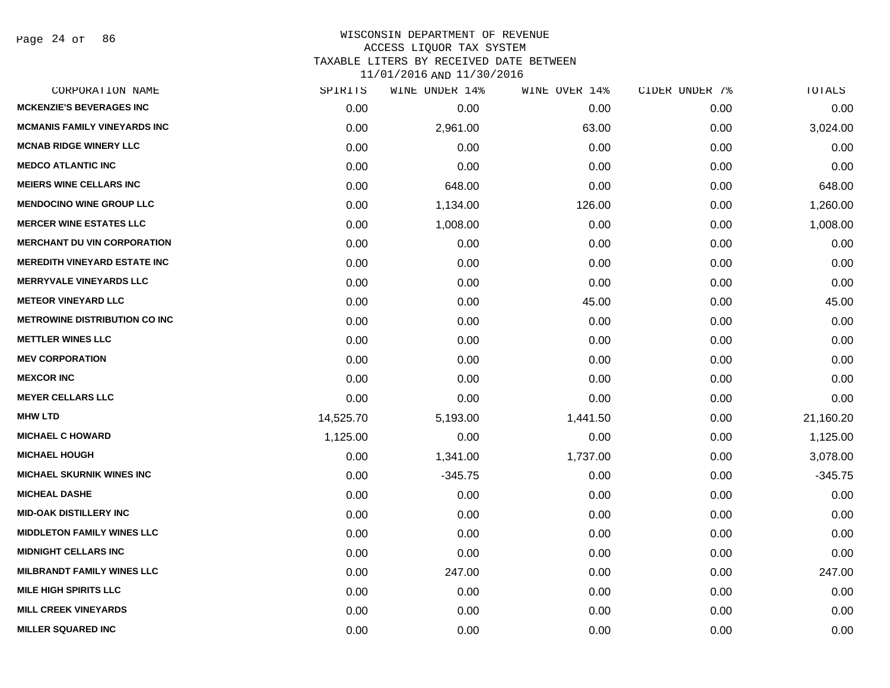# WISCONSIN DEPARTMENT OF REVENUE
## ACCESS LIQUOR TAX SYSTEM
## TAXABLE LITERS BY RECEIVED DATE BETWEEN 11/01/2016 AND 11/30/2016

| CORPORATION NAME | SPIRITS | WINE UNDER 14% | WINE OVER 14% | CIDER UNDER 7% | TOTALS |
|---|---|---|---|---|---|
| MCKENZIE'S BEVERAGES INC | 0.00 | 0.00 | 0.00 | 0.00 | 0.00 |
| MCMANIS FAMILY VINEYARDS INC | 0.00 | 2,961.00 | 63.00 | 0.00 | 3,024.00 |
| MCNAB RIDGE WINERY LLC | 0.00 | 0.00 | 0.00 | 0.00 | 0.00 |
| MEDCO ATLANTIC INC | 0.00 | 0.00 | 0.00 | 0.00 | 0.00 |
| MEIERS WINE CELLARS INC | 0.00 | 648.00 | 0.00 | 0.00 | 648.00 |
| MENDOCINO WINE GROUP LLC | 0.00 | 1,134.00 | 126.00 | 0.00 | 1,260.00 |
| MERCER WINE ESTATES LLC | 0.00 | 1,008.00 | 0.00 | 0.00 | 1,008.00 |
| MERCHANT DU VIN CORPORATION | 0.00 | 0.00 | 0.00 | 0.00 | 0.00 |
| MEREDITH VINEYARD ESTATE INC | 0.00 | 0.00 | 0.00 | 0.00 | 0.00 |
| MERRYVALE VINEYARDS LLC | 0.00 | 0.00 | 0.00 | 0.00 | 0.00 |
| METEOR VINEYARD LLC | 0.00 | 0.00 | 45.00 | 0.00 | 45.00 |
| METROWINE DISTRIBUTION CO INC | 0.00 | 0.00 | 0.00 | 0.00 | 0.00 |
| METTLER WINES LLC | 0.00 | 0.00 | 0.00 | 0.00 | 0.00 |
| MEV CORPORATION | 0.00 | 0.00 | 0.00 | 0.00 | 0.00 |
| MEXCOR INC | 0.00 | 0.00 | 0.00 | 0.00 | 0.00 |
| MEYER CELLARS LLC | 0.00 | 0.00 | 0.00 | 0.00 | 0.00 |
| MHW LTD | 14,525.70 | 5,193.00 | 1,441.50 | 0.00 | 21,160.20 |
| MICHAEL C HOWARD | 1,125.00 | 0.00 | 0.00 | 0.00 | 1,125.00 |
| MICHAEL HOUGH | 0.00 | 1,341.00 | 1,737.00 | 0.00 | 3,078.00 |
| MICHAEL SKURNIK WINES INC | 0.00 | -345.75 | 0.00 | 0.00 | -345.75 |
| MICHEAL DASHE | 0.00 | 0.00 | 0.00 | 0.00 | 0.00 |
| MID-OAK DISTILLERY INC | 0.00 | 0.00 | 0.00 | 0.00 | 0.00 |
| MIDDLETON FAMILY WINES LLC | 0.00 | 0.00 | 0.00 | 0.00 | 0.00 |
| MIDNIGHT CELLARS INC | 0.00 | 0.00 | 0.00 | 0.00 | 0.00 |
| MILBRANDT FAMILY WINES LLC | 0.00 | 247.00 | 0.00 | 0.00 | 247.00 |
| MILE HIGH SPIRITS LLC | 0.00 | 0.00 | 0.00 | 0.00 | 0.00 |
| MILL CREEK VINEYARDS | 0.00 | 0.00 | 0.00 | 0.00 | 0.00 |
| MILLER SQUARED INC | 0.00 | 0.00 | 0.00 | 0.00 | 0.00 |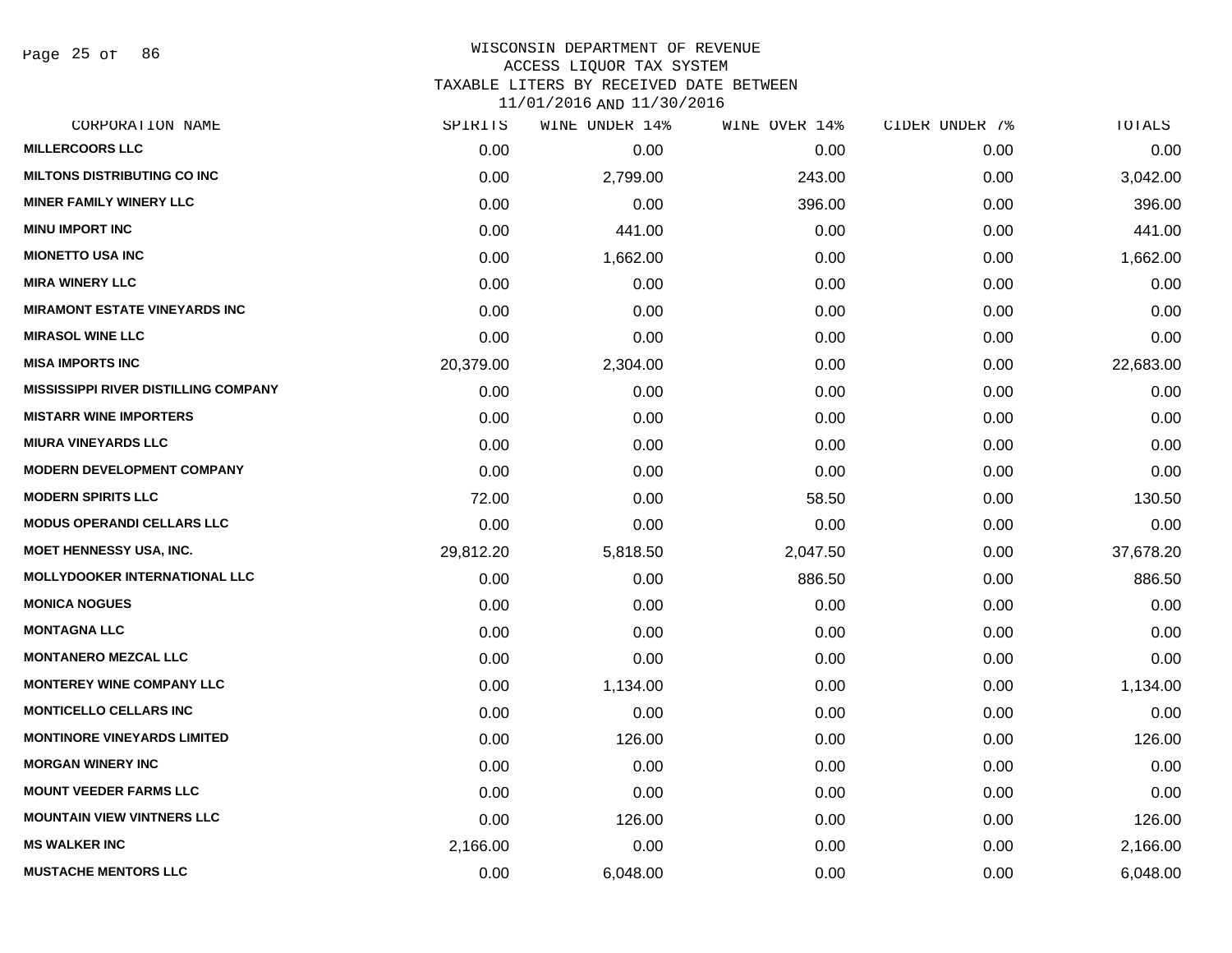# WISCONSIN DEPARTMENT OF REVENUE
## ACCESS LIQUOR TAX SYSTEM
## TAXABLE LITERS BY RECEIVED DATE BETWEEN 11/01/2016 AND 11/30/2016

| CORPORATION NAME | SPIRITS | WINE UNDER 14% | WINE OVER 14% | CIDER UNDER 7% | TOTALS |
|---|---|---|---|---|---|
| MILLERCOORS LLC | 0.00 | 0.00 | 0.00 | 0.00 | 0.00 |
| MILTONS DISTRIBUTING CO INC | 0.00 | 2,799.00 | 243.00 | 0.00 | 3,042.00 |
| MINER FAMILY WINERY LLC | 0.00 | 0.00 | 396.00 | 0.00 | 396.00 |
| MINU IMPORT INC | 0.00 | 441.00 | 0.00 | 0.00 | 441.00 |
| MIONETTO USA INC | 0.00 | 1,662.00 | 0.00 | 0.00 | 1,662.00 |
| MIRA WINERY LLC | 0.00 | 0.00 | 0.00 | 0.00 | 0.00 |
| MIRAMONT ESTATE VINEYARDS INC | 0.00 | 0.00 | 0.00 | 0.00 | 0.00 |
| MIRASOL WINE LLC | 0.00 | 0.00 | 0.00 | 0.00 | 0.00 |
| MISA IMPORTS INC | 20,379.00 | 2,304.00 | 0.00 | 0.00 | 22,683.00 |
| MISSISSIPPI RIVER DISTILLING COMPANY | 0.00 | 0.00 | 0.00 | 0.00 | 0.00 |
| MISTARR WINE IMPORTERS | 0.00 | 0.00 | 0.00 | 0.00 | 0.00 |
| MIURA VINEYARDS LLC | 0.00 | 0.00 | 0.00 | 0.00 | 0.00 |
| MODERN DEVELOPMENT COMPANY | 0.00 | 0.00 | 0.00 | 0.00 | 0.00 |
| MODERN SPIRITS LLC | 72.00 | 0.00 | 58.50 | 0.00 | 130.50 |
| MODUS OPERANDI CELLARS LLC | 0.00 | 0.00 | 0.00 | 0.00 | 0.00 |
| MOET HENNESSY USA, INC. | 29,812.20 | 5,818.50 | 2,047.50 | 0.00 | 37,678.20 |
| MOLLYDOOKER INTERNATIONAL LLC | 0.00 | 0.00 | 886.50 | 0.00 | 886.50 |
| MONICA NOGUES | 0.00 | 0.00 | 0.00 | 0.00 | 0.00 |
| MONTAGNA LLC | 0.00 | 0.00 | 0.00 | 0.00 | 0.00 |
| MONTANERO MEZCAL LLC | 0.00 | 0.00 | 0.00 | 0.00 | 0.00 |
| MONTEREY WINE COMPANY LLC | 0.00 | 1,134.00 | 0.00 | 0.00 | 1,134.00 |
| MONTICELLO CELLARS INC | 0.00 | 0.00 | 0.00 | 0.00 | 0.00 |
| MONTINORE VINEYARDS LIMITED | 0.00 | 126.00 | 0.00 | 0.00 | 126.00 |
| MORGAN WINERY INC | 0.00 | 0.00 | 0.00 | 0.00 | 0.00 |
| MOUNT VEEDER FARMS LLC | 0.00 | 0.00 | 0.00 | 0.00 | 0.00 |
| MOUNTAIN VIEW VINTNERS LLC | 0.00 | 126.00 | 0.00 | 0.00 | 126.00 |
| MS WALKER INC | 2,166.00 | 0.00 | 0.00 | 0.00 | 2,166.00 |
| MUSTACHE MENTORS LLC | 0.00 | 6,048.00 | 0.00 | 0.00 | 6,048.00 |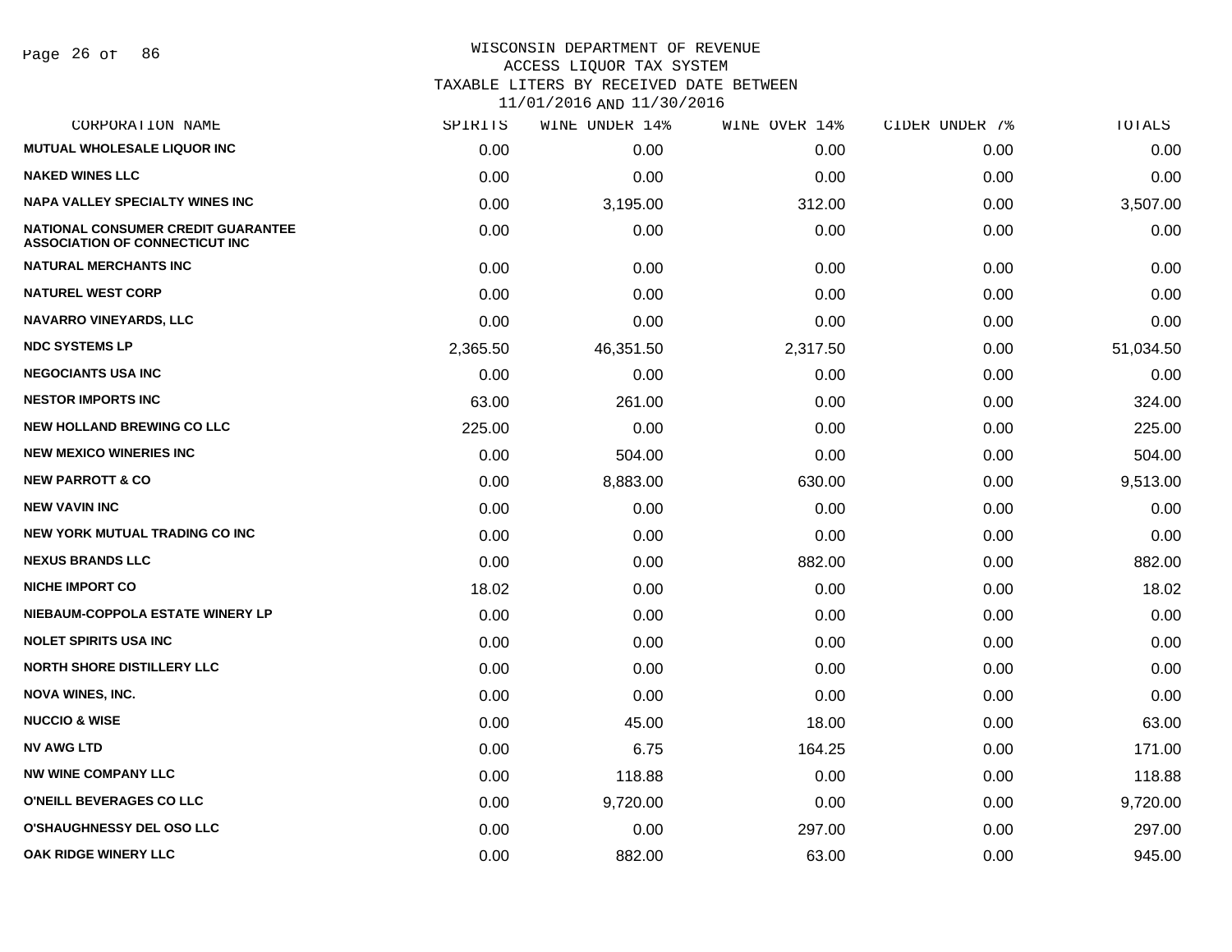WISCONSIN DEPARTMENT OF REVENUE
ACCESS LIQUOR TAX SYSTEM
TAXABLE LITERS BY RECEIVED DATE BETWEEN
11/01/2016 AND 11/30/2016

| CORPORATION NAME | SPIRITS | WINE UNDER 14% | WINE OVER 14% | CIDER UNDER 7% | TOTALS |
|---|---|---|---|---|---|
| MUTUAL WHOLESALE LIQUOR INC | 0.00 | 0.00 | 0.00 | 0.00 | 0.00 |
| NAKED WINES LLC | 0.00 | 0.00 | 0.00 | 0.00 | 0.00 |
| NAPA VALLEY SPECIALTY WINES INC | 0.00 | 3,195.00 | 312.00 | 0.00 | 3,507.00 |
| NATIONAL CONSUMER CREDIT GUARANTEE ASSOCIATION OF CONNECTICUT INC | 0.00 | 0.00 | 0.00 | 0.00 | 0.00 |
| NATURAL MERCHANTS INC | 0.00 | 0.00 | 0.00 | 0.00 | 0.00 |
| NATUREL WEST CORP | 0.00 | 0.00 | 0.00 | 0.00 | 0.00 |
| NAVARRO VINEYARDS, LLC | 0.00 | 0.00 | 0.00 | 0.00 | 0.00 |
| NDC SYSTEMS LP | 2,365.50 | 46,351.50 | 2,317.50 | 0.00 | 51,034.50 |
| NEGOCIANTS USA INC | 0.00 | 0.00 | 0.00 | 0.00 | 0.00 |
| NESTOR IMPORTS INC | 63.00 | 261.00 | 0.00 | 0.00 | 324.00 |
| NEW HOLLAND BREWING CO LLC | 225.00 | 0.00 | 0.00 | 0.00 | 225.00 |
| NEW MEXICO WINERIES INC | 0.00 | 504.00 | 0.00 | 0.00 | 504.00 |
| NEW PARROTT & CO | 0.00 | 8,883.00 | 630.00 | 0.00 | 9,513.00 |
| NEW VAVIN INC | 0.00 | 0.00 | 0.00 | 0.00 | 0.00 |
| NEW YORK MUTUAL TRADING CO INC | 0.00 | 0.00 | 0.00 | 0.00 | 0.00 |
| NEXUS BRANDS LLC | 0.00 | 0.00 | 882.00 | 0.00 | 882.00 |
| NICHE IMPORT CO | 18.02 | 0.00 | 0.00 | 0.00 | 18.02 |
| NIEBAUM-COPPOLA ESTATE WINERY LP | 0.00 | 0.00 | 0.00 | 0.00 | 0.00 |
| NOLET SPIRITS USA INC | 0.00 | 0.00 | 0.00 | 0.00 | 0.00 |
| NORTH SHORE DISTILLERY LLC | 0.00 | 0.00 | 0.00 | 0.00 | 0.00 |
| NOVA WINES, INC. | 0.00 | 0.00 | 0.00 | 0.00 | 0.00 |
| NUCCIO & WISE | 0.00 | 45.00 | 18.00 | 0.00 | 63.00 |
| NV AWG LTD | 0.00 | 6.75 | 164.25 | 0.00 | 171.00 |
| NW WINE COMPANY LLC | 0.00 | 118.88 | 0.00 | 0.00 | 118.88 |
| O'NEILL BEVERAGES CO LLC | 0.00 | 9,720.00 | 0.00 | 0.00 | 9,720.00 |
| O'SHAUGHNESSY DEL OSO LLC | 0.00 | 0.00 | 297.00 | 0.00 | 297.00 |
| OAK RIDGE WINERY LLC | 0.00 | 882.00 | 63.00 | 0.00 | 945.00 |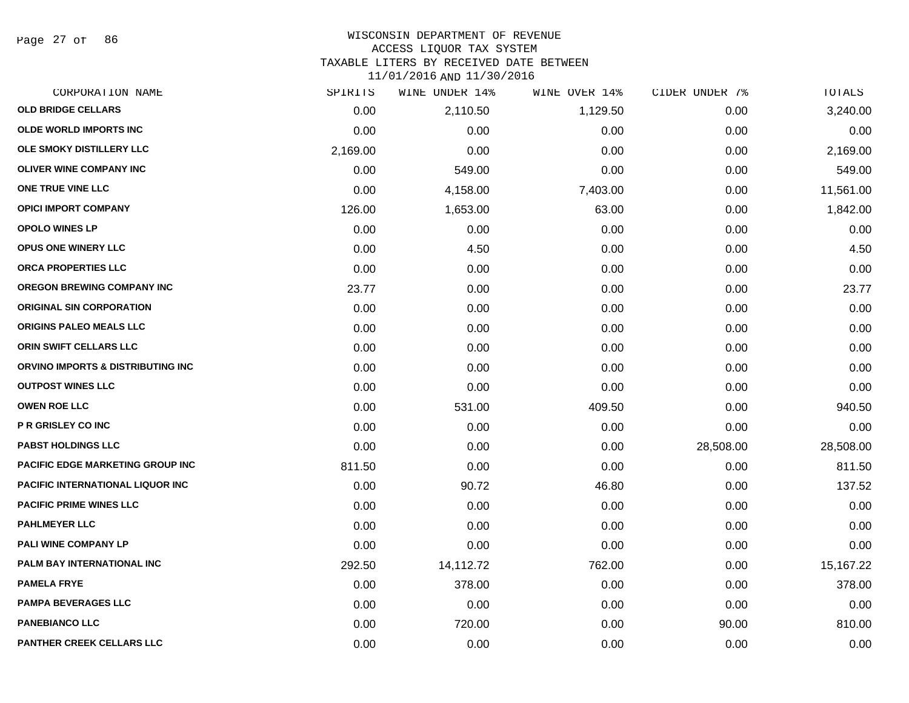WISCONSIN DEPARTMENT OF REVENUE
ACCESS LIQUOR TAX SYSTEM
TAXABLE LITERS BY RECEIVED DATE BETWEEN
11/01/2016 AND 11/30/2016

| CORPORATION NAME | SPIRITS | WINE UNDER 14% | WINE OVER 14% | CIDER UNDER 7% | TOTALS |
|---|---|---|---|---|---|
| OLD BRIDGE CELLARS | 0.00 | 2,110.50 | 1,129.50 | 0.00 | 3,240.00 |
| OLDE WORLD IMPORTS INC | 0.00 | 0.00 | 0.00 | 0.00 | 0.00 |
| OLE SMOKY DISTILLERY LLC | 2,169.00 | 0.00 | 0.00 | 0.00 | 2,169.00 |
| OLIVER WINE COMPANY INC | 0.00 | 549.00 | 0.00 | 0.00 | 549.00 |
| ONE TRUE VINE LLC | 0.00 | 4,158.00 | 7,403.00 | 0.00 | 11,561.00 |
| OPICI IMPORT COMPANY | 126.00 | 1,653.00 | 63.00 | 0.00 | 1,842.00 |
| OPOLO WINES LP | 0.00 | 0.00 | 0.00 | 0.00 | 0.00 |
| OPUS ONE WINERY LLC | 0.00 | 4.50 | 0.00 | 0.00 | 4.50 |
| ORCA PROPERTIES LLC | 0.00 | 0.00 | 0.00 | 0.00 | 0.00 |
| OREGON BREWING COMPANY INC | 23.77 | 0.00 | 0.00 | 0.00 | 23.77 |
| ORIGINAL SIN CORPORATION | 0.00 | 0.00 | 0.00 | 0.00 | 0.00 |
| ORIGINS PALEO MEALS LLC | 0.00 | 0.00 | 0.00 | 0.00 | 0.00 |
| ORIN SWIFT CELLARS LLC | 0.00 | 0.00 | 0.00 | 0.00 | 0.00 |
| ORVINO IMPORTS & DISTRIBUTING INC | 0.00 | 0.00 | 0.00 | 0.00 | 0.00 |
| OUTPOST WINES LLC | 0.00 | 0.00 | 0.00 | 0.00 | 0.00 |
| OWEN ROE LLC | 0.00 | 531.00 | 409.50 | 0.00 | 940.50 |
| P R GRISLEY CO INC | 0.00 | 0.00 | 0.00 | 0.00 | 0.00 |
| PABST HOLDINGS LLC | 0.00 | 0.00 | 0.00 | 28,508.00 | 28,508.00 |
| PACIFIC EDGE MARKETING GROUP INC | 811.50 | 0.00 | 0.00 | 0.00 | 811.50 |
| PACIFIC INTERNATIONAL LIQUOR INC | 0.00 | 90.72 | 46.80 | 0.00 | 137.52 |
| PACIFIC PRIME WINES LLC | 0.00 | 0.00 | 0.00 | 0.00 | 0.00 |
| PAHLMEYER LLC | 0.00 | 0.00 | 0.00 | 0.00 | 0.00 |
| PALI WINE COMPANY LP | 0.00 | 0.00 | 0.00 | 0.00 | 0.00 |
| PALM BAY INTERNATIONAL INC | 292.50 | 14,112.72 | 762.00 | 0.00 | 15,167.22 |
| PAMELA FRYE | 0.00 | 378.00 | 0.00 | 0.00 | 378.00 |
| PAMPA BEVERAGES LLC | 0.00 | 0.00 | 0.00 | 0.00 | 0.00 |
| PANEBIANCO LLC | 0.00 | 720.00 | 0.00 | 90.00 | 810.00 |
| PANTHER CREEK CELLARS LLC | 0.00 | 0.00 | 0.00 | 0.00 | 0.00 |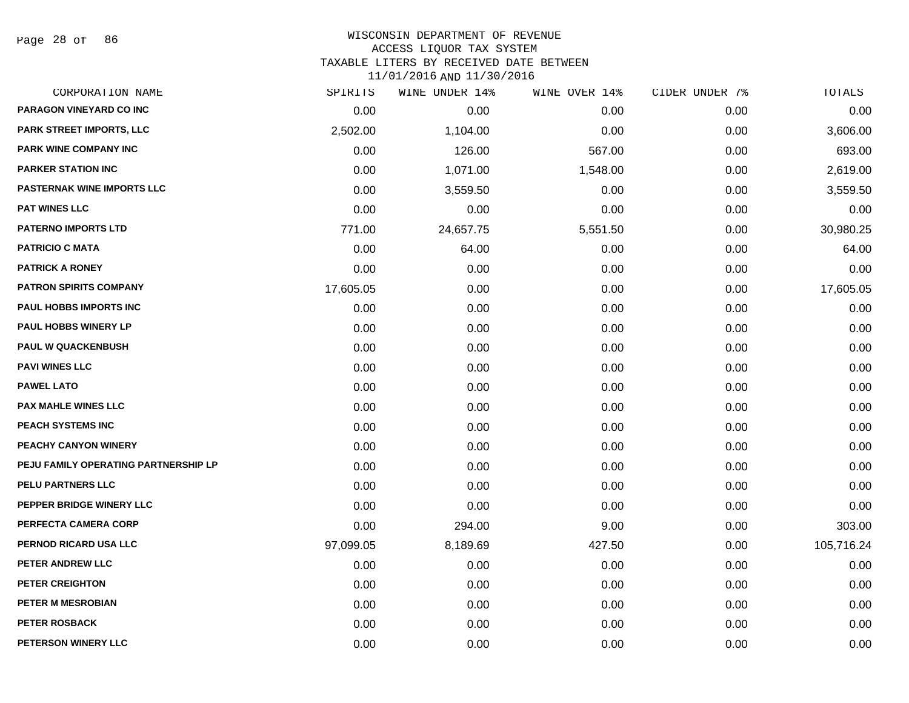# WISCONSIN DEPARTMENT OF REVENUE
## ACCESS LIQUOR TAX SYSTEM
### TAXABLE LITERS BY RECEIVED DATE BETWEEN 11/01/2016 AND 11/30/2016

| CORPORATION NAME | SPIRITS | WINE UNDER 14% | WINE OVER 14% | CIDER UNDER 7% | TOTALS |
|---|---|---|---|---|---|
| PARAGON VINEYARD CO INC | 0.00 | 0.00 | 0.00 | 0.00 | 0.00 |
| PARK STREET IMPORTS, LLC | 2,502.00 | 1,104.00 | 0.00 | 0.00 | 3,606.00 |
| PARK WINE COMPANY INC | 0.00 | 126.00 | 567.00 | 0.00 | 693.00 |
| PARKER STATION INC | 0.00 | 1,071.00 | 1,548.00 | 0.00 | 2,619.00 |
| PASTERNAK WINE IMPORTS LLC | 0.00 | 3,559.50 | 0.00 | 0.00 | 3,559.50 |
| PAT WINES LLC | 0.00 | 0.00 | 0.00 | 0.00 | 0.00 |
| PATERNO IMPORTS LTD | 771.00 | 24,657.75 | 5,551.50 | 0.00 | 30,980.25 |
| PATRICIO C MATA | 0.00 | 64.00 | 0.00 | 0.00 | 64.00 |
| PATRICK A RONEY | 0.00 | 0.00 | 0.00 | 0.00 | 0.00 |
| PATRON SPIRITS COMPANY | 17,605.05 | 0.00 | 0.00 | 0.00 | 17,605.05 |
| PAUL HOBBS IMPORTS INC | 0.00 | 0.00 | 0.00 | 0.00 | 0.00 |
| PAUL HOBBS WINERY LP | 0.00 | 0.00 | 0.00 | 0.00 | 0.00 |
| PAUL W QUACKENBUSH | 0.00 | 0.00 | 0.00 | 0.00 | 0.00 |
| PAVI WINES LLC | 0.00 | 0.00 | 0.00 | 0.00 | 0.00 |
| PAWEL LATO | 0.00 | 0.00 | 0.00 | 0.00 | 0.00 |
| PAX MAHLE WINES LLC | 0.00 | 0.00 | 0.00 | 0.00 | 0.00 |
| PEACH SYSTEMS INC | 0.00 | 0.00 | 0.00 | 0.00 | 0.00 |
| PEACHY CANYON WINERY | 0.00 | 0.00 | 0.00 | 0.00 | 0.00 |
| PEJU FAMILY OPERATING PARTNERSHIP LP | 0.00 | 0.00 | 0.00 | 0.00 | 0.00 |
| PELU PARTNERS LLC | 0.00 | 0.00 | 0.00 | 0.00 | 0.00 |
| PEPPER BRIDGE WINERY LLC | 0.00 | 0.00 | 0.00 | 0.00 | 0.00 |
| PERFECTA CAMERA CORP | 0.00 | 294.00 | 9.00 | 0.00 | 303.00 |
| PERNOD RICARD USA LLC | 97,099.05 | 8,189.69 | 427.50 | 0.00 | 105,716.24 |
| PETER ANDREW LLC | 0.00 | 0.00 | 0.00 | 0.00 | 0.00 |
| PETER CREIGHTON | 0.00 | 0.00 | 0.00 | 0.00 | 0.00 |
| PETER M MESROBIAN | 0.00 | 0.00 | 0.00 | 0.00 | 0.00 |
| PETER ROSBACK | 0.00 | 0.00 | 0.00 | 0.00 | 0.00 |
| PETERSON WINERY LLC | 0.00 | 0.00 | 0.00 | 0.00 | 0.00 |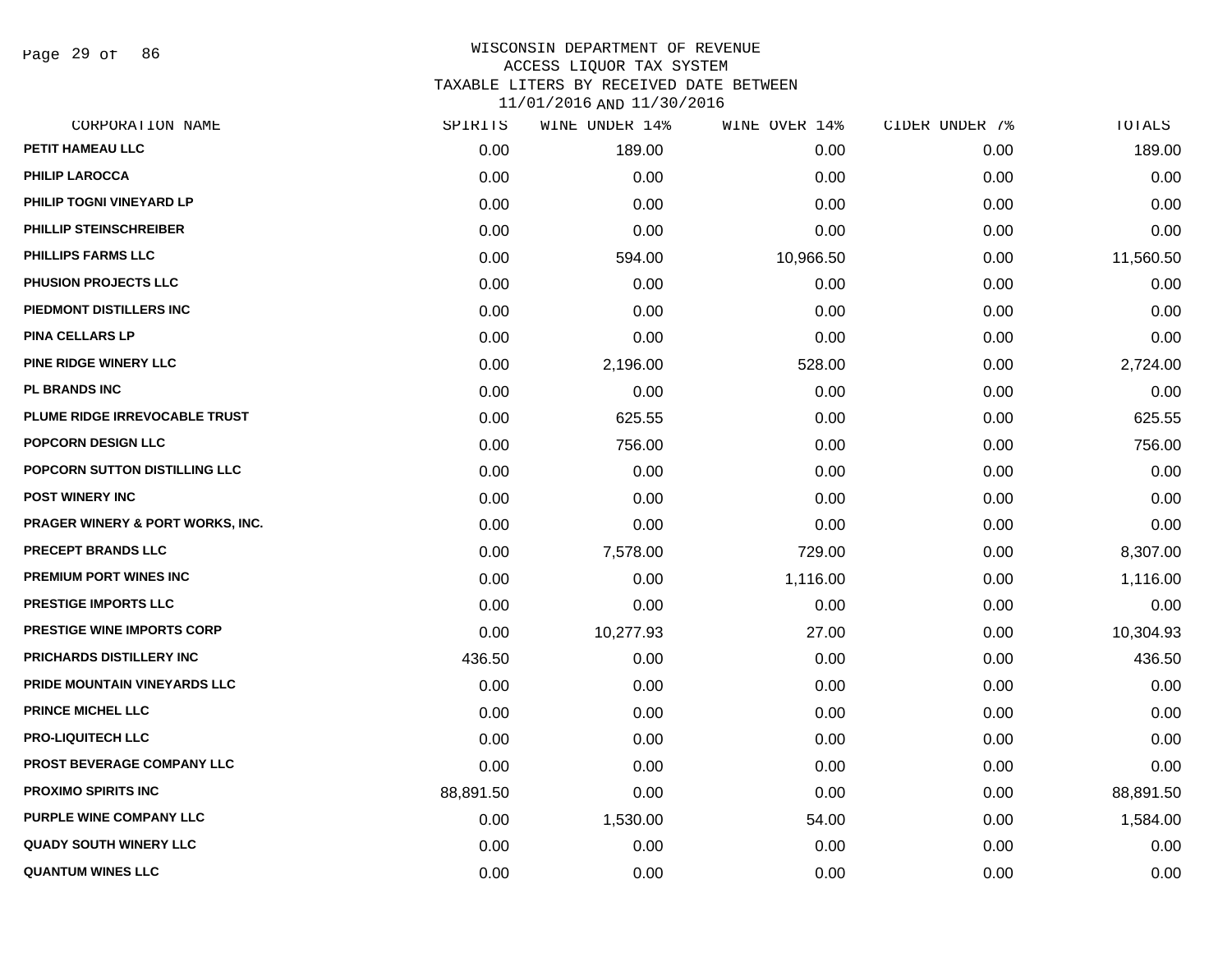# WISCONSIN DEPARTMENT OF REVENUE
## ACCESS LIQUOR TAX SYSTEM
## TAXABLE LITERS BY RECEIVED DATE BETWEEN 11/01/2016 AND 11/30/2016

| CORPORATION NAME | SPIRITS | WINE UNDER 14% | WINE OVER 14% | CIDER UNDER 7% | TOTALS |
|---|---|---|---|---|---|
| PETIT HAMEAU LLC | 0.00 | 189.00 | 0.00 | 0.00 | 189.00 |
| PHILIP LAROCCA | 0.00 | 0.00 | 0.00 | 0.00 | 0.00 |
| PHILIP TOGNI VINEYARD LP | 0.00 | 0.00 | 0.00 | 0.00 | 0.00 |
| PHILLIP STEINSCHREIBER | 0.00 | 0.00 | 0.00 | 0.00 | 0.00 |
| PHILLIPS FARMS LLC | 0.00 | 594.00 | 10,966.50 | 0.00 | 11,560.50 |
| PHUSION PROJECTS LLC | 0.00 | 0.00 | 0.00 | 0.00 | 0.00 |
| PIEDMONT DISTILLERS INC | 0.00 | 0.00 | 0.00 | 0.00 | 0.00 |
| PINA CELLARS LP | 0.00 | 0.00 | 0.00 | 0.00 | 0.00 |
| PINE RIDGE WINERY LLC | 0.00 | 2,196.00 | 528.00 | 0.00 | 2,724.00 |
| PL BRANDS INC | 0.00 | 0.00 | 0.00 | 0.00 | 0.00 |
| PLUME RIDGE IRREVOCABLE TRUST | 0.00 | 625.55 | 0.00 | 0.00 | 625.55 |
| POPCORN DESIGN LLC | 0.00 | 756.00 | 0.00 | 0.00 | 756.00 |
| POPCORN SUTTON DISTILLING LLC | 0.00 | 0.00 | 0.00 | 0.00 | 0.00 |
| POST WINERY INC | 0.00 | 0.00 | 0.00 | 0.00 | 0.00 |
| PRAGER WINERY & PORT WORKS, INC. | 0.00 | 0.00 | 0.00 | 0.00 | 0.00 |
| PRECEPT BRANDS LLC | 0.00 | 7,578.00 | 729.00 | 0.00 | 8,307.00 |
| PREMIUM PORT WINES INC | 0.00 | 0.00 | 1,116.00 | 0.00 | 1,116.00 |
| PRESTIGE IMPORTS LLC | 0.00 | 0.00 | 0.00 | 0.00 | 0.00 |
| PRESTIGE WINE IMPORTS CORP | 0.00 | 10,277.93 | 27.00 | 0.00 | 10,304.93 |
| PRICHARDS DISTILLERY INC | 436.50 | 0.00 | 0.00 | 0.00 | 436.50 |
| PRIDE MOUNTAIN VINEYARDS LLC | 0.00 | 0.00 | 0.00 | 0.00 | 0.00 |
| PRINCE MICHEL LLC | 0.00 | 0.00 | 0.00 | 0.00 | 0.00 |
| PRO-LIQUITECH LLC | 0.00 | 0.00 | 0.00 | 0.00 | 0.00 |
| PROST BEVERAGE COMPANY LLC | 0.00 | 0.00 | 0.00 | 0.00 | 0.00 |
| PROXIMO SPIRITS INC | 88,891.50 | 0.00 | 0.00 | 0.00 | 88,891.50 |
| PURPLE WINE COMPANY LLC | 0.00 | 1,530.00 | 54.00 | 0.00 | 1,584.00 |
| QUADY SOUTH WINERY LLC | 0.00 | 0.00 | 0.00 | 0.00 | 0.00 |
| QUANTUM WINES LLC | 0.00 | 0.00 | 0.00 | 0.00 | 0.00 |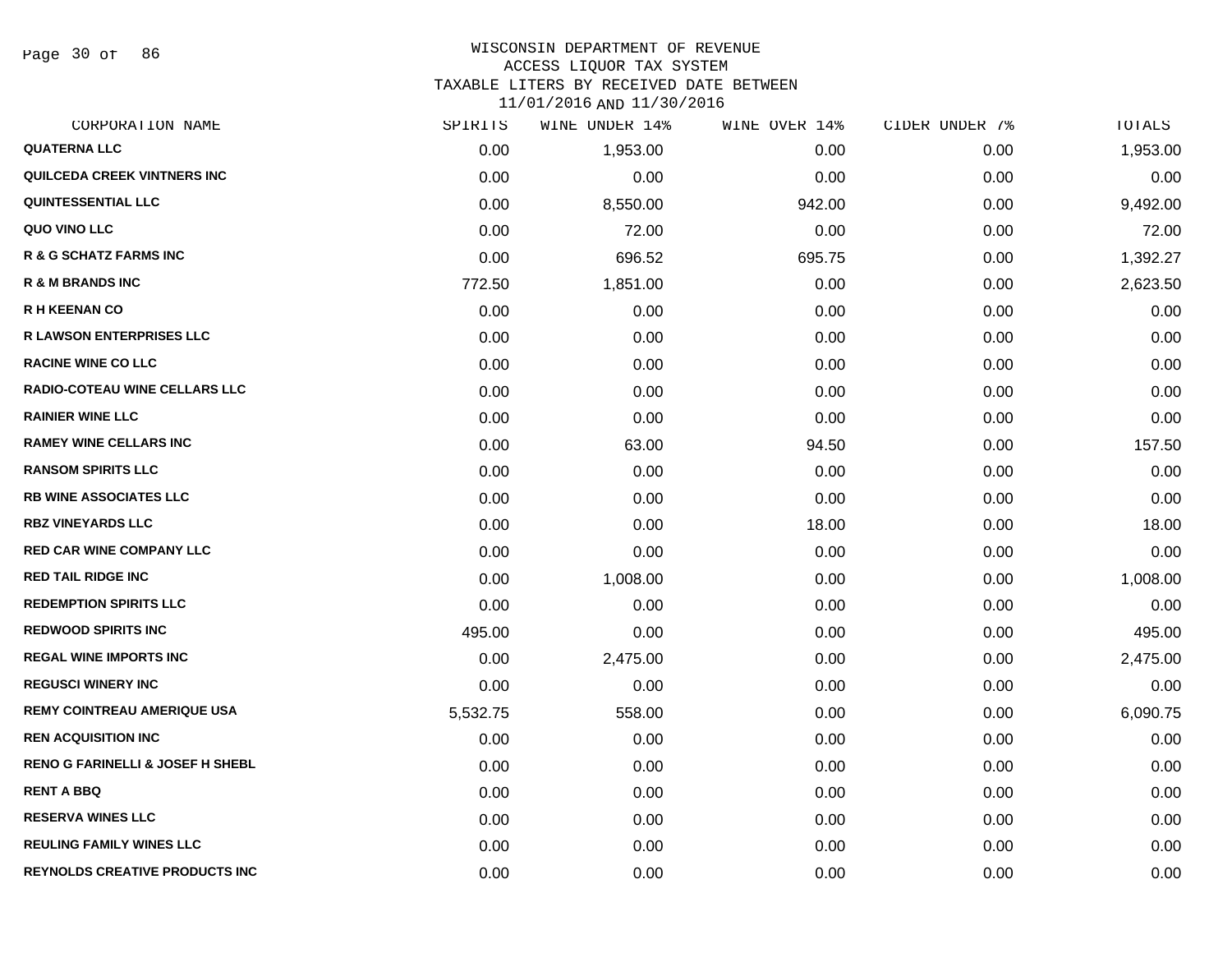WISCONSIN DEPARTMENT OF REVENUE
ACCESS LIQUOR TAX SYSTEM
TAXABLE LITERS BY RECEIVED DATE BETWEEN
11/01/2016 AND 11/30/2016

| CORPORATION NAME | SPIRITS | WINE UNDER 14% | WINE OVER 14% | CIDER UNDER 7% | TOTALS |
|---|---|---|---|---|---|
| QUATERNA LLC | 0.00 | 1,953.00 | 0.00 | 0.00 | 1,953.00 |
| QUILCEDA CREEK VINTNERS INC | 0.00 | 0.00 | 0.00 | 0.00 | 0.00 |
| QUINTESSENTIAL LLC | 0.00 | 8,550.00 | 942.00 | 0.00 | 9,492.00 |
| QUO VINO LLC | 0.00 | 72.00 | 0.00 | 0.00 | 72.00 |
| R & G SCHATZ FARMS INC | 0.00 | 696.52 | 695.75 | 0.00 | 1,392.27 |
| R & M BRANDS INC | 772.50 | 1,851.00 | 0.00 | 0.00 | 2,623.50 |
| R H KEENAN CO | 0.00 | 0.00 | 0.00 | 0.00 | 0.00 |
| R LAWSON ENTERPRISES LLC | 0.00 | 0.00 | 0.00 | 0.00 | 0.00 |
| RACINE WINE CO LLC | 0.00 | 0.00 | 0.00 | 0.00 | 0.00 |
| RADIO-COTEAU WINE CELLARS LLC | 0.00 | 0.00 | 0.00 | 0.00 | 0.00 |
| RAINIER WINE LLC | 0.00 | 0.00 | 0.00 | 0.00 | 0.00 |
| RAMEY WINE CELLARS INC | 0.00 | 63.00 | 94.50 | 0.00 | 157.50 |
| RANSOM SPIRITS LLC | 0.00 | 0.00 | 0.00 | 0.00 | 0.00 |
| RB WINE ASSOCIATES LLC | 0.00 | 0.00 | 0.00 | 0.00 | 0.00 |
| RBZ VINEYARDS LLC | 0.00 | 0.00 | 18.00 | 0.00 | 18.00 |
| RED CAR WINE COMPANY LLC | 0.00 | 0.00 | 0.00 | 0.00 | 0.00 |
| RED TAIL RIDGE INC | 0.00 | 1,008.00 | 0.00 | 0.00 | 1,008.00 |
| REDEMPTION SPIRITS LLC | 0.00 | 0.00 | 0.00 | 0.00 | 0.00 |
| REDWOOD SPIRITS INC | 495.00 | 0.00 | 0.00 | 0.00 | 495.00 |
| REGAL WINE IMPORTS INC | 0.00 | 2,475.00 | 0.00 | 0.00 | 2,475.00 |
| REGUSCI WINERY INC | 0.00 | 0.00 | 0.00 | 0.00 | 0.00 |
| REMY COINTREAU AMERIQUE USA | 5,532.75 | 558.00 | 0.00 | 0.00 | 6,090.75 |
| REN ACQUISITION INC | 0.00 | 0.00 | 0.00 | 0.00 | 0.00 |
| RENO G FARINELLI & JOSEF H SHEBL | 0.00 | 0.00 | 0.00 | 0.00 | 0.00 |
| RENT A BBQ | 0.00 | 0.00 | 0.00 | 0.00 | 0.00 |
| RESERVA WINES LLC | 0.00 | 0.00 | 0.00 | 0.00 | 0.00 |
| REULING FAMILY WINES LLC | 0.00 | 0.00 | 0.00 | 0.00 | 0.00 |
| REYNOLDS CREATIVE PRODUCTS INC | 0.00 | 0.00 | 0.00 | 0.00 | 0.00 |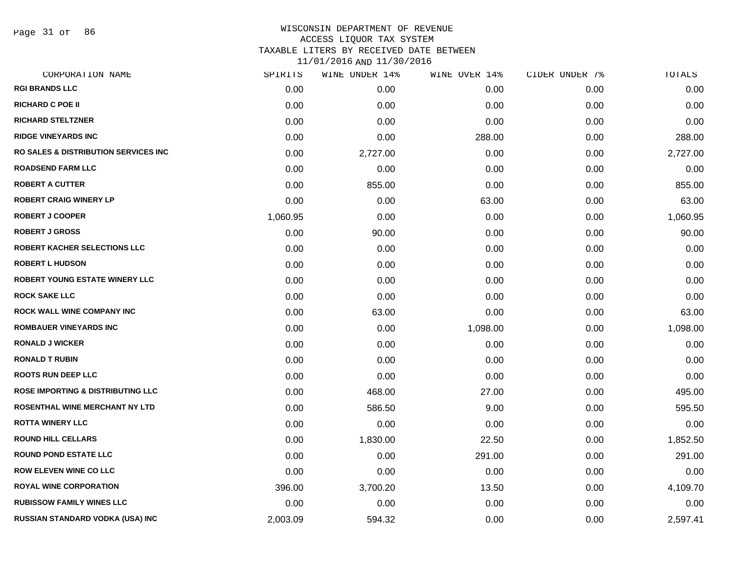WISCONSIN DEPARTMENT OF REVENUE
ACCESS LIQUOR TAX SYSTEM
TAXABLE LITERS BY RECEIVED DATE BETWEEN
11/01/2016 AND 11/30/2016

| CORPORATION NAME | SPIRITS | WINE UNDER 14% | WINE OVER 14% | CIDER UNDER 7% | TOTALS |
|---|---|---|---|---|---|
| RGI BRANDS LLC | 0.00 | 0.00 | 0.00 | 0.00 | 0.00 |
| RICHARD C POE II | 0.00 | 0.00 | 0.00 | 0.00 | 0.00 |
| RICHARD STELTZNER | 0.00 | 0.00 | 0.00 | 0.00 | 0.00 |
| RIDGE VINEYARDS INC | 0.00 | 0.00 | 288.00 | 0.00 | 288.00 |
| RO SALES & DISTRIBUTION SERVICES INC | 0.00 | 2,727.00 | 0.00 | 0.00 | 2,727.00 |
| ROADSEND FARM LLC | 0.00 | 0.00 | 0.00 | 0.00 | 0.00 |
| ROBERT A CUTTER | 0.00 | 855.00 | 0.00 | 0.00 | 855.00 |
| ROBERT CRAIG WINERY LP | 0.00 | 0.00 | 63.00 | 0.00 | 63.00 |
| ROBERT J COOPER | 1,060.95 | 0.00 | 0.00 | 0.00 | 1,060.95 |
| ROBERT J GROSS | 0.00 | 90.00 | 0.00 | 0.00 | 90.00 |
| ROBERT KACHER SELECTIONS LLC | 0.00 | 0.00 | 0.00 | 0.00 | 0.00 |
| ROBERT L HUDSON | 0.00 | 0.00 | 0.00 | 0.00 | 0.00 |
| ROBERT YOUNG ESTATE WINERY LLC | 0.00 | 0.00 | 0.00 | 0.00 | 0.00 |
| ROCK SAKE LLC | 0.00 | 0.00 | 0.00 | 0.00 | 0.00 |
| ROCK WALL WINE COMPANY INC | 0.00 | 63.00 | 0.00 | 0.00 | 63.00 |
| ROMBAUER VINEYARDS INC | 0.00 | 0.00 | 1,098.00 | 0.00 | 1,098.00 |
| RONALD J WICKER | 0.00 | 0.00 | 0.00 | 0.00 | 0.00 |
| RONALD T RUBIN | 0.00 | 0.00 | 0.00 | 0.00 | 0.00 |
| ROOTS RUN DEEP LLC | 0.00 | 0.00 | 0.00 | 0.00 | 0.00 |
| ROSE IMPORTING & DISTRIBUTING LLC | 0.00 | 468.00 | 27.00 | 0.00 | 495.00 |
| ROSENTHAL WINE MERCHANT NY LTD | 0.00 | 586.50 | 9.00 | 0.00 | 595.50 |
| ROTTA WINERY LLC | 0.00 | 0.00 | 0.00 | 0.00 | 0.00 |
| ROUND HILL CELLARS | 0.00 | 1,830.00 | 22.50 | 0.00 | 1,852.50 |
| ROUND POND ESTATE LLC | 0.00 | 0.00 | 291.00 | 0.00 | 291.00 |
| ROW ELEVEN WINE CO LLC | 0.00 | 0.00 | 0.00 | 0.00 | 0.00 |
| ROYAL WINE CORPORATION | 396.00 | 3,700.20 | 13.50 | 0.00 | 4,109.70 |
| RUBISSOW FAMILY WINES LLC | 0.00 | 0.00 | 0.00 | 0.00 | 0.00 |
| RUSSIAN STANDARD VODKA (USA) INC | 2,003.09 | 594.32 | 0.00 | 0.00 | 2,597.41 |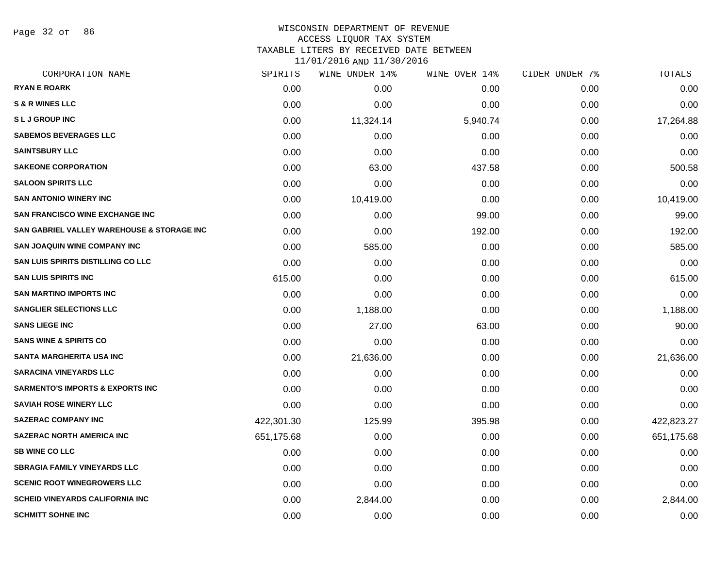# WISCONSIN DEPARTMENT OF REVENUE
## ACCESS LIQUOR TAX SYSTEM
## TAXABLE LITERS BY RECEIVED DATE BETWEEN 11/01/2016 AND 11/30/2016

| CORPORATION NAME | SPIRITS | WINE UNDER 14% | WINE OVER 14% | CIDER UNDER 7% | TOTALS |
|---|---|---|---|---|---|
| RYAN E ROARK | 0.00 | 0.00 | 0.00 | 0.00 | 0.00 |
| S & R WINES LLC | 0.00 | 0.00 | 0.00 | 0.00 | 0.00 |
| S L J GROUP INC | 0.00 | 11,324.14 | 5,940.74 | 0.00 | 17,264.88 |
| SABEMOS BEVERAGES LLC | 0.00 | 0.00 | 0.00 | 0.00 | 0.00 |
| SAINTSBURY LLC | 0.00 | 0.00 | 0.00 | 0.00 | 0.00 |
| SAKEONE CORPORATION | 0.00 | 63.00 | 437.58 | 0.00 | 500.58 |
| SALOON SPIRITS LLC | 0.00 | 0.00 | 0.00 | 0.00 | 0.00 |
| SAN ANTONIO WINERY INC | 0.00 | 10,419.00 | 0.00 | 0.00 | 10,419.00 |
| SAN FRANCISCO WINE EXCHANGE INC | 0.00 | 0.00 | 99.00 | 0.00 | 99.00 |
| SAN GABRIEL VALLEY WAREHOUSE & STORAGE INC | 0.00 | 0.00 | 192.00 | 0.00 | 192.00 |
| SAN JOAQUIN WINE COMPANY INC | 0.00 | 585.00 | 0.00 | 0.00 | 585.00 |
| SAN LUIS SPIRITS DISTILLING CO LLC | 0.00 | 0.00 | 0.00 | 0.00 | 0.00 |
| SAN LUIS SPIRITS INC | 615.00 | 0.00 | 0.00 | 0.00 | 615.00 |
| SAN MARTINO IMPORTS INC | 0.00 | 0.00 | 0.00 | 0.00 | 0.00 |
| SANGLIER SELECTIONS LLC | 0.00 | 1,188.00 | 0.00 | 0.00 | 1,188.00 |
| SANS LIEGE INC | 0.00 | 27.00 | 63.00 | 0.00 | 90.00 |
| SANS WINE & SPIRITS CO | 0.00 | 0.00 | 0.00 | 0.00 | 0.00 |
| SANTA MARGHERITA USA INC | 0.00 | 21,636.00 | 0.00 | 0.00 | 21,636.00 |
| SARACINA VINEYARDS LLC | 0.00 | 0.00 | 0.00 | 0.00 | 0.00 |
| SARMENTO'S IMPORTS & EXPORTS INC | 0.00 | 0.00 | 0.00 | 0.00 | 0.00 |
| SAVIAH ROSE WINERY LLC | 0.00 | 0.00 | 0.00 | 0.00 | 0.00 |
| SAZERAC COMPANY INC | 422,301.30 | 125.99 | 395.98 | 0.00 | 422,823.27 |
| SAZERAC NORTH AMERICA INC | 651,175.68 | 0.00 | 0.00 | 0.00 | 651,175.68 |
| SB WINE CO LLC | 0.00 | 0.00 | 0.00 | 0.00 | 0.00 |
| SBRAGIA FAMILY VINEYARDS LLC | 0.00 | 0.00 | 0.00 | 0.00 | 0.00 |
| SCENIC ROOT WINEGROWERS LLC | 0.00 | 0.00 | 0.00 | 0.00 | 0.00 |
| SCHEID VINEYARDS CALIFORNIA INC | 0.00 | 2,844.00 | 0.00 | 0.00 | 2,844.00 |
| SCHMITT SOHNE INC | 0.00 | 0.00 | 0.00 | 0.00 | 0.00 |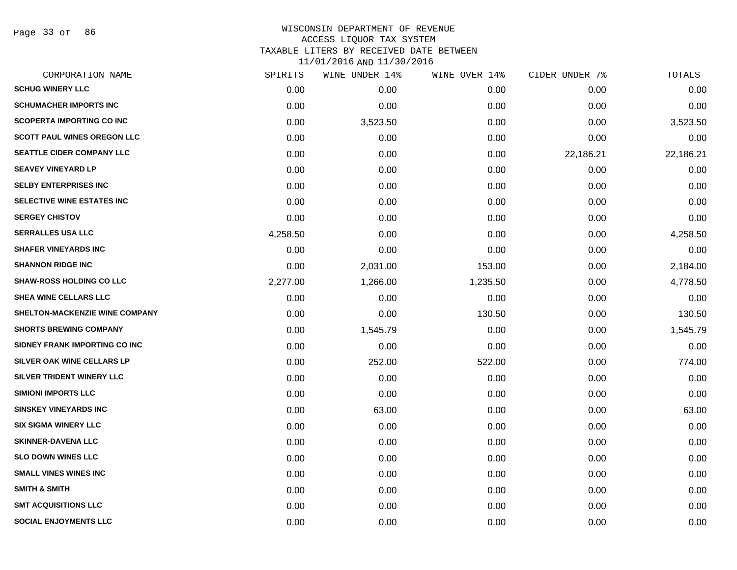WISCONSIN DEPARTMENT OF REVENUE
ACCESS LIQUOR TAX SYSTEM
TAXABLE LITERS BY RECEIVED DATE BETWEEN
11/01/2016 AND 11/30/2016

| CORPORATION NAME | SPIRITS | WINE UNDER 14% | WINE OVER 14% | CIDER UNDER 7% | TOTALS |
|---|---|---|---|---|---|
| SCHUG WINERY LLC | 0.00 | 0.00 | 0.00 | 0.00 | 0.00 |
| SCHUMACHER IMPORTS INC | 0.00 | 0.00 | 0.00 | 0.00 | 0.00 |
| SCOPERTA IMPORTING CO INC | 0.00 | 3,523.50 | 0.00 | 0.00 | 3,523.50 |
| SCOTT PAUL WINES OREGON LLC | 0.00 | 0.00 | 0.00 | 0.00 | 0.00 |
| SEATTLE CIDER COMPANY LLC | 0.00 | 0.00 | 0.00 | 22,186.21 | 22,186.21 |
| SEAVEY VINEYARD LP | 0.00 | 0.00 | 0.00 | 0.00 | 0.00 |
| SELBY ENTERPRISES INC | 0.00 | 0.00 | 0.00 | 0.00 | 0.00 |
| SELECTIVE WINE ESTATES INC | 0.00 | 0.00 | 0.00 | 0.00 | 0.00 |
| SERGEY CHISTOV | 0.00 | 0.00 | 0.00 | 0.00 | 0.00 |
| SERRALLES USA LLC | 4,258.50 | 0.00 | 0.00 | 0.00 | 4,258.50 |
| SHAFER VINEYARDS INC | 0.00 | 0.00 | 0.00 | 0.00 | 0.00 |
| SHANNON RIDGE INC | 0.00 | 2,031.00 | 153.00 | 0.00 | 2,184.00 |
| SHAW-ROSS HOLDING CO LLC | 2,277.00 | 1,266.00 | 1,235.50 | 0.00 | 4,778.50 |
| SHEA WINE CELLARS LLC | 0.00 | 0.00 | 0.00 | 0.00 | 0.00 |
| SHELTON-MACKENZIE WINE COMPANY | 0.00 | 0.00 | 130.50 | 0.00 | 130.50 |
| SHORTS BREWING COMPANY | 0.00 | 1,545.79 | 0.00 | 0.00 | 1,545.79 |
| SIDNEY FRANK IMPORTING CO INC | 0.00 | 0.00 | 0.00 | 0.00 | 0.00 |
| SILVER OAK WINE CELLARS LP | 0.00 | 252.00 | 522.00 | 0.00 | 774.00 |
| SILVER TRIDENT WINERY LLC | 0.00 | 0.00 | 0.00 | 0.00 | 0.00 |
| SIMIONI IMPORTS LLC | 0.00 | 0.00 | 0.00 | 0.00 | 0.00 |
| SINSKEY VINEYARDS INC | 0.00 | 63.00 | 0.00 | 0.00 | 63.00 |
| SIX SIGMA WINERY LLC | 0.00 | 0.00 | 0.00 | 0.00 | 0.00 |
| SKINNER-DAVENA LLC | 0.00 | 0.00 | 0.00 | 0.00 | 0.00 |
| SLO DOWN WINES LLC | 0.00 | 0.00 | 0.00 | 0.00 | 0.00 |
| SMALL VINES WINES INC | 0.00 | 0.00 | 0.00 | 0.00 | 0.00 |
| SMITH & SMITH | 0.00 | 0.00 | 0.00 | 0.00 | 0.00 |
| SMT ACQUISITIONS LLC | 0.00 | 0.00 | 0.00 | 0.00 | 0.00 |
| SOCIAL ENJOYMENTS LLC | 0.00 | 0.00 | 0.00 | 0.00 | 0.00 |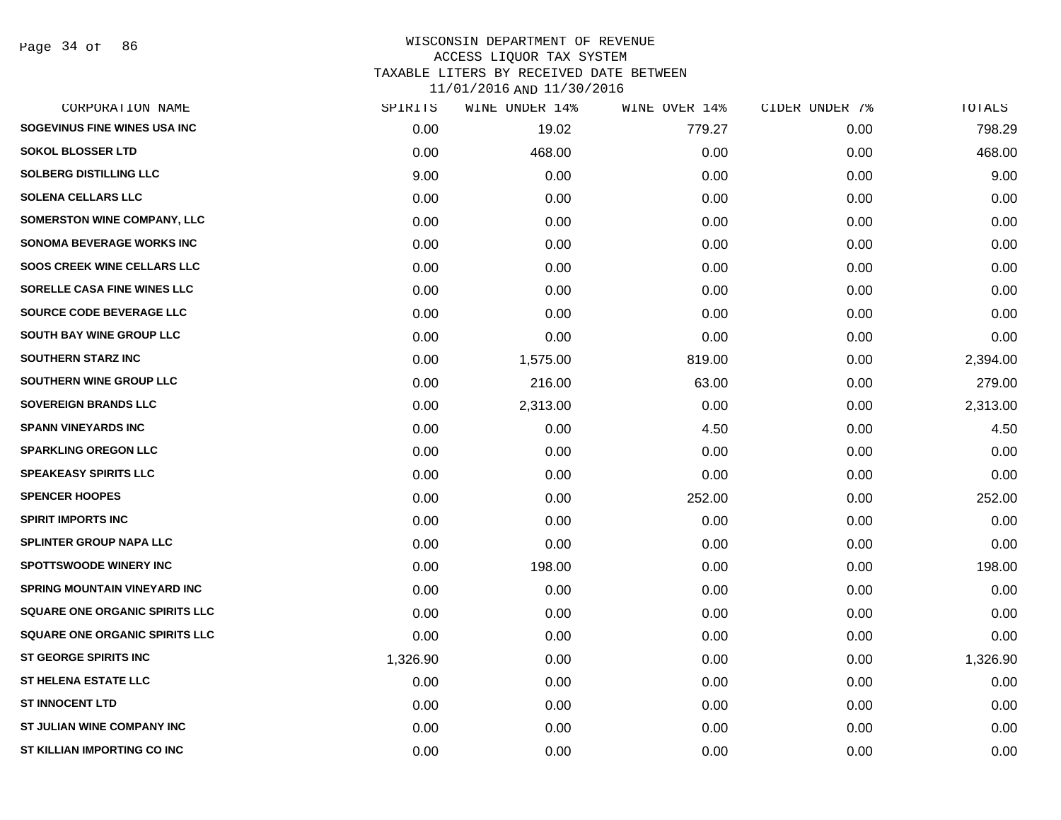# WISCONSIN DEPARTMENT OF REVENUE
## ACCESS LIQUOR TAX SYSTEM
## TAXABLE LITERS BY RECEIVED DATE BETWEEN 11/01/2016 AND 11/30/2016

| CORPORATION NAME | SPIRITS | WINE UNDER 14% | WINE OVER 14% | CIDER UNDER 7% | TOTALS |
|---|---|---|---|---|---|
| SOGEVINUS FINE WINES USA INC | 0.00 | 19.02 | 779.27 | 0.00 | 798.29 |
| SOKOL BLOSSER LTD | 0.00 | 468.00 | 0.00 | 0.00 | 468.00 |
| SOLBERG DISTILLING LLC | 9.00 | 0.00 | 0.00 | 0.00 | 9.00 |
| SOLENA CELLARS LLC | 0.00 | 0.00 | 0.00 | 0.00 | 0.00 |
| SOMERSTON WINE COMPANY, LLC | 0.00 | 0.00 | 0.00 | 0.00 | 0.00 |
| SONOMA BEVERAGE WORKS INC | 0.00 | 0.00 | 0.00 | 0.00 | 0.00 |
| SOOS CREEK WINE CELLARS LLC | 0.00 | 0.00 | 0.00 | 0.00 | 0.00 |
| SORELLE CASA FINE WINES LLC | 0.00 | 0.00 | 0.00 | 0.00 | 0.00 |
| SOURCE CODE BEVERAGE LLC | 0.00 | 0.00 | 0.00 | 0.00 | 0.00 |
| SOUTH BAY WINE GROUP LLC | 0.00 | 0.00 | 0.00 | 0.00 | 0.00 |
| SOUTHERN STARZ INC | 0.00 | 1,575.00 | 819.00 | 0.00 | 2,394.00 |
| SOUTHERN WINE GROUP LLC | 0.00 | 216.00 | 63.00 | 0.00 | 279.00 |
| SOVEREIGN BRANDS LLC | 0.00 | 2,313.00 | 0.00 | 0.00 | 2,313.00 |
| SPANN VINEYARDS INC | 0.00 | 0.00 | 4.50 | 0.00 | 4.50 |
| SPARKLING OREGON LLC | 0.00 | 0.00 | 0.00 | 0.00 | 0.00 |
| SPEAKEASY SPIRITS LLC | 0.00 | 0.00 | 0.00 | 0.00 | 0.00 |
| SPENCER HOOPES | 0.00 | 0.00 | 252.00 | 0.00 | 252.00 |
| SPIRIT IMPORTS INC | 0.00 | 0.00 | 0.00 | 0.00 | 0.00 |
| SPLINTER GROUP NAPA LLC | 0.00 | 0.00 | 0.00 | 0.00 | 0.00 |
| SPOTTSWOODE WINERY INC | 0.00 | 198.00 | 0.00 | 0.00 | 198.00 |
| SPRING MOUNTAIN VINEYARD INC | 0.00 | 0.00 | 0.00 | 0.00 | 0.00 |
| SQUARE ONE ORGANIC SPIRITS LLC | 0.00 | 0.00 | 0.00 | 0.00 | 0.00 |
| SQUARE ONE ORGANIC SPIRITS LLC | 0.00 | 0.00 | 0.00 | 0.00 | 0.00 |
| ST GEORGE SPIRITS INC | 1,326.90 | 0.00 | 0.00 | 0.00 | 1,326.90 |
| ST HELENA ESTATE LLC | 0.00 | 0.00 | 0.00 | 0.00 | 0.00 |
| ST INNOCENT LTD | 0.00 | 0.00 | 0.00 | 0.00 | 0.00 |
| ST JULIAN WINE COMPANY INC | 0.00 | 0.00 | 0.00 | 0.00 | 0.00 |
| ST KILLIAN IMPORTING CO INC | 0.00 | 0.00 | 0.00 | 0.00 | 0.00 |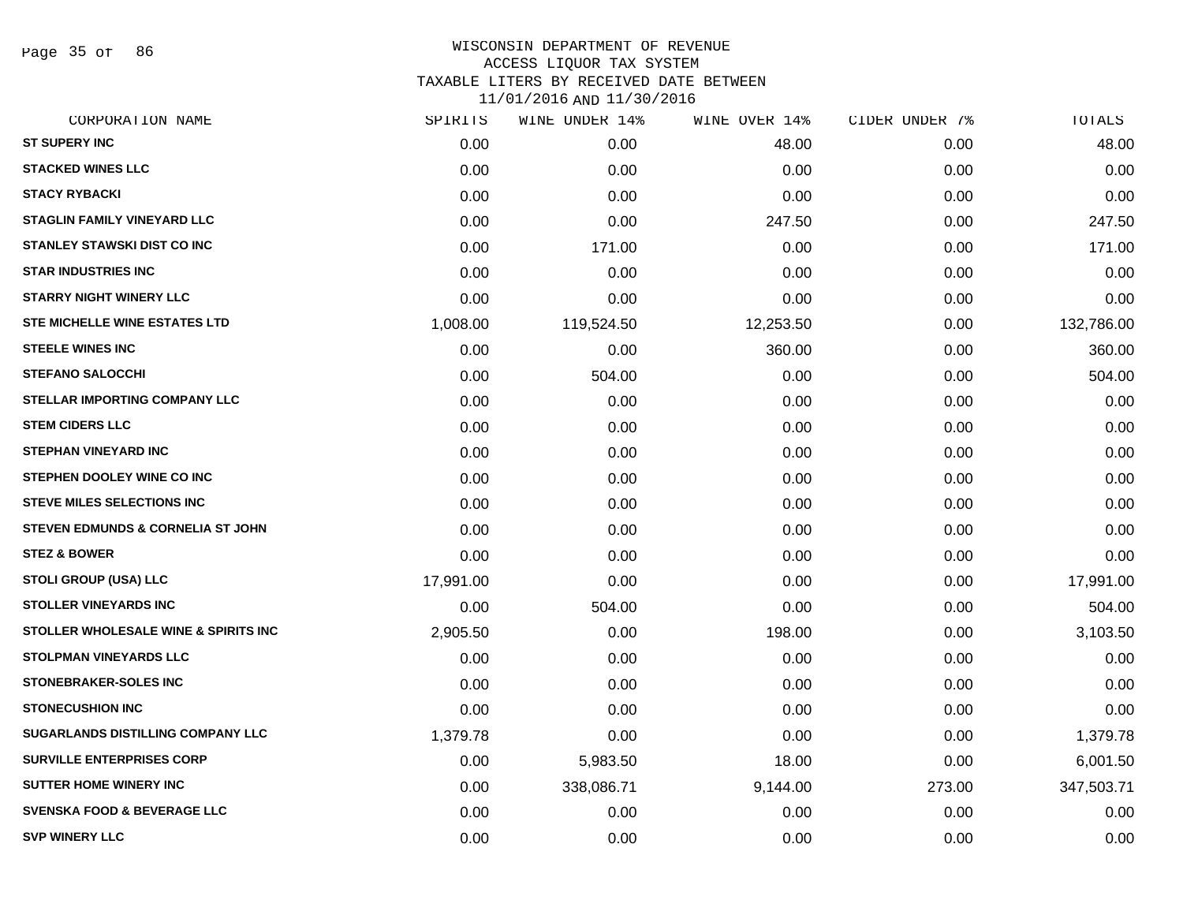WISCONSIN DEPARTMENT OF REVENUE
ACCESS LIQUOR TAX SYSTEM
TAXABLE LITERS BY RECEIVED DATE BETWEEN
11/01/2016 AND 11/30/2016

| CORPORATION NAME | SPIRITS | WINE UNDER 14% | WINE OVER 14% | CIDER UNDER 7% | TOTALS |
|---|---|---|---|---|---|
| ST SUPERY INC | 0.00 | 0.00 | 48.00 | 0.00 | 48.00 |
| STACKED WINES LLC | 0.00 | 0.00 | 0.00 | 0.00 | 0.00 |
| STACY RYBACKI | 0.00 | 0.00 | 0.00 | 0.00 | 0.00 |
| STAGLIN FAMILY VINEYARD LLC | 0.00 | 0.00 | 247.50 | 0.00 | 247.50 |
| STANLEY STAWSKI DIST CO INC | 0.00 | 171.00 | 0.00 | 0.00 | 171.00 |
| STAR INDUSTRIES INC | 0.00 | 0.00 | 0.00 | 0.00 | 0.00 |
| STARRY NIGHT WINERY LLC | 0.00 | 0.00 | 0.00 | 0.00 | 0.00 |
| STE MICHELLE WINE ESTATES LTD | 1,008.00 | 119,524.50 | 12,253.50 | 0.00 | 132,786.00 |
| STEELE WINES INC | 0.00 | 0.00 | 360.00 | 0.00 | 360.00 |
| STEFANO SALOCCHI | 0.00 | 504.00 | 0.00 | 0.00 | 504.00 |
| STELLAR IMPORTING COMPANY LLC | 0.00 | 0.00 | 0.00 | 0.00 | 0.00 |
| STEM CIDERS LLC | 0.00 | 0.00 | 0.00 | 0.00 | 0.00 |
| STEPHAN VINEYARD INC | 0.00 | 0.00 | 0.00 | 0.00 | 0.00 |
| STEPHEN DOOLEY WINE CO INC | 0.00 | 0.00 | 0.00 | 0.00 | 0.00 |
| STEVE MILES SELECTIONS INC | 0.00 | 0.00 | 0.00 | 0.00 | 0.00 |
| STEVEN EDMUNDS & CORNELIA ST JOHN | 0.00 | 0.00 | 0.00 | 0.00 | 0.00 |
| STEZ & BOWER | 0.00 | 0.00 | 0.00 | 0.00 | 0.00 |
| STOLI GROUP (USA) LLC | 17,991.00 | 0.00 | 0.00 | 0.00 | 17,991.00 |
| STOLLER VINEYARDS INC | 0.00 | 504.00 | 0.00 | 0.00 | 504.00 |
| STOLLER WHOLESALE WINE & SPIRITS INC | 2,905.50 | 0.00 | 198.00 | 0.00 | 3,103.50 |
| STOLPMAN VINEYARDS LLC | 0.00 | 0.00 | 0.00 | 0.00 | 0.00 |
| STONEBRAKER-SOLES INC | 0.00 | 0.00 | 0.00 | 0.00 | 0.00 |
| STONECUSHION INC | 0.00 | 0.00 | 0.00 | 0.00 | 0.00 |
| SUGARLANDS DISTILLING COMPANY LLC | 1,379.78 | 0.00 | 0.00 | 0.00 | 1,379.78 |
| SURVILLE ENTERPRISES CORP | 0.00 | 5,983.50 | 18.00 | 0.00 | 6,001.50 |
| SUTTER HOME WINERY INC | 0.00 | 338,086.71 | 9,144.00 | 273.00 | 347,503.71 |
| SVENSKA FOOD & BEVERAGE LLC | 0.00 | 0.00 | 0.00 | 0.00 | 0.00 |
| SVP WINERY LLC | 0.00 | 0.00 | 0.00 | 0.00 | 0.00 |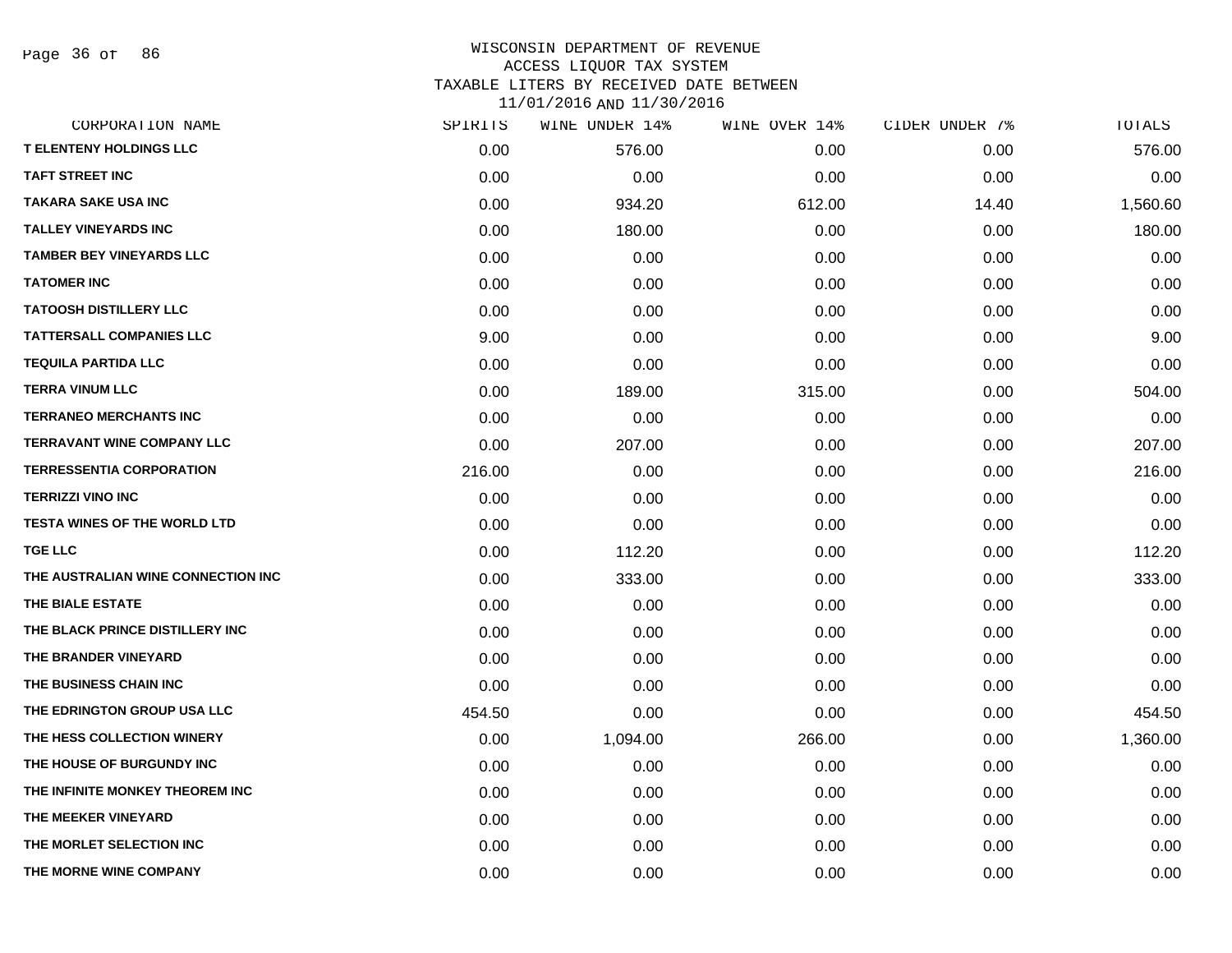WISCONSIN DEPARTMENT OF REVENUE
ACCESS LIQUOR TAX SYSTEM
TAXABLE LITERS BY RECEIVED DATE BETWEEN
11/01/2016 AND 11/30/2016

| CORPORATION NAME | SPIRITS | WINE UNDER 14% | WINE OVER 14% | CIDER UNDER 7% | TOTALS |
|---|---|---|---|---|---|
| T ELENTENY HOLDINGS LLC | 0.00 | 576.00 | 0.00 | 0.00 | 576.00 |
| TAFT STREET INC | 0.00 | 0.00 | 0.00 | 0.00 | 0.00 |
| TAKARA SAKE USA INC | 0.00 | 934.20 | 612.00 | 14.40 | 1,560.60 |
| TALLEY VINEYARDS INC | 0.00 | 180.00 | 0.00 | 0.00 | 180.00 |
| TAMBER BEY VINEYARDS LLC | 0.00 | 0.00 | 0.00 | 0.00 | 0.00 |
| TATOMER INC | 0.00 | 0.00 | 0.00 | 0.00 | 0.00 |
| TATOOSH DISTILLERY LLC | 0.00 | 0.00 | 0.00 | 0.00 | 0.00 |
| TATTERSALL COMPANIES LLC | 9.00 | 0.00 | 0.00 | 0.00 | 9.00 |
| TEQUILA PARTIDA LLC | 0.00 | 0.00 | 0.00 | 0.00 | 0.00 |
| TERRA VINUM LLC | 0.00 | 189.00 | 315.00 | 0.00 | 504.00 |
| TERRANEO MERCHANTS INC | 0.00 | 0.00 | 0.00 | 0.00 | 0.00 |
| TERRAVANT WINE COMPANY LLC | 0.00 | 207.00 | 0.00 | 0.00 | 207.00 |
| TERRESSENTIA CORPORATION | 216.00 | 0.00 | 0.00 | 0.00 | 216.00 |
| TERRIZZI VINO INC | 0.00 | 0.00 | 0.00 | 0.00 | 0.00 |
| TESTA WINES OF THE WORLD LTD | 0.00 | 0.00 | 0.00 | 0.00 | 0.00 |
| TGE LLC | 0.00 | 112.20 | 0.00 | 0.00 | 112.20 |
| THE AUSTRALIAN WINE CONNECTION INC | 0.00 | 333.00 | 0.00 | 0.00 | 333.00 |
| THE BIALE ESTATE | 0.00 | 0.00 | 0.00 | 0.00 | 0.00 |
| THE BLACK PRINCE DISTILLERY INC | 0.00 | 0.00 | 0.00 | 0.00 | 0.00 |
| THE BRANDER VINEYARD | 0.00 | 0.00 | 0.00 | 0.00 | 0.00 |
| THE BUSINESS CHAIN INC | 0.00 | 0.00 | 0.00 | 0.00 | 0.00 |
| THE EDRINGTON GROUP USA LLC | 454.50 | 0.00 | 0.00 | 0.00 | 454.50 |
| THE HESS COLLECTION WINERY | 0.00 | 1,094.00 | 266.00 | 0.00 | 1,360.00 |
| THE HOUSE OF BURGUNDY INC | 0.00 | 0.00 | 0.00 | 0.00 | 0.00 |
| THE INFINITE MONKEY THEOREM INC | 0.00 | 0.00 | 0.00 | 0.00 | 0.00 |
| THE MEEKER VINEYARD | 0.00 | 0.00 | 0.00 | 0.00 | 0.00 |
| THE MORLET SELECTION INC | 0.00 | 0.00 | 0.00 | 0.00 | 0.00 |
| THE MORNE WINE COMPANY | 0.00 | 0.00 | 0.00 | 0.00 | 0.00 |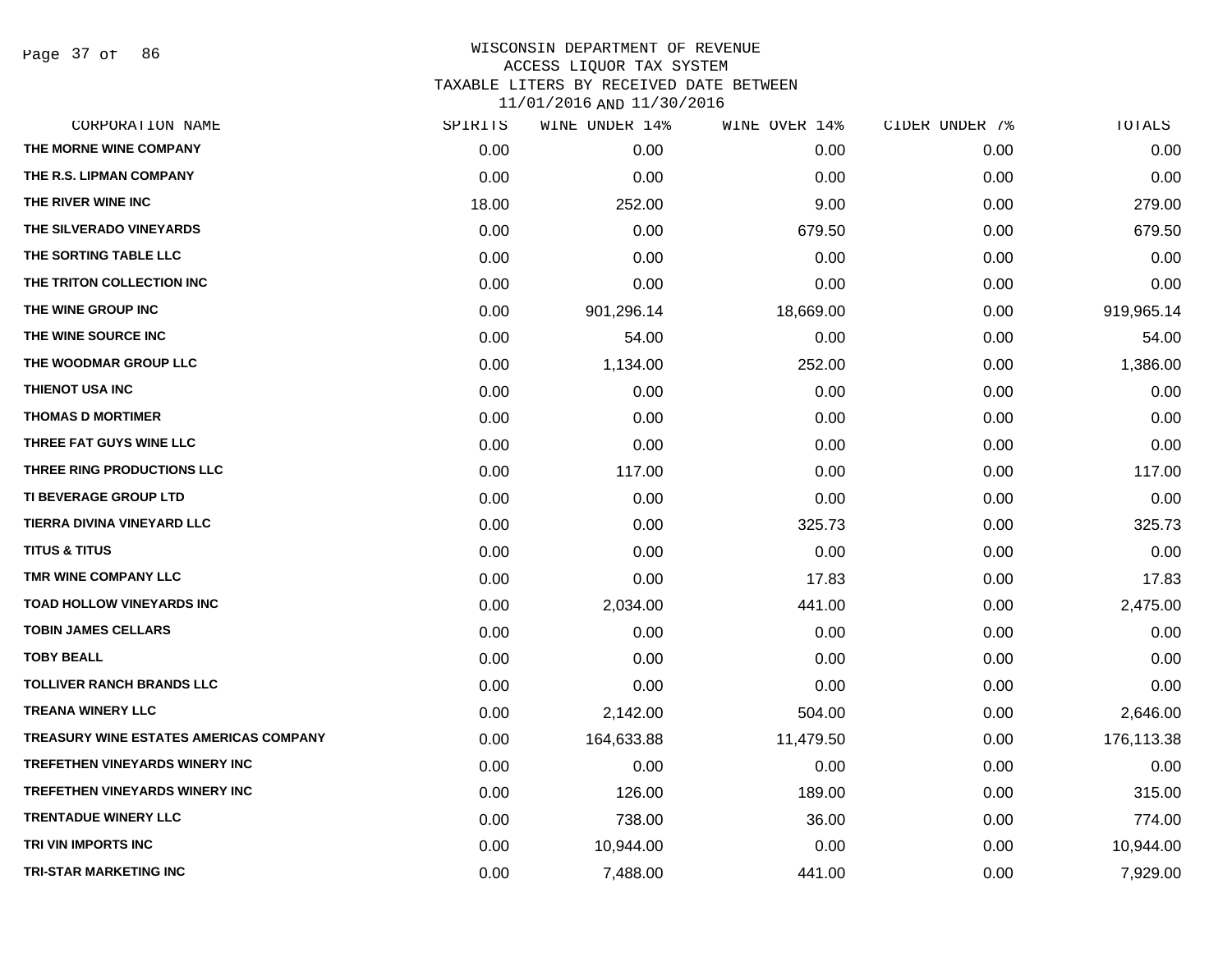WISCONSIN DEPARTMENT OF REVENUE
ACCESS LIQUOR TAX SYSTEM
TAXABLE LITERS BY RECEIVED DATE BETWEEN
11/01/2016 AND 11/30/2016

| CORPORATION NAME | SPIRITS | WINE UNDER 14% | WINE OVER 14% | CIDER UNDER 7% | TOTALS |
|---|---|---|---|---|---|
| THE MORNE WINE COMPANY | 0.00 | 0.00 | 0.00 | 0.00 | 0.00 |
| THE R.S. LIPMAN COMPANY | 0.00 | 0.00 | 0.00 | 0.00 | 0.00 |
| THE RIVER WINE INC | 18.00 | 252.00 | 9.00 | 0.00 | 279.00 |
| THE SILVERADO VINEYARDS | 0.00 | 0.00 | 679.50 | 0.00 | 679.50 |
| THE SORTING TABLE LLC | 0.00 | 0.00 | 0.00 | 0.00 | 0.00 |
| THE TRITON COLLECTION INC | 0.00 | 0.00 | 0.00 | 0.00 | 0.00 |
| THE WINE GROUP INC | 0.00 | 901,296.14 | 18,669.00 | 0.00 | 919,965.14 |
| THE WINE SOURCE INC | 0.00 | 54.00 | 0.00 | 0.00 | 54.00 |
| THE WOODMAR GROUP LLC | 0.00 | 1,134.00 | 252.00 | 0.00 | 1,386.00 |
| THIENOT USA INC | 0.00 | 0.00 | 0.00 | 0.00 | 0.00 |
| THOMAS D MORTIMER | 0.00 | 0.00 | 0.00 | 0.00 | 0.00 |
| THREE FAT GUYS WINE LLC | 0.00 | 0.00 | 0.00 | 0.00 | 0.00 |
| THREE RING PRODUCTIONS LLC | 0.00 | 117.00 | 0.00 | 0.00 | 117.00 |
| TI BEVERAGE GROUP LTD | 0.00 | 0.00 | 0.00 | 0.00 | 0.00 |
| TIERRA DIVINA VINEYARD LLC | 0.00 | 0.00 | 325.73 | 0.00 | 325.73 |
| TITUS & TITUS | 0.00 | 0.00 | 0.00 | 0.00 | 0.00 |
| TMR WINE COMPANY LLC | 0.00 | 0.00 | 17.83 | 0.00 | 17.83 |
| TOAD HOLLOW VINEYARDS INC | 0.00 | 2,034.00 | 441.00 | 0.00 | 2,475.00 |
| TOBIN JAMES CELLARS | 0.00 | 0.00 | 0.00 | 0.00 | 0.00 |
| TOBY BEALL | 0.00 | 0.00 | 0.00 | 0.00 | 0.00 |
| TOLLIVER RANCH BRANDS LLC | 0.00 | 0.00 | 0.00 | 0.00 | 0.00 |
| TREANA WINERY LLC | 0.00 | 2,142.00 | 504.00 | 0.00 | 2,646.00 |
| TREASURY WINE ESTATES AMERICAS COMPANY | 0.00 | 164,633.88 | 11,479.50 | 0.00 | 176,113.38 |
| TREFETHEN VINEYARDS WINERY INC | 0.00 | 0.00 | 0.00 | 0.00 | 0.00 |
| TREFETHEN VINEYARDS WINERY INC | 0.00 | 126.00 | 189.00 | 0.00 | 315.00 |
| TRENTADUE WINERY LLC | 0.00 | 738.00 | 36.00 | 0.00 | 774.00 |
| TRI VIN IMPORTS INC | 0.00 | 10,944.00 | 0.00 | 0.00 | 10,944.00 |
| TRI-STAR MARKETING INC | 0.00 | 7,488.00 | 441.00 | 0.00 | 7,929.00 |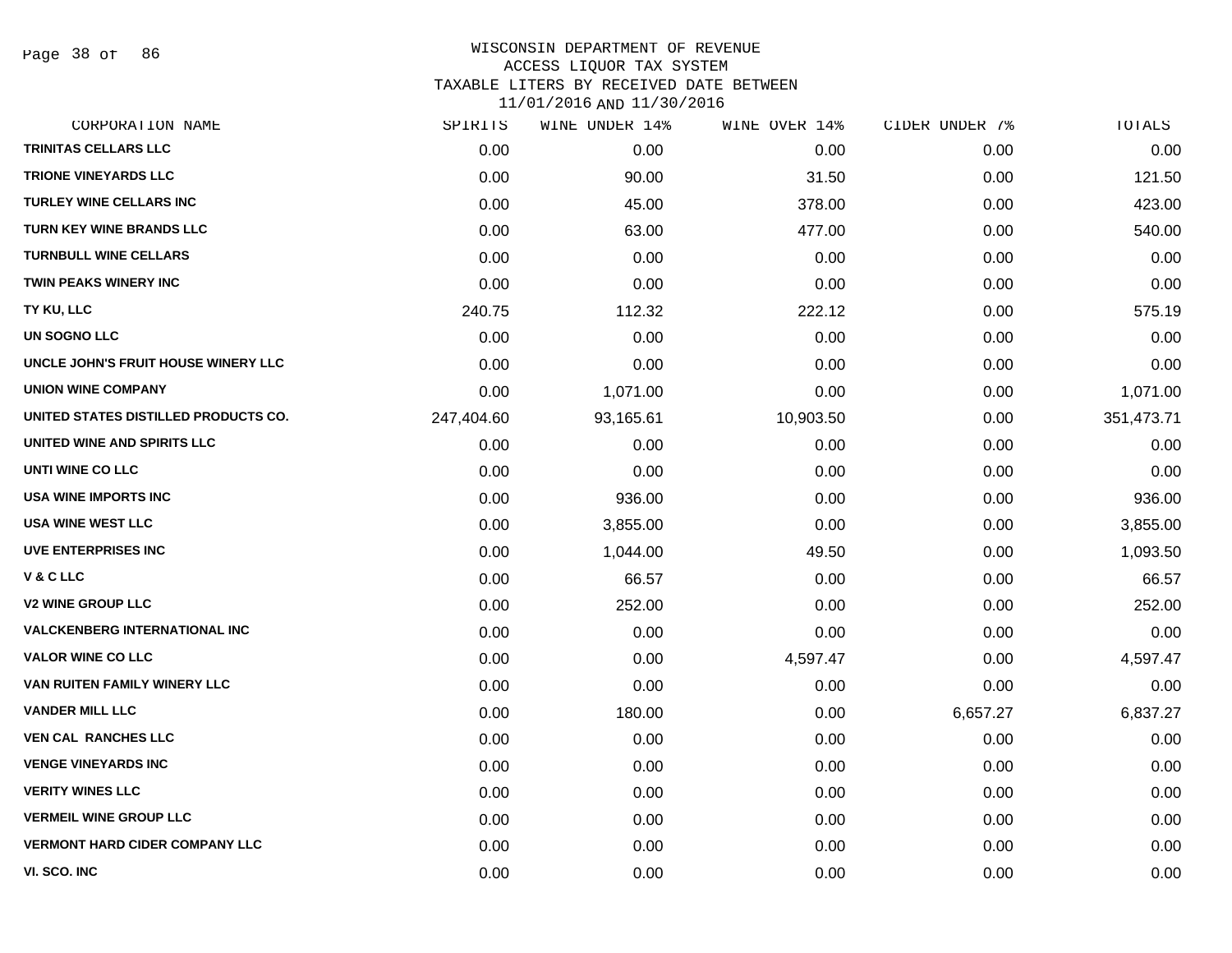WISCONSIN DEPARTMENT OF REVENUE
ACCESS LIQUOR TAX SYSTEM
TAXABLE LITERS BY RECEIVED DATE BETWEEN
11/01/2016 AND 11/30/2016

| CORPORATION NAME | SPIRITS | WINE UNDER 14% | WINE OVER 14% | CIDER UNDER 7% | TOTALS |
|---|---|---|---|---|---|
| TRINITAS CELLARS LLC | 0.00 | 0.00 | 0.00 | 0.00 | 0.00 |
| TRIONE VINEYARDS LLC | 0.00 | 90.00 | 31.50 | 0.00 | 121.50 |
| TURLEY WINE CELLARS INC | 0.00 | 45.00 | 378.00 | 0.00 | 423.00 |
| TURN KEY WINE BRANDS LLC | 0.00 | 63.00 | 477.00 | 0.00 | 540.00 |
| TURNBULL WINE CELLARS | 0.00 | 0.00 | 0.00 | 0.00 | 0.00 |
| TWIN PEAKS WINERY INC | 0.00 | 0.00 | 0.00 | 0.00 | 0.00 |
| TY KU, LLC | 240.75 | 112.32 | 222.12 | 0.00 | 575.19 |
| UN SOGNO LLC | 0.00 | 0.00 | 0.00 | 0.00 | 0.00 |
| UNCLE JOHN'S FRUIT HOUSE WINERY LLC | 0.00 | 0.00 | 0.00 | 0.00 | 0.00 |
| UNION WINE COMPANY | 0.00 | 1,071.00 | 0.00 | 0.00 | 1,071.00 |
| UNITED STATES DISTILLED PRODUCTS CO. | 247,404.60 | 93,165.61 | 10,903.50 | 0.00 | 351,473.71 |
| UNITED WINE AND SPIRITS LLC | 0.00 | 0.00 | 0.00 | 0.00 | 0.00 |
| UNTI WINE CO LLC | 0.00 | 0.00 | 0.00 | 0.00 | 0.00 |
| USA WINE IMPORTS INC | 0.00 | 936.00 | 0.00 | 0.00 | 936.00 |
| USA WINE WEST LLC | 0.00 | 3,855.00 | 0.00 | 0.00 | 3,855.00 |
| UVE ENTERPRISES INC | 0.00 | 1,044.00 | 49.50 | 0.00 | 1,093.50 |
| V & C LLC | 0.00 | 66.57 | 0.00 | 0.00 | 66.57 |
| V2 WINE GROUP LLC | 0.00 | 252.00 | 0.00 | 0.00 | 252.00 |
| VALCKENBERG INTERNATIONAL INC | 0.00 | 0.00 | 0.00 | 0.00 | 0.00 |
| VALOR WINE CO LLC | 0.00 | 0.00 | 4,597.47 | 0.00 | 4,597.47 |
| VAN RUITEN FAMILY WINERY LLC | 0.00 | 0.00 | 0.00 | 0.00 | 0.00 |
| VANDER MILL LLC | 0.00 | 180.00 | 0.00 | 6,657.27 | 6,837.27 |
| VEN CAL RANCHES LLC | 0.00 | 0.00 | 0.00 | 0.00 | 0.00 |
| VENGE VINEYARDS INC | 0.00 | 0.00 | 0.00 | 0.00 | 0.00 |
| VERITY WINES LLC | 0.00 | 0.00 | 0.00 | 0.00 | 0.00 |
| VERMEIL WINE GROUP LLC | 0.00 | 0.00 | 0.00 | 0.00 | 0.00 |
| VERMONT HARD CIDER COMPANY LLC | 0.00 | 0.00 | 0.00 | 0.00 | 0.00 |
| VI. SCO. INC | 0.00 | 0.00 | 0.00 | 0.00 | 0.00 |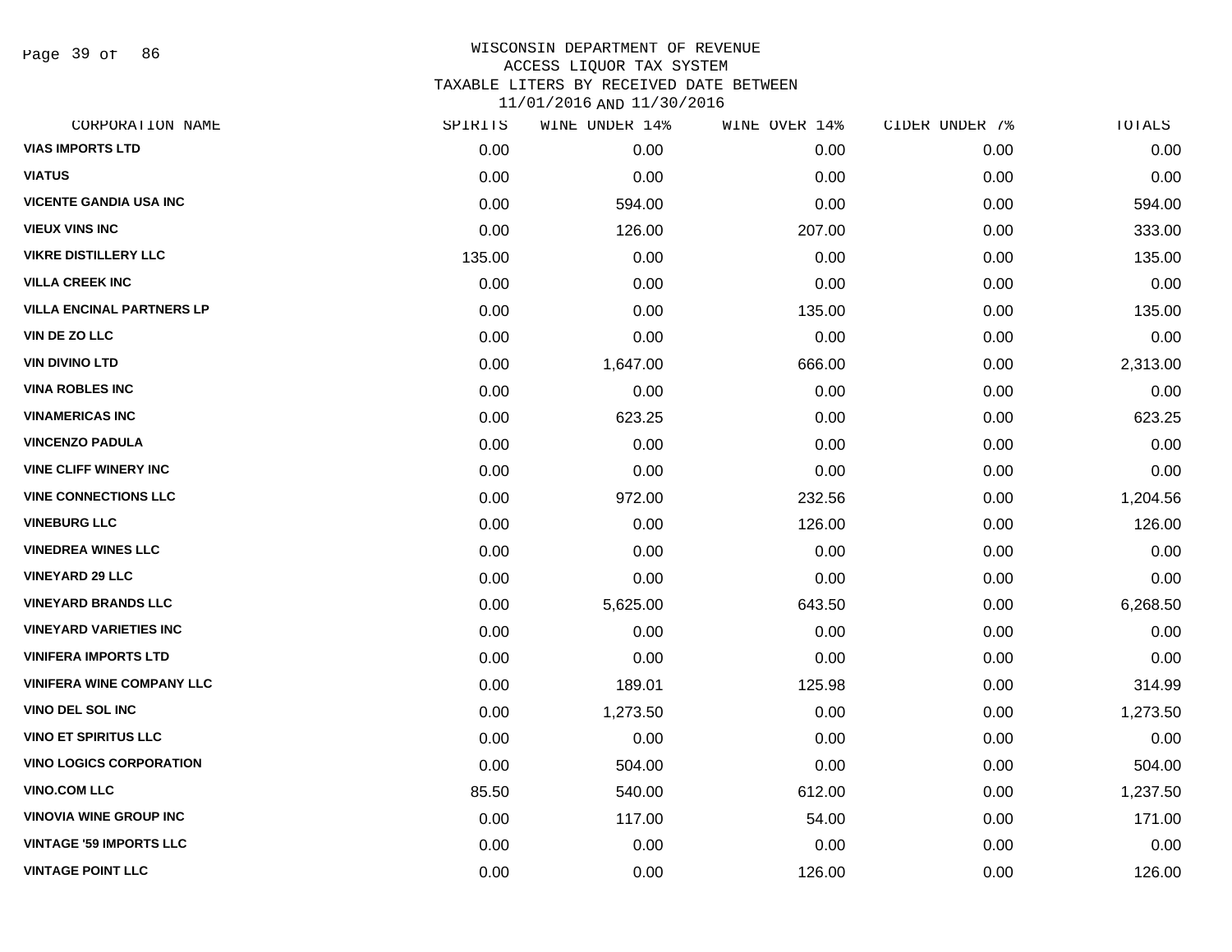WISCONSIN DEPARTMENT OF REVENUE
ACCESS LIQUOR TAX SYSTEM
TAXABLE LITERS BY RECEIVED DATE BETWEEN
11/01/2016 AND 11/30/2016

| CORPORATION NAME | SPIRITS | WINE UNDER 14% | WINE OVER 14% | CIDER UNDER 7% | TOTALS |
|---|---|---|---|---|---|
| VIAS IMPORTS LTD | 0.00 | 0.00 | 0.00 | 0.00 | 0.00 |
| VIATUS | 0.00 | 0.00 | 0.00 | 0.00 | 0.00 |
| VICENTE GANDIA USA INC | 0.00 | 594.00 | 0.00 | 0.00 | 594.00 |
| VIEUX VINS INC | 0.00 | 126.00 | 207.00 | 0.00 | 333.00 |
| VIKRE DISTILLERY LLC | 135.00 | 0.00 | 0.00 | 0.00 | 135.00 |
| VILLA CREEK INC | 0.00 | 0.00 | 0.00 | 0.00 | 0.00 |
| VILLA ENCINAL PARTNERS LP | 0.00 | 0.00 | 135.00 | 0.00 | 135.00 |
| VIN DE ZO LLC | 0.00 | 0.00 | 0.00 | 0.00 | 0.00 |
| VIN DIVINO LTD | 0.00 | 1,647.00 | 666.00 | 0.00 | 2,313.00 |
| VINA ROBLES INC | 0.00 | 0.00 | 0.00 | 0.00 | 0.00 |
| VINAMERICAS INC | 0.00 | 623.25 | 0.00 | 0.00 | 623.25 |
| VINCENZO PADULA | 0.00 | 0.00 | 0.00 | 0.00 | 0.00 |
| VINE CLIFF WINERY INC | 0.00 | 0.00 | 0.00 | 0.00 | 0.00 |
| VINE CONNECTIONS LLC | 0.00 | 972.00 | 232.56 | 0.00 | 1,204.56 |
| VINEBURG LLC | 0.00 | 0.00 | 126.00 | 0.00 | 126.00 |
| VINEDREA WINES LLC | 0.00 | 0.00 | 0.00 | 0.00 | 0.00 |
| VINEYARD 29 LLC | 0.00 | 0.00 | 0.00 | 0.00 | 0.00 |
| VINEYARD BRANDS LLC | 0.00 | 5,625.00 | 643.50 | 0.00 | 6,268.50 |
| VINEYARD VARIETIES INC | 0.00 | 0.00 | 0.00 | 0.00 | 0.00 |
| VINIFERA IMPORTS LTD | 0.00 | 0.00 | 0.00 | 0.00 | 0.00 |
| VINIFERA WINE COMPANY LLC | 0.00 | 189.01 | 125.98 | 0.00 | 314.99 |
| VINO DEL SOL INC | 0.00 | 1,273.50 | 0.00 | 0.00 | 1,273.50 |
| VINO ET SPIRITUS LLC | 0.00 | 0.00 | 0.00 | 0.00 | 0.00 |
| VINO LOGICS CORPORATION | 0.00 | 504.00 | 0.00 | 0.00 | 504.00 |
| VINO.COM LLC | 85.50 | 540.00 | 612.00 | 0.00 | 1,237.50 |
| VINOVIA WINE GROUP INC | 0.00 | 117.00 | 54.00 | 0.00 | 171.00 |
| VINTAGE '59 IMPORTS LLC | 0.00 | 0.00 | 0.00 | 0.00 | 0.00 |
| VINTAGE POINT LLC | 0.00 | 0.00 | 126.00 | 0.00 | 126.00 |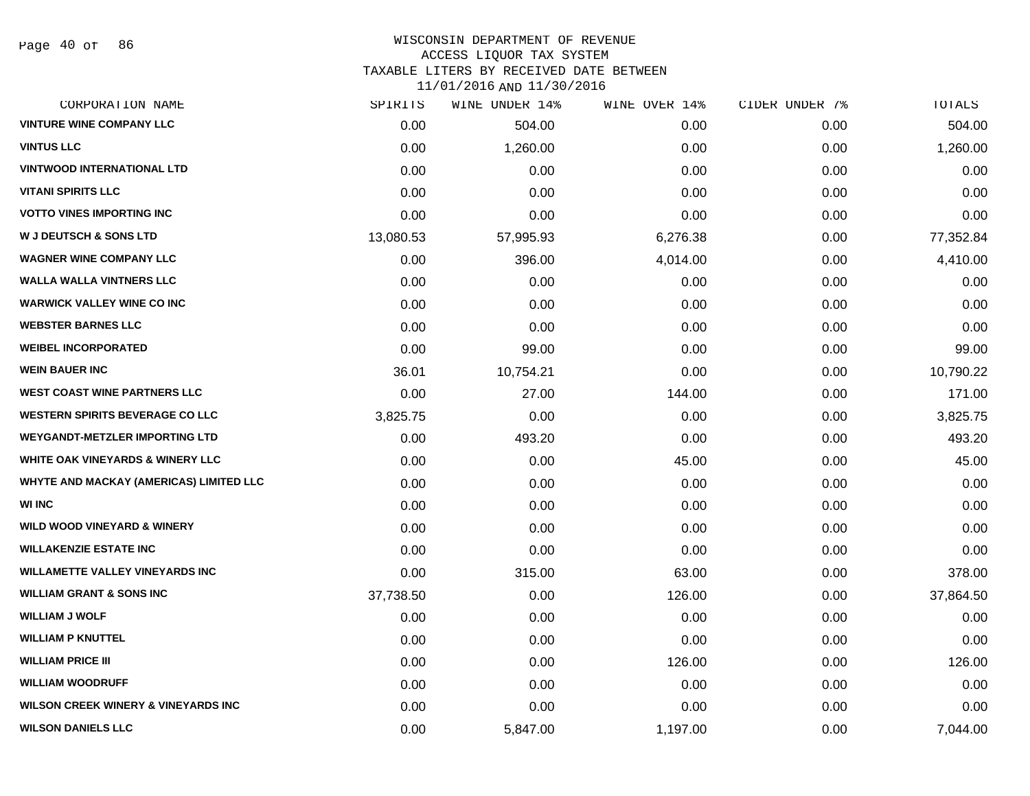WISCONSIN DEPARTMENT OF REVENUE
ACCESS LIQUOR TAX SYSTEM
TAXABLE LITERS BY RECEIVED DATE BETWEEN
11/01/2016 AND 11/30/2016

| CORPORATION NAME | SPIRITS | WINE UNDER 14% | WINE OVER 14% | CIDER UNDER 7% | TOTALS |
|---|---|---|---|---|---|
| VINTURE WINE COMPANY LLC | 0.00 | 504.00 | 0.00 | 0.00 | 504.00 |
| VINTUS LLC | 0.00 | 1,260.00 | 0.00 | 0.00 | 1,260.00 |
| VINTWOOD INTERNATIONAL LTD | 0.00 | 0.00 | 0.00 | 0.00 | 0.00 |
| VITANI SPIRITS LLC | 0.00 | 0.00 | 0.00 | 0.00 | 0.00 |
| VOTTO VINES IMPORTING INC | 0.00 | 0.00 | 0.00 | 0.00 | 0.00 |
| W J DEUTSCH & SONS LTD | 13,080.53 | 57,995.93 | 6,276.38 | 0.00 | 77,352.84 |
| WAGNER WINE COMPANY LLC | 0.00 | 396.00 | 4,014.00 | 0.00 | 4,410.00 |
| WALLA WALLA VINTNERS LLC | 0.00 | 0.00 | 0.00 | 0.00 | 0.00 |
| WARWICK VALLEY WINE CO INC | 0.00 | 0.00 | 0.00 | 0.00 | 0.00 |
| WEBSTER BARNES LLC | 0.00 | 0.00 | 0.00 | 0.00 | 0.00 |
| WEIBEL INCORPORATED | 0.00 | 99.00 | 0.00 | 0.00 | 99.00 |
| WEIN BAUER INC | 36.01 | 10,754.21 | 0.00 | 0.00 | 10,790.22 |
| WEST COAST WINE PARTNERS LLC | 0.00 | 27.00 | 144.00 | 0.00 | 171.00 |
| WESTERN SPIRITS BEVERAGE CO LLC | 3,825.75 | 0.00 | 0.00 | 0.00 | 3,825.75 |
| WEYGANDT-METZLER IMPORTING LTD | 0.00 | 493.20 | 0.00 | 0.00 | 493.20 |
| WHITE OAK VINEYARDS & WINERY LLC | 0.00 | 0.00 | 45.00 | 0.00 | 45.00 |
| WHYTE AND MACKAY (AMERICAS) LIMITED LLC | 0.00 | 0.00 | 0.00 | 0.00 | 0.00 |
| WI INC | 0.00 | 0.00 | 0.00 | 0.00 | 0.00 |
| WILD WOOD VINEYARD & WINERY | 0.00 | 0.00 | 0.00 | 0.00 | 0.00 |
| WILLAKENZIE ESTATE INC | 0.00 | 0.00 | 0.00 | 0.00 | 0.00 |
| WILLAMETTE VALLEY VINEYARDS INC | 0.00 | 315.00 | 63.00 | 0.00 | 378.00 |
| WILLIAM GRANT & SONS INC | 37,738.50 | 0.00 | 126.00 | 0.00 | 37,864.50 |
| WILLIAM J WOLF | 0.00 | 0.00 | 0.00 | 0.00 | 0.00 |
| WILLIAM P KNUTTEL | 0.00 | 0.00 | 0.00 | 0.00 | 0.00 |
| WILLIAM PRICE III | 0.00 | 0.00 | 126.00 | 0.00 | 126.00 |
| WILLIAM WOODRUFF | 0.00 | 0.00 | 0.00 | 0.00 | 0.00 |
| WILSON CREEK WINERY & VINEYARDS INC | 0.00 | 0.00 | 0.00 | 0.00 | 0.00 |
| WILSON DANIELS LLC | 0.00 | 5,847.00 | 1,197.00 | 0.00 | 7,044.00 |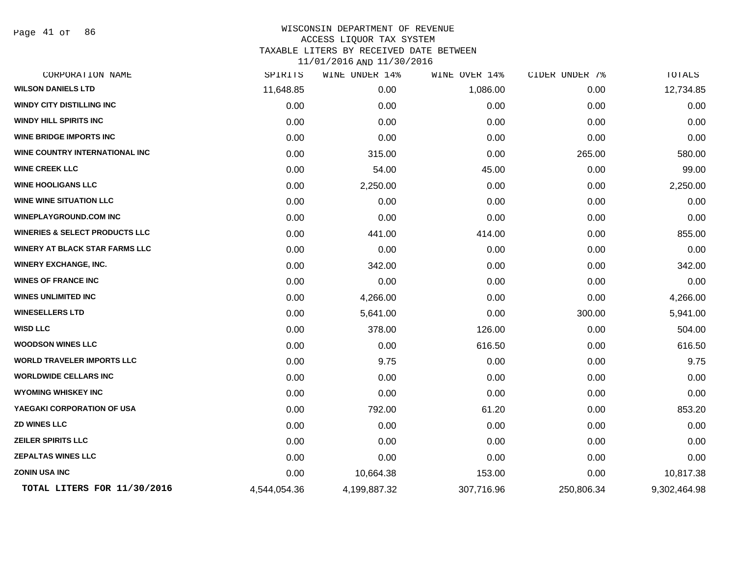WISCONSIN DEPARTMENT OF REVENUE
ACCESS LIQUOR TAX SYSTEM
TAXABLE LITERS BY RECEIVED DATE BETWEEN
11/01/2016 AND 11/30/2016

| CORPORATION NAME | SPIRITS | WINE UNDER 14% | WINE OVER 14% | CIDER UNDER 7% | TOTALS |
|---|---|---|---|---|---|
| WILSON DANIELS LTD | 11,648.85 | 0.00 | 1,086.00 | 0.00 | 12,734.85 |
| WINDY CITY DISTILLING INC | 0.00 | 0.00 | 0.00 | 0.00 | 0.00 |
| WINDY HILL SPIRITS INC | 0.00 | 0.00 | 0.00 | 0.00 | 0.00 |
| WINE BRIDGE IMPORTS INC | 0.00 | 0.00 | 0.00 | 0.00 | 0.00 |
| WINE COUNTRY INTERNATIONAL INC | 0.00 | 315.00 | 0.00 | 265.00 | 580.00 |
| WINE CREEK LLC | 0.00 | 54.00 | 45.00 | 0.00 | 99.00 |
| WINE HOOLIGANS LLC | 0.00 | 2,250.00 | 0.00 | 0.00 | 2,250.00 |
| WINE WINE SITUATION LLC | 0.00 | 0.00 | 0.00 | 0.00 | 0.00 |
| WINEPLAYGROUND.COM INC | 0.00 | 0.00 | 0.00 | 0.00 | 0.00 |
| WINERIES & SELECT PRODUCTS LLC | 0.00 | 441.00 | 414.00 | 0.00 | 855.00 |
| WINERY AT BLACK STAR FARMS LLC | 0.00 | 0.00 | 0.00 | 0.00 | 0.00 |
| WINERY EXCHANGE, INC. | 0.00 | 342.00 | 0.00 | 0.00 | 342.00 |
| WINES OF FRANCE INC | 0.00 | 0.00 | 0.00 | 0.00 | 0.00 |
| WINES UNLIMITED INC | 0.00 | 4,266.00 | 0.00 | 0.00 | 4,266.00 |
| WINESELLERS LTD | 0.00 | 5,641.00 | 0.00 | 300.00 | 5,941.00 |
| WISD LLC | 0.00 | 378.00 | 126.00 | 0.00 | 504.00 |
| WOODSON WINES LLC | 0.00 | 0.00 | 616.50 | 0.00 | 616.50 |
| WORLD TRAVELER IMPORTS LLC | 0.00 | 9.75 | 0.00 | 0.00 | 9.75 |
| WORLDWIDE CELLARS INC | 0.00 | 0.00 | 0.00 | 0.00 | 0.00 |
| WYOMING WHISKEY INC | 0.00 | 0.00 | 0.00 | 0.00 | 0.00 |
| YAEGAKI CORPORATION OF USA | 0.00 | 792.00 | 61.20 | 0.00 | 853.20 |
| ZD WINES LLC | 0.00 | 0.00 | 0.00 | 0.00 | 0.00 |
| ZEILER SPIRITS LLC | 0.00 | 0.00 | 0.00 | 0.00 | 0.00 |
| ZEPALTAS WINES LLC | 0.00 | 0.00 | 0.00 | 0.00 | 0.00 |
| ZONIN USA INC | 0.00 | 10,664.38 | 153.00 | 0.00 | 10,817.38 |
| **TOTAL LITERS FOR 11/30/2016** | 4,544,054.36 | 4,199,887.32 | 307,716.96 | 250,806.34 | 9,302,464.98 |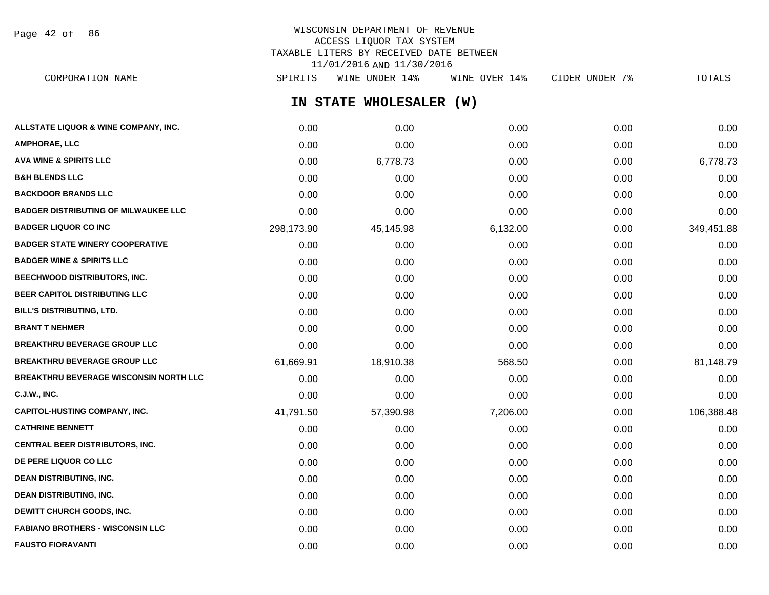WISCONSIN DEPARTMENT OF REVENUE
ACCESS LIQUOR TAX SYSTEM
TAXABLE LITERS BY RECEIVED DATE BETWEEN
11/01/2016 AND 11/30/2016

## IN STATE WHOLESALER (W)

| CORPORATION NAME | SPIRITS | WINE UNDER 14% | WINE OVER 14% | CIDER UNDER 7% | TOTALS |
|---|---|---|---|---|---|
| ALLSTATE LIQUOR & WINE COMPANY, INC. | 0.00 | 0.00 | 0.00 | 0.00 | 0.00 |
| AMPHORAE, LLC | 0.00 | 0.00 | 0.00 | 0.00 | 0.00 |
| AVA WINE & SPIRITS LLC | 0.00 | 6,778.73 | 0.00 | 0.00 | 6,778.73 |
| B&H BLENDS LLC | 0.00 | 0.00 | 0.00 | 0.00 | 0.00 |
| BACKDOOR BRANDS LLC | 0.00 | 0.00 | 0.00 | 0.00 | 0.00 |
| BADGER DISTRIBUTING OF MILWAUKEE LLC | 0.00 | 0.00 | 0.00 | 0.00 | 0.00 |
| BADGER LIQUOR CO INC | 298,173.90 | 45,145.98 | 6,132.00 | 0.00 | 349,451.88 |
| BADGER STATE WINERY COOPERATIVE | 0.00 | 0.00 | 0.00 | 0.00 | 0.00 |
| BADGER WINE & SPIRITS LLC | 0.00 | 0.00 | 0.00 | 0.00 | 0.00 |
| BEECHWOOD DISTRIBUTORS, INC. | 0.00 | 0.00 | 0.00 | 0.00 | 0.00 |
| BEER CAPITOL DISTRIBUTING LLC | 0.00 | 0.00 | 0.00 | 0.00 | 0.00 |
| BILL'S DISTRIBUTING, LTD. | 0.00 | 0.00 | 0.00 | 0.00 | 0.00 |
| BRANT T NEHMER | 0.00 | 0.00 | 0.00 | 0.00 | 0.00 |
| BREAKTHRU BEVERAGE GROUP LLC | 0.00 | 0.00 | 0.00 | 0.00 | 0.00 |
| BREAKTHRU BEVERAGE GROUP LLC | 61,669.91 | 18,910.38 | 568.50 | 0.00 | 81,148.79 |
| BREAKTHRU BEVERAGE WISCONSIN NORTH LLC | 0.00 | 0.00 | 0.00 | 0.00 | 0.00 |
| C.J.W., INC. | 0.00 | 0.00 | 0.00 | 0.00 | 0.00 |
| CAPITOL-HUSTING COMPANY, INC. | 41,791.50 | 57,390.98 | 7,206.00 | 0.00 | 106,388.48 |
| CATHRINE BENNETT | 0.00 | 0.00 | 0.00 | 0.00 | 0.00 |
| CENTRAL BEER DISTRIBUTORS, INC. | 0.00 | 0.00 | 0.00 | 0.00 | 0.00 |
| DE PERE LIQUOR CO LLC | 0.00 | 0.00 | 0.00 | 0.00 | 0.00 |
| DEAN DISTRIBUTING, INC. | 0.00 | 0.00 | 0.00 | 0.00 | 0.00 |
| DEAN DISTRIBUTING, INC. | 0.00 | 0.00 | 0.00 | 0.00 | 0.00 |
| DEWITT CHURCH GOODS, INC. | 0.00 | 0.00 | 0.00 | 0.00 | 0.00 |
| FABIANO BROTHERS - WISCONSIN LLC | 0.00 | 0.00 | 0.00 | 0.00 | 0.00 |
| FAUSTO FIORAVANTI | 0.00 | 0.00 | 0.00 | 0.00 | 0.00 |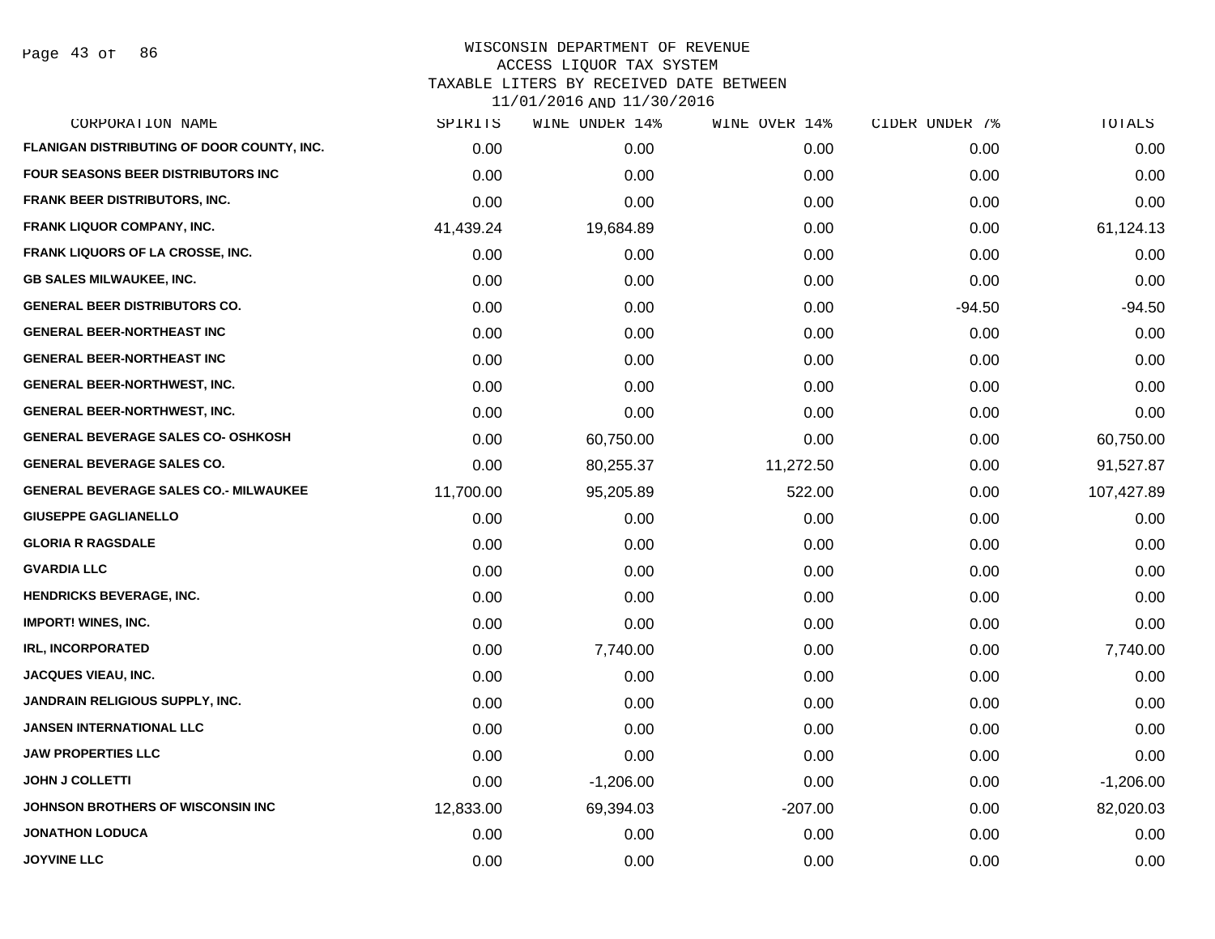WISCONSIN DEPARTMENT OF REVENUE
ACCESS LIQUOR TAX SYSTEM
TAXABLE LITERS BY RECEIVED DATE BETWEEN
11/01/2016 AND 11/30/2016

| CORPORATION NAME | SPIRITS | WINE UNDER 14% | WINE OVER 14% | CIDER UNDER 7% | TOTALS |
|---|---|---|---|---|---|
| FLANIGAN DISTRIBUTING OF DOOR COUNTY, INC. | 0.00 | 0.00 | 0.00 | 0.00 | 0.00 |
| FOUR SEASONS BEER DISTRIBUTORS INC | 0.00 | 0.00 | 0.00 | 0.00 | 0.00 |
| FRANK BEER DISTRIBUTORS, INC. | 0.00 | 0.00 | 0.00 | 0.00 | 0.00 |
| FRANK LIQUOR COMPANY, INC. | 41,439.24 | 19,684.89 | 0.00 | 0.00 | 61,124.13 |
| FRANK LIQUORS OF LA CROSSE, INC. | 0.00 | 0.00 | 0.00 | 0.00 | 0.00 |
| GB SALES MILWAUKEE, INC. | 0.00 | 0.00 | 0.00 | 0.00 | 0.00 |
| GENERAL BEER DISTRIBUTORS CO. | 0.00 | 0.00 | 0.00 | -94.50 | -94.50 |
| GENERAL BEER-NORTHEAST INC | 0.00 | 0.00 | 0.00 | 0.00 | 0.00 |
| GENERAL BEER-NORTHEAST INC | 0.00 | 0.00 | 0.00 | 0.00 | 0.00 |
| GENERAL BEER-NORTHWEST, INC. | 0.00 | 0.00 | 0.00 | 0.00 | 0.00 |
| GENERAL BEER-NORTHWEST, INC. | 0.00 | 0.00 | 0.00 | 0.00 | 0.00 |
| GENERAL BEVERAGE SALES CO- OSHKOSH | 0.00 | 60,750.00 | 0.00 | 0.00 | 60,750.00 |
| GENERAL BEVERAGE SALES CO. | 0.00 | 80,255.37 | 11,272.50 | 0.00 | 91,527.87 |
| GENERAL BEVERAGE SALES CO.- MILWAUKEE | 11,700.00 | 95,205.89 | 522.00 | 0.00 | 107,427.89 |
| GIUSEPPE GAGLIANELLO | 0.00 | 0.00 | 0.00 | 0.00 | 0.00 |
| GLORIA R RAGSDALE | 0.00 | 0.00 | 0.00 | 0.00 | 0.00 |
| GVARDIA LLC | 0.00 | 0.00 | 0.00 | 0.00 | 0.00 |
| HENDRICKS BEVERAGE, INC. | 0.00 | 0.00 | 0.00 | 0.00 | 0.00 |
| IMPORT! WINES, INC. | 0.00 | 0.00 | 0.00 | 0.00 | 0.00 |
| IRL, INCORPORATED | 0.00 | 7,740.00 | 0.00 | 0.00 | 7,740.00 |
| JACQUES VIEAU, INC. | 0.00 | 0.00 | 0.00 | 0.00 | 0.00 |
| JANDRAIN RELIGIOUS SUPPLY, INC. | 0.00 | 0.00 | 0.00 | 0.00 | 0.00 |
| JANSEN INTERNATIONAL LLC | 0.00 | 0.00 | 0.00 | 0.00 | 0.00 |
| JAW PROPERTIES LLC | 0.00 | 0.00 | 0.00 | 0.00 | 0.00 |
| JOHN J COLLETTI | 0.00 | -1,206.00 | 0.00 | 0.00 | -1,206.00 |
| JOHNSON BROTHERS OF WISCONSIN INC | 12,833.00 | 69,394.03 | -207.00 | 0.00 | 82,020.03 |
| JONATHON LODUCA | 0.00 | 0.00 | 0.00 | 0.00 | 0.00 |
| JOYVINE LLC | 0.00 | 0.00 | 0.00 | 0.00 | 0.00 |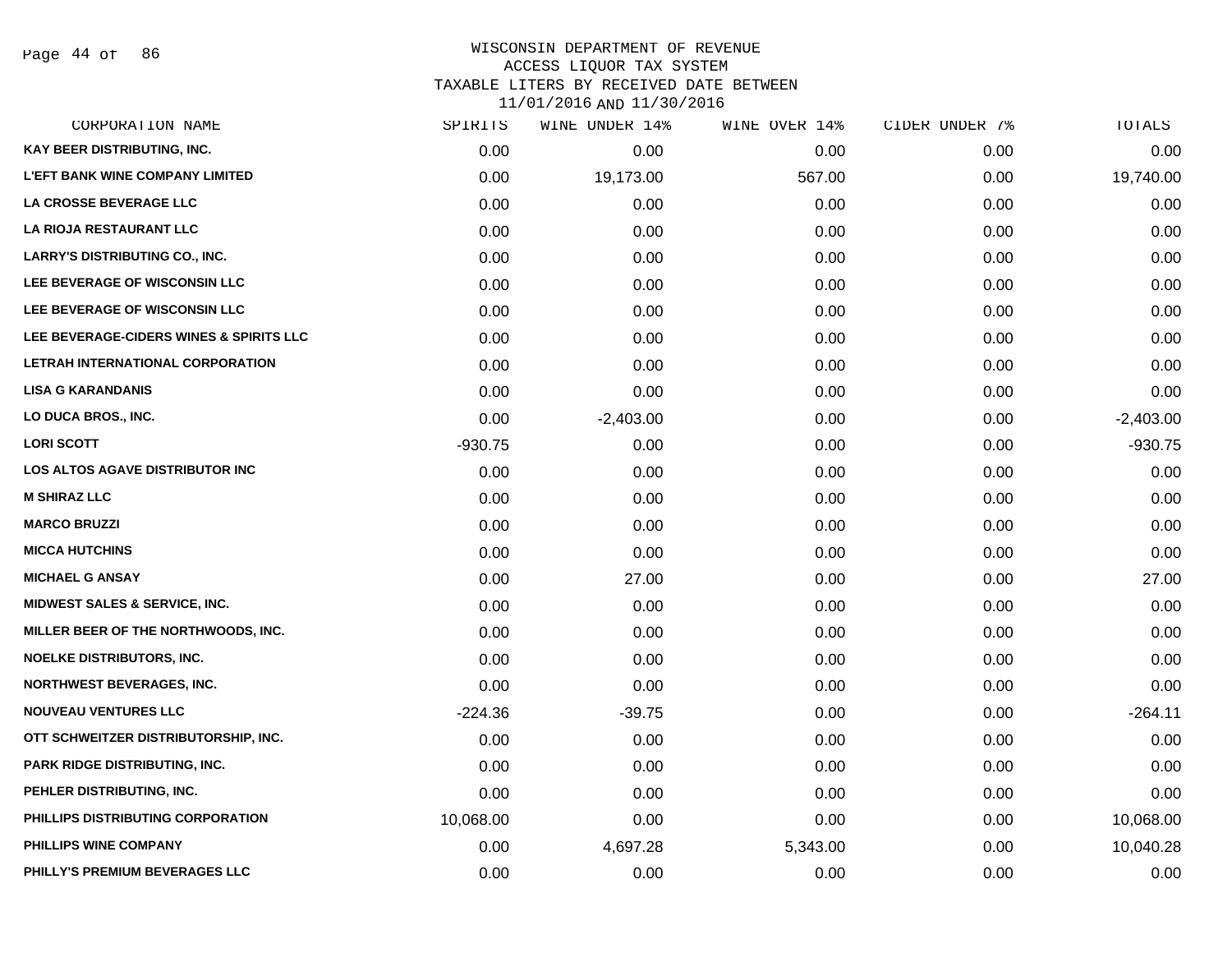# WISCONSIN DEPARTMENT OF REVENUE
## ACCESS LIQUOR TAX SYSTEM
### TAXABLE LITERS BY RECEIVED DATE BETWEEN 11/01/2016 AND 11/30/2016

| CORPORATION NAME | SPIRITS | WINE UNDER 14% | WINE OVER 14% | CIDER UNDER 7% | TOTALS |
|---|---|---|---|---|---|
| KAY BEER DISTRIBUTING, INC. | 0.00 | 0.00 | 0.00 | 0.00 | 0.00 |
| L'EFT BANK WINE COMPANY LIMITED | 0.00 | 19,173.00 | 567.00 | 0.00 | 19,740.00 |
| LA CROSSE BEVERAGE LLC | 0.00 | 0.00 | 0.00 | 0.00 | 0.00 |
| LA RIOJA RESTAURANT LLC | 0.00 | 0.00 | 0.00 | 0.00 | 0.00 |
| LARRY'S DISTRIBUTING CO., INC. | 0.00 | 0.00 | 0.00 | 0.00 | 0.00 |
| LEE BEVERAGE OF WISCONSIN LLC | 0.00 | 0.00 | 0.00 | 0.00 | 0.00 |
| LEE BEVERAGE OF WISCONSIN LLC | 0.00 | 0.00 | 0.00 | 0.00 | 0.00 |
| LEE BEVERAGE-CIDERS WINES & SPIRITS LLC | 0.00 | 0.00 | 0.00 | 0.00 | 0.00 |
| LETRAH INTERNATIONAL CORPORATION | 0.00 | 0.00 | 0.00 | 0.00 | 0.00 |
| LISA G KARANDANIS | 0.00 | 0.00 | 0.00 | 0.00 | 0.00 |
| LO DUCA BROS., INC. | 0.00 | -2,403.00 | 0.00 | 0.00 | -2,403.00 |
| LORI SCOTT | -930.75 | 0.00 | 0.00 | 0.00 | -930.75 |
| LOS ALTOS AGAVE DISTRIBUTOR INC | 0.00 | 0.00 | 0.00 | 0.00 | 0.00 |
| M SHIRAZ LLC | 0.00 | 0.00 | 0.00 | 0.00 | 0.00 |
| MARCO BRUZZI | 0.00 | 0.00 | 0.00 | 0.00 | 0.00 |
| MICCA HUTCHINS | 0.00 | 0.00 | 0.00 | 0.00 | 0.00 |
| MICHAEL G ANSAY | 0.00 | 27.00 | 0.00 | 0.00 | 27.00 |
| MIDWEST SALES & SERVICE, INC. | 0.00 | 0.00 | 0.00 | 0.00 | 0.00 |
| MILLER BEER OF THE NORTHWOODS, INC. | 0.00 | 0.00 | 0.00 | 0.00 | 0.00 |
| NOELKE DISTRIBUTORS, INC. | 0.00 | 0.00 | 0.00 | 0.00 | 0.00 |
| NORTHWEST BEVERAGES, INC. | 0.00 | 0.00 | 0.00 | 0.00 | 0.00 |
| NOUVEAU VENTURES LLC | -224.36 | -39.75 | 0.00 | 0.00 | -264.11 |
| OTT SCHWEITZER DISTRIBUTORSHIP, INC. | 0.00 | 0.00 | 0.00 | 0.00 | 0.00 |
| PARK RIDGE DISTRIBUTING, INC. | 0.00 | 0.00 | 0.00 | 0.00 | 0.00 |
| PEHLER DISTRIBUTING, INC. | 0.00 | 0.00 | 0.00 | 0.00 | 0.00 |
| PHILLIPS DISTRIBUTING CORPORATION | 10,068.00 | 0.00 | 0.00 | 0.00 | 10,068.00 |
| PHILLIPS WINE COMPANY | 0.00 | 4,697.28 | 5,343.00 | 0.00 | 10,040.28 |
| PHILLY'S PREMIUM BEVERAGES LLC | 0.00 | 0.00 | 0.00 | 0.00 | 0.00 |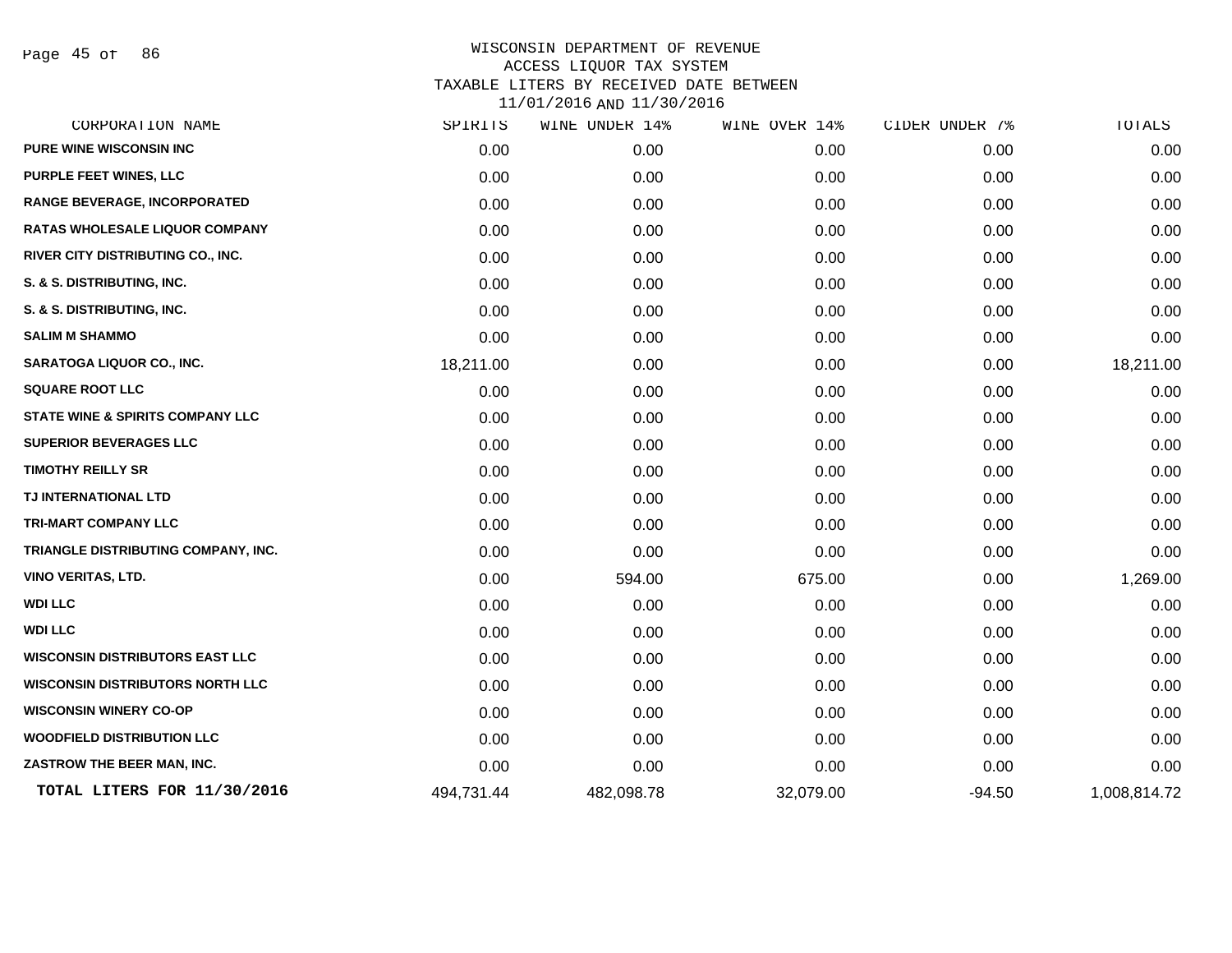WISCONSIN DEPARTMENT OF REVENUE
ACCESS LIQUOR TAX SYSTEM
TAXABLE LITERS BY RECEIVED DATE BETWEEN
11/01/2016 AND 11/30/2016

| CORPORATION NAME | SPIRITS | WINE UNDER 14% | WINE OVER 14% | CIDER UNDER 7% | TOTALS |
|---|---|---|---|---|---|
| PURE WINE WISCONSIN INC | 0.00 | 0.00 | 0.00 | 0.00 | 0.00 |
| PURPLE FEET WINES, LLC | 0.00 | 0.00 | 0.00 | 0.00 | 0.00 |
| RANGE BEVERAGE, INCORPORATED | 0.00 | 0.00 | 0.00 | 0.00 | 0.00 |
| RATAS WHOLESALE LIQUOR COMPANY | 0.00 | 0.00 | 0.00 | 0.00 | 0.00 |
| RIVER CITY DISTRIBUTING CO., INC. | 0.00 | 0.00 | 0.00 | 0.00 | 0.00 |
| S. & S. DISTRIBUTING, INC. | 0.00 | 0.00 | 0.00 | 0.00 | 0.00 |
| S. & S. DISTRIBUTING, INC. | 0.00 | 0.00 | 0.00 | 0.00 | 0.00 |
| SALIM M SHAMMO | 0.00 | 0.00 | 0.00 | 0.00 | 0.00 |
| SARATOGA LIQUOR CO., INC. | 18,211.00 | 0.00 | 0.00 | 0.00 | 18,211.00 |
| SQUARE ROOT LLC | 0.00 | 0.00 | 0.00 | 0.00 | 0.00 |
| STATE WINE & SPIRITS COMPANY LLC | 0.00 | 0.00 | 0.00 | 0.00 | 0.00 |
| SUPERIOR BEVERAGES LLC | 0.00 | 0.00 | 0.00 | 0.00 | 0.00 |
| TIMOTHY REILLY SR | 0.00 | 0.00 | 0.00 | 0.00 | 0.00 |
| TJ INTERNATIONAL LTD | 0.00 | 0.00 | 0.00 | 0.00 | 0.00 |
| TRI-MART COMPANY LLC | 0.00 | 0.00 | 0.00 | 0.00 | 0.00 |
| TRIANGLE DISTRIBUTING COMPANY, INC. | 0.00 | 0.00 | 0.00 | 0.00 | 0.00 |
| VINO VERITAS, LTD. | 0.00 | 594.00 | 675.00 | 0.00 | 1,269.00 |
| WDI LLC | 0.00 | 0.00 | 0.00 | 0.00 | 0.00 |
| WDI LLC | 0.00 | 0.00 | 0.00 | 0.00 | 0.00 |
| WISCONSIN DISTRIBUTORS EAST LLC | 0.00 | 0.00 | 0.00 | 0.00 | 0.00 |
| WISCONSIN DISTRIBUTORS NORTH LLC | 0.00 | 0.00 | 0.00 | 0.00 | 0.00 |
| WISCONSIN WINERY CO-OP | 0.00 | 0.00 | 0.00 | 0.00 | 0.00 |
| WOODFIELD DISTRIBUTION LLC | 0.00 | 0.00 | 0.00 | 0.00 | 0.00 |
| ZASTROW THE BEER MAN, INC. | 0.00 | 0.00 | 0.00 | 0.00 | 0.00 |
| **TOTAL LITERS FOR 11/30/2016** | 494,731.44 | 482,098.78 | 32,079.00 | -94.50 | 1,008,814.72 |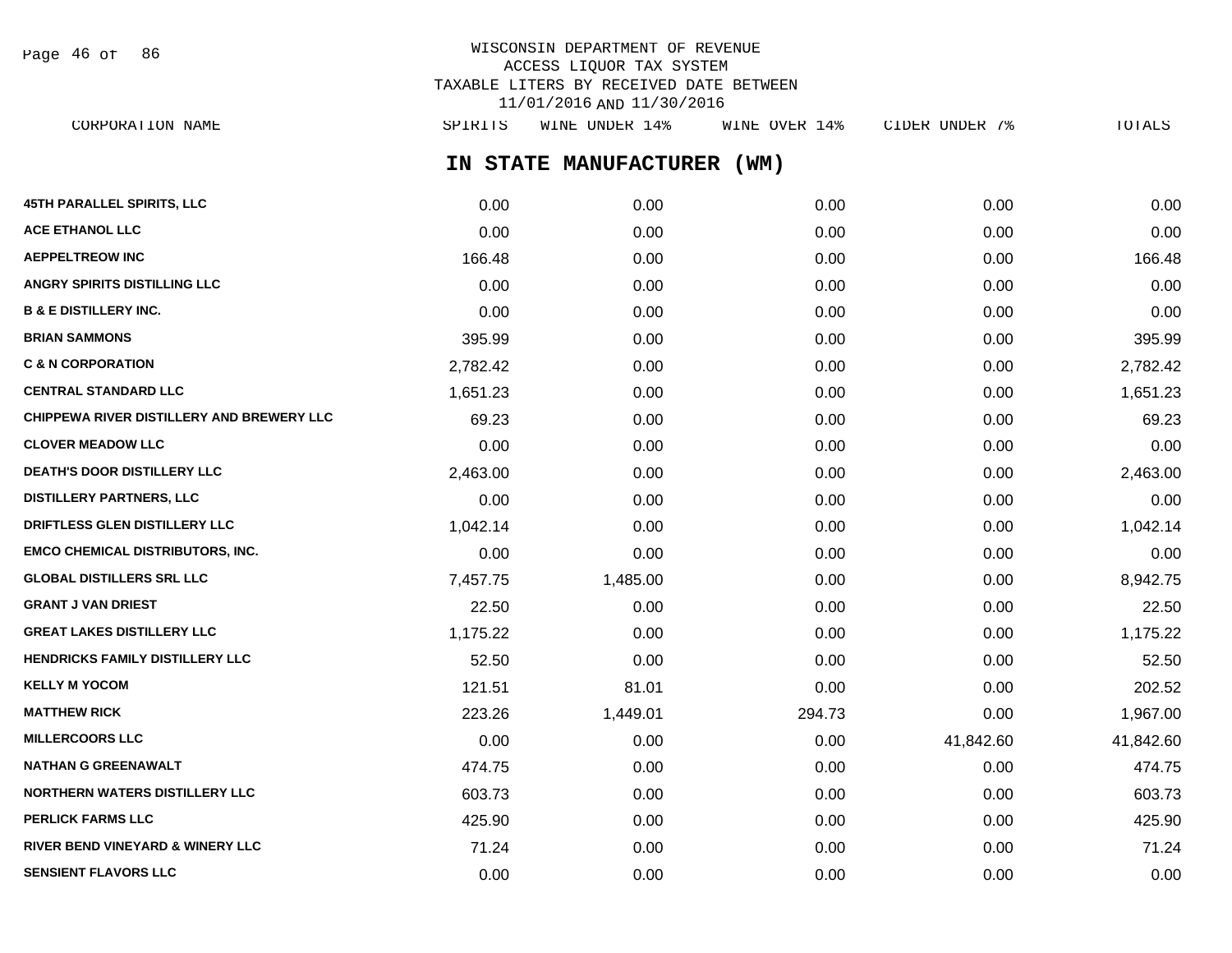WISCONSIN DEPARTMENT OF REVENUE
ACCESS LIQUOR TAX SYSTEM
TAXABLE LITERS BY RECEIVED DATE BETWEEN
11/01/2016 AND 11/30/2016

## IN STATE MANUFACTURER (WM)

| CORPORATION NAME | SPIRITS | WINE UNDER 14% | WINE OVER 14% | CIDER UNDER 7% | TOTALS |
|---|---|---|---|---|---|
| 45TH PARALLEL SPIRITS, LLC | 0.00 | 0.00 | 0.00 | 0.00 | 0.00 |
| ACE ETHANOL LLC | 0.00 | 0.00 | 0.00 | 0.00 | 0.00 |
| AEPPELTREOW INC | 166.48 | 0.00 | 0.00 | 0.00 | 166.48 |
| ANGRY SPIRITS DISTILLING LLC | 0.00 | 0.00 | 0.00 | 0.00 | 0.00 |
| B & E DISTILLERY INC. | 0.00 | 0.00 | 0.00 | 0.00 | 0.00 |
| BRIAN SAMMONS | 395.99 | 0.00 | 0.00 | 0.00 | 395.99 |
| C & N CORPORATION | 2,782.42 | 0.00 | 0.00 | 0.00 | 2,782.42 |
| CENTRAL STANDARD LLC | 1,651.23 | 0.00 | 0.00 | 0.00 | 1,651.23 |
| CHIPPEWA RIVER DISTILLERY AND BREWERY LLC | 69.23 | 0.00 | 0.00 | 0.00 | 69.23 |
| CLOVER MEADOW LLC | 0.00 | 0.00 | 0.00 | 0.00 | 0.00 |
| DEATH'S DOOR DISTILLERY LLC | 2,463.00 | 0.00 | 0.00 | 0.00 | 2,463.00 |
| DISTILLERY PARTNERS, LLC | 0.00 | 0.00 | 0.00 | 0.00 | 0.00 |
| DRIFTLESS GLEN DISTILLERY LLC | 1,042.14 | 0.00 | 0.00 | 0.00 | 1,042.14 |
| EMCO CHEMICAL DISTRIBUTORS, INC. | 0.00 | 0.00 | 0.00 | 0.00 | 0.00 |
| GLOBAL DISTILLERS SRL LLC | 7,457.75 | 1,485.00 | 0.00 | 0.00 | 8,942.75 |
| GRANT J VAN DRIEST | 22.50 | 0.00 | 0.00 | 0.00 | 22.50 |
| GREAT LAKES DISTILLERY LLC | 1,175.22 | 0.00 | 0.00 | 0.00 | 1,175.22 |
| HENDRICKS FAMILY DISTILLERY LLC | 52.50 | 0.00 | 0.00 | 0.00 | 52.50 |
| KELLY M YOCOM | 121.51 | 81.01 | 0.00 | 0.00 | 202.52 |
| MATTHEW RICK | 223.26 | 1,449.01 | 294.73 | 0.00 | 1,967.00 |
| MILLERCOORS LLC | 0.00 | 0.00 | 0.00 | 41,842.60 | 41,842.60 |
| NATHAN G GREENAWALT | 474.75 | 0.00 | 0.00 | 0.00 | 474.75 |
| NORTHERN WATERS DISTILLERY LLC | 603.73 | 0.00 | 0.00 | 0.00 | 603.73 |
| PERLICK FARMS LLC | 425.90 | 0.00 | 0.00 | 0.00 | 425.90 |
| RIVER BEND VINEYARD & WINERY LLC | 71.24 | 0.00 | 0.00 | 0.00 | 71.24 |
| SENSIENT FLAVORS LLC | 0.00 | 0.00 | 0.00 | 0.00 | 0.00 |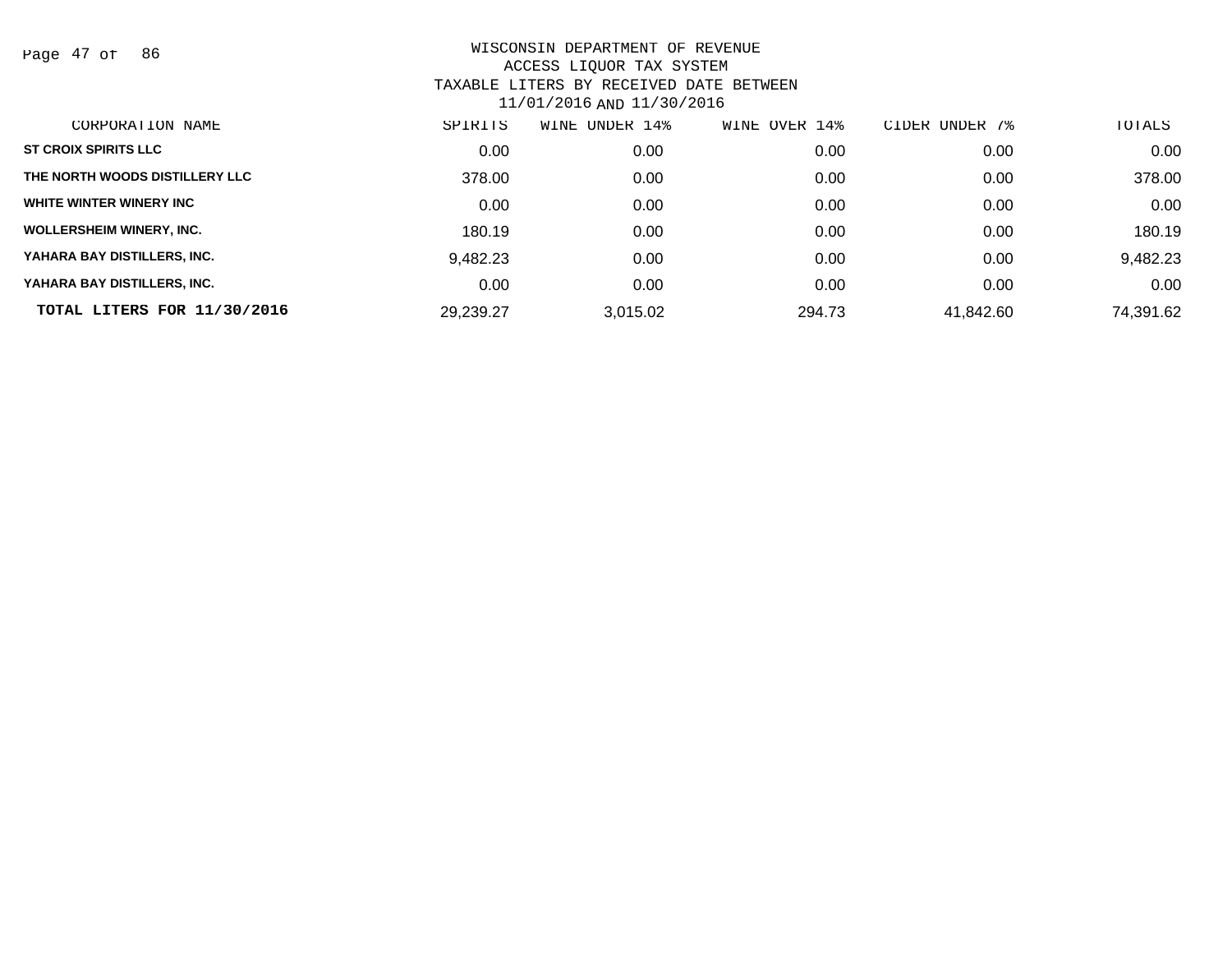WISCONSIN DEPARTMENT OF REVENUE
ACCESS LIQUOR TAX SYSTEM
TAXABLE LITERS BY RECEIVED DATE BETWEEN
11/01/2016 AND 11/30/2016

| CORPORATION NAME | SPIRITS | WINE UNDER 14% | WINE OVER 14% | CIDER UNDER 7% | TOTALS |
|---|---|---|---|---|---|
| ST CROIX SPIRITS LLC | 0.00 | 0.00 | 0.00 | 0.00 | 0.00 |
| THE NORTH WOODS DISTILLERY LLC | 378.00 | 0.00 | 0.00 | 0.00 | 378.00 |
| WHITE WINTER WINERY INC | 0.00 | 0.00 | 0.00 | 0.00 | 0.00 |
| WOLLERSHEIM WINERY, INC. | 180.19 | 0.00 | 0.00 | 0.00 | 180.19 |
| YAHARA BAY DISTILLERS, INC. | 9,482.23 | 0.00 | 0.00 | 0.00 | 9,482.23 |
| YAHARA BAY DISTILLERS, INC. | 0.00 | 0.00 | 0.00 | 0.00 | 0.00 |
| **TOTAL LITERS FOR 11/30/2016** | 29,239.27 | 3,015.02 | 294.73 | 41,842.60 | 74,391.62 |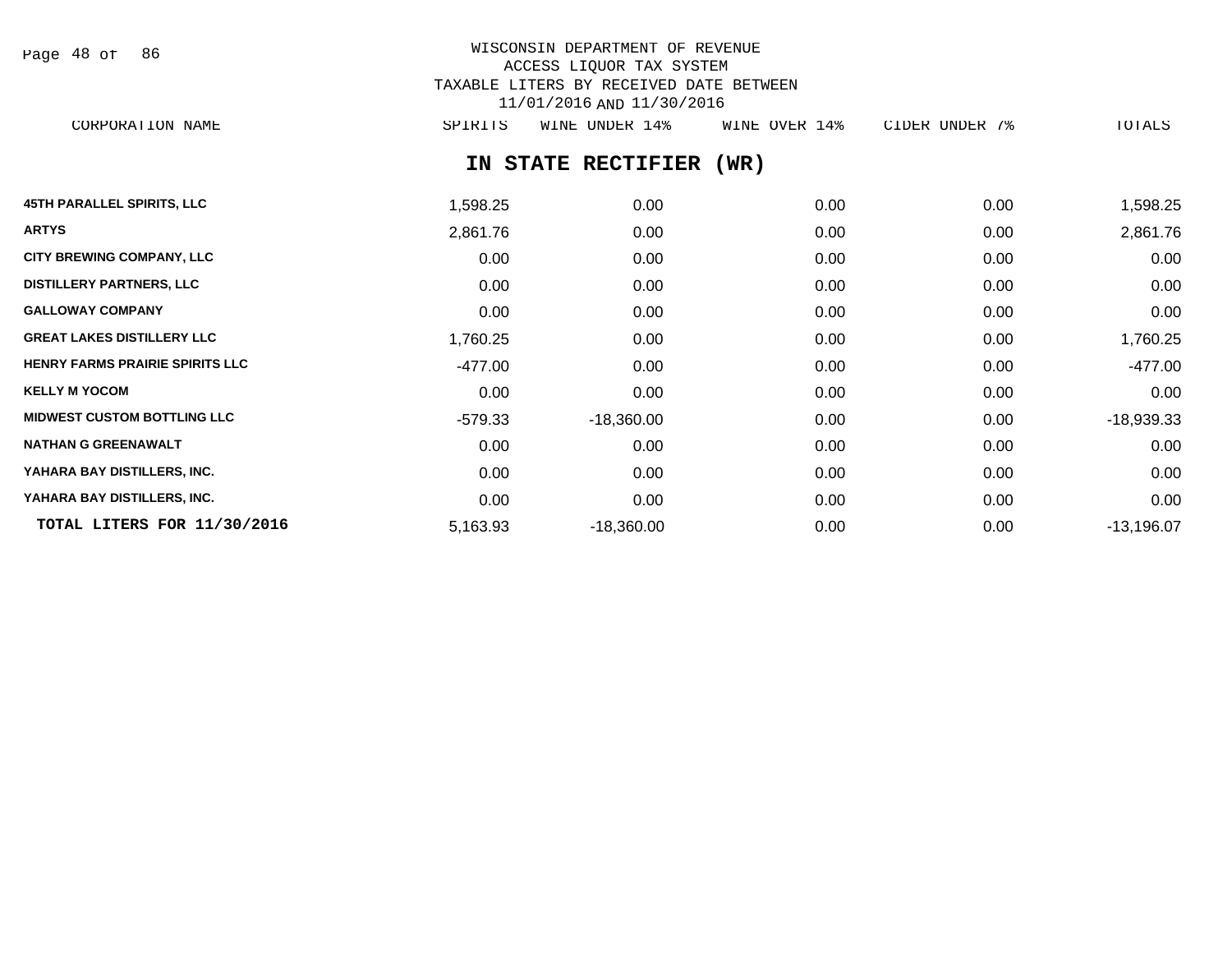WISCONSIN DEPARTMENT OF REVENUE
ACCESS LIQUOR TAX SYSTEM
TAXABLE LITERS BY RECEIVED DATE BETWEEN
11/01/2016 AND 11/30/2016

## IN STATE RECTIFIER (WR)

| CORPORATION NAME | SPIRITS | WINE UNDER 14% | WINE OVER 14% | CIDER UNDER 7% | TOTALS |
|---|---|---|---|---|---|
| 45TH PARALLEL SPIRITS, LLC | 1,598.25 | 0.00 | 0.00 | 0.00 | 1,598.25 |
| ARTYS | 2,861.76 | 0.00 | 0.00 | 0.00 | 2,861.76 |
| CITY BREWING COMPANY, LLC | 0.00 | 0.00 | 0.00 | 0.00 | 0.00 |
| DISTILLERY PARTNERS, LLC | 0.00 | 0.00 | 0.00 | 0.00 | 0.00 |
| GALLOWAY COMPANY | 0.00 | 0.00 | 0.00 | 0.00 | 0.00 |
| GREAT LAKES DISTILLERY LLC | 1,760.25 | 0.00 | 0.00 | 0.00 | 1,760.25 |
| HENRY FARMS PRAIRIE SPIRITS LLC | -477.00 | 0.00 | 0.00 | 0.00 | -477.00 |
| KELLY M YOCOM | 0.00 | 0.00 | 0.00 | 0.00 | 0.00 |
| MIDWEST CUSTOM BOTTLING LLC | -579.33 | -18,360.00 | 0.00 | 0.00 | -18,939.33 |
| NATHAN G GREENAWALT | 0.00 | 0.00 | 0.00 | 0.00 | 0.00 |
| YAHARA BAY DISTILLERS, INC. | 0.00 | 0.00 | 0.00 | 0.00 | 0.00 |
| YAHARA BAY DISTILLERS, INC. | 0.00 | 0.00 | 0.00 | 0.00 | 0.00 |
| **TOTAL LITERS FOR 11/30/2016** | 5,163.93 | -18,360.00 | 0.00 | 0.00 | -13,196.07 |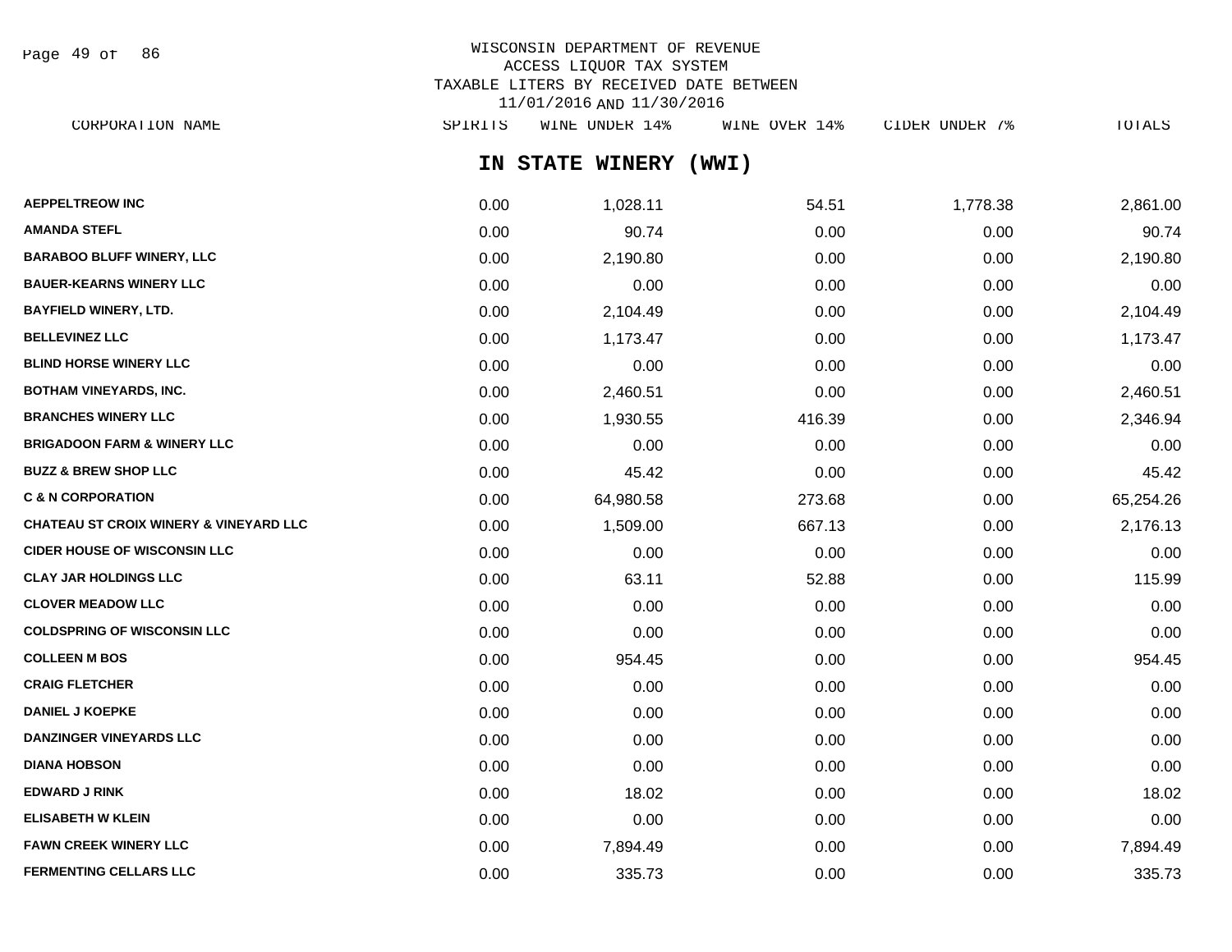WISCONSIN DEPARTMENT OF REVENUE
ACCESS LIQUOR TAX SYSTEM
TAXABLE LITERS BY RECEIVED DATE BETWEEN
11/01/2016 AND 11/30/2016

## IN STATE WINERY (WWI)

| CORPORATION NAME | SPIRITS | WINE UNDER 14% | WINE OVER 14% | CIDER UNDER 7% | TOTALS |
|---|---|---|---|---|---|
| AEPPELTREOW INC | 0.00 | 1,028.11 | 54.51 | 1,778.38 | 2,861.00 |
| AMANDA STEFL | 0.00 | 90.74 | 0.00 | 0.00 | 90.74 |
| BARABOO BLUFF WINERY, LLC | 0.00 | 2,190.80 | 0.00 | 0.00 | 2,190.80 |
| BAUER-KEARNS WINERY LLC | 0.00 | 0.00 | 0.00 | 0.00 | 0.00 |
| BAYFIELD WINERY, LTD. | 0.00 | 2,104.49 | 0.00 | 0.00 | 2,104.49 |
| BELLEVINEZ LLC | 0.00 | 1,173.47 | 0.00 | 0.00 | 1,173.47 |
| BLIND HORSE WINERY LLC | 0.00 | 0.00 | 0.00 | 0.00 | 0.00 |
| BOTHAM VINEYARDS, INC. | 0.00 | 2,460.51 | 0.00 | 0.00 | 2,460.51 |
| BRANCHES WINERY LLC | 0.00 | 1,930.55 | 416.39 | 0.00 | 2,346.94 |
| BRIGADOON FARM & WINERY LLC | 0.00 | 0.00 | 0.00 | 0.00 | 0.00 |
| BUZZ & BREW SHOP LLC | 0.00 | 45.42 | 0.00 | 0.00 | 45.42 |
| C & N CORPORATION | 0.00 | 64,980.58 | 273.68 | 0.00 | 65,254.26 |
| CHATEAU ST CROIX WINERY & VINEYARD LLC | 0.00 | 1,509.00 | 667.13 | 0.00 | 2,176.13 |
| CIDER HOUSE OF WISCONSIN LLC | 0.00 | 0.00 | 0.00 | 0.00 | 0.00 |
| CLAY JAR HOLDINGS LLC | 0.00 | 63.11 | 52.88 | 0.00 | 115.99 |
| CLOVER MEADOW LLC | 0.00 | 0.00 | 0.00 | 0.00 | 0.00 |
| COLDSPRING OF WISCONSIN LLC | 0.00 | 0.00 | 0.00 | 0.00 | 0.00 |
| COLLEEN M BOS | 0.00 | 954.45 | 0.00 | 0.00 | 954.45 |
| CRAIG FLETCHER | 0.00 | 0.00 | 0.00 | 0.00 | 0.00 |
| DANIEL J KOEPKE | 0.00 | 0.00 | 0.00 | 0.00 | 0.00 |
| DANZINGER VINEYARDS LLC | 0.00 | 0.00 | 0.00 | 0.00 | 0.00 |
| DIANA HOBSON | 0.00 | 0.00 | 0.00 | 0.00 | 0.00 |
| EDWARD J RINK | 0.00 | 18.02 | 0.00 | 0.00 | 18.02 |
| ELISABETH W KLEIN | 0.00 | 0.00 | 0.00 | 0.00 | 0.00 |
| FAWN CREEK WINERY LLC | 0.00 | 7,894.49 | 0.00 | 0.00 | 7,894.49 |
| FERMENTING CELLARS LLC | 0.00 | 335.73 | 0.00 | 0.00 | 335.73 |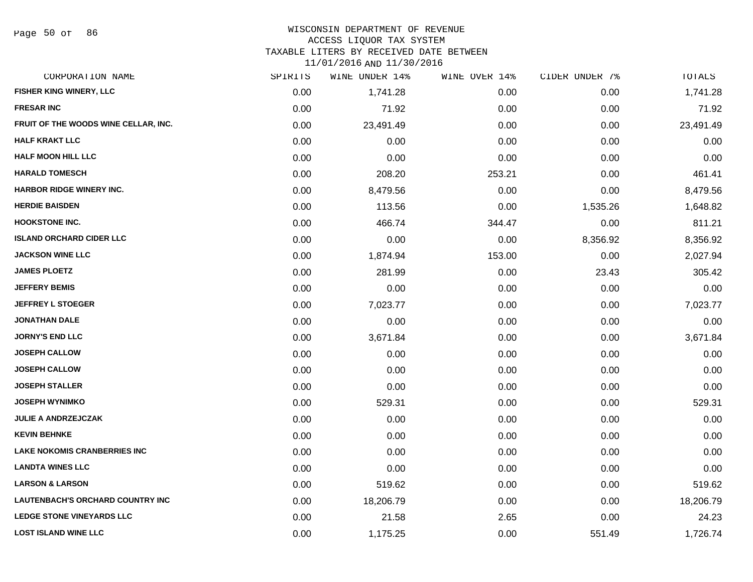WISCONSIN DEPARTMENT OF REVENUE
ACCESS LIQUOR TAX SYSTEM
TAXABLE LITERS BY RECEIVED DATE BETWEEN
11/01/2016 AND 11/30/2016

| CORPORATION NAME | SPIRITS | WINE UNDER 14% | WINE OVER 14% | CIDER UNDER 7% | TOTALS |
|---|---|---|---|---|---|
| FISHER KING WINERY, LLC | 0.00 | 1,741.28 | 0.00 | 0.00 | 1,741.28 |
| FRESAR INC | 0.00 | 71.92 | 0.00 | 0.00 | 71.92 |
| FRUIT OF THE WOODS WINE CELLAR, INC. | 0.00 | 23,491.49 | 0.00 | 0.00 | 23,491.49 |
| HALF KRAKT LLC | 0.00 | 0.00 | 0.00 | 0.00 | 0.00 |
| HALF MOON HILL LLC | 0.00 | 0.00 | 0.00 | 0.00 | 0.00 |
| HARALD TOMESCH | 0.00 | 208.20 | 253.21 | 0.00 | 461.41 |
| HARBOR RIDGE WINERY INC. | 0.00 | 8,479.56 | 0.00 | 0.00 | 8,479.56 |
| HERDIE BAISDEN | 0.00 | 113.56 | 0.00 | 1,535.26 | 1,648.82 |
| HOOKSTONE INC. | 0.00 | 466.74 | 344.47 | 0.00 | 811.21 |
| ISLAND ORCHARD CIDER LLC | 0.00 | 0.00 | 0.00 | 8,356.92 | 8,356.92 |
| JACKSON WINE LLC | 0.00 | 1,874.94 | 153.00 | 0.00 | 2,027.94 |
| JAMES PLOETZ | 0.00 | 281.99 | 0.00 | 23.43 | 305.42 |
| JEFFERY BEMIS | 0.00 | 0.00 | 0.00 | 0.00 | 0.00 |
| JEFFREY L STOEGER | 0.00 | 7,023.77 | 0.00 | 0.00 | 7,023.77 |
| JONATHAN DALE | 0.00 | 0.00 | 0.00 | 0.00 | 0.00 |
| JORNY'S END LLC | 0.00 | 3,671.84 | 0.00 | 0.00 | 3,671.84 |
| JOSEPH CALLOW | 0.00 | 0.00 | 0.00 | 0.00 | 0.00 |
| JOSEPH CALLOW | 0.00 | 0.00 | 0.00 | 0.00 | 0.00 |
| JOSEPH STALLER | 0.00 | 0.00 | 0.00 | 0.00 | 0.00 |
| JOSEPH WYNIMKO | 0.00 | 529.31 | 0.00 | 0.00 | 529.31 |
| JULIE A ANDRZEJCZAK | 0.00 | 0.00 | 0.00 | 0.00 | 0.00 |
| KEVIN BEHNKE | 0.00 | 0.00 | 0.00 | 0.00 | 0.00 |
| LAKE NOKOMIS CRANBERRIES INC | 0.00 | 0.00 | 0.00 | 0.00 | 0.00 |
| LANDTA WINES LLC | 0.00 | 0.00 | 0.00 | 0.00 | 0.00 |
| LARSON & LARSON | 0.00 | 519.62 | 0.00 | 0.00 | 519.62 |
| LAUTENBACH'S ORCHARD COUNTRY INC | 0.00 | 18,206.79 | 0.00 | 0.00 | 18,206.79 |
| LEDGE STONE VINEYARDS LLC | 0.00 | 21.58 | 2.65 | 0.00 | 24.23 |
| LOST ISLAND WINE LLC | 0.00 | 1,175.25 | 0.00 | 551.49 | 1,726.74 |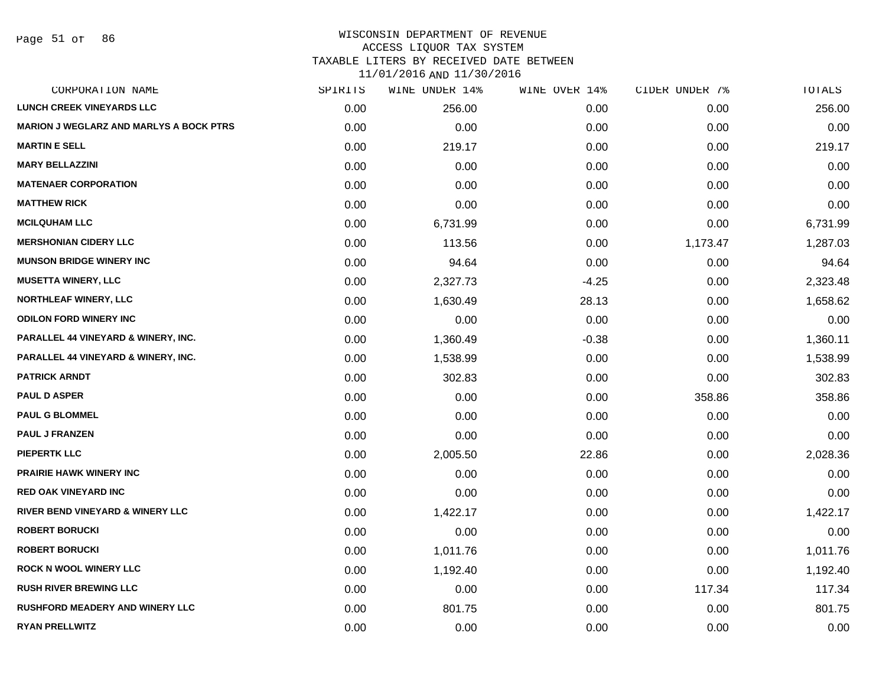# WISCONSIN DEPARTMENT OF REVENUE
## ACCESS LIQUOR TAX SYSTEM
## TAXABLE LITERS BY RECEIVED DATE BETWEEN 11/01/2016 AND 11/30/2016

| CORPORATION NAME | SPIRITS | WINE UNDER 14% | WINE OVER 14% | CIDER UNDER 7% | TOTALS |
|---|---|---|---|---|---|
| LUNCH CREEK VINEYARDS LLC | 0.00 | 256.00 | 0.00 | 0.00 | 256.00 |
| MARION J WEGLARZ AND MARLYS A BOCK PTRS | 0.00 | 0.00 | 0.00 | 0.00 | 0.00 |
| MARTIN E SELL | 0.00 | 219.17 | 0.00 | 0.00 | 219.17 |
| MARY BELLAZZINI | 0.00 | 0.00 | 0.00 | 0.00 | 0.00 |
| MATENAER CORPORATION | 0.00 | 0.00 | 0.00 | 0.00 | 0.00 |
| MATTHEW RICK | 0.00 | 0.00 | 0.00 | 0.00 | 0.00 |
| MCILQUHAM LLC | 0.00 | 6,731.99 | 0.00 | 0.00 | 6,731.99 |
| MERSHONIAN CIDERY LLC | 0.00 | 113.56 | 0.00 | 1,173.47 | 1,287.03 |
| MUNSON BRIDGE WINERY INC | 0.00 | 94.64 | 0.00 | 0.00 | 94.64 |
| MUSETTA WINERY, LLC | 0.00 | 2,327.73 | -4.25 | 0.00 | 2,323.48 |
| NORTHLEAF WINERY, LLC | 0.00 | 1,630.49 | 28.13 | 0.00 | 1,658.62 |
| ODILON FORD WINERY INC | 0.00 | 0.00 | 0.00 | 0.00 | 0.00 |
| PARALLEL 44 VINEYARD & WINERY, INC. | 0.00 | 1,360.49 | -0.38 | 0.00 | 1,360.11 |
| PARALLEL 44 VINEYARD & WINERY, INC. | 0.00 | 1,538.99 | 0.00 | 0.00 | 1,538.99 |
| PATRICK ARNDT | 0.00 | 302.83 | 0.00 | 0.00 | 302.83 |
| PAUL D ASPER | 0.00 | 0.00 | 0.00 | 358.86 | 358.86 |
| PAUL G BLOMMEL | 0.00 | 0.00 | 0.00 | 0.00 | 0.00 |
| PAUL J FRANZEN | 0.00 | 0.00 | 0.00 | 0.00 | 0.00 |
| PIEPERTK LLC | 0.00 | 2,005.50 | 22.86 | 0.00 | 2,028.36 |
| PRAIRIE HAWK WINERY INC | 0.00 | 0.00 | 0.00 | 0.00 | 0.00 |
| RED OAK VINEYARD INC | 0.00 | 0.00 | 0.00 | 0.00 | 0.00 |
| RIVER BEND VINEYARD & WINERY LLC | 0.00 | 1,422.17 | 0.00 | 0.00 | 1,422.17 |
| ROBERT BORUCKI | 0.00 | 0.00 | 0.00 | 0.00 | 0.00 |
| ROBERT BORUCKI | 0.00 | 1,011.76 | 0.00 | 0.00 | 1,011.76 |
| ROCK N WOOL WINERY LLC | 0.00 | 1,192.40 | 0.00 | 0.00 | 1,192.40 |
| RUSH RIVER BREWING LLC | 0.00 | 0.00 | 0.00 | 117.34 | 117.34 |
| RUSHFORD MEADERY AND WINERY LLC | 0.00 | 801.75 | 0.00 | 0.00 | 801.75 |
| RYAN PRELLWITZ | 0.00 | 0.00 | 0.00 | 0.00 | 0.00 |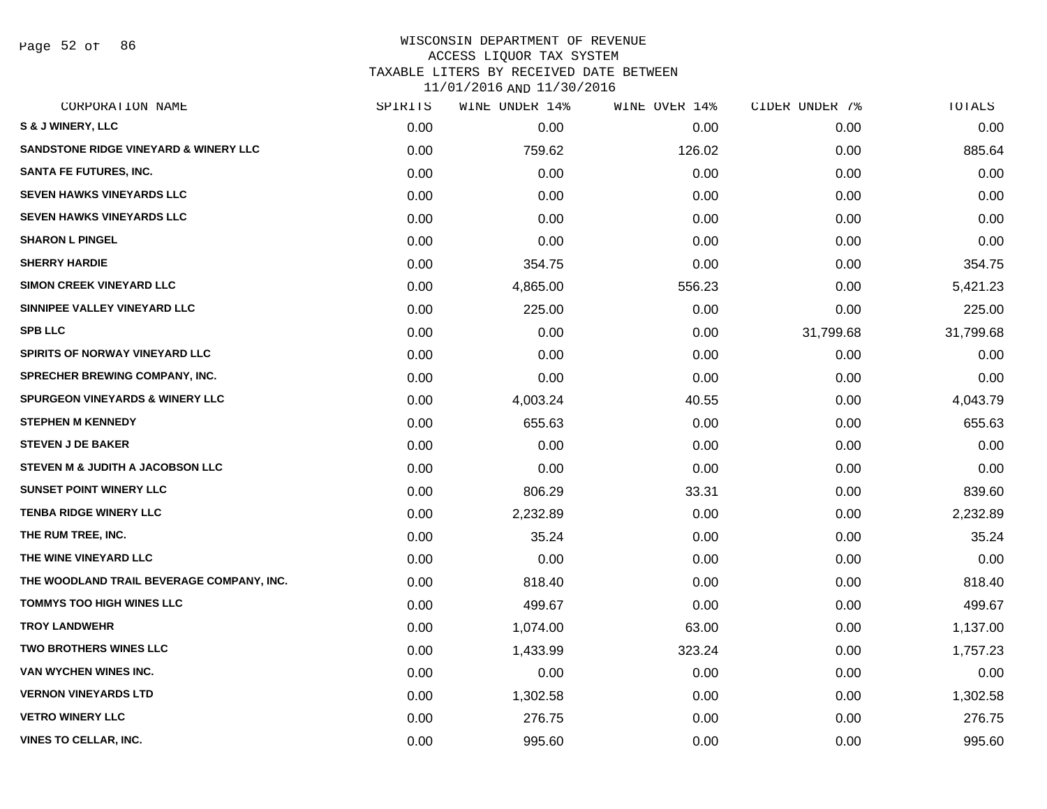WISCONSIN DEPARTMENT OF REVENUE
ACCESS LIQUOR TAX SYSTEM
TAXABLE LITERS BY RECEIVED DATE BETWEEN
11/01/2016 AND 11/30/2016

| CORPORATION NAME | SPIRITS | WINE UNDER 14% | WINE OVER 14% | CIDER UNDER 7% | TOTALS |
|---|---|---|---|---|---|
| S & J WINERY, LLC | 0.00 | 0.00 | 0.00 | 0.00 | 0.00 |
| SANDSTONE RIDGE VINEYARD & WINERY LLC | 0.00 | 759.62 | 126.02 | 0.00 | 885.64 |
| SANTA FE FUTURES, INC. | 0.00 | 0.00 | 0.00 | 0.00 | 0.00 |
| SEVEN HAWKS VINEYARDS LLC | 0.00 | 0.00 | 0.00 | 0.00 | 0.00 |
| SEVEN HAWKS VINEYARDS LLC | 0.00 | 0.00 | 0.00 | 0.00 | 0.00 |
| SHARON L PINGEL | 0.00 | 0.00 | 0.00 | 0.00 | 0.00 |
| SHERRY HARDIE | 0.00 | 354.75 | 0.00 | 0.00 | 354.75 |
| SIMON CREEK VINEYARD LLC | 0.00 | 4,865.00 | 556.23 | 0.00 | 5,421.23 |
| SINNIPEE VALLEY VINEYARD LLC | 0.00 | 225.00 | 0.00 | 0.00 | 225.00 |
| SPB LLC | 0.00 | 0.00 | 0.00 | 31,799.68 | 31,799.68 |
| SPIRITS OF NORWAY VINEYARD LLC | 0.00 | 0.00 | 0.00 | 0.00 | 0.00 |
| SPRECHER BREWING COMPANY, INC. | 0.00 | 0.00 | 0.00 | 0.00 | 0.00 |
| SPURGEON VINEYARDS & WINERY LLC | 0.00 | 4,003.24 | 40.55 | 0.00 | 4,043.79 |
| STEPHEN M KENNEDY | 0.00 | 655.63 | 0.00 | 0.00 | 655.63 |
| STEVEN J DE BAKER | 0.00 | 0.00 | 0.00 | 0.00 | 0.00 |
| STEVEN M & JUDITH A JACOBSON LLC | 0.00 | 0.00 | 0.00 | 0.00 | 0.00 |
| SUNSET POINT WINERY LLC | 0.00 | 806.29 | 33.31 | 0.00 | 839.60 |
| TENBA RIDGE WINERY LLC | 0.00 | 2,232.89 | 0.00 | 0.00 | 2,232.89 |
| THE RUM TREE, INC. | 0.00 | 35.24 | 0.00 | 0.00 | 35.24 |
| THE WINE VINEYARD LLC | 0.00 | 0.00 | 0.00 | 0.00 | 0.00 |
| THE WOODLAND TRAIL BEVERAGE COMPANY, INC. | 0.00 | 818.40 | 0.00 | 0.00 | 818.40 |
| TOMMYS TOO HIGH WINES LLC | 0.00 | 499.67 | 0.00 | 0.00 | 499.67 |
| TROY LANDWEHR | 0.00 | 1,074.00 | 63.00 | 0.00 | 1,137.00 |
| TWO BROTHERS WINES LLC | 0.00 | 1,433.99 | 323.24 | 0.00 | 1,757.23 |
| VAN WYCHEN WINES INC. | 0.00 | 0.00 | 0.00 | 0.00 | 0.00 |
| VERNON VINEYARDS LTD | 0.00 | 1,302.58 | 0.00 | 0.00 | 1,302.58 |
| VETRO WINERY LLC | 0.00 | 276.75 | 0.00 | 0.00 | 276.75 |
| VINES TO CELLAR, INC. | 0.00 | 995.60 | 0.00 | 0.00 | 995.60 |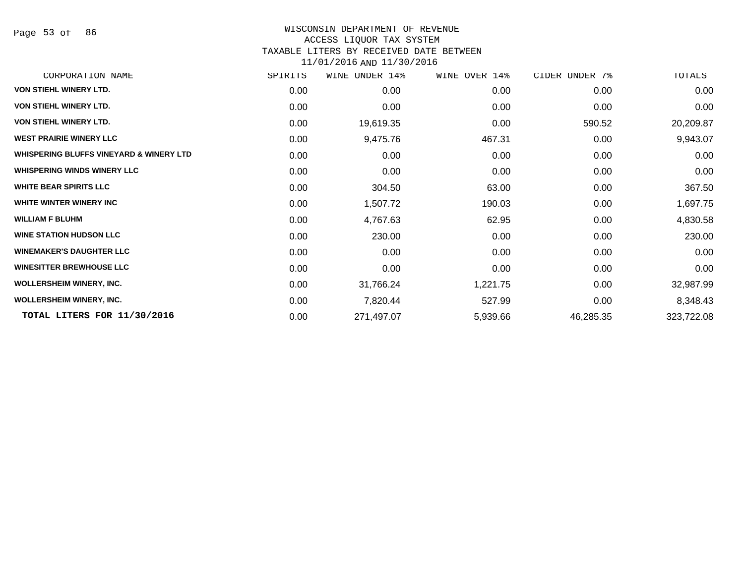WISCONSIN DEPARTMENT OF REVENUE
ACCESS LIQUOR TAX SYSTEM
TAXABLE LITERS BY RECEIVED DATE BETWEEN
11/01/2016 AND 11/30/2016

| CORPORATION NAME | SPIRITS | WINE UNDER 14% | WINE OVER 14% | CIDER UNDER 7% | TOTALS |
|---|---|---|---|---|---|
| VON STIEHL WINERY LTD. | 0.00 | 0.00 | 0.00 | 0.00 | 0.00 |
| VON STIEHL WINERY LTD. | 0.00 | 0.00 | 0.00 | 0.00 | 0.00 |
| VON STIEHL WINERY LTD. | 0.00 | 19,619.35 | 0.00 | 590.52 | 20,209.87 |
| WEST PRAIRIE WINERY LLC | 0.00 | 9,475.76 | 467.31 | 0.00 | 9,943.07 |
| WHISPERING BLUFFS VINEYARD & WINERY LTD | 0.00 | 0.00 | 0.00 | 0.00 | 0.00 |
| WHISPERING WINDS WINERY LLC | 0.00 | 0.00 | 0.00 | 0.00 | 0.00 |
| WHITE BEAR SPIRITS LLC | 0.00 | 304.50 | 63.00 | 0.00 | 367.50 |
| WHITE WINTER WINERY INC | 0.00 | 1,507.72 | 190.03 | 0.00 | 1,697.75 |
| WILLIAM F BLUHM | 0.00 | 4,767.63 | 62.95 | 0.00 | 4,830.58 |
| WINE STATION HUDSON LLC | 0.00 | 230.00 | 0.00 | 0.00 | 230.00 |
| WINEMAKER'S DAUGHTER LLC | 0.00 | 0.00 | 0.00 | 0.00 | 0.00 |
| WINESITTER BREWHOUSE LLC | 0.00 | 0.00 | 0.00 | 0.00 | 0.00 |
| WOLLERSHEIM WINERY, INC. | 0.00 | 31,766.24 | 1,221.75 | 0.00 | 32,987.99 |
| WOLLERSHEIM WINERY, INC. | 0.00 | 7,820.44 | 527.99 | 0.00 | 8,348.43 |
| **TOTAL LITERS FOR 11/30/2016** | 0.00 | 271,497.07 | 5,939.66 | 46,285.35 | 323,722.08 |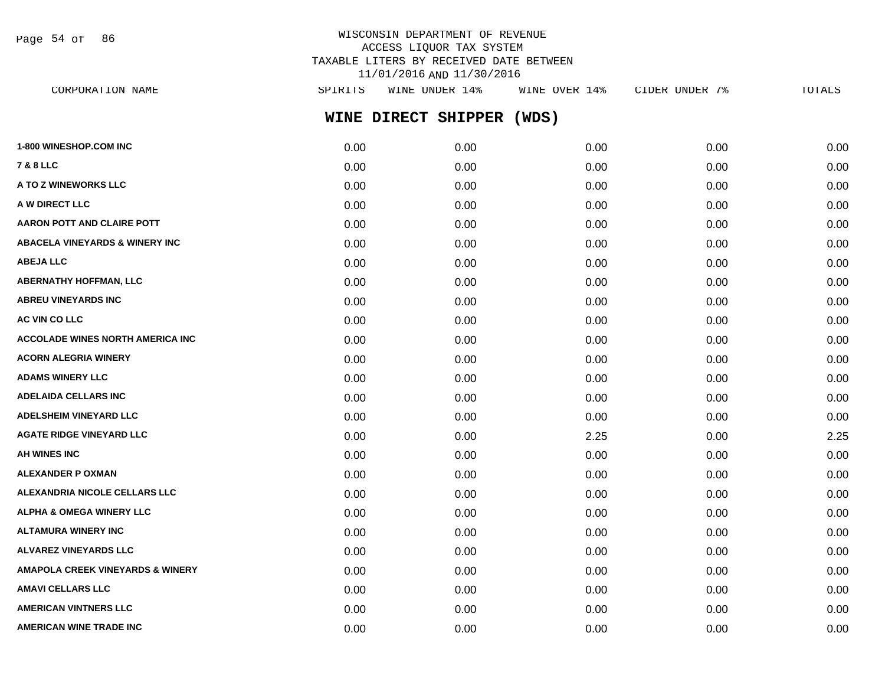WISCONSIN DEPARTMENT OF REVENUE
ACCESS LIQUOR TAX SYSTEM
TAXABLE LITERS BY RECEIVED DATE BETWEEN
11/01/2016 AND 11/30/2016

## WINE DIRECT SHIPPER (WDS)

| CORPORATION NAME | SPIRITS | WINE UNDER 14% | WINE OVER 14% | CIDER UNDER 7% | TOTALS |
|---|---|---|---|---|---|
| 1-800 WINESHOP.COM INC | 0.00 | 0.00 | 0.00 | 0.00 | 0.00 |
| 7 & 8 LLC | 0.00 | 0.00 | 0.00 | 0.00 | 0.00 |
| A TO Z WINEWORKS LLC | 0.00 | 0.00 | 0.00 | 0.00 | 0.00 |
| A W DIRECT LLC | 0.00 | 0.00 | 0.00 | 0.00 | 0.00 |
| AARON POTT AND CLAIRE POTT | 0.00 | 0.00 | 0.00 | 0.00 | 0.00 |
| ABACELA VINEYARDS & WINERY INC | 0.00 | 0.00 | 0.00 | 0.00 | 0.00 |
| ABEJA LLC | 0.00 | 0.00 | 0.00 | 0.00 | 0.00 |
| ABERNATHY HOFFMAN, LLC | 0.00 | 0.00 | 0.00 | 0.00 | 0.00 |
| ABREU VINEYARDS INC | 0.00 | 0.00 | 0.00 | 0.00 | 0.00 |
| AC VIN CO LLC | 0.00 | 0.00 | 0.00 | 0.00 | 0.00 |
| ACCOLADE WINES NORTH AMERICA INC | 0.00 | 0.00 | 0.00 | 0.00 | 0.00 |
| ACORN ALEGRIA WINERY | 0.00 | 0.00 | 0.00 | 0.00 | 0.00 |
| ADAMS WINERY LLC | 0.00 | 0.00 | 0.00 | 0.00 | 0.00 |
| ADELAIDA CELLARS INC | 0.00 | 0.00 | 0.00 | 0.00 | 0.00 |
| ADELSHEIM VINEYARD LLC | 0.00 | 0.00 | 0.00 | 0.00 | 0.00 |
| AGATE RIDGE VINEYARD LLC | 0.00 | 0.00 | 2.25 | 0.00 | 2.25 |
| AH WINES INC | 0.00 | 0.00 | 0.00 | 0.00 | 0.00 |
| ALEXANDER P OXMAN | 0.00 | 0.00 | 0.00 | 0.00 | 0.00 |
| ALEXANDRIA NICOLE CELLARS LLC | 0.00 | 0.00 | 0.00 | 0.00 | 0.00 |
| ALPHA & OMEGA WINERY LLC | 0.00 | 0.00 | 0.00 | 0.00 | 0.00 |
| ALTAMURA WINERY INC | 0.00 | 0.00 | 0.00 | 0.00 | 0.00 |
| ALVAREZ VINEYARDS LLC | 0.00 | 0.00 | 0.00 | 0.00 | 0.00 |
| AMAPOLA CREEK VINEYARDS & WINERY | 0.00 | 0.00 | 0.00 | 0.00 | 0.00 |
| AMAVI CELLARS LLC | 0.00 | 0.00 | 0.00 | 0.00 | 0.00 |
| AMERICAN VINTNERS LLC | 0.00 | 0.00 | 0.00 | 0.00 | 0.00 |
| AMERICAN WINE TRADE INC | 0.00 | 0.00 | 0.00 | 0.00 | 0.00 |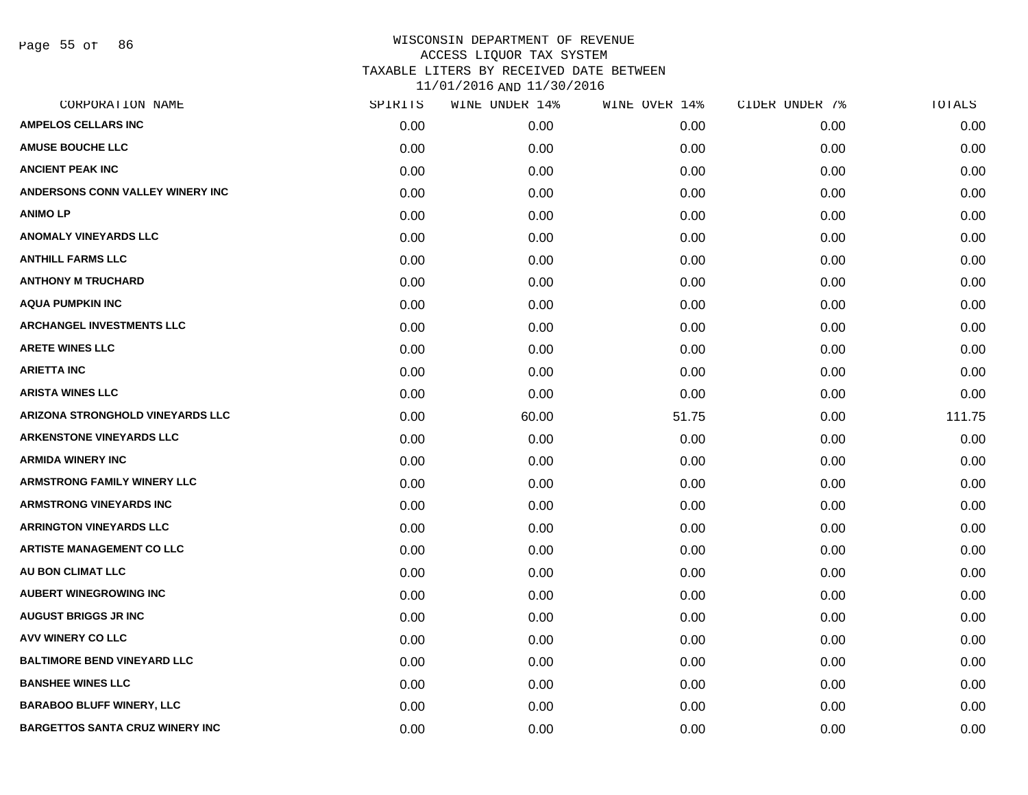WISCONSIN DEPARTMENT OF REVENUE
ACCESS LIQUOR TAX SYSTEM
TAXABLE LITERS BY RECEIVED DATE BETWEEN
11/01/2016 AND 11/30/2016

| CORPORATION NAME | SPIRITS | WINE UNDER 14% | WINE OVER 14% | CIDER UNDER 7% | TOTALS |
|---|---|---|---|---|---|
| AMPELOS CELLARS INC | 0.00 | 0.00 | 0.00 | 0.00 | 0.00 |
| AMUSE BOUCHE LLC | 0.00 | 0.00 | 0.00 | 0.00 | 0.00 |
| ANCIENT PEAK INC | 0.00 | 0.00 | 0.00 | 0.00 | 0.00 |
| ANDERSONS CONN VALLEY WINERY INC | 0.00 | 0.00 | 0.00 | 0.00 | 0.00 |
| ANIMO LP | 0.00 | 0.00 | 0.00 | 0.00 | 0.00 |
| ANOMALY VINEYARDS LLC | 0.00 | 0.00 | 0.00 | 0.00 | 0.00 |
| ANTHILL FARMS LLC | 0.00 | 0.00 | 0.00 | 0.00 | 0.00 |
| ANTHONY M TRUCHARD | 0.00 | 0.00 | 0.00 | 0.00 | 0.00 |
| AQUA PUMPKIN INC | 0.00 | 0.00 | 0.00 | 0.00 | 0.00 |
| ARCHANGEL INVESTMENTS LLC | 0.00 | 0.00 | 0.00 | 0.00 | 0.00 |
| ARETE WINES LLC | 0.00 | 0.00 | 0.00 | 0.00 | 0.00 |
| ARIETTA INC | 0.00 | 0.00 | 0.00 | 0.00 | 0.00 |
| ARISTA WINES LLC | 0.00 | 0.00 | 0.00 | 0.00 | 0.00 |
| ARIZONA STRONGHOLD VINEYARDS LLC | 0.00 | 60.00 | 51.75 | 0.00 | 111.75 |
| ARKENSTONE VINEYARDS LLC | 0.00 | 0.00 | 0.00 | 0.00 | 0.00 |
| ARMIDA WINERY INC | 0.00 | 0.00 | 0.00 | 0.00 | 0.00 |
| ARMSTRONG FAMILY WINERY LLC | 0.00 | 0.00 | 0.00 | 0.00 | 0.00 |
| ARMSTRONG VINEYARDS INC | 0.00 | 0.00 | 0.00 | 0.00 | 0.00 |
| ARRINGTON VINEYARDS LLC | 0.00 | 0.00 | 0.00 | 0.00 | 0.00 |
| ARTISTE MANAGEMENT CO LLC | 0.00 | 0.00 | 0.00 | 0.00 | 0.00 |
| AU BON CLIMAT LLC | 0.00 | 0.00 | 0.00 | 0.00 | 0.00 |
| AUBERT WINEGROWING INC | 0.00 | 0.00 | 0.00 | 0.00 | 0.00 |
| AUGUST BRIGGS JR INC | 0.00 | 0.00 | 0.00 | 0.00 | 0.00 |
| AVV WINERY CO LLC | 0.00 | 0.00 | 0.00 | 0.00 | 0.00 |
| BALTIMORE BEND VINEYARD LLC | 0.00 | 0.00 | 0.00 | 0.00 | 0.00 |
| BANSHEE WINES LLC | 0.00 | 0.00 | 0.00 | 0.00 | 0.00 |
| BARABOO BLUFF WINERY, LLC | 0.00 | 0.00 | 0.00 | 0.00 | 0.00 |
| BARGETTOS SANTA CRUZ WINERY INC | 0.00 | 0.00 | 0.00 | 0.00 | 0.00 |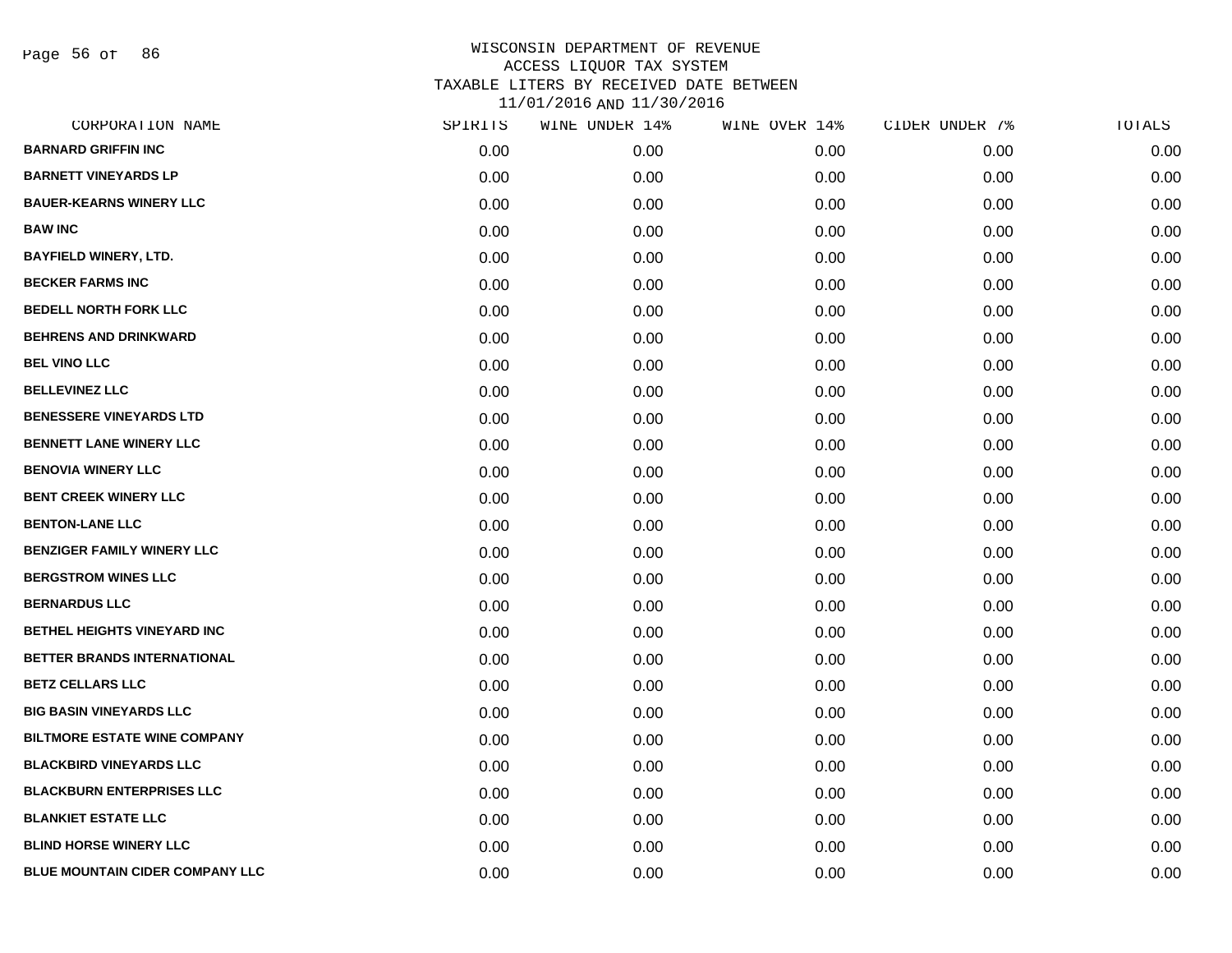WISCONSIN DEPARTMENT OF REVENUE
ACCESS LIQUOR TAX SYSTEM
TAXABLE LITERS BY RECEIVED DATE BETWEEN
11/01/2016 AND 11/30/2016

| CORPORATION NAME | SPIRITS | WINE UNDER 14% | WINE OVER 14% | CIDER UNDER 7% | TOTALS |
|---|---|---|---|---|---|
| BARNARD GRIFFIN INC | 0.00 | 0.00 | 0.00 | 0.00 | 0.00 |
| BARNETT VINEYARDS LP | 0.00 | 0.00 | 0.00 | 0.00 | 0.00 |
| BAUER-KEARNS WINERY LLC | 0.00 | 0.00 | 0.00 | 0.00 | 0.00 |
| BAW INC | 0.00 | 0.00 | 0.00 | 0.00 | 0.00 |
| BAYFIELD WINERY, LTD. | 0.00 | 0.00 | 0.00 | 0.00 | 0.00 |
| BECKER FARMS INC | 0.00 | 0.00 | 0.00 | 0.00 | 0.00 |
| BEDELL NORTH FORK LLC | 0.00 | 0.00 | 0.00 | 0.00 | 0.00 |
| BEHRENS AND DRINKWARD | 0.00 | 0.00 | 0.00 | 0.00 | 0.00 |
| BEL VINO LLC | 0.00 | 0.00 | 0.00 | 0.00 | 0.00 |
| BELLEVINEZ LLC | 0.00 | 0.00 | 0.00 | 0.00 | 0.00 |
| BENESSERE VINEYARDS LTD | 0.00 | 0.00 | 0.00 | 0.00 | 0.00 |
| BENNETT LANE WINERY LLC | 0.00 | 0.00 | 0.00 | 0.00 | 0.00 |
| BENOVIA WINERY LLC | 0.00 | 0.00 | 0.00 | 0.00 | 0.00 |
| BENT CREEK WINERY LLC | 0.00 | 0.00 | 0.00 | 0.00 | 0.00 |
| BENTON-LANE LLC | 0.00 | 0.00 | 0.00 | 0.00 | 0.00 |
| BENZIGER FAMILY WINERY LLC | 0.00 | 0.00 | 0.00 | 0.00 | 0.00 |
| BERGSTROM WINES LLC | 0.00 | 0.00 | 0.00 | 0.00 | 0.00 |
| BERNARDUS LLC | 0.00 | 0.00 | 0.00 | 0.00 | 0.00 |
| BETHEL HEIGHTS VINEYARD INC | 0.00 | 0.00 | 0.00 | 0.00 | 0.00 |
| BETTER BRANDS INTERNATIONAL | 0.00 | 0.00 | 0.00 | 0.00 | 0.00 |
| BETZ CELLARS LLC | 0.00 | 0.00 | 0.00 | 0.00 | 0.00 |
| BIG BASIN VINEYARDS LLC | 0.00 | 0.00 | 0.00 | 0.00 | 0.00 |
| BILTMORE ESTATE WINE COMPANY | 0.00 | 0.00 | 0.00 | 0.00 | 0.00 |
| BLACKBIRD VINEYARDS LLC | 0.00 | 0.00 | 0.00 | 0.00 | 0.00 |
| BLACKBURN ENTERPRISES LLC | 0.00 | 0.00 | 0.00 | 0.00 | 0.00 |
| BLANKIET ESTATE LLC | 0.00 | 0.00 | 0.00 | 0.00 | 0.00 |
| BLIND HORSE WINERY LLC | 0.00 | 0.00 | 0.00 | 0.00 | 0.00 |
| BLUE MOUNTAIN CIDER COMPANY LLC | 0.00 | 0.00 | 0.00 | 0.00 | 0.00 |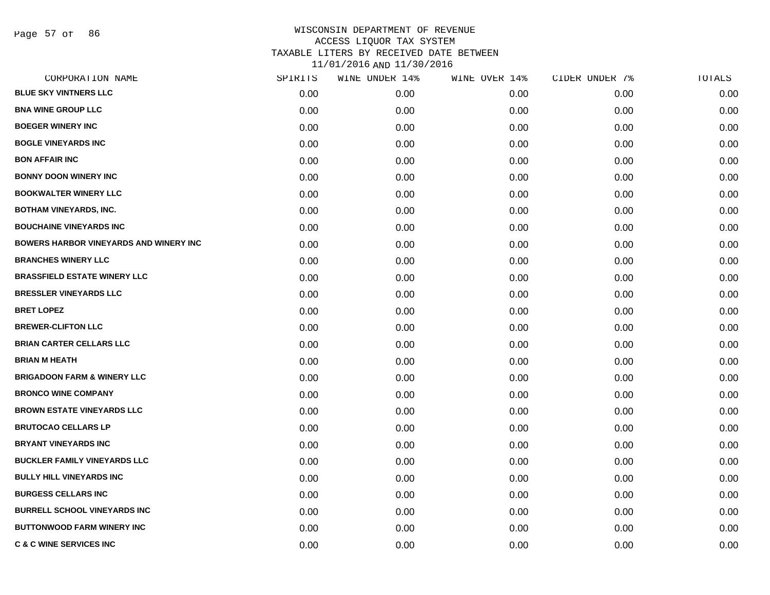WISCONSIN DEPARTMENT OF REVENUE
ACCESS LIQUOR TAX SYSTEM
TAXABLE LITERS BY RECEIVED DATE BETWEEN
11/01/2016 AND 11/30/2016

| CORPORATION NAME | SPIRITS | WINE UNDER 14% | WINE OVER 14% | CIDER UNDER 7% | TOTALS |
|---|---|---|---|---|---|
| BLUE SKY VINTNERS LLC | 0.00 | 0.00 | 0.00 | 0.00 | 0.00 |
| BNA WINE GROUP LLC | 0.00 | 0.00 | 0.00 | 0.00 | 0.00 |
| BOEGER WINERY INC | 0.00 | 0.00 | 0.00 | 0.00 | 0.00 |
| BOGLE VINEYARDS INC | 0.00 | 0.00 | 0.00 | 0.00 | 0.00 |
| BON AFFAIR INC | 0.00 | 0.00 | 0.00 | 0.00 | 0.00 |
| BONNY DOON WINERY INC | 0.00 | 0.00 | 0.00 | 0.00 | 0.00 |
| BOOKWALTER WINERY LLC | 0.00 | 0.00 | 0.00 | 0.00 | 0.00 |
| BOTHAM VINEYARDS, INC. | 0.00 | 0.00 | 0.00 | 0.00 | 0.00 |
| BOUCHAINE VINEYARDS INC | 0.00 | 0.00 | 0.00 | 0.00 | 0.00 |
| BOWERS HARBOR VINEYARDS AND WINERY INC | 0.00 | 0.00 | 0.00 | 0.00 | 0.00 |
| BRANCHES WINERY LLC | 0.00 | 0.00 | 0.00 | 0.00 | 0.00 |
| BRASSFIELD ESTATE WINERY LLC | 0.00 | 0.00 | 0.00 | 0.00 | 0.00 |
| BRESSLER VINEYARDS LLC | 0.00 | 0.00 | 0.00 | 0.00 | 0.00 |
| BRET LOPEZ | 0.00 | 0.00 | 0.00 | 0.00 | 0.00 |
| BREWER-CLIFTON LLC | 0.00 | 0.00 | 0.00 | 0.00 | 0.00 |
| BRIAN CARTER CELLARS LLC | 0.00 | 0.00 | 0.00 | 0.00 | 0.00 |
| BRIAN M HEATH | 0.00 | 0.00 | 0.00 | 0.00 | 0.00 |
| BRIGADOON FARM & WINERY LLC | 0.00 | 0.00 | 0.00 | 0.00 | 0.00 |
| BRONCO WINE COMPANY | 0.00 | 0.00 | 0.00 | 0.00 | 0.00 |
| BROWN ESTATE VINEYARDS LLC | 0.00 | 0.00 | 0.00 | 0.00 | 0.00 |
| BRUTOCAO CELLARS LP | 0.00 | 0.00 | 0.00 | 0.00 | 0.00 |
| BRYANT VINEYARDS INC | 0.00 | 0.00 | 0.00 | 0.00 | 0.00 |
| BUCKLER FAMILY VINEYARDS LLC | 0.00 | 0.00 | 0.00 | 0.00 | 0.00 |
| BULLY HILL VINEYARDS INC | 0.00 | 0.00 | 0.00 | 0.00 | 0.00 |
| BURGESS CELLARS INC | 0.00 | 0.00 | 0.00 | 0.00 | 0.00 |
| BURRELL SCHOOL VINEYARDS INC | 0.00 | 0.00 | 0.00 | 0.00 | 0.00 |
| BUTTONWOOD FARM WINERY INC | 0.00 | 0.00 | 0.00 | 0.00 | 0.00 |
| C & C WINE SERVICES INC | 0.00 | 0.00 | 0.00 | 0.00 | 0.00 |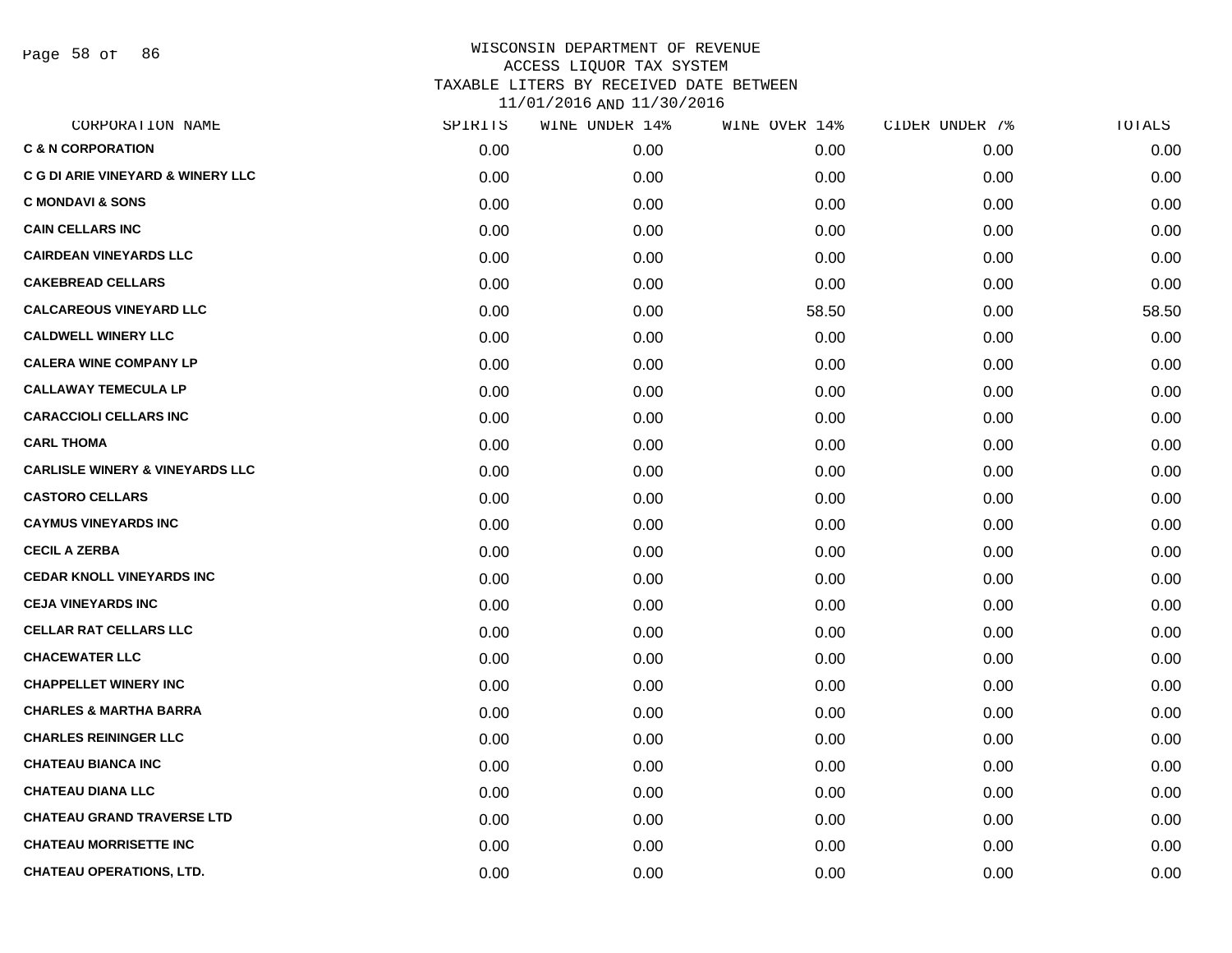WISCONSIN DEPARTMENT OF REVENUE
ACCESS LIQUOR TAX SYSTEM
TAXABLE LITERS BY RECEIVED DATE BETWEEN
11/01/2016 AND 11/30/2016

| CORPORATION NAME | SPIRITS | WINE UNDER 14% | WINE OVER 14% | CIDER UNDER 7% | TOTALS |
|---|---|---|---|---|---|
| **C & N CORPORATION** | 0.00 | 0.00 | 0.00 | 0.00 | 0.00 |
| **C G DI ARIE VINEYARD & WINERY LLC** | 0.00 | 0.00 | 0.00 | 0.00 | 0.00 |
| **C MONDAVI & SONS** | 0.00 | 0.00 | 0.00 | 0.00 | 0.00 |
| **CAIN CELLARS INC** | 0.00 | 0.00 | 0.00 | 0.00 | 0.00 |
| **CAIRDEAN VINEYARDS LLC** | 0.00 | 0.00 | 0.00 | 0.00 | 0.00 |
| **CAKEBREAD CELLARS** | 0.00 | 0.00 | 0.00 | 0.00 | 0.00 |
| **CALCAREOUS VINEYARD LLC** | 0.00 | 0.00 | 58.50 | 0.00 | 58.50 |
| **CALDWELL WINERY LLC** | 0.00 | 0.00 | 0.00 | 0.00 | 0.00 |
| **CALERA WINE COMPANY LP** | 0.00 | 0.00 | 0.00 | 0.00 | 0.00 |
| **CALLAWAY TEMECULA LP** | 0.00 | 0.00 | 0.00 | 0.00 | 0.00 |
| **CARACCIOLI CELLARS INC** | 0.00 | 0.00 | 0.00 | 0.00 | 0.00 |
| **CARL THOMA** | 0.00 | 0.00 | 0.00 | 0.00 | 0.00 |
| **CARLISLE WINERY & VINEYARDS LLC** | 0.00 | 0.00 | 0.00 | 0.00 | 0.00 |
| **CASTORO CELLARS** | 0.00 | 0.00 | 0.00 | 0.00 | 0.00 |
| **CAYMUS VINEYARDS INC** | 0.00 | 0.00 | 0.00 | 0.00 | 0.00 |
| **CECIL A ZERBA** | 0.00 | 0.00 | 0.00 | 0.00 | 0.00 |
| **CEDAR KNOLL VINEYARDS INC** | 0.00 | 0.00 | 0.00 | 0.00 | 0.00 |
| **CEJA VINEYARDS INC** | 0.00 | 0.00 | 0.00 | 0.00 | 0.00 |
| **CELLAR RAT CELLARS LLC** | 0.00 | 0.00 | 0.00 | 0.00 | 0.00 |
| **CHACEWATER LLC** | 0.00 | 0.00 | 0.00 | 0.00 | 0.00 |
| **CHAPPELLET WINERY INC** | 0.00 | 0.00 | 0.00 | 0.00 | 0.00 |
| **CHARLES & MARTHA BARRA** | 0.00 | 0.00 | 0.00 | 0.00 | 0.00 |
| **CHARLES REININGER LLC** | 0.00 | 0.00 | 0.00 | 0.00 | 0.00 |
| **CHATEAU BIANCA INC** | 0.00 | 0.00 | 0.00 | 0.00 | 0.00 |
| **CHATEAU DIANA LLC** | 0.00 | 0.00 | 0.00 | 0.00 | 0.00 |
| **CHATEAU GRAND TRAVERSE LTD** | 0.00 | 0.00 | 0.00 | 0.00 | 0.00 |
| **CHATEAU MORRISETTE INC** | 0.00 | 0.00 | 0.00 | 0.00 | 0.00 |
| **CHATEAU OPERATIONS, LTD.** | 0.00 | 0.00 | 0.00 | 0.00 | 0.00 |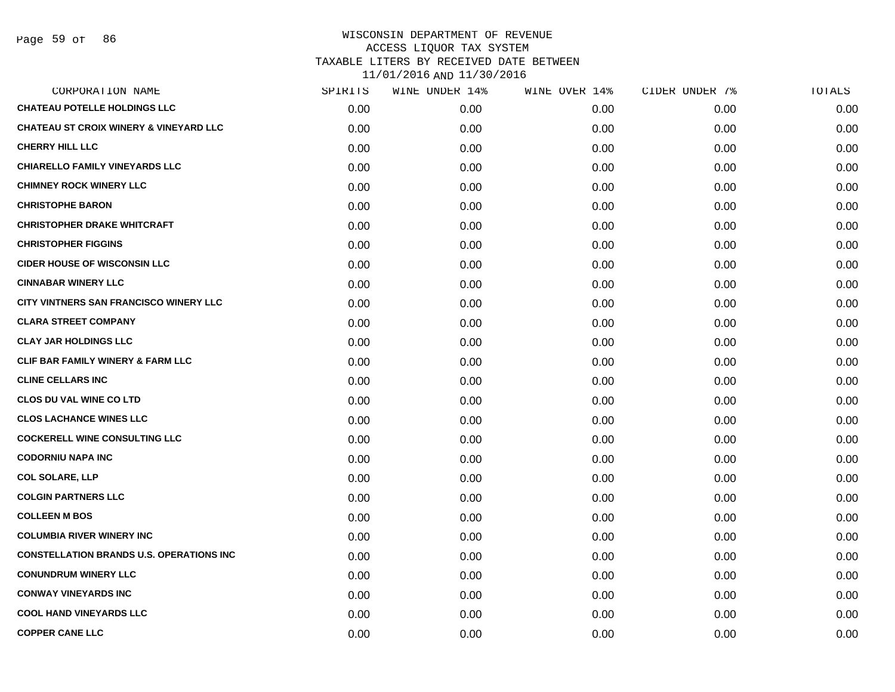WISCONSIN DEPARTMENT OF REVENUE
ACCESS LIQUOR TAX SYSTEM
TAXABLE LITERS BY RECEIVED DATE BETWEEN
11/01/2016 AND 11/30/2016

| CORPORATION NAME | SPIRITS | WINE UNDER 14% | WINE OVER 14% | CIDER UNDER 7% | TOTALS |
|---|---|---|---|---|---|
| CHATEAU POTELLE HOLDINGS LLC | 0.00 | 0.00 | 0.00 | 0.00 | 0.00 |
| CHATEAU ST CROIX WINERY & VINEYARD LLC | 0.00 | 0.00 | 0.00 | 0.00 | 0.00 |
| CHERRY HILL LLC | 0.00 | 0.00 | 0.00 | 0.00 | 0.00 |
| CHIARELLO FAMILY VINEYARDS LLC | 0.00 | 0.00 | 0.00 | 0.00 | 0.00 |
| CHIMNEY ROCK WINERY LLC | 0.00 | 0.00 | 0.00 | 0.00 | 0.00 |
| CHRISTOPHE BARON | 0.00 | 0.00 | 0.00 | 0.00 | 0.00 |
| CHRISTOPHER DRAKE WHITCRAFT | 0.00 | 0.00 | 0.00 | 0.00 | 0.00 |
| CHRISTOPHER FIGGINS | 0.00 | 0.00 | 0.00 | 0.00 | 0.00 |
| CIDER HOUSE OF WISCONSIN LLC | 0.00 | 0.00 | 0.00 | 0.00 | 0.00 |
| CINNABAR WINERY LLC | 0.00 | 0.00 | 0.00 | 0.00 | 0.00 |
| CITY VINTNERS SAN FRANCISCO WINERY LLC | 0.00 | 0.00 | 0.00 | 0.00 | 0.00 |
| CLARA STREET COMPANY | 0.00 | 0.00 | 0.00 | 0.00 | 0.00 |
| CLAY JAR HOLDINGS LLC | 0.00 | 0.00 | 0.00 | 0.00 | 0.00 |
| CLIF BAR FAMILY WINERY & FARM LLC | 0.00 | 0.00 | 0.00 | 0.00 | 0.00 |
| CLINE CELLARS INC | 0.00 | 0.00 | 0.00 | 0.00 | 0.00 |
| CLOS DU VAL WINE CO LTD | 0.00 | 0.00 | 0.00 | 0.00 | 0.00 |
| CLOS LACHANCE WINES LLC | 0.00 | 0.00 | 0.00 | 0.00 | 0.00 |
| COCKERELL WINE CONSULTING LLC | 0.00 | 0.00 | 0.00 | 0.00 | 0.00 |
| CODORNIU NAPA INC | 0.00 | 0.00 | 0.00 | 0.00 | 0.00 |
| COL SOLARE, LLP | 0.00 | 0.00 | 0.00 | 0.00 | 0.00 |
| COLGIN PARTNERS LLC | 0.00 | 0.00 | 0.00 | 0.00 | 0.00 |
| COLLEEN M BOS | 0.00 | 0.00 | 0.00 | 0.00 | 0.00 |
| COLUMBIA RIVER WINERY INC | 0.00 | 0.00 | 0.00 | 0.00 | 0.00 |
| CONSTELLATION BRANDS U.S. OPERATIONS INC | 0.00 | 0.00 | 0.00 | 0.00 | 0.00 |
| CONUNDRUM WINERY LLC | 0.00 | 0.00 | 0.00 | 0.00 | 0.00 |
| CONWAY VINEYARDS INC | 0.00 | 0.00 | 0.00 | 0.00 | 0.00 |
| COOL HAND VINEYARDS LLC | 0.00 | 0.00 | 0.00 | 0.00 | 0.00 |
| COPPER CANE LLC | 0.00 | 0.00 | 0.00 | 0.00 | 0.00 |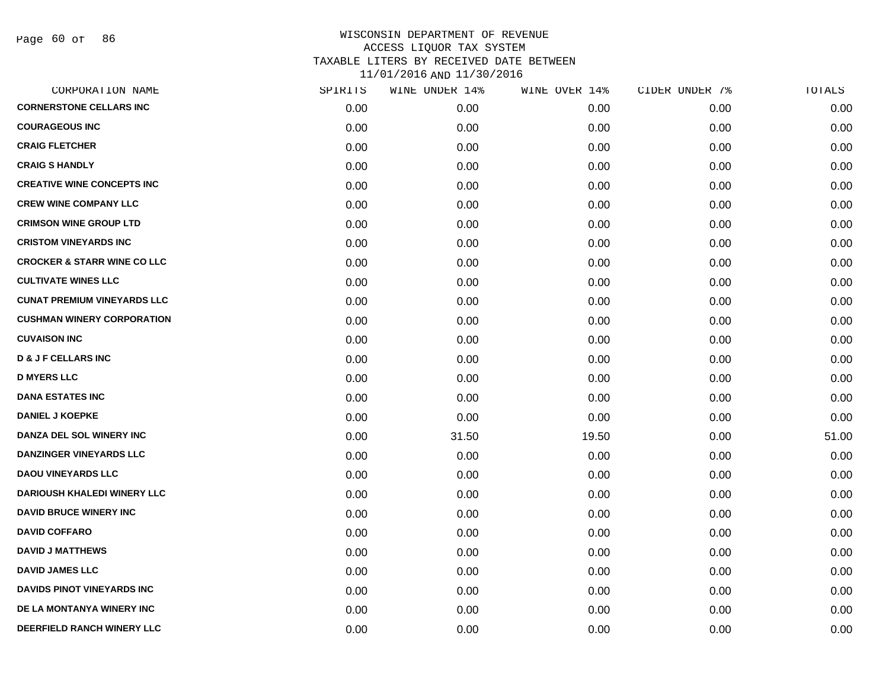WISCONSIN DEPARTMENT OF REVENUE
ACCESS LIQUOR TAX SYSTEM
TAXABLE LITERS BY RECEIVED DATE BETWEEN
11/01/2016 AND 11/30/2016

| CORPORATION NAME | SPIRITS | WINE UNDER 14% | WINE OVER 14% | CIDER UNDER 7% | TOTALS |
|---|---|---|---|---|---|
| CORNERSTONE CELLARS INC | 0.00 | 0.00 | 0.00 | 0.00 | 0.00 |
| COURAGEOUS INC | 0.00 | 0.00 | 0.00 | 0.00 | 0.00 |
| CRAIG FLETCHER | 0.00 | 0.00 | 0.00 | 0.00 | 0.00 |
| CRAIG S HANDLY | 0.00 | 0.00 | 0.00 | 0.00 | 0.00 |
| CREATIVE WINE CONCEPTS INC | 0.00 | 0.00 | 0.00 | 0.00 | 0.00 |
| CREW WINE COMPANY LLC | 0.00 | 0.00 | 0.00 | 0.00 | 0.00 |
| CRIMSON WINE GROUP LTD | 0.00 | 0.00 | 0.00 | 0.00 | 0.00 |
| CRISTOM VINEYARDS INC | 0.00 | 0.00 | 0.00 | 0.00 | 0.00 |
| CROCKER & STARR WINE CO LLC | 0.00 | 0.00 | 0.00 | 0.00 | 0.00 |
| CULTIVATE WINES LLC | 0.00 | 0.00 | 0.00 | 0.00 | 0.00 |
| CUNAT PREMIUM VINEYARDS LLC | 0.00 | 0.00 | 0.00 | 0.00 | 0.00 |
| CUSHMAN WINERY CORPORATION | 0.00 | 0.00 | 0.00 | 0.00 | 0.00 |
| CUVAISON INC | 0.00 | 0.00 | 0.00 | 0.00 | 0.00 |
| D & J F CELLARS INC | 0.00 | 0.00 | 0.00 | 0.00 | 0.00 |
| D MYERS LLC | 0.00 | 0.00 | 0.00 | 0.00 | 0.00 |
| DANA ESTATES INC | 0.00 | 0.00 | 0.00 | 0.00 | 0.00 |
| DANIEL J KOEPKE | 0.00 | 0.00 | 0.00 | 0.00 | 0.00 |
| DANZA DEL SOL WINERY INC | 0.00 | 31.50 | 19.50 | 0.00 | 51.00 |
| DANZINGER VINEYARDS LLC | 0.00 | 0.00 | 0.00 | 0.00 | 0.00 |
| DAOU VINEYARDS LLC | 0.00 | 0.00 | 0.00 | 0.00 | 0.00 |
| DARIOUSH KHALEDI WINERY LLC | 0.00 | 0.00 | 0.00 | 0.00 | 0.00 |
| DAVID BRUCE WINERY INC | 0.00 | 0.00 | 0.00 | 0.00 | 0.00 |
| DAVID COFFARO | 0.00 | 0.00 | 0.00 | 0.00 | 0.00 |
| DAVID J MATTHEWS | 0.00 | 0.00 | 0.00 | 0.00 | 0.00 |
| DAVID JAMES LLC | 0.00 | 0.00 | 0.00 | 0.00 | 0.00 |
| DAVIDS PINOT VINEYARDS INC | 0.00 | 0.00 | 0.00 | 0.00 | 0.00 |
| DE LA MONTANYA WINERY INC | 0.00 | 0.00 | 0.00 | 0.00 | 0.00 |
| DEERFIELD RANCH WINERY LLC | 0.00 | 0.00 | 0.00 | 0.00 | 0.00 |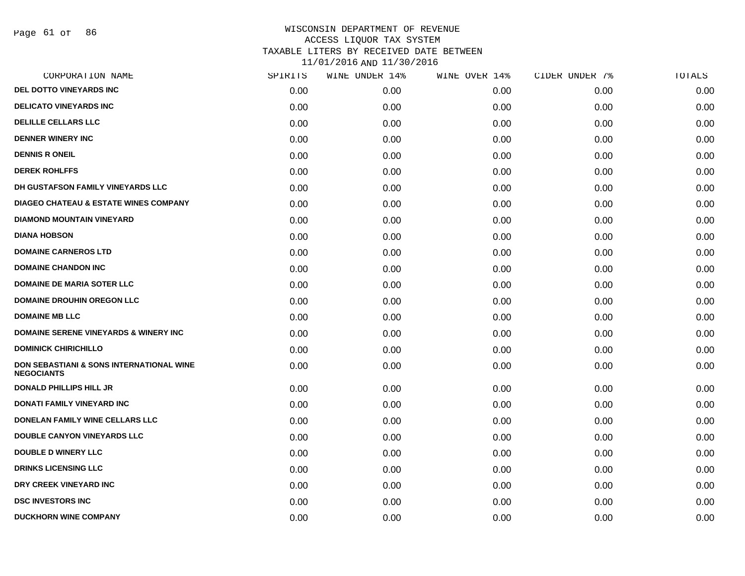# WISCONSIN DEPARTMENT OF REVENUE
## ACCESS LIQUOR TAX SYSTEM
## TAXABLE LITERS BY RECEIVED DATE BETWEEN 11/01/2016 AND 11/30/2016

| CORPORATION NAME | SPIRITS | WINE UNDER 14% | WINE OVER 14% | CIDER UNDER 7% | TOTALS |
|---|---|---|---|---|---|
| DEL DOTTO VINEYARDS INC | 0.00 | 0.00 | 0.00 | 0.00 | 0.00 |
| DELICATO VINEYARDS INC | 0.00 | 0.00 | 0.00 | 0.00 | 0.00 |
| DELILLE CELLARS LLC | 0.00 | 0.00 | 0.00 | 0.00 | 0.00 |
| DENNER WINERY INC | 0.00 | 0.00 | 0.00 | 0.00 | 0.00 |
| DENNIS R ONEIL | 0.00 | 0.00 | 0.00 | 0.00 | 0.00 |
| DEREK ROHLFFS | 0.00 | 0.00 | 0.00 | 0.00 | 0.00 |
| DH GUSTAFSON FAMILY VINEYARDS LLC | 0.00 | 0.00 | 0.00 | 0.00 | 0.00 |
| DIAGEO CHATEAU & ESTATE WINES COMPANY | 0.00 | 0.00 | 0.00 | 0.00 | 0.00 |
| DIAMOND MOUNTAIN VINEYARD | 0.00 | 0.00 | 0.00 | 0.00 | 0.00 |
| DIANA HOBSON | 0.00 | 0.00 | 0.00 | 0.00 | 0.00 |
| DOMAINE CARNEROS LTD | 0.00 | 0.00 | 0.00 | 0.00 | 0.00 |
| DOMAINE CHANDON INC | 0.00 | 0.00 | 0.00 | 0.00 | 0.00 |
| DOMAINE DE MARIA SOTER LLC | 0.00 | 0.00 | 0.00 | 0.00 | 0.00 |
| DOMAINE DROUHIN OREGON LLC | 0.00 | 0.00 | 0.00 | 0.00 | 0.00 |
| DOMAINE MB LLC | 0.00 | 0.00 | 0.00 | 0.00 | 0.00 |
| DOMAINE SERENE VINEYARDS & WINERY INC | 0.00 | 0.00 | 0.00 | 0.00 | 0.00 |
| DOMINICK CHIRICHILLO | 0.00 | 0.00 | 0.00 | 0.00 | 0.00 |
| DON SEBASTIANI & SONS INTERNATIONAL WINE NEGOCIANTS | 0.00 | 0.00 | 0.00 | 0.00 | 0.00 |
| DONALD PHILLIPS HILL JR | 0.00 | 0.00 | 0.00 | 0.00 | 0.00 |
| DONATI FAMILY VINEYARD INC | 0.00 | 0.00 | 0.00 | 0.00 | 0.00 |
| DONELAN FAMILY WINE CELLARS LLC | 0.00 | 0.00 | 0.00 | 0.00 | 0.00 |
| DOUBLE CANYON VINEYARDS LLC | 0.00 | 0.00 | 0.00 | 0.00 | 0.00 |
| DOUBLE D WINERY LLC | 0.00 | 0.00 | 0.00 | 0.00 | 0.00 |
| DRINKS LICENSING LLC | 0.00 | 0.00 | 0.00 | 0.00 | 0.00 |
| DRY CREEK VINEYARD INC | 0.00 | 0.00 | 0.00 | 0.00 | 0.00 |
| DSC INVESTORS INC | 0.00 | 0.00 | 0.00 | 0.00 | 0.00 |
| DUCKHORN WINE COMPANY | 0.00 | 0.00 | 0.00 | 0.00 | 0.00 |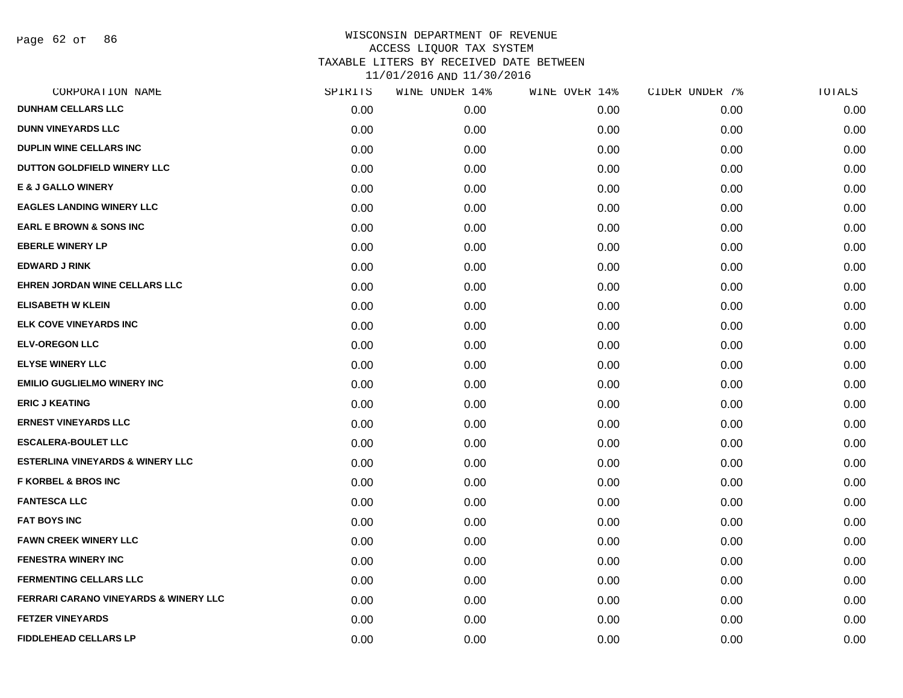WISCONSIN DEPARTMENT OF REVENUE
ACCESS LIQUOR TAX SYSTEM
TAXABLE LITERS BY RECEIVED DATE BETWEEN
11/01/2016 AND 11/30/2016

| CORPORATION NAME | SPIRITS | WINE UNDER 14% | WINE OVER 14% | CIDER UNDER 7% | TOTALS |
|---|---|---|---|---|---|
| DUNHAM CELLARS LLC | 0.00 | 0.00 | 0.00 | 0.00 | 0.00 |
| DUNN VINEYARDS LLC | 0.00 | 0.00 | 0.00 | 0.00 | 0.00 |
| DUPLIN WINE CELLARS INC | 0.00 | 0.00 | 0.00 | 0.00 | 0.00 |
| DUTTON GOLDFIELD WINERY LLC | 0.00 | 0.00 | 0.00 | 0.00 | 0.00 |
| E & J GALLO WINERY | 0.00 | 0.00 | 0.00 | 0.00 | 0.00 |
| EAGLES LANDING WINERY LLC | 0.00 | 0.00 | 0.00 | 0.00 | 0.00 |
| EARL E BROWN & SONS INC | 0.00 | 0.00 | 0.00 | 0.00 | 0.00 |
| EBERLE WINERY LP | 0.00 | 0.00 | 0.00 | 0.00 | 0.00 |
| EDWARD J RINK | 0.00 | 0.00 | 0.00 | 0.00 | 0.00 |
| EHREN JORDAN WINE CELLARS LLC | 0.00 | 0.00 | 0.00 | 0.00 | 0.00 |
| ELISABETH W KLEIN | 0.00 | 0.00 | 0.00 | 0.00 | 0.00 |
| ELK COVE VINEYARDS INC | 0.00 | 0.00 | 0.00 | 0.00 | 0.00 |
| ELV-OREGON LLC | 0.00 | 0.00 | 0.00 | 0.00 | 0.00 |
| ELYSE WINERY LLC | 0.00 | 0.00 | 0.00 | 0.00 | 0.00 |
| EMILIO GUGLIELMO WINERY INC | 0.00 | 0.00 | 0.00 | 0.00 | 0.00 |
| ERIC J KEATING | 0.00 | 0.00 | 0.00 | 0.00 | 0.00 |
| ERNEST VINEYARDS LLC | 0.00 | 0.00 | 0.00 | 0.00 | 0.00 |
| ESCALERA-BOULET LLC | 0.00 | 0.00 | 0.00 | 0.00 | 0.00 |
| ESTERLINA VINEYARDS & WINERY LLC | 0.00 | 0.00 | 0.00 | 0.00 | 0.00 |
| F KORBEL & BROS INC | 0.00 | 0.00 | 0.00 | 0.00 | 0.00 |
| FANTESCA LLC | 0.00 | 0.00 | 0.00 | 0.00 | 0.00 |
| FAT BOYS INC | 0.00 | 0.00 | 0.00 | 0.00 | 0.00 |
| FAWN CREEK WINERY LLC | 0.00 | 0.00 | 0.00 | 0.00 | 0.00 |
| FENESTRA WINERY INC | 0.00 | 0.00 | 0.00 | 0.00 | 0.00 |
| FERMENTING CELLARS LLC | 0.00 | 0.00 | 0.00 | 0.00 | 0.00 |
| FERRARI CARANO VINEYARDS & WINERY LLC | 0.00 | 0.00 | 0.00 | 0.00 | 0.00 |
| FETZER VINEYARDS | 0.00 | 0.00 | 0.00 | 0.00 | 0.00 |
| FIDDLEHEAD CELLARS LP | 0.00 | 0.00 | 0.00 | 0.00 | 0.00 |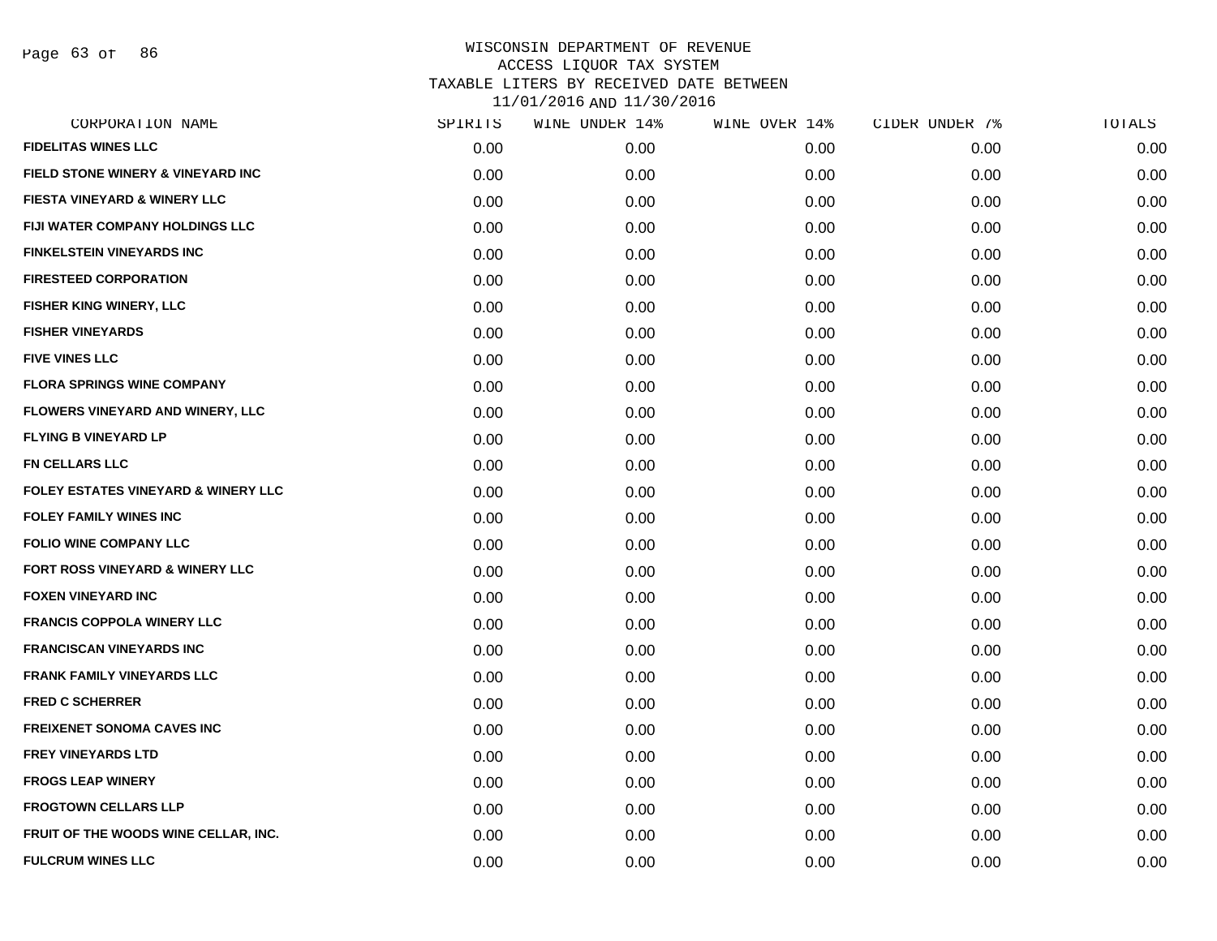# WISCONSIN DEPARTMENT OF REVENUE
## ACCESS LIQUOR TAX SYSTEM
## TAXABLE LITERS BY RECEIVED DATE BETWEEN 11/01/2016 AND 11/30/2016

| CORPORATION NAME | SPIRITS | WINE UNDER 14% | WINE OVER 14% | CIDER UNDER 7% | TOTALS |
|---|---|---|---|---|---|
| FIDELITAS WINES LLC | 0.00 | 0.00 | 0.00 | 0.00 | 0.00 |
| FIELD STONE WINERY & VINEYARD INC | 0.00 | 0.00 | 0.00 | 0.00 | 0.00 |
| FIESTA VINEYARD & WINERY LLC | 0.00 | 0.00 | 0.00 | 0.00 | 0.00 |
| FIJI WATER COMPANY HOLDINGS LLC | 0.00 | 0.00 | 0.00 | 0.00 | 0.00 |
| FINKELSTEIN VINEYARDS INC | 0.00 | 0.00 | 0.00 | 0.00 | 0.00 |
| FIRESTEED CORPORATION | 0.00 | 0.00 | 0.00 | 0.00 | 0.00 |
| FISHER KING WINERY, LLC | 0.00 | 0.00 | 0.00 | 0.00 | 0.00 |
| FISHER VINEYARDS | 0.00 | 0.00 | 0.00 | 0.00 | 0.00 |
| FIVE VINES LLC | 0.00 | 0.00 | 0.00 | 0.00 | 0.00 |
| FLORA SPRINGS WINE COMPANY | 0.00 | 0.00 | 0.00 | 0.00 | 0.00 |
| FLOWERS VINEYARD AND WINERY, LLC | 0.00 | 0.00 | 0.00 | 0.00 | 0.00 |
| FLYING B VINEYARD LP | 0.00 | 0.00 | 0.00 | 0.00 | 0.00 |
| FN CELLARS LLC | 0.00 | 0.00 | 0.00 | 0.00 | 0.00 |
| FOLEY ESTATES VINEYARD & WINERY LLC | 0.00 | 0.00 | 0.00 | 0.00 | 0.00 |
| FOLEY FAMILY WINES INC | 0.00 | 0.00 | 0.00 | 0.00 | 0.00 |
| FOLIO WINE COMPANY LLC | 0.00 | 0.00 | 0.00 | 0.00 | 0.00 |
| FORT ROSS VINEYARD & WINERY LLC | 0.00 | 0.00 | 0.00 | 0.00 | 0.00 |
| FOXEN VINEYARD INC | 0.00 | 0.00 | 0.00 | 0.00 | 0.00 |
| FRANCIS COPPOLA WINERY LLC | 0.00 | 0.00 | 0.00 | 0.00 | 0.00 |
| FRANCISCAN VINEYARDS INC | 0.00 | 0.00 | 0.00 | 0.00 | 0.00 |
| FRANK FAMILY VINEYARDS LLC | 0.00 | 0.00 | 0.00 | 0.00 | 0.00 |
| FRED C SCHERRER | 0.00 | 0.00 | 0.00 | 0.00 | 0.00 |
| FREIXENET SONOMA CAVES INC | 0.00 | 0.00 | 0.00 | 0.00 | 0.00 |
| FREY VINEYARDS LTD | 0.00 | 0.00 | 0.00 | 0.00 | 0.00 |
| FROGS LEAP WINERY | 0.00 | 0.00 | 0.00 | 0.00 | 0.00 |
| FROGTOWN CELLARS LLP | 0.00 | 0.00 | 0.00 | 0.00 | 0.00 |
| FRUIT OF THE WOODS WINE CELLAR, INC. | 0.00 | 0.00 | 0.00 | 0.00 | 0.00 |
| FULCRUM WINES LLC | 0.00 | 0.00 | 0.00 | 0.00 | 0.00 |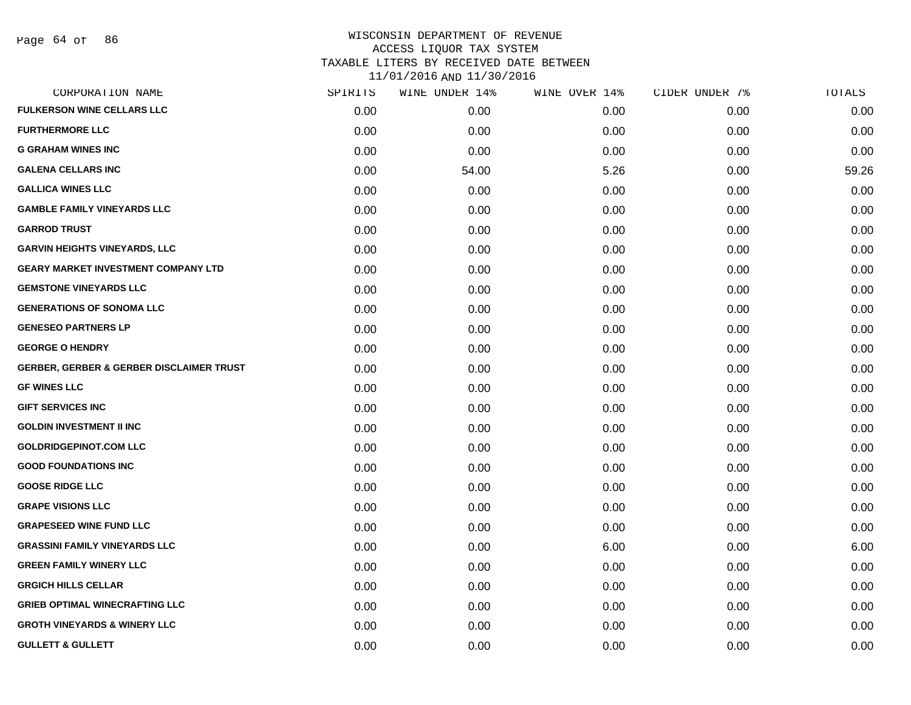# WISCONSIN DEPARTMENT OF REVENUE
## ACCESS LIQUOR TAX SYSTEM
## TAXABLE LITERS BY RECEIVED DATE BETWEEN 11/01/2016 AND 11/30/2016

| CORPORATION NAME | SPIRITS | WINE UNDER 14% | WINE OVER 14% | CIDER UNDER 7% | TOTALS |
|---|---|---|---|---|---|
| FULKERSON WINE CELLARS LLC | 0.00 | 0.00 | 0.00 | 0.00 | 0.00 |
| FURTHERMORE LLC | 0.00 | 0.00 | 0.00 | 0.00 | 0.00 |
| G GRAHAM WINES INC | 0.00 | 0.00 | 0.00 | 0.00 | 0.00 |
| GALENA CELLARS INC | 0.00 | 54.00 | 5.26 | 0.00 | 59.26 |
| GALLICA WINES LLC | 0.00 | 0.00 | 0.00 | 0.00 | 0.00 |
| GAMBLE FAMILY VINEYARDS LLC | 0.00 | 0.00 | 0.00 | 0.00 | 0.00 |
| GARROD TRUST | 0.00 | 0.00 | 0.00 | 0.00 | 0.00 |
| GARVIN HEIGHTS VINEYARDS, LLC | 0.00 | 0.00 | 0.00 | 0.00 | 0.00 |
| GEARY MARKET INVESTMENT COMPANY LTD | 0.00 | 0.00 | 0.00 | 0.00 | 0.00 |
| GEMSTONE VINEYARDS LLC | 0.00 | 0.00 | 0.00 | 0.00 | 0.00 |
| GENERATIONS OF SONOMA LLC | 0.00 | 0.00 | 0.00 | 0.00 | 0.00 |
| GENESEO PARTNERS LP | 0.00 | 0.00 | 0.00 | 0.00 | 0.00 |
| GEORGE O HENDRY | 0.00 | 0.00 | 0.00 | 0.00 | 0.00 |
| GERBER, GERBER & GERBER DISCLAIMER TRUST | 0.00 | 0.00 | 0.00 | 0.00 | 0.00 |
| GF WINES LLC | 0.00 | 0.00 | 0.00 | 0.00 | 0.00 |
| GIFT SERVICES INC | 0.00 | 0.00 | 0.00 | 0.00 | 0.00 |
| GOLDIN INVESTMENT II INC | 0.00 | 0.00 | 0.00 | 0.00 | 0.00 |
| GOLDRIDGEPINOT.COM LLC | 0.00 | 0.00 | 0.00 | 0.00 | 0.00 |
| GOOD FOUNDATIONS INC | 0.00 | 0.00 | 0.00 | 0.00 | 0.00 |
| GOOSE RIDGE LLC | 0.00 | 0.00 | 0.00 | 0.00 | 0.00 |
| GRAPE VISIONS LLC | 0.00 | 0.00 | 0.00 | 0.00 | 0.00 |
| GRAPESEED WINE FUND LLC | 0.00 | 0.00 | 0.00 | 0.00 | 0.00 |
| GRASSINI FAMILY VINEYARDS LLC | 0.00 | 0.00 | 6.00 | 0.00 | 6.00 |
| GREEN FAMILY WINERY LLC | 0.00 | 0.00 | 0.00 | 0.00 | 0.00 |
| GRGICH HILLS CELLAR | 0.00 | 0.00 | 0.00 | 0.00 | 0.00 |
| GRIEB OPTIMAL WINECRAFTING LLC | 0.00 | 0.00 | 0.00 | 0.00 | 0.00 |
| GROTH VINEYARDS & WINERY LLC | 0.00 | 0.00 | 0.00 | 0.00 | 0.00 |
| GULLETT & GULLETT | 0.00 | 0.00 | 0.00 | 0.00 | 0.00 |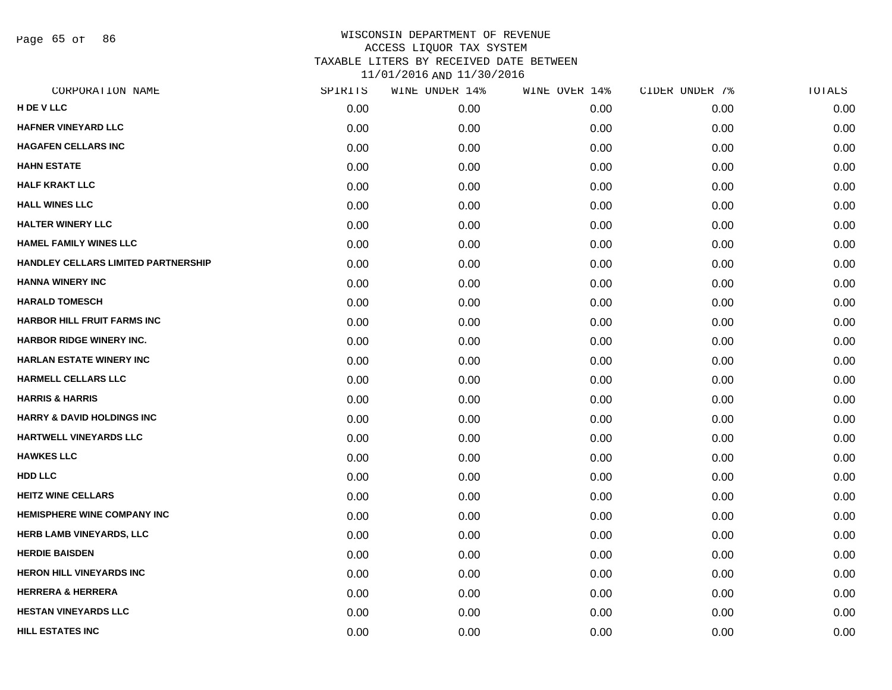WISCONSIN DEPARTMENT OF REVENUE
ACCESS LIQUOR TAX SYSTEM
TAXABLE LITERS BY RECEIVED DATE BETWEEN
11/01/2016 AND 11/30/2016

| CORPORATION NAME | SPIRITS | WINE UNDER 14% | WINE OVER 14% | CIDER UNDER 7% | TOTALS |
|---|---|---|---|---|---|
| H DE V LLC | 0.00 | 0.00 | 0.00 | 0.00 | 0.00 |
| HAFNER VINEYARD LLC | 0.00 | 0.00 | 0.00 | 0.00 | 0.00 |
| HAGAFEN CELLARS INC | 0.00 | 0.00 | 0.00 | 0.00 | 0.00 |
| HAHN ESTATE | 0.00 | 0.00 | 0.00 | 0.00 | 0.00 |
| HALF KRAKT LLC | 0.00 | 0.00 | 0.00 | 0.00 | 0.00 |
| HALL WINES LLC | 0.00 | 0.00 | 0.00 | 0.00 | 0.00 |
| HALTER WINERY LLC | 0.00 | 0.00 | 0.00 | 0.00 | 0.00 |
| HAMEL FAMILY WINES LLC | 0.00 | 0.00 | 0.00 | 0.00 | 0.00 |
| HANDLEY CELLARS LIMITED PARTNERSHIP | 0.00 | 0.00 | 0.00 | 0.00 | 0.00 |
| HANNA WINERY INC | 0.00 | 0.00 | 0.00 | 0.00 | 0.00 |
| HARALD TOMESCH | 0.00 | 0.00 | 0.00 | 0.00 | 0.00 |
| HARBOR HILL FRUIT FARMS INC | 0.00 | 0.00 | 0.00 | 0.00 | 0.00 |
| HARBOR RIDGE WINERY INC. | 0.00 | 0.00 | 0.00 | 0.00 | 0.00 |
| HARLAN ESTATE WINERY INC | 0.00 | 0.00 | 0.00 | 0.00 | 0.00 |
| HARMELL CELLARS LLC | 0.00 | 0.00 | 0.00 | 0.00 | 0.00 |
| HARRIS & HARRIS | 0.00 | 0.00 | 0.00 | 0.00 | 0.00 |
| HARRY & DAVID HOLDINGS INC | 0.00 | 0.00 | 0.00 | 0.00 | 0.00 |
| HARTWELL VINEYARDS LLC | 0.00 | 0.00 | 0.00 | 0.00 | 0.00 |
| HAWKES LLC | 0.00 | 0.00 | 0.00 | 0.00 | 0.00 |
| HDD LLC | 0.00 | 0.00 | 0.00 | 0.00 | 0.00 |
| HEITZ WINE CELLARS | 0.00 | 0.00 | 0.00 | 0.00 | 0.00 |
| HEMISPHERE WINE COMPANY INC | 0.00 | 0.00 | 0.00 | 0.00 | 0.00 |
| HERB LAMB VINEYARDS, LLC | 0.00 | 0.00 | 0.00 | 0.00 | 0.00 |
| HERDIE BAISDEN | 0.00 | 0.00 | 0.00 | 0.00 | 0.00 |
| HERON HILL VINEYARDS INC | 0.00 | 0.00 | 0.00 | 0.00 | 0.00 |
| HERRERA & HERRERA | 0.00 | 0.00 | 0.00 | 0.00 | 0.00 |
| HESTAN VINEYARDS LLC | 0.00 | 0.00 | 0.00 | 0.00 | 0.00 |
| HILL ESTATES INC | 0.00 | 0.00 | 0.00 | 0.00 | 0.00 |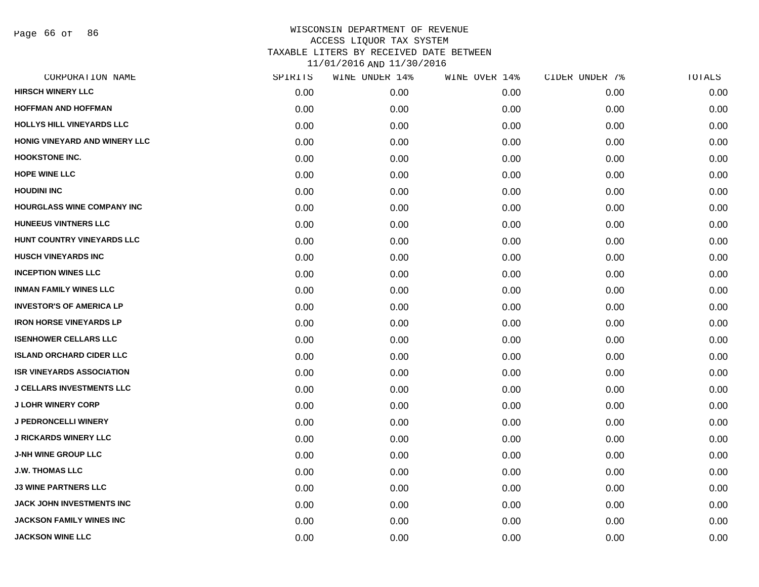WISCONSIN DEPARTMENT OF REVENUE
ACCESS LIQUOR TAX SYSTEM
TAXABLE LITERS BY RECEIVED DATE BETWEEN
11/01/2016 AND 11/30/2016

| CORPORATION NAME | SPIRITS | WINE UNDER 14% | WINE OVER 14% | CIDER UNDER 7% | TOTALS |
|---|---|---|---|---|---|
| HIRSCH WINERY LLC | 0.00 | 0.00 | 0.00 | 0.00 | 0.00 |
| HOFFMAN AND HOFFMAN | 0.00 | 0.00 | 0.00 | 0.00 | 0.00 |
| HOLLYS HILL VINEYARDS LLC | 0.00 | 0.00 | 0.00 | 0.00 | 0.00 |
| HONIG VINEYARD AND WINERY LLC | 0.00 | 0.00 | 0.00 | 0.00 | 0.00 |
| HOOKSTONE INC. | 0.00 | 0.00 | 0.00 | 0.00 | 0.00 |
| HOPE WINE LLC | 0.00 | 0.00 | 0.00 | 0.00 | 0.00 |
| HOUDINI INC | 0.00 | 0.00 | 0.00 | 0.00 | 0.00 |
| HOURGLASS WINE COMPANY INC | 0.00 | 0.00 | 0.00 | 0.00 | 0.00 |
| HUNEEUS VINTNERS LLC | 0.00 | 0.00 | 0.00 | 0.00 | 0.00 |
| HUNT COUNTRY VINEYARDS LLC | 0.00 | 0.00 | 0.00 | 0.00 | 0.00 |
| HUSCH VINEYARDS INC | 0.00 | 0.00 | 0.00 | 0.00 | 0.00 |
| INCEPTION WINES LLC | 0.00 | 0.00 | 0.00 | 0.00 | 0.00 |
| INMAN FAMILY WINES LLC | 0.00 | 0.00 | 0.00 | 0.00 | 0.00 |
| INVESTOR'S OF AMERICA LP | 0.00 | 0.00 | 0.00 | 0.00 | 0.00 |
| IRON HORSE VINEYARDS LP | 0.00 | 0.00 | 0.00 | 0.00 | 0.00 |
| ISENHOWER CELLARS LLC | 0.00 | 0.00 | 0.00 | 0.00 | 0.00 |
| ISLAND ORCHARD CIDER LLC | 0.00 | 0.00 | 0.00 | 0.00 | 0.00 |
| ISR VINEYARDS ASSOCIATION | 0.00 | 0.00 | 0.00 | 0.00 | 0.00 |
| J CELLARS INVESTMENTS LLC | 0.00 | 0.00 | 0.00 | 0.00 | 0.00 |
| J LOHR WINERY CORP | 0.00 | 0.00 | 0.00 | 0.00 | 0.00 |
| J PEDRONCELLI WINERY | 0.00 | 0.00 | 0.00 | 0.00 | 0.00 |
| J RICKARDS WINERY LLC | 0.00 | 0.00 | 0.00 | 0.00 | 0.00 |
| J-NH WINE GROUP LLC | 0.00 | 0.00 | 0.00 | 0.00 | 0.00 |
| J.W. THOMAS LLC | 0.00 | 0.00 | 0.00 | 0.00 | 0.00 |
| J3 WINE PARTNERS LLC | 0.00 | 0.00 | 0.00 | 0.00 | 0.00 |
| JACK JOHN INVESTMENTS INC | 0.00 | 0.00 | 0.00 | 0.00 | 0.00 |
| JACKSON FAMILY WINES INC | 0.00 | 0.00 | 0.00 | 0.00 | 0.00 |
| JACKSON WINE LLC | 0.00 | 0.00 | 0.00 | 0.00 | 0.00 |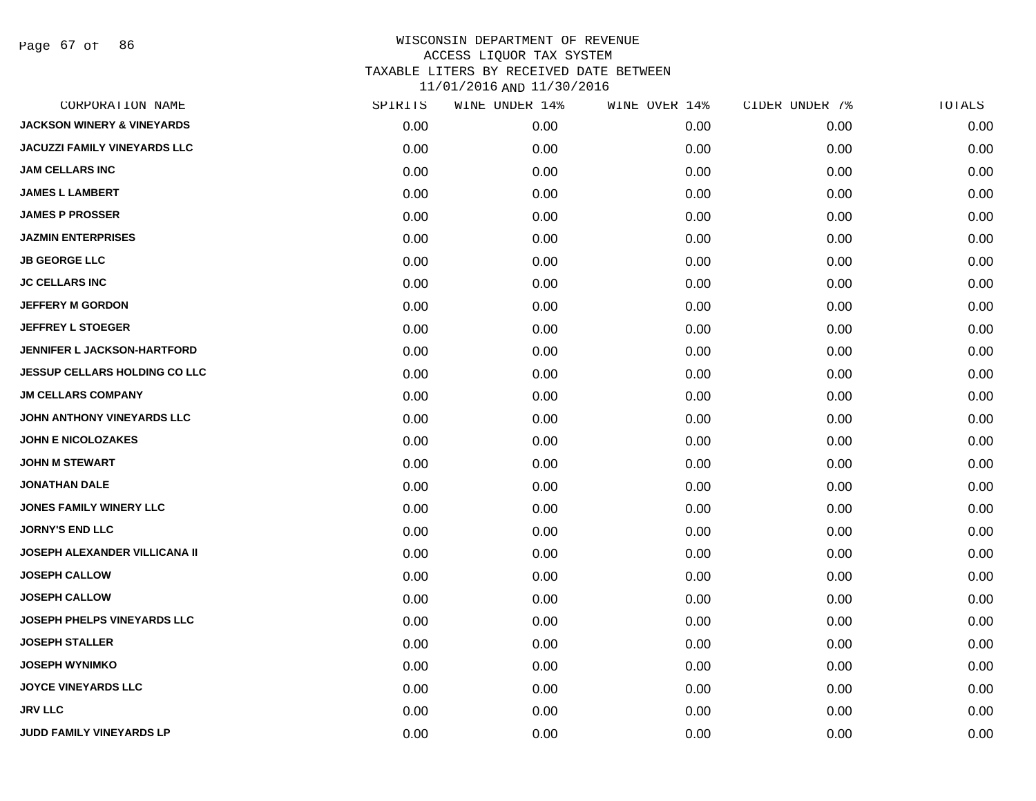# WISCONSIN DEPARTMENT OF REVENUE
## ACCESS LIQUOR TAX SYSTEM
## TAXABLE LITERS BY RECEIVED DATE BETWEEN 11/01/2016 AND 11/30/2016

| CORPORATION NAME | SPIRITS | WINE UNDER 14% | WINE OVER 14% | CIDER UNDER 7% | TOTALS |
|---|---|---|---|---|---|
| JACKSON WINERY & VINEYARDS | 0.00 | 0.00 | 0.00 | 0.00 | 0.00 |
| JACUZZI FAMILY VINEYARDS LLC | 0.00 | 0.00 | 0.00 | 0.00 | 0.00 |
| JAM CELLARS INC | 0.00 | 0.00 | 0.00 | 0.00 | 0.00 |
| JAMES L LAMBERT | 0.00 | 0.00 | 0.00 | 0.00 | 0.00 |
| JAMES P PROSSER | 0.00 | 0.00 | 0.00 | 0.00 | 0.00 |
| JAZMIN ENTERPRISES | 0.00 | 0.00 | 0.00 | 0.00 | 0.00 |
| JB GEORGE LLC | 0.00 | 0.00 | 0.00 | 0.00 | 0.00 |
| JC CELLARS INC | 0.00 | 0.00 | 0.00 | 0.00 | 0.00 |
| JEFFERY M GORDON | 0.00 | 0.00 | 0.00 | 0.00 | 0.00 |
| JEFFREY L STOEGER | 0.00 | 0.00 | 0.00 | 0.00 | 0.00 |
| JENNIFER L JACKSON-HARTFORD | 0.00 | 0.00 | 0.00 | 0.00 | 0.00 |
| JESSUP CELLARS HOLDING CO LLC | 0.00 | 0.00 | 0.00 | 0.00 | 0.00 |
| JM CELLARS COMPANY | 0.00 | 0.00 | 0.00 | 0.00 | 0.00 |
| JOHN ANTHONY VINEYARDS LLC | 0.00 | 0.00 | 0.00 | 0.00 | 0.00 |
| JOHN E NICOLOZAKES | 0.00 | 0.00 | 0.00 | 0.00 | 0.00 |
| JOHN M STEWART | 0.00 | 0.00 | 0.00 | 0.00 | 0.00 |
| JONATHAN DALE | 0.00 | 0.00 | 0.00 | 0.00 | 0.00 |
| JONES FAMILY WINERY LLC | 0.00 | 0.00 | 0.00 | 0.00 | 0.00 |
| JORNY'S END LLC | 0.00 | 0.00 | 0.00 | 0.00 | 0.00 |
| JOSEPH ALEXANDER VILLICANA II | 0.00 | 0.00 | 0.00 | 0.00 | 0.00 |
| JOSEPH CALLOW | 0.00 | 0.00 | 0.00 | 0.00 | 0.00 |
| JOSEPH CALLOW | 0.00 | 0.00 | 0.00 | 0.00 | 0.00 |
| JOSEPH PHELPS VINEYARDS LLC | 0.00 | 0.00 | 0.00 | 0.00 | 0.00 |
| JOSEPH STALLER | 0.00 | 0.00 | 0.00 | 0.00 | 0.00 |
| JOSEPH WYNIMKO | 0.00 | 0.00 | 0.00 | 0.00 | 0.00 |
| JOYCE VINEYARDS LLC | 0.00 | 0.00 | 0.00 | 0.00 | 0.00 |
| JRV LLC | 0.00 | 0.00 | 0.00 | 0.00 | 0.00 |
| JUDD FAMILY VINEYARDS LP | 0.00 | 0.00 | 0.00 | 0.00 | 0.00 |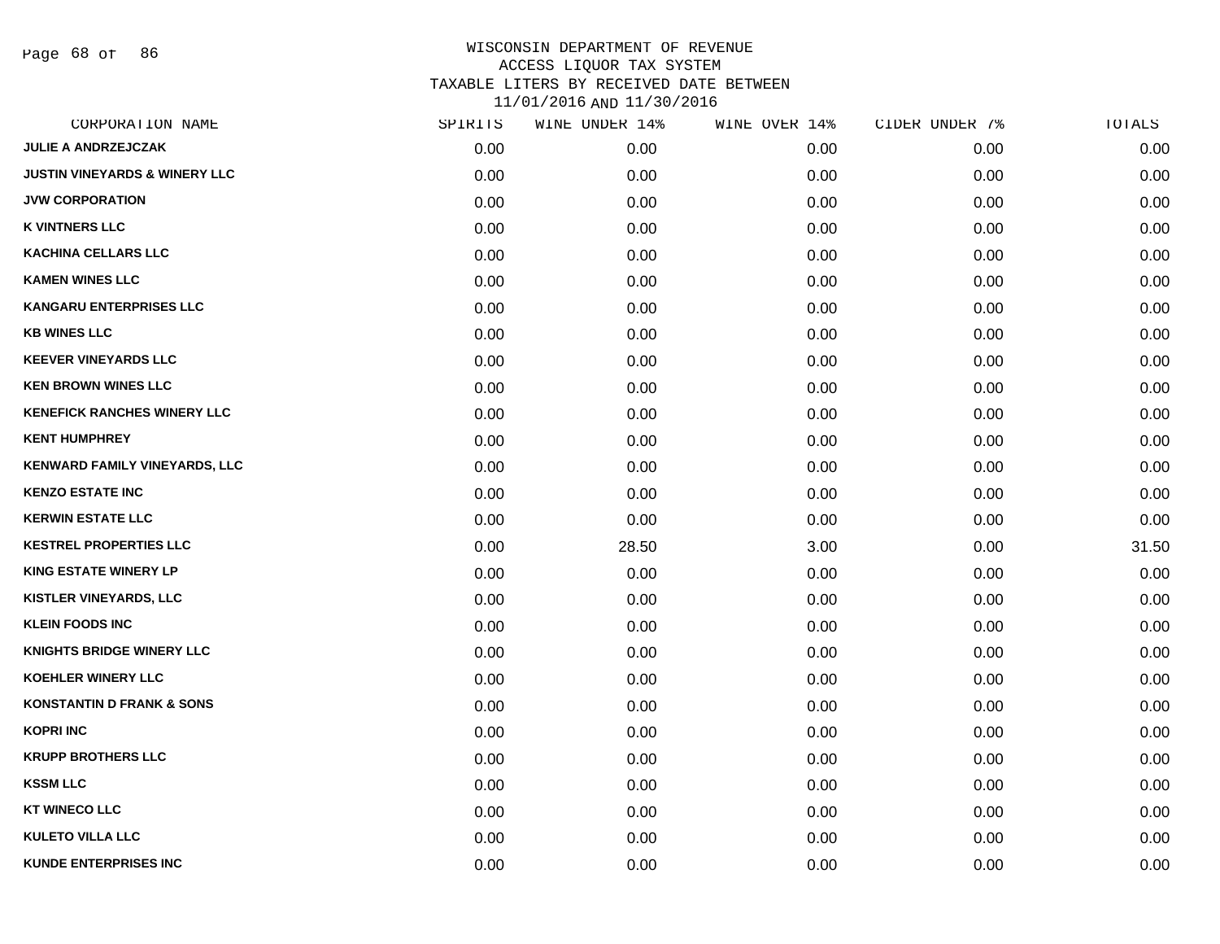# WISCONSIN DEPARTMENT OF REVENUE
## ACCESS LIQUOR TAX SYSTEM
### TAXABLE LITERS BY RECEIVED DATE BETWEEN 11/01/2016 AND 11/30/2016

| CORPORATION NAME | SPIRITS | WINE UNDER 14% | WINE OVER 14% | CIDER UNDER 7% | TOTALS |
|---|---|---|---|---|---|
| JULIE A ANDRZEJCZAK | 0.00 | 0.00 | 0.00 | 0.00 | 0.00 |
| JUSTIN VINEYARDS & WINERY LLC | 0.00 | 0.00 | 0.00 | 0.00 | 0.00 |
| JVW CORPORATION | 0.00 | 0.00 | 0.00 | 0.00 | 0.00 |
| K VINTNERS LLC | 0.00 | 0.00 | 0.00 | 0.00 | 0.00 |
| KACHINA CELLARS LLC | 0.00 | 0.00 | 0.00 | 0.00 | 0.00 |
| KAMEN WINES LLC | 0.00 | 0.00 | 0.00 | 0.00 | 0.00 |
| KANGARU ENTERPRISES LLC | 0.00 | 0.00 | 0.00 | 0.00 | 0.00 |
| KB WINES LLC | 0.00 | 0.00 | 0.00 | 0.00 | 0.00 |
| KEEVER VINEYARDS LLC | 0.00 | 0.00 | 0.00 | 0.00 | 0.00 |
| KEN BROWN WINES LLC | 0.00 | 0.00 | 0.00 | 0.00 | 0.00 |
| KENEFICK RANCHES WINERY LLC | 0.00 | 0.00 | 0.00 | 0.00 | 0.00 |
| KENT HUMPHREY | 0.00 | 0.00 | 0.00 | 0.00 | 0.00 |
| KENWARD FAMILY VINEYARDS, LLC | 0.00 | 0.00 | 0.00 | 0.00 | 0.00 |
| KENZO ESTATE INC | 0.00 | 0.00 | 0.00 | 0.00 | 0.00 |
| KERWIN ESTATE LLC | 0.00 | 0.00 | 0.00 | 0.00 | 0.00 |
| KESTREL PROPERTIES LLC | 0.00 | 28.50 | 3.00 | 0.00 | 31.50 |
| KING ESTATE WINERY LP | 0.00 | 0.00 | 0.00 | 0.00 | 0.00 |
| KISTLER VINEYARDS, LLC | 0.00 | 0.00 | 0.00 | 0.00 | 0.00 |
| KLEIN FOODS INC | 0.00 | 0.00 | 0.00 | 0.00 | 0.00 |
| KNIGHTS BRIDGE WINERY LLC | 0.00 | 0.00 | 0.00 | 0.00 | 0.00 |
| KOEHLER WINERY LLC | 0.00 | 0.00 | 0.00 | 0.00 | 0.00 |
| KONSTANTIN D FRANK & SONS | 0.00 | 0.00 | 0.00 | 0.00 | 0.00 |
| KOPRI INC | 0.00 | 0.00 | 0.00 | 0.00 | 0.00 |
| KRUPP BROTHERS LLC | 0.00 | 0.00 | 0.00 | 0.00 | 0.00 |
| KSSM LLC | 0.00 | 0.00 | 0.00 | 0.00 | 0.00 |
| KT WINECO LLC | 0.00 | 0.00 | 0.00 | 0.00 | 0.00 |
| KULETO VILLA LLC | 0.00 | 0.00 | 0.00 | 0.00 | 0.00 |
| KUNDE ENTERPRISES INC | 0.00 | 0.00 | 0.00 | 0.00 | 0.00 |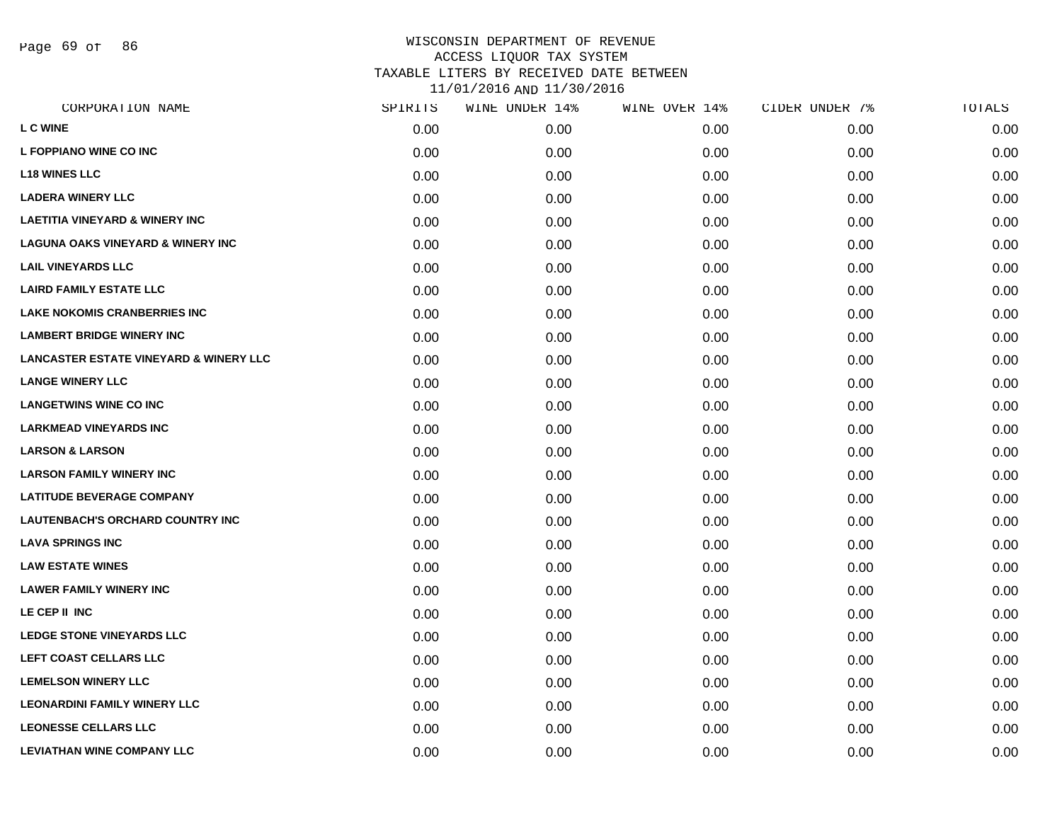# WISCONSIN DEPARTMENT OF REVENUE
## ACCESS LIQUOR TAX SYSTEM
### TAXABLE LITERS BY RECEIVED DATE BETWEEN 11/01/2016 AND 11/30/2016

| CORPORATION NAME | SPIRITS | WINE UNDER 14% | WINE OVER 14% | CIDER UNDER 7% | TOTALS |
|---|---|---|---|---|---|
| L C WINE | 0.00 | 0.00 | 0.00 | 0.00 | 0.00 |
| L FOPPIANO WINE CO INC | 0.00 | 0.00 | 0.00 | 0.00 | 0.00 |
| L18 WINES LLC | 0.00 | 0.00 | 0.00 | 0.00 | 0.00 |
| LADERA WINERY LLC | 0.00 | 0.00 | 0.00 | 0.00 | 0.00 |
| LAETITIA VINEYARD & WINERY INC | 0.00 | 0.00 | 0.00 | 0.00 | 0.00 |
| LAGUNA OAKS VINEYARD & WINERY INC | 0.00 | 0.00 | 0.00 | 0.00 | 0.00 |
| LAIL VINEYARDS LLC | 0.00 | 0.00 | 0.00 | 0.00 | 0.00 |
| LAIRD FAMILY ESTATE LLC | 0.00 | 0.00 | 0.00 | 0.00 | 0.00 |
| LAKE NOKOMIS CRANBERRIES INC | 0.00 | 0.00 | 0.00 | 0.00 | 0.00 |
| LAMBERT BRIDGE WINERY INC | 0.00 | 0.00 | 0.00 | 0.00 | 0.00 |
| LANCASTER ESTATE VINEYARD & WINERY LLC | 0.00 | 0.00 | 0.00 | 0.00 | 0.00 |
| LANGE WINERY LLC | 0.00 | 0.00 | 0.00 | 0.00 | 0.00 |
| LANGETWINS WINE CO INC | 0.00 | 0.00 | 0.00 | 0.00 | 0.00 |
| LARKMEAD VINEYARDS INC | 0.00 | 0.00 | 0.00 | 0.00 | 0.00 |
| LARSON & LARSON | 0.00 | 0.00 | 0.00 | 0.00 | 0.00 |
| LARSON FAMILY WINERY INC | 0.00 | 0.00 | 0.00 | 0.00 | 0.00 |
| LATITUDE BEVERAGE COMPANY | 0.00 | 0.00 | 0.00 | 0.00 | 0.00 |
| LAUTENBACH'S ORCHARD COUNTRY INC | 0.00 | 0.00 | 0.00 | 0.00 | 0.00 |
| LAVA SPRINGS INC | 0.00 | 0.00 | 0.00 | 0.00 | 0.00 |
| LAW ESTATE WINES | 0.00 | 0.00 | 0.00 | 0.00 | 0.00 |
| LAWER FAMILY WINERY INC | 0.00 | 0.00 | 0.00 | 0.00 | 0.00 |
| LE CEP II INC | 0.00 | 0.00 | 0.00 | 0.00 | 0.00 |
| LEDGE STONE VINEYARDS LLC | 0.00 | 0.00 | 0.00 | 0.00 | 0.00 |
| LEFT COAST CELLARS LLC | 0.00 | 0.00 | 0.00 | 0.00 | 0.00 |
| LEMELSON WINERY LLC | 0.00 | 0.00 | 0.00 | 0.00 | 0.00 |
| LEONARDINI FAMILY WINERY LLC | 0.00 | 0.00 | 0.00 | 0.00 | 0.00 |
| LEONESSE CELLARS LLC | 0.00 | 0.00 | 0.00 | 0.00 | 0.00 |
| LEVIATHAN WINE COMPANY LLC | 0.00 | 0.00 | 0.00 | 0.00 | 0.00 |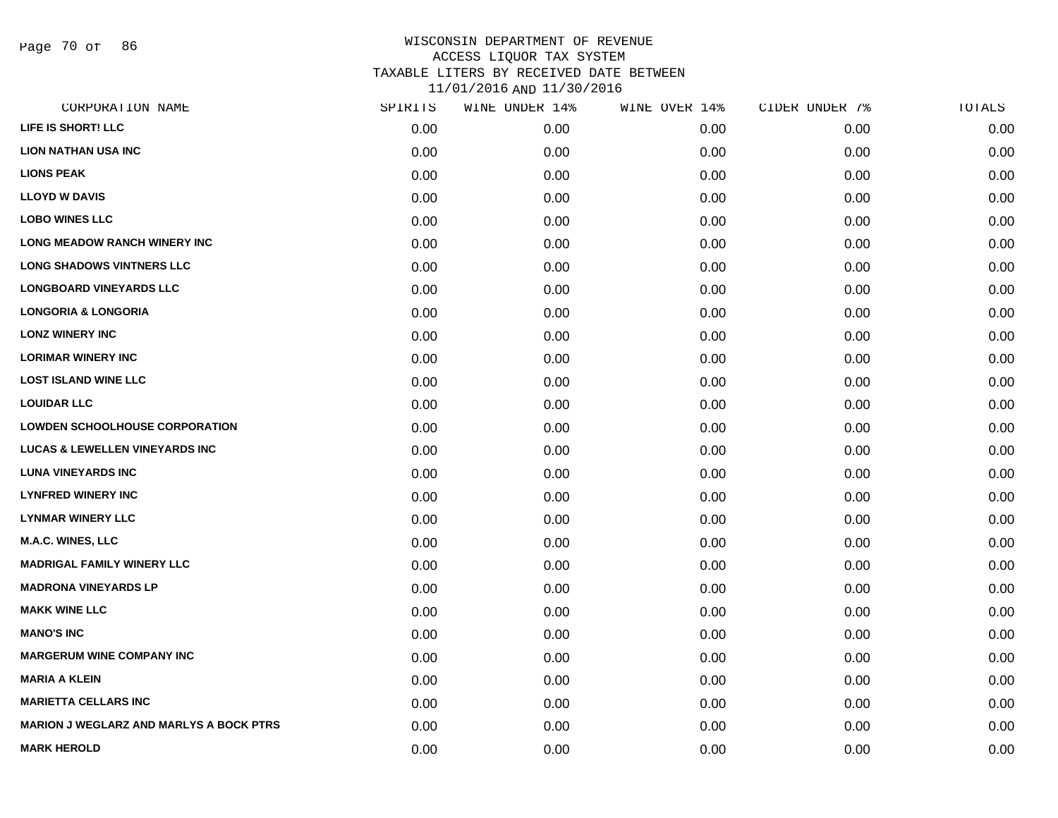WISCONSIN DEPARTMENT OF REVENUE
ACCESS LIQUOR TAX SYSTEM
TAXABLE LITERS BY RECEIVED DATE BETWEEN
11/01/2016 AND 11/30/2016

| CORPORATION NAME | SPIRITS | WINE UNDER 14% | WINE OVER 14% | CIDER UNDER 7% | TOTALS |
|---|---|---|---|---|---|
| LIFE IS SHORT! LLC | 0.00 | 0.00 | 0.00 | 0.00 | 0.00 |
| LION NATHAN USA INC | 0.00 | 0.00 | 0.00 | 0.00 | 0.00 |
| LIONS PEAK | 0.00 | 0.00 | 0.00 | 0.00 | 0.00 |
| LLOYD W DAVIS | 0.00 | 0.00 | 0.00 | 0.00 | 0.00 |
| LOBO WINES LLC | 0.00 | 0.00 | 0.00 | 0.00 | 0.00 |
| LONG MEADOW RANCH WINERY INC | 0.00 | 0.00 | 0.00 | 0.00 | 0.00 |
| LONG SHADOWS VINTNERS LLC | 0.00 | 0.00 | 0.00 | 0.00 | 0.00 |
| LONGBOARD VINEYARDS LLC | 0.00 | 0.00 | 0.00 | 0.00 | 0.00 |
| LONGORIA & LONGORIA | 0.00 | 0.00 | 0.00 | 0.00 | 0.00 |
| LONZ WINERY INC | 0.00 | 0.00 | 0.00 | 0.00 | 0.00 |
| LORIMAR WINERY INC | 0.00 | 0.00 | 0.00 | 0.00 | 0.00 |
| LOST ISLAND WINE LLC | 0.00 | 0.00 | 0.00 | 0.00 | 0.00 |
| LOUIDAR LLC | 0.00 | 0.00 | 0.00 | 0.00 | 0.00 |
| LOWDEN SCHOOLHOUSE CORPORATION | 0.00 | 0.00 | 0.00 | 0.00 | 0.00 |
| LUCAS & LEWELLEN VINEYARDS INC | 0.00 | 0.00 | 0.00 | 0.00 | 0.00 |
| LUNA VINEYARDS INC | 0.00 | 0.00 | 0.00 | 0.00 | 0.00 |
| LYNFRED WINERY INC | 0.00 | 0.00 | 0.00 | 0.00 | 0.00 |
| LYNMAR WINERY LLC | 0.00 | 0.00 | 0.00 | 0.00 | 0.00 |
| M.A.C. WINES, LLC | 0.00 | 0.00 | 0.00 | 0.00 | 0.00 |
| MADRIGAL FAMILY WINERY LLC | 0.00 | 0.00 | 0.00 | 0.00 | 0.00 |
| MADRONA VINEYARDS LP | 0.00 | 0.00 | 0.00 | 0.00 | 0.00 |
| MAKK WINE LLC | 0.00 | 0.00 | 0.00 | 0.00 | 0.00 |
| MANO'S INC | 0.00 | 0.00 | 0.00 | 0.00 | 0.00 |
| MARGERUM WINE COMPANY INC | 0.00 | 0.00 | 0.00 | 0.00 | 0.00 |
| MARIA A KLEIN | 0.00 | 0.00 | 0.00 | 0.00 | 0.00 |
| MARIETTA CELLARS INC | 0.00 | 0.00 | 0.00 | 0.00 | 0.00 |
| MARION J WEGLARZ AND MARLYS A BOCK PTRS | 0.00 | 0.00 | 0.00 | 0.00 | 0.00 |
| MARK HEROLD | 0.00 | 0.00 | 0.00 | 0.00 | 0.00 |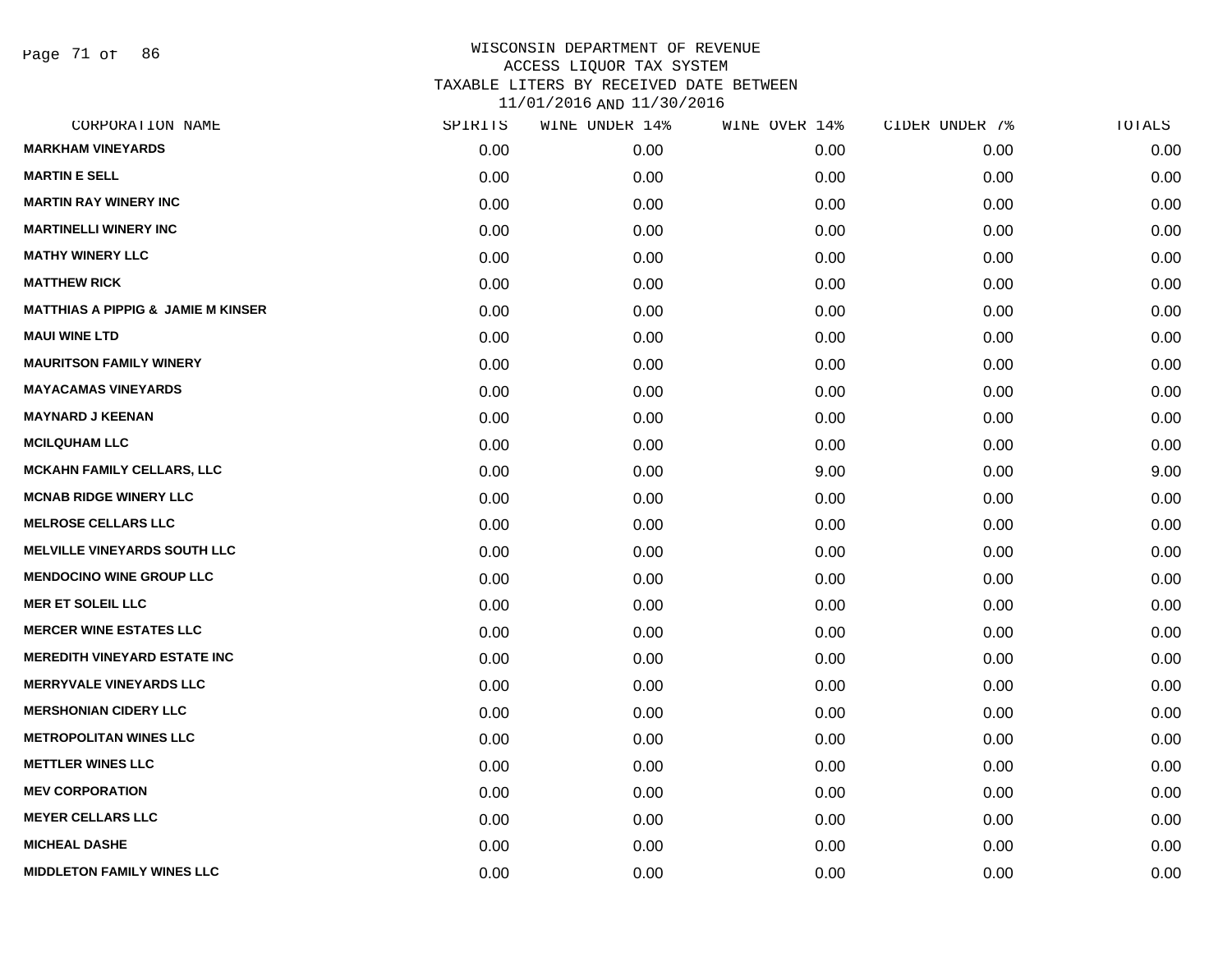WISCONSIN DEPARTMENT OF REVENUE
ACCESS LIQUOR TAX SYSTEM
TAXABLE LITERS BY RECEIVED DATE BETWEEN
11/01/2016 AND 11/30/2016

| CORPORATION NAME | SPIRITS | WINE UNDER 14% | WINE OVER 14% | CIDER UNDER 7% | TOTALS |
|---|---|---|---|---|---|
| MARKHAM VINEYARDS | 0.00 | 0.00 | 0.00 | 0.00 | 0.00 |
| MARTIN E SELL | 0.00 | 0.00 | 0.00 | 0.00 | 0.00 |
| MARTIN RAY WINERY INC | 0.00 | 0.00 | 0.00 | 0.00 | 0.00 |
| MARTINELLI WINERY INC | 0.00 | 0.00 | 0.00 | 0.00 | 0.00 |
| MATHY WINERY LLC | 0.00 | 0.00 | 0.00 | 0.00 | 0.00 |
| MATTHEW RICK | 0.00 | 0.00 | 0.00 | 0.00 | 0.00 |
| MATTHIAS A PIPPIG & JAMIE M KINSER | 0.00 | 0.00 | 0.00 | 0.00 | 0.00 |
| MAUI WINE LTD | 0.00 | 0.00 | 0.00 | 0.00 | 0.00 |
| MAURITSON FAMILY WINERY | 0.00 | 0.00 | 0.00 | 0.00 | 0.00 |
| MAYACAMAS VINEYARDS | 0.00 | 0.00 | 0.00 | 0.00 | 0.00 |
| MAYNARD J KEENAN | 0.00 | 0.00 | 0.00 | 0.00 | 0.00 |
| MCILQUHAM LLC | 0.00 | 0.00 | 0.00 | 0.00 | 0.00 |
| MCKAHN FAMILY CELLARS, LLC | 0.00 | 0.00 | 9.00 | 0.00 | 9.00 |
| MCNAB RIDGE WINERY LLC | 0.00 | 0.00 | 0.00 | 0.00 | 0.00 |
| MELROSE CELLARS LLC | 0.00 | 0.00 | 0.00 | 0.00 | 0.00 |
| MELVILLE VINEYARDS SOUTH LLC | 0.00 | 0.00 | 0.00 | 0.00 | 0.00 |
| MENDOCINO WINE GROUP LLC | 0.00 | 0.00 | 0.00 | 0.00 | 0.00 |
| MER ET SOLEIL LLC | 0.00 | 0.00 | 0.00 | 0.00 | 0.00 |
| MERCER WINE ESTATES LLC | 0.00 | 0.00 | 0.00 | 0.00 | 0.00 |
| MEREDITH VINEYARD ESTATE INC | 0.00 | 0.00 | 0.00 | 0.00 | 0.00 |
| MERRYVALE VINEYARDS LLC | 0.00 | 0.00 | 0.00 | 0.00 | 0.00 |
| MERSHONIAN CIDERY LLC | 0.00 | 0.00 | 0.00 | 0.00 | 0.00 |
| METROPOLITAN WINES LLC | 0.00 | 0.00 | 0.00 | 0.00 | 0.00 |
| METTLER WINES LLC | 0.00 | 0.00 | 0.00 | 0.00 | 0.00 |
| MEV CORPORATION | 0.00 | 0.00 | 0.00 | 0.00 | 0.00 |
| MEYER CELLARS LLC | 0.00 | 0.00 | 0.00 | 0.00 | 0.00 |
| MICHEAL DASHE | 0.00 | 0.00 | 0.00 | 0.00 | 0.00 |
| MIDDLETON FAMILY WINES LLC | 0.00 | 0.00 | 0.00 | 0.00 | 0.00 |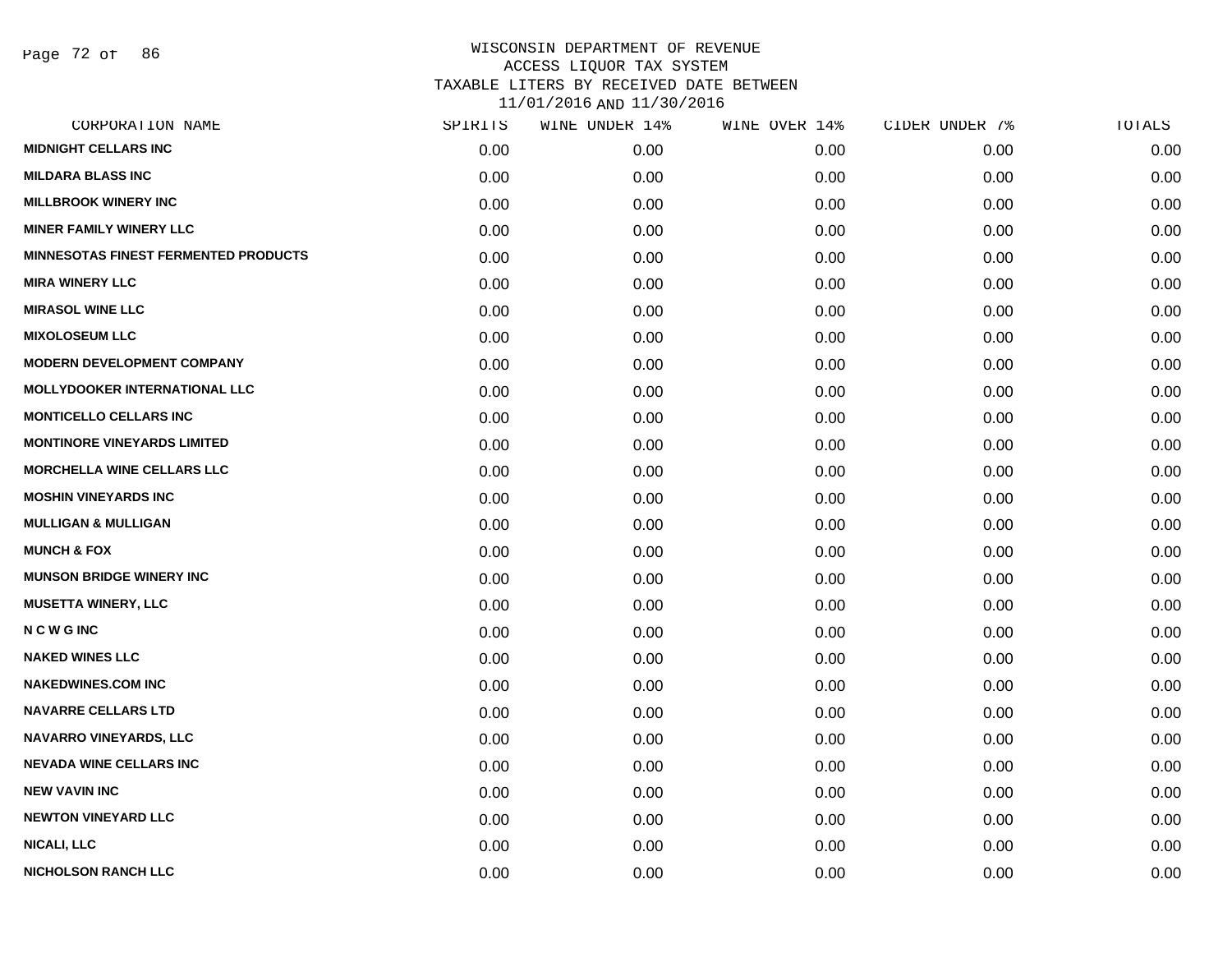# WISCONSIN DEPARTMENT OF REVENUE
## ACCESS LIQUOR TAX SYSTEM
## TAXABLE LITERS BY RECEIVED DATE BETWEEN 11/01/2016 AND 11/30/2016

| CORPORATION NAME | SPIRITS | WINE UNDER 14% | WINE OVER 14% | CIDER UNDER 7% | TOTALS |
|---|---|---|---|---|---|
| MIDNIGHT CELLARS INC | 0.00 | 0.00 | 0.00 | 0.00 | 0.00 |
| MILDARA BLASS INC | 0.00 | 0.00 | 0.00 | 0.00 | 0.00 |
| MILLBROOK WINERY INC | 0.00 | 0.00 | 0.00 | 0.00 | 0.00 |
| MINER FAMILY WINERY LLC | 0.00 | 0.00 | 0.00 | 0.00 | 0.00 |
| MINNESOTAS FINEST FERMENTED PRODUCTS | 0.00 | 0.00 | 0.00 | 0.00 | 0.00 |
| MIRA WINERY LLC | 0.00 | 0.00 | 0.00 | 0.00 | 0.00 |
| MIRASOL WINE LLC | 0.00 | 0.00 | 0.00 | 0.00 | 0.00 |
| MIXOLOSEUM LLC | 0.00 | 0.00 | 0.00 | 0.00 | 0.00 |
| MODERN DEVELOPMENT COMPANY | 0.00 | 0.00 | 0.00 | 0.00 | 0.00 |
| MOLLYDOOKER INTERNATIONAL LLC | 0.00 | 0.00 | 0.00 | 0.00 | 0.00 |
| MONTICELLO CELLARS INC | 0.00 | 0.00 | 0.00 | 0.00 | 0.00 |
| MONTINORE VINEYARDS LIMITED | 0.00 | 0.00 | 0.00 | 0.00 | 0.00 |
| MORCHELLA WINE CELLARS LLC | 0.00 | 0.00 | 0.00 | 0.00 | 0.00 |
| MOSHIN VINEYARDS INC | 0.00 | 0.00 | 0.00 | 0.00 | 0.00 |
| MULLIGAN & MULLIGAN | 0.00 | 0.00 | 0.00 | 0.00 | 0.00 |
| MUNCH & FOX | 0.00 | 0.00 | 0.00 | 0.00 | 0.00 |
| MUNSON BRIDGE WINERY INC | 0.00 | 0.00 | 0.00 | 0.00 | 0.00 |
| MUSETTA WINERY, LLC | 0.00 | 0.00 | 0.00 | 0.00 | 0.00 |
| N C W G INC | 0.00 | 0.00 | 0.00 | 0.00 | 0.00 |
| NAKED WINES LLC | 0.00 | 0.00 | 0.00 | 0.00 | 0.00 |
| NAKEDWINES.COM INC | 0.00 | 0.00 | 0.00 | 0.00 | 0.00 |
| NAVARRE CELLARS LTD | 0.00 | 0.00 | 0.00 | 0.00 | 0.00 |
| NAVARRO VINEYARDS, LLC | 0.00 | 0.00 | 0.00 | 0.00 | 0.00 |
| NEVADA WINE CELLARS INC | 0.00 | 0.00 | 0.00 | 0.00 | 0.00 |
| NEW VAVIN INC | 0.00 | 0.00 | 0.00 | 0.00 | 0.00 |
| NEWTON VINEYARD LLC | 0.00 | 0.00 | 0.00 | 0.00 | 0.00 |
| NICALI, LLC | 0.00 | 0.00 | 0.00 | 0.00 | 0.00 |
| NICHOLSON RANCH LLC | 0.00 | 0.00 | 0.00 | 0.00 | 0.00 |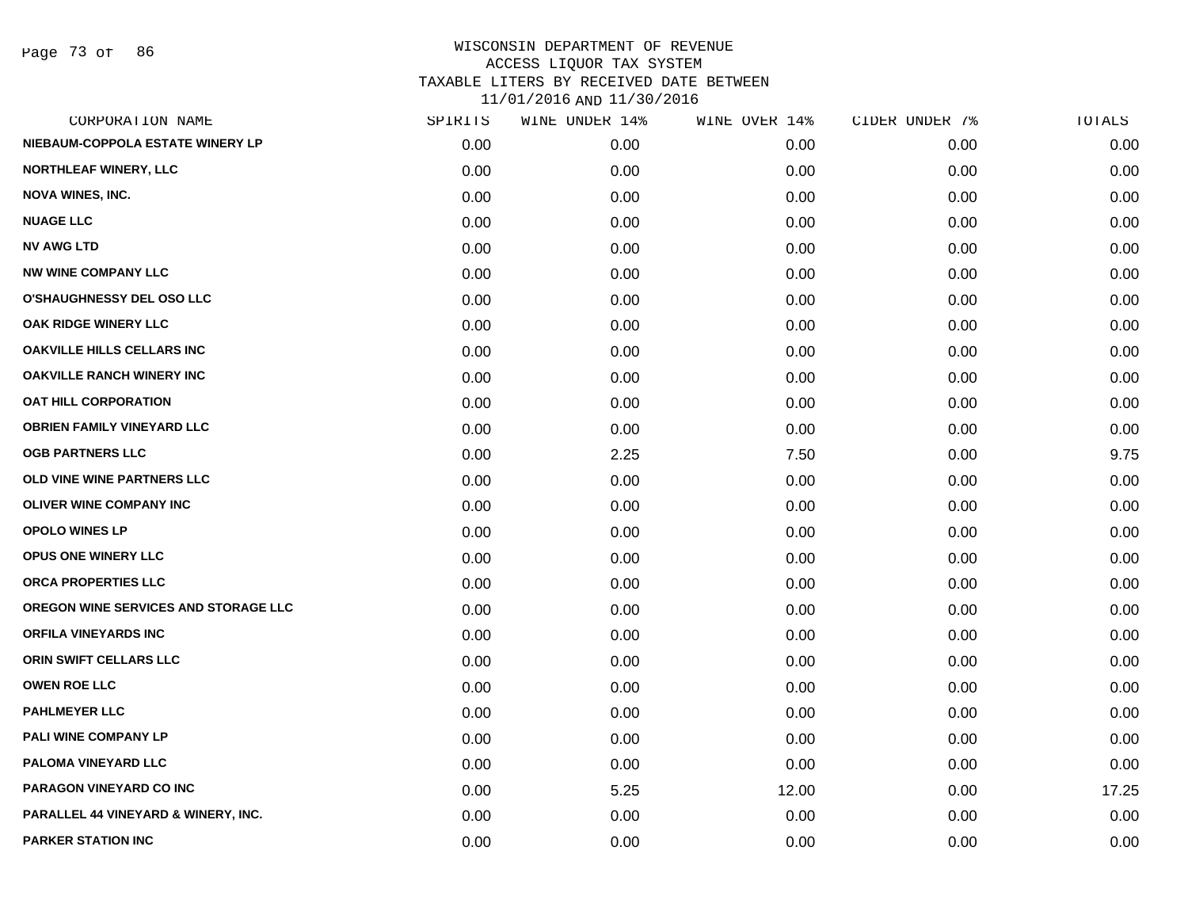# WISCONSIN DEPARTMENT OF REVENUE
## ACCESS LIQUOR TAX SYSTEM
## TAXABLE LITERS BY RECEIVED DATE BETWEEN 11/01/2016 AND 11/30/2016

| CORPORATION NAME | SPIRITS | WINE UNDER 14% | WINE OVER 14% | CIDER UNDER 7% | TOTALS |
|---|---|---|---|---|---|
| NIEBAUM-COPPOLA ESTATE WINERY LP | 0.00 | 0.00 | 0.00 | 0.00 | 0.00 |
| NORTHLEAF WINERY, LLC | 0.00 | 0.00 | 0.00 | 0.00 | 0.00 |
| NOVA WINES, INC. | 0.00 | 0.00 | 0.00 | 0.00 | 0.00 |
| NUAGE LLC | 0.00 | 0.00 | 0.00 | 0.00 | 0.00 |
| NV AWG LTD | 0.00 | 0.00 | 0.00 | 0.00 | 0.00 |
| NW WINE COMPANY LLC | 0.00 | 0.00 | 0.00 | 0.00 | 0.00 |
| O'SHAUGHNESSY DEL OSO LLC | 0.00 | 0.00 | 0.00 | 0.00 | 0.00 |
| OAK RIDGE WINERY LLC | 0.00 | 0.00 | 0.00 | 0.00 | 0.00 |
| OAKVILLE HILLS CELLARS INC | 0.00 | 0.00 | 0.00 | 0.00 | 0.00 |
| OAKVILLE RANCH WINERY INC | 0.00 | 0.00 | 0.00 | 0.00 | 0.00 |
| OAT HILL CORPORATION | 0.00 | 0.00 | 0.00 | 0.00 | 0.00 |
| OBRIEN FAMILY VINEYARD LLC | 0.00 | 0.00 | 0.00 | 0.00 | 0.00 |
| OGB PARTNERS LLC | 0.00 | 2.25 | 7.50 | 0.00 | 9.75 |
| OLD VINE WINE PARTNERS LLC | 0.00 | 0.00 | 0.00 | 0.00 | 0.00 |
| OLIVER WINE COMPANY INC | 0.00 | 0.00 | 0.00 | 0.00 | 0.00 |
| OPOLO WINES LP | 0.00 | 0.00 | 0.00 | 0.00 | 0.00 |
| OPUS ONE WINERY LLC | 0.00 | 0.00 | 0.00 | 0.00 | 0.00 |
| ORCA PROPERTIES LLC | 0.00 | 0.00 | 0.00 | 0.00 | 0.00 |
| OREGON WINE SERVICES AND STORAGE LLC | 0.00 | 0.00 | 0.00 | 0.00 | 0.00 |
| ORFILA VINEYARDS INC | 0.00 | 0.00 | 0.00 | 0.00 | 0.00 |
| ORIN SWIFT CELLARS LLC | 0.00 | 0.00 | 0.00 | 0.00 | 0.00 |
| OWEN ROE LLC | 0.00 | 0.00 | 0.00 | 0.00 | 0.00 |
| PAHLMEYER LLC | 0.00 | 0.00 | 0.00 | 0.00 | 0.00 |
| PALI WINE COMPANY LP | 0.00 | 0.00 | 0.00 | 0.00 | 0.00 |
| PALOMA VINEYARD LLC | 0.00 | 0.00 | 0.00 | 0.00 | 0.00 |
| PARAGON VINEYARD CO INC | 0.00 | 5.25 | 12.00 | 0.00 | 17.25 |
| PARALLEL 44 VINEYARD & WINERY, INC. | 0.00 | 0.00 | 0.00 | 0.00 | 0.00 |
| PARKER STATION INC | 0.00 | 0.00 | 0.00 | 0.00 | 0.00 |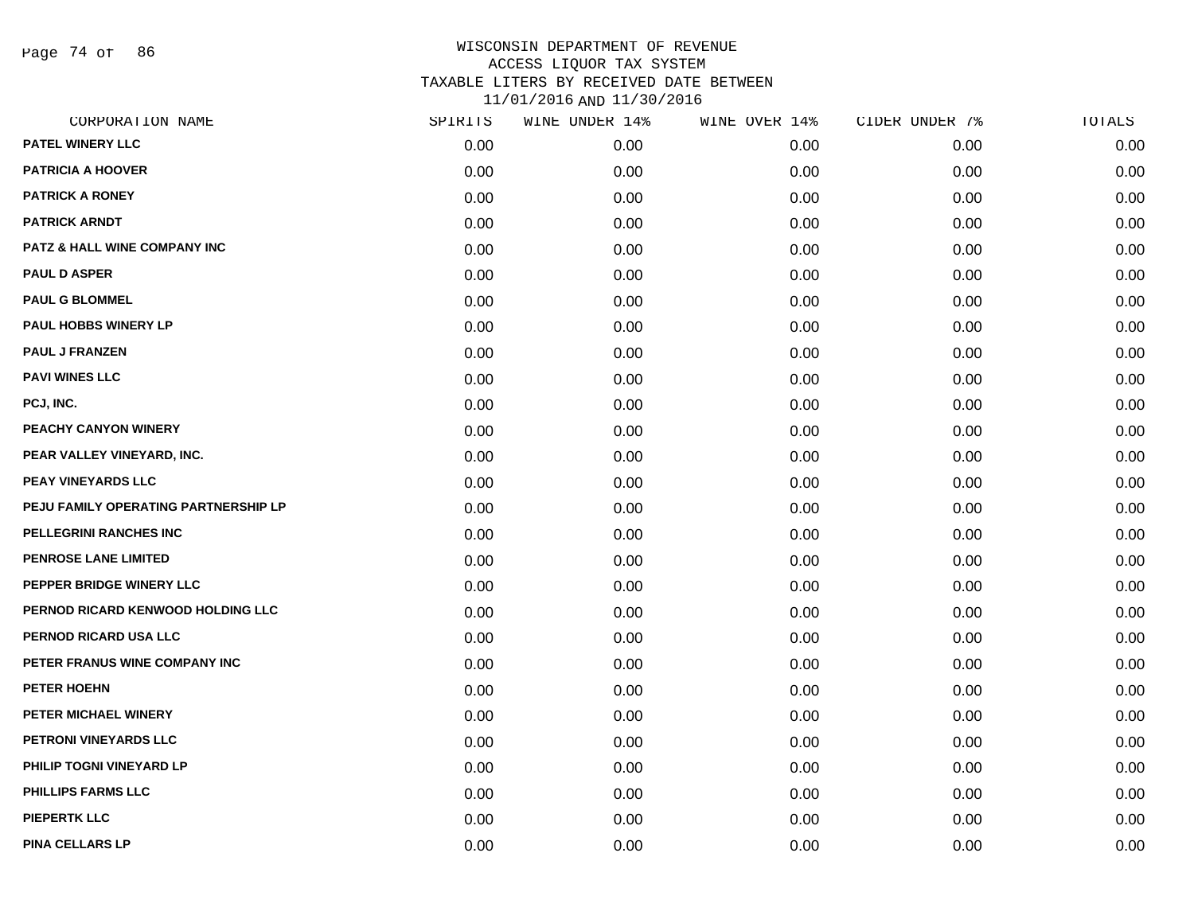# WISCONSIN DEPARTMENT OF REVENUE
## ACCESS LIQUOR TAX SYSTEM
## TAXABLE LITERS BY RECEIVED DATE BETWEEN 11/01/2016 AND 11/30/2016

| CORPORATION NAME | SPIRITS | WINE UNDER 14% | WINE OVER 14% | CIDER UNDER 7% | TOTALS |
|---|---|---|---|---|---|
| PATEL WINERY LLC | 0.00 | 0.00 | 0.00 | 0.00 | 0.00 |
| PATRICIA A HOOVER | 0.00 | 0.00 | 0.00 | 0.00 | 0.00 |
| PATRICK A RONEY | 0.00 | 0.00 | 0.00 | 0.00 | 0.00 |
| PATRICK ARNDT | 0.00 | 0.00 | 0.00 | 0.00 | 0.00 |
| PATZ & HALL WINE COMPANY INC | 0.00 | 0.00 | 0.00 | 0.00 | 0.00 |
| PAUL D ASPER | 0.00 | 0.00 | 0.00 | 0.00 | 0.00 |
| PAUL G BLOMMEL | 0.00 | 0.00 | 0.00 | 0.00 | 0.00 |
| PAUL HOBBS WINERY LP | 0.00 | 0.00 | 0.00 | 0.00 | 0.00 |
| PAUL J FRANZEN | 0.00 | 0.00 | 0.00 | 0.00 | 0.00 |
| PAVI WINES LLC | 0.00 | 0.00 | 0.00 | 0.00 | 0.00 |
| PCJ, INC. | 0.00 | 0.00 | 0.00 | 0.00 | 0.00 |
| PEACHY CANYON WINERY | 0.00 | 0.00 | 0.00 | 0.00 | 0.00 |
| PEAR VALLEY VINEYARD, INC. | 0.00 | 0.00 | 0.00 | 0.00 | 0.00 |
| PEAY VINEYARDS LLC | 0.00 | 0.00 | 0.00 | 0.00 | 0.00 |
| PEJU FAMILY OPERATING PARTNERSHIP LP | 0.00 | 0.00 | 0.00 | 0.00 | 0.00 |
| PELLEGRINI RANCHES INC | 0.00 | 0.00 | 0.00 | 0.00 | 0.00 |
| PENROSE LANE LIMITED | 0.00 | 0.00 | 0.00 | 0.00 | 0.00 |
| PEPPER BRIDGE WINERY LLC | 0.00 | 0.00 | 0.00 | 0.00 | 0.00 |
| PERNOD RICARD KENWOOD HOLDING LLC | 0.00 | 0.00 | 0.00 | 0.00 | 0.00 |
| PERNOD RICARD USA LLC | 0.00 | 0.00 | 0.00 | 0.00 | 0.00 |
| PETER FRANUS WINE COMPANY INC | 0.00 | 0.00 | 0.00 | 0.00 | 0.00 |
| PETER HOEHN | 0.00 | 0.00 | 0.00 | 0.00 | 0.00 |
| PETER MICHAEL WINERY | 0.00 | 0.00 | 0.00 | 0.00 | 0.00 |
| PETRONI VINEYARDS LLC | 0.00 | 0.00 | 0.00 | 0.00 | 0.00 |
| PHILIP TOGNI VINEYARD LP | 0.00 | 0.00 | 0.00 | 0.00 | 0.00 |
| PHILLIPS FARMS LLC | 0.00 | 0.00 | 0.00 | 0.00 | 0.00 |
| PIEPERTK LLC | 0.00 | 0.00 | 0.00 | 0.00 | 0.00 |
| PINA CELLARS LP | 0.00 | 0.00 | 0.00 | 0.00 | 0.00 |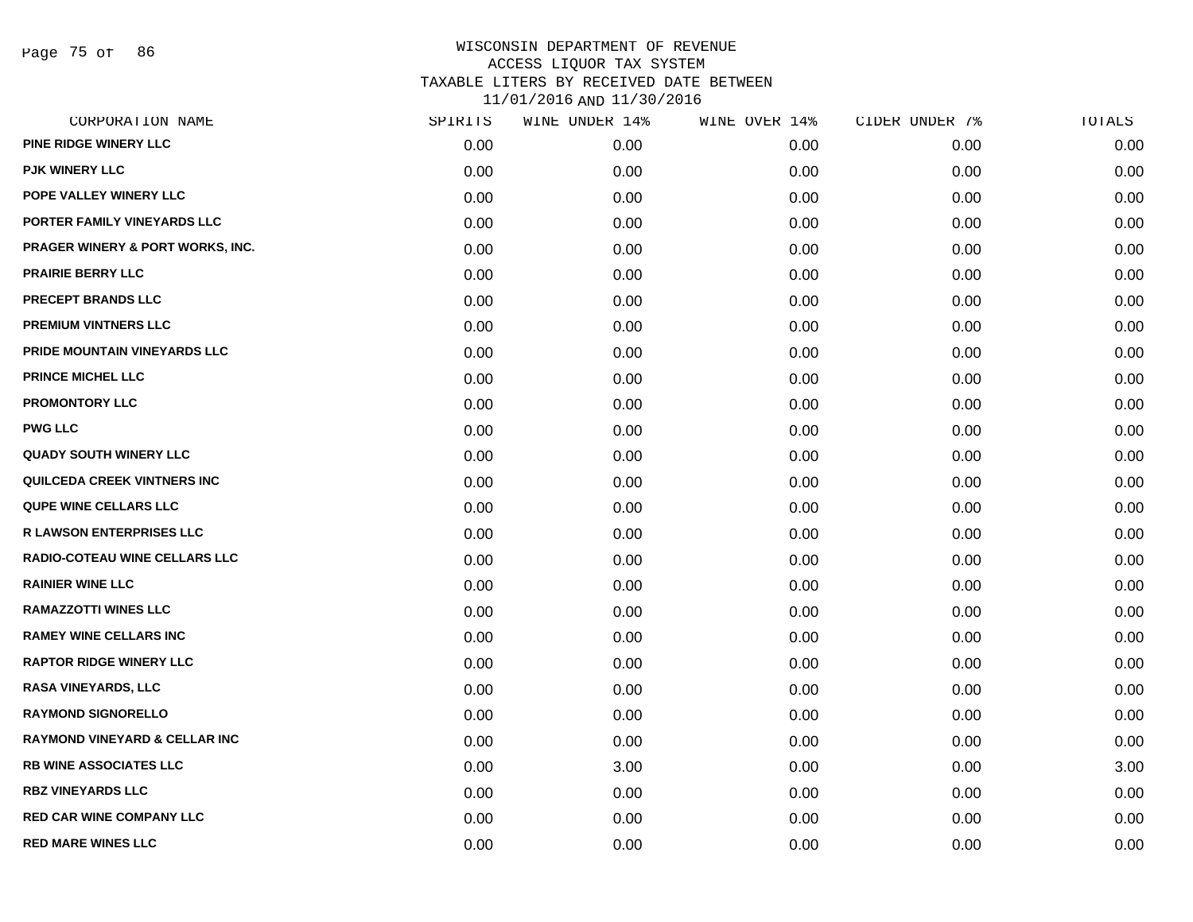# WISCONSIN DEPARTMENT OF REVENUE
## ACCESS LIQUOR TAX SYSTEM
## TAXABLE LITERS BY RECEIVED DATE BETWEEN 11/01/2016 AND 11/30/2016

| CORPORATION NAME | SPIRITS | WINE UNDER 14% | WINE OVER 14% | CIDER UNDER 7% | TOTALS |
|---|---|---|---|---|---|
| PINE RIDGE WINERY LLC | 0.00 | 0.00 | 0.00 | 0.00 | 0.00 |
| PJK WINERY LLC | 0.00 | 0.00 | 0.00 | 0.00 | 0.00 |
| POPE VALLEY WINERY LLC | 0.00 | 0.00 | 0.00 | 0.00 | 0.00 |
| PORTER FAMILY VINEYARDS LLC | 0.00 | 0.00 | 0.00 | 0.00 | 0.00 |
| PRAGER WINERY & PORT WORKS, INC. | 0.00 | 0.00 | 0.00 | 0.00 | 0.00 |
| PRAIRIE BERRY LLC | 0.00 | 0.00 | 0.00 | 0.00 | 0.00 |
| PRECEPT BRANDS LLC | 0.00 | 0.00 | 0.00 | 0.00 | 0.00 |
| PREMIUM VINTNERS LLC | 0.00 | 0.00 | 0.00 | 0.00 | 0.00 |
| PRIDE MOUNTAIN VINEYARDS LLC | 0.00 | 0.00 | 0.00 | 0.00 | 0.00 |
| PRINCE MICHEL LLC | 0.00 | 0.00 | 0.00 | 0.00 | 0.00 |
| PROMONTORY LLC | 0.00 | 0.00 | 0.00 | 0.00 | 0.00 |
| PWG LLC | 0.00 | 0.00 | 0.00 | 0.00 | 0.00 |
| QUADY SOUTH WINERY LLC | 0.00 | 0.00 | 0.00 | 0.00 | 0.00 |
| QUILCEDA CREEK VINTNERS INC | 0.00 | 0.00 | 0.00 | 0.00 | 0.00 |
| QUPE WINE CELLARS LLC | 0.00 | 0.00 | 0.00 | 0.00 | 0.00 |
| R LAWSON ENTERPRISES LLC | 0.00 | 0.00 | 0.00 | 0.00 | 0.00 |
| RADIO-COTEAU WINE CELLARS LLC | 0.00 | 0.00 | 0.00 | 0.00 | 0.00 |
| RAINIER WINE LLC | 0.00 | 0.00 | 0.00 | 0.00 | 0.00 |
| RAMAZZOTTI WINES LLC | 0.00 | 0.00 | 0.00 | 0.00 | 0.00 |
| RAMEY WINE CELLARS INC | 0.00 | 0.00 | 0.00 | 0.00 | 0.00 |
| RAPTOR RIDGE WINERY LLC | 0.00 | 0.00 | 0.00 | 0.00 | 0.00 |
| RASA VINEYARDS, LLC | 0.00 | 0.00 | 0.00 | 0.00 | 0.00 |
| RAYMOND SIGNORELLO | 0.00 | 0.00 | 0.00 | 0.00 | 0.00 |
| RAYMOND VINEYARD & CELLAR INC | 0.00 | 0.00 | 0.00 | 0.00 | 0.00 |
| RB WINE ASSOCIATES LLC | 0.00 | 3.00 | 0.00 | 0.00 | 3.00 |
| RBZ VINEYARDS LLC | 0.00 | 0.00 | 0.00 | 0.00 | 0.00 |
| RED CAR WINE COMPANY LLC | 0.00 | 0.00 | 0.00 | 0.00 | 0.00 |
| RED MARE WINES LLC | 0.00 | 0.00 | 0.00 | 0.00 | 0.00 |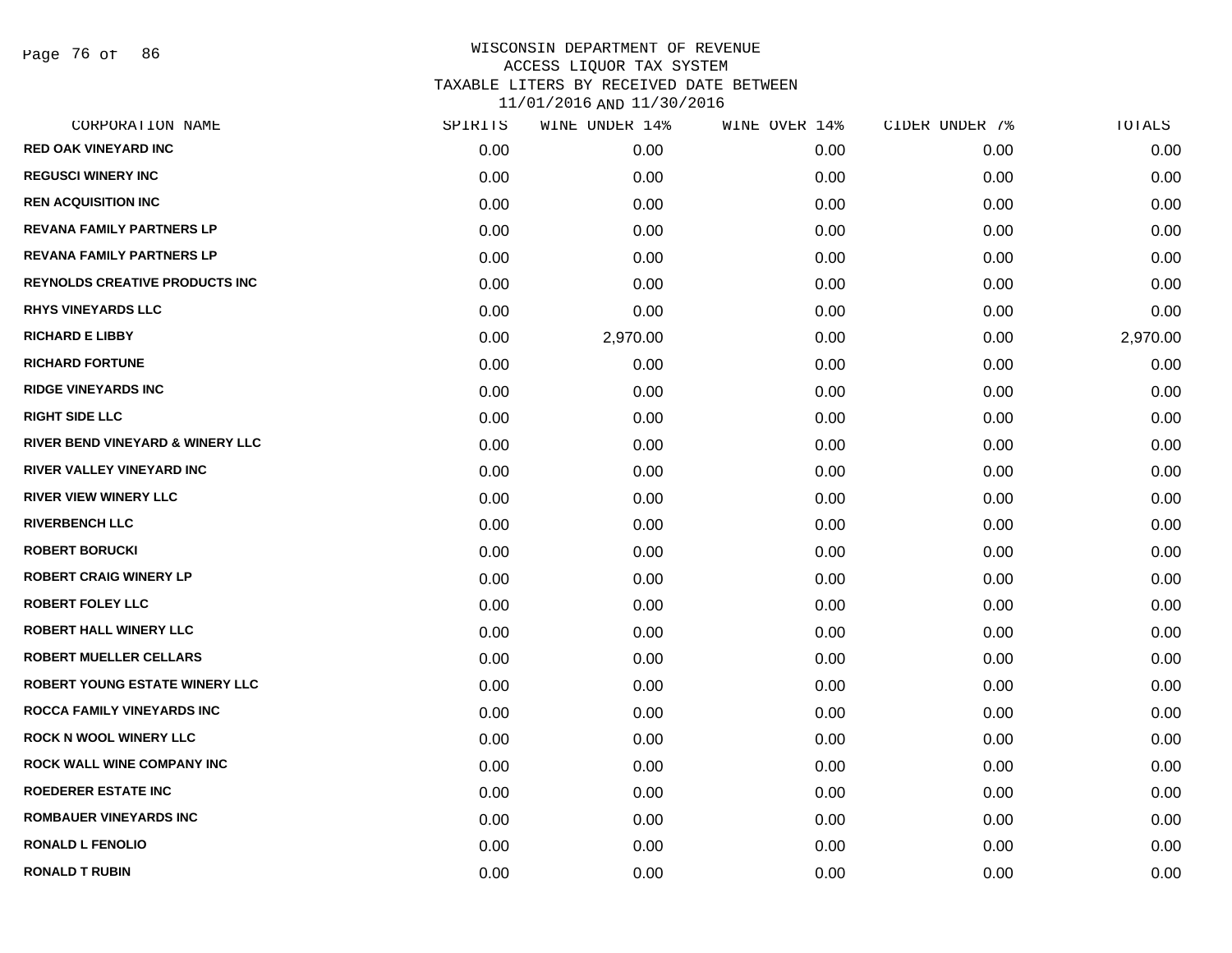# WISCONSIN DEPARTMENT OF REVENUE
## ACCESS LIQUOR TAX SYSTEM
### TAXABLE LITERS BY RECEIVED DATE BETWEEN 11/01/2016 AND 11/30/2016

| CORPORATION NAME | SPIRITS | WINE UNDER 14% | WINE OVER 14% | CIDER UNDER 7% | TOTALS |
|---|---|---|---|---|---|
| RED OAK VINEYARD INC | 0.00 | 0.00 | 0.00 | 0.00 | 0.00 |
| REGUSCI WINERY INC | 0.00 | 0.00 | 0.00 | 0.00 | 0.00 |
| REN ACQUISITION INC | 0.00 | 0.00 | 0.00 | 0.00 | 0.00 |
| REVANA FAMILY PARTNERS LP | 0.00 | 0.00 | 0.00 | 0.00 | 0.00 |
| REVANA FAMILY PARTNERS LP | 0.00 | 0.00 | 0.00 | 0.00 | 0.00 |
| REYNOLDS CREATIVE PRODUCTS INC | 0.00 | 0.00 | 0.00 | 0.00 | 0.00 |
| RHYS VINEYARDS LLC | 0.00 | 0.00 | 0.00 | 0.00 | 0.00 |
| RICHARD E LIBBY | 0.00 | 2,970.00 | 0.00 | 0.00 | 2,970.00 |
| RICHARD FORTUNE | 0.00 | 0.00 | 0.00 | 0.00 | 0.00 |
| RIDGE VINEYARDS INC | 0.00 | 0.00 | 0.00 | 0.00 | 0.00 |
| RIGHT SIDE LLC | 0.00 | 0.00 | 0.00 | 0.00 | 0.00 |
| RIVER BEND VINEYARD & WINERY LLC | 0.00 | 0.00 | 0.00 | 0.00 | 0.00 |
| RIVER VALLEY VINEYARD INC | 0.00 | 0.00 | 0.00 | 0.00 | 0.00 |
| RIVER VIEW WINERY LLC | 0.00 | 0.00 | 0.00 | 0.00 | 0.00 |
| RIVERBENCH LLC | 0.00 | 0.00 | 0.00 | 0.00 | 0.00 |
| ROBERT BORUCKI | 0.00 | 0.00 | 0.00 | 0.00 | 0.00 |
| ROBERT CRAIG WINERY LP | 0.00 | 0.00 | 0.00 | 0.00 | 0.00 |
| ROBERT FOLEY LLC | 0.00 | 0.00 | 0.00 | 0.00 | 0.00 |
| ROBERT HALL WINERY LLC | 0.00 | 0.00 | 0.00 | 0.00 | 0.00 |
| ROBERT MUELLER CELLARS | 0.00 | 0.00 | 0.00 | 0.00 | 0.00 |
| ROBERT YOUNG ESTATE WINERY LLC | 0.00 | 0.00 | 0.00 | 0.00 | 0.00 |
| ROCCA FAMILY VINEYARDS INC | 0.00 | 0.00 | 0.00 | 0.00 | 0.00 |
| ROCK N WOOL WINERY LLC | 0.00 | 0.00 | 0.00 | 0.00 | 0.00 |
| ROCK WALL WINE COMPANY INC | 0.00 | 0.00 | 0.00 | 0.00 | 0.00 |
| ROEDERER ESTATE INC | 0.00 | 0.00 | 0.00 | 0.00 | 0.00 |
| ROMBAUER VINEYARDS INC | 0.00 | 0.00 | 0.00 | 0.00 | 0.00 |
| RONALD L FENOLIO | 0.00 | 0.00 | 0.00 | 0.00 | 0.00 |
| RONALD T RUBIN | 0.00 | 0.00 | 0.00 | 0.00 | 0.00 |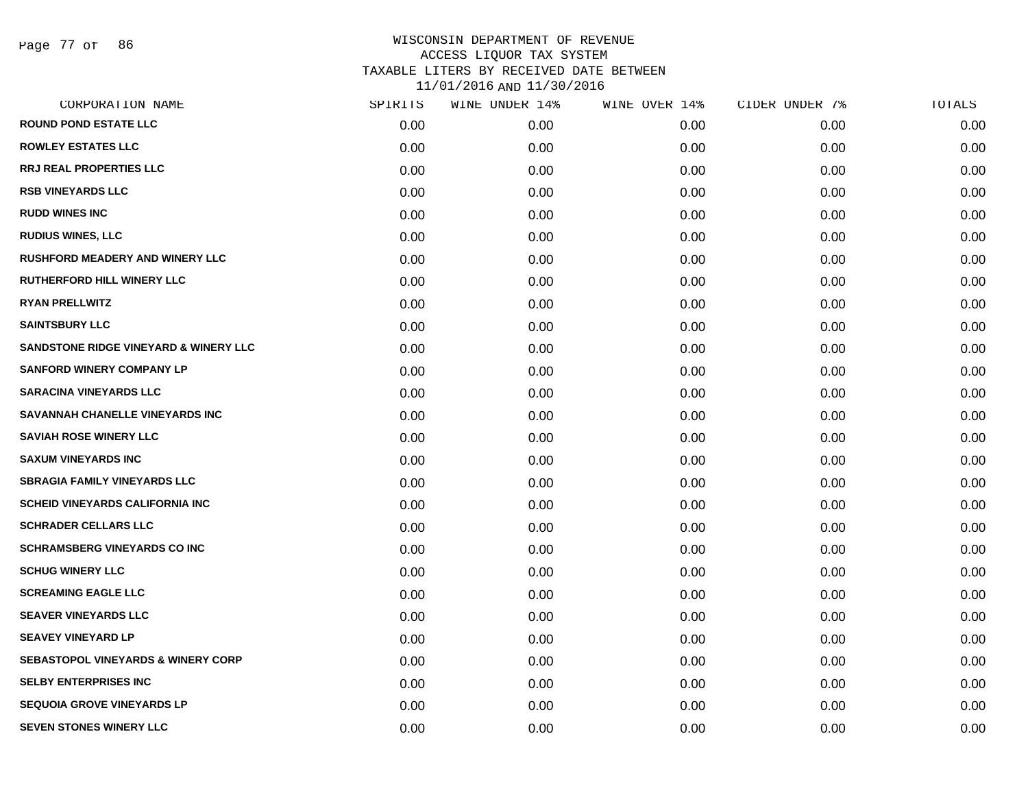WISCONSIN DEPARTMENT OF REVENUE
ACCESS LIQUOR TAX SYSTEM
TAXABLE LITERS BY RECEIVED DATE BETWEEN
11/01/2016 AND 11/30/2016

| CORPORATION NAME | SPIRITS | WINE UNDER 14% | WINE OVER 14% | CIDER UNDER 7% | TOTALS |
|---|---|---|---|---|---|
| ROUND POND ESTATE LLC | 0.00 | 0.00 | 0.00 | 0.00 | 0.00 |
| ROWLEY ESTATES LLC | 0.00 | 0.00 | 0.00 | 0.00 | 0.00 |
| RRJ REAL PROPERTIES LLC | 0.00 | 0.00 | 0.00 | 0.00 | 0.00 |
| RSB VINEYARDS LLC | 0.00 | 0.00 | 0.00 | 0.00 | 0.00 |
| RUDD WINES INC | 0.00 | 0.00 | 0.00 | 0.00 | 0.00 |
| RUDIUS WINES, LLC | 0.00 | 0.00 | 0.00 | 0.00 | 0.00 |
| RUSHFORD MEADERY AND WINERY LLC | 0.00 | 0.00 | 0.00 | 0.00 | 0.00 |
| RUTHERFORD HILL WINERY LLC | 0.00 | 0.00 | 0.00 | 0.00 | 0.00 |
| RYAN PRELLWITZ | 0.00 | 0.00 | 0.00 | 0.00 | 0.00 |
| SAINTSBURY LLC | 0.00 | 0.00 | 0.00 | 0.00 | 0.00 |
| SANDSTONE RIDGE VINEYARD & WINERY LLC | 0.00 | 0.00 | 0.00 | 0.00 | 0.00 |
| SANFORD WINERY COMPANY LP | 0.00 | 0.00 | 0.00 | 0.00 | 0.00 |
| SARACINA VINEYARDS LLC | 0.00 | 0.00 | 0.00 | 0.00 | 0.00 |
| SAVANNAH CHANELLE VINEYARDS INC | 0.00 | 0.00 | 0.00 | 0.00 | 0.00 |
| SAVIAH ROSE WINERY LLC | 0.00 | 0.00 | 0.00 | 0.00 | 0.00 |
| SAXUM VINEYARDS INC | 0.00 | 0.00 | 0.00 | 0.00 | 0.00 |
| SBRAGIA FAMILY VINEYARDS LLC | 0.00 | 0.00 | 0.00 | 0.00 | 0.00 |
| SCHEID VINEYARDS CALIFORNIA INC | 0.00 | 0.00 | 0.00 | 0.00 | 0.00 |
| SCHRADER CELLARS LLC | 0.00 | 0.00 | 0.00 | 0.00 | 0.00 |
| SCHRAMSBERG VINEYARDS CO INC | 0.00 | 0.00 | 0.00 | 0.00 | 0.00 |
| SCHUG WINERY LLC | 0.00 | 0.00 | 0.00 | 0.00 | 0.00 |
| SCREAMING EAGLE LLC | 0.00 | 0.00 | 0.00 | 0.00 | 0.00 |
| SEAVER VINEYARDS LLC | 0.00 | 0.00 | 0.00 | 0.00 | 0.00 |
| SEAVEY VINEYARD LP | 0.00 | 0.00 | 0.00 | 0.00 | 0.00 |
| SEBASTOPOL VINEYARDS & WINERY CORP | 0.00 | 0.00 | 0.00 | 0.00 | 0.00 |
| SELBY ENTERPRISES INC | 0.00 | 0.00 | 0.00 | 0.00 | 0.00 |
| SEQUOIA GROVE VINEYARDS LP | 0.00 | 0.00 | 0.00 | 0.00 | 0.00 |
| SEVEN STONES WINERY LLC | 0.00 | 0.00 | 0.00 | 0.00 | 0.00 |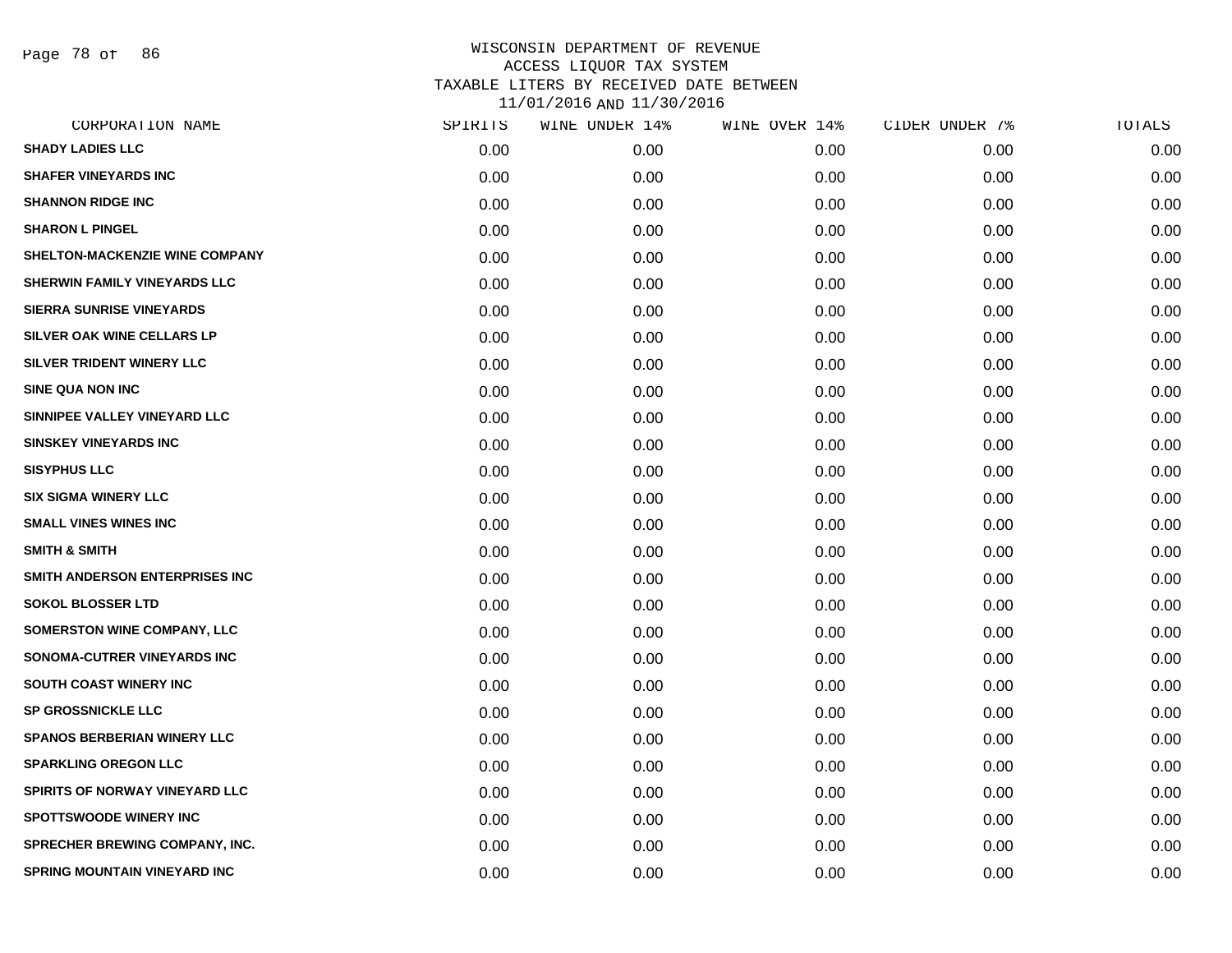# WISCONSIN DEPARTMENT OF REVENUE
## ACCESS LIQUOR TAX SYSTEM
## TAXABLE LITERS BY RECEIVED DATE BETWEEN 11/01/2016 AND 11/30/2016

| CORPORATION NAME | SPIRITS | WINE UNDER 14% | WINE OVER 14% | CIDER UNDER 7% | TOTALS |
|---|---|---|---|---|---|
| SHADY LADIES LLC | 0.00 | 0.00 | 0.00 | 0.00 | 0.00 |
| SHAFER VINEYARDS INC | 0.00 | 0.00 | 0.00 | 0.00 | 0.00 |
| SHANNON RIDGE INC | 0.00 | 0.00 | 0.00 | 0.00 | 0.00 |
| SHARON L PINGEL | 0.00 | 0.00 | 0.00 | 0.00 | 0.00 |
| SHELTON-MACKENZIE WINE COMPANY | 0.00 | 0.00 | 0.00 | 0.00 | 0.00 |
| SHERWIN FAMILY VINEYARDS LLC | 0.00 | 0.00 | 0.00 | 0.00 | 0.00 |
| SIERRA SUNRISE VINEYARDS | 0.00 | 0.00 | 0.00 | 0.00 | 0.00 |
| SILVER OAK WINE CELLARS LP | 0.00 | 0.00 | 0.00 | 0.00 | 0.00 |
| SILVER TRIDENT WINERY LLC | 0.00 | 0.00 | 0.00 | 0.00 | 0.00 |
| SINE QUA NON INC | 0.00 | 0.00 | 0.00 | 0.00 | 0.00 |
| SINNIPEE VALLEY VINEYARD LLC | 0.00 | 0.00 | 0.00 | 0.00 | 0.00 |
| SINSKEY VINEYARDS INC | 0.00 | 0.00 | 0.00 | 0.00 | 0.00 |
| SISYPHUS LLC | 0.00 | 0.00 | 0.00 | 0.00 | 0.00 |
| SIX SIGMA WINERY LLC | 0.00 | 0.00 | 0.00 | 0.00 | 0.00 |
| SMALL VINES WINES INC | 0.00 | 0.00 | 0.00 | 0.00 | 0.00 |
| SMITH & SMITH | 0.00 | 0.00 | 0.00 | 0.00 | 0.00 |
| SMITH ANDERSON ENTERPRISES INC | 0.00 | 0.00 | 0.00 | 0.00 | 0.00 |
| SOKOL BLOSSER LTD | 0.00 | 0.00 | 0.00 | 0.00 | 0.00 |
| SOMERSTON WINE COMPANY, LLC | 0.00 | 0.00 | 0.00 | 0.00 | 0.00 |
| SONOMA-CUTRER VINEYARDS INC | 0.00 | 0.00 | 0.00 | 0.00 | 0.00 |
| SOUTH COAST WINERY INC | 0.00 | 0.00 | 0.00 | 0.00 | 0.00 |
| SP GROSSNICKLE LLC | 0.00 | 0.00 | 0.00 | 0.00 | 0.00 |
| SPANOS BERBERIAN WINERY LLC | 0.00 | 0.00 | 0.00 | 0.00 | 0.00 |
| SPARKLING OREGON LLC | 0.00 | 0.00 | 0.00 | 0.00 | 0.00 |
| SPIRITS OF NORWAY VINEYARD LLC | 0.00 | 0.00 | 0.00 | 0.00 | 0.00 |
| SPOTTSWOODE WINERY INC | 0.00 | 0.00 | 0.00 | 0.00 | 0.00 |
| SPRECHER BREWING COMPANY, INC. | 0.00 | 0.00 | 0.00 | 0.00 | 0.00 |
| SPRING MOUNTAIN VINEYARD INC | 0.00 | 0.00 | 0.00 | 0.00 | 0.00 |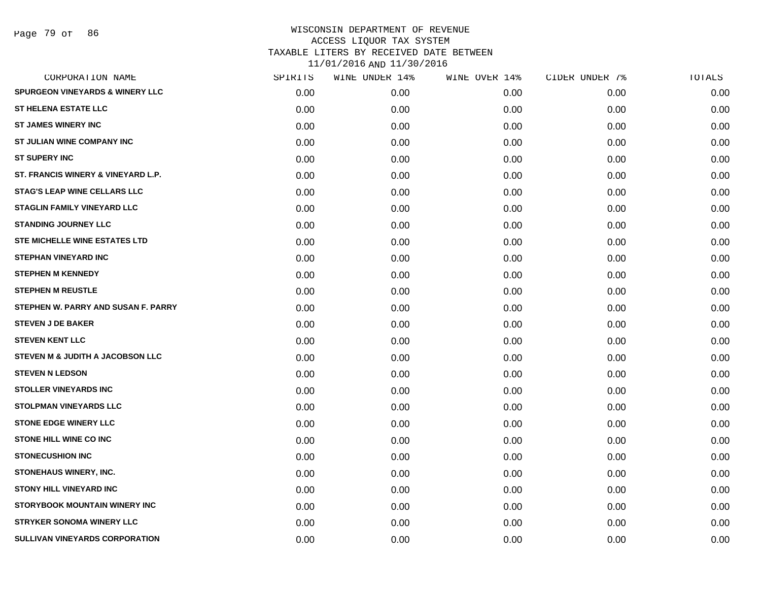WISCONSIN DEPARTMENT OF REVENUE
ACCESS LIQUOR TAX SYSTEM
TAXABLE LITERS BY RECEIVED DATE BETWEEN
11/01/2016 AND 11/30/2016

| CORPORATION NAME | SPIRITS | WINE UNDER 14% | WINE OVER 14% | CIDER UNDER 7% | TOTALS |
|---|---|---|---|---|---|
| SPURGEON VINEYARDS & WINERY LLC | 0.00 | 0.00 | 0.00 | 0.00 | 0.00 |
| ST HELENA ESTATE LLC | 0.00 | 0.00 | 0.00 | 0.00 | 0.00 |
| ST JAMES WINERY INC | 0.00 | 0.00 | 0.00 | 0.00 | 0.00 |
| ST JULIAN WINE COMPANY INC | 0.00 | 0.00 | 0.00 | 0.00 | 0.00 |
| ST SUPERY INC | 0.00 | 0.00 | 0.00 | 0.00 | 0.00 |
| ST. FRANCIS WINERY & VINEYARD L.P. | 0.00 | 0.00 | 0.00 | 0.00 | 0.00 |
| STAG'S LEAP WINE CELLARS LLC | 0.00 | 0.00 | 0.00 | 0.00 | 0.00 |
| STAGLIN FAMILY VINEYARD LLC | 0.00 | 0.00 | 0.00 | 0.00 | 0.00 |
| STANDING JOURNEY LLC | 0.00 | 0.00 | 0.00 | 0.00 | 0.00 |
| STE MICHELLE WINE ESTATES LTD | 0.00 | 0.00 | 0.00 | 0.00 | 0.00 |
| STEPHAN VINEYARD INC | 0.00 | 0.00 | 0.00 | 0.00 | 0.00 |
| STEPHEN M KENNEDY | 0.00 | 0.00 | 0.00 | 0.00 | 0.00 |
| STEPHEN M REUSTLE | 0.00 | 0.00 | 0.00 | 0.00 | 0.00 |
| STEPHEN W. PARRY AND SUSAN F. PARRY | 0.00 | 0.00 | 0.00 | 0.00 | 0.00 |
| STEVEN J DE BAKER | 0.00 | 0.00 | 0.00 | 0.00 | 0.00 |
| STEVEN KENT LLC | 0.00 | 0.00 | 0.00 | 0.00 | 0.00 |
| STEVEN M & JUDITH A JACOBSON LLC | 0.00 | 0.00 | 0.00 | 0.00 | 0.00 |
| STEVEN N LEDSON | 0.00 | 0.00 | 0.00 | 0.00 | 0.00 |
| STOLLER VINEYARDS INC | 0.00 | 0.00 | 0.00 | 0.00 | 0.00 |
| STOLPMAN VINEYARDS LLC | 0.00 | 0.00 | 0.00 | 0.00 | 0.00 |
| STONE EDGE WINERY LLC | 0.00 | 0.00 | 0.00 | 0.00 | 0.00 |
| STONE HILL WINE CO INC | 0.00 | 0.00 | 0.00 | 0.00 | 0.00 |
| STONECUSHION INC | 0.00 | 0.00 | 0.00 | 0.00 | 0.00 |
| STONEHAUS WINERY, INC. | 0.00 | 0.00 | 0.00 | 0.00 | 0.00 |
| STONY HILL VINEYARD INC | 0.00 | 0.00 | 0.00 | 0.00 | 0.00 |
| STORYBOOK MOUNTAIN WINERY INC | 0.00 | 0.00 | 0.00 | 0.00 | 0.00 |
| STRYKER SONOMA WINERY LLC | 0.00 | 0.00 | 0.00 | 0.00 | 0.00 |
| SULLIVAN VINEYARDS CORPORATION | 0.00 | 0.00 | 0.00 | 0.00 | 0.00 |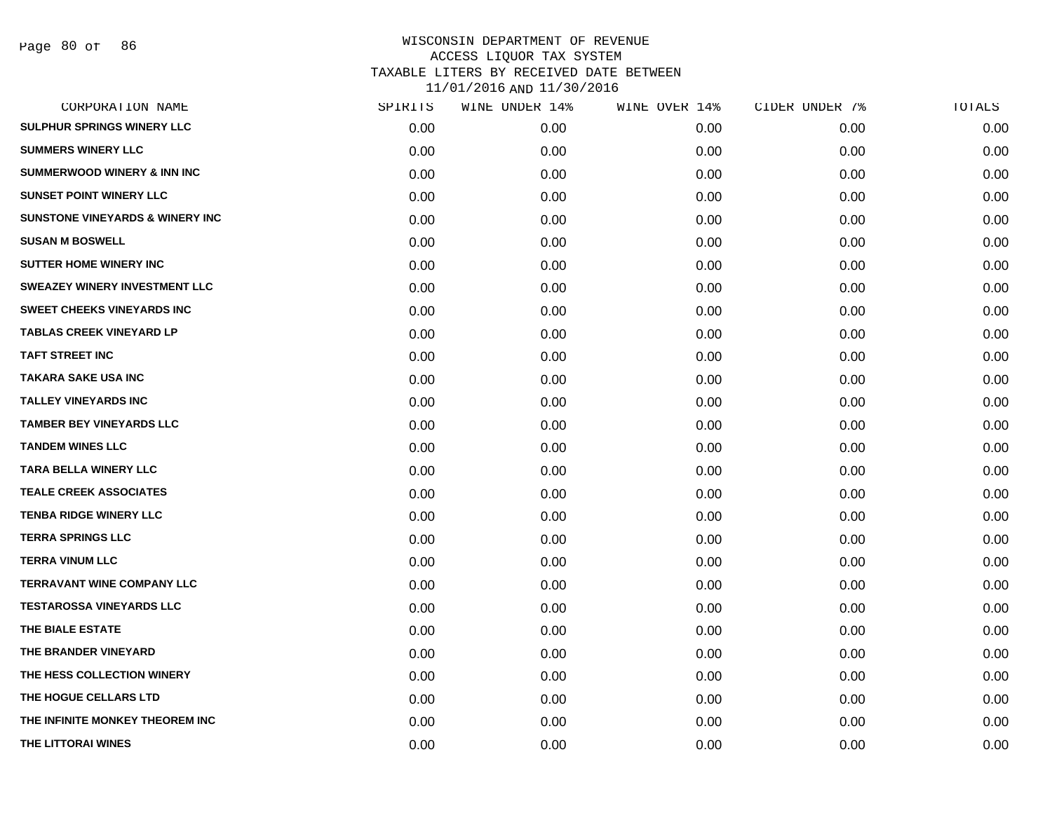# WISCONSIN DEPARTMENT OF REVENUE
## ACCESS LIQUOR TAX SYSTEM
## TAXABLE LITERS BY RECEIVED DATE BETWEEN 11/01/2016 AND 11/30/2016

| CORPORATION NAME | SPIRITS | WINE UNDER 14% | WINE OVER 14% | CIDER UNDER 7% | TOTALS |
|---|---|---|---|---|---|
| SULPHUR SPRINGS WINERY LLC | 0.00 | 0.00 | 0.00 | 0.00 | 0.00 |
| SUMMERS WINERY LLC | 0.00 | 0.00 | 0.00 | 0.00 | 0.00 |
| SUMMERWOOD WINERY & INN INC | 0.00 | 0.00 | 0.00 | 0.00 | 0.00 |
| SUNSET POINT WINERY LLC | 0.00 | 0.00 | 0.00 | 0.00 | 0.00 |
| SUNSTONE VINEYARDS & WINERY INC | 0.00 | 0.00 | 0.00 | 0.00 | 0.00 |
| SUSAN M BOSWELL | 0.00 | 0.00 | 0.00 | 0.00 | 0.00 |
| SUTTER HOME WINERY INC | 0.00 | 0.00 | 0.00 | 0.00 | 0.00 |
| SWEAZEY WINERY INVESTMENT LLC | 0.00 | 0.00 | 0.00 | 0.00 | 0.00 |
| SWEET CHEEKS VINEYARDS INC | 0.00 | 0.00 | 0.00 | 0.00 | 0.00 |
| TABLAS CREEK VINEYARD LP | 0.00 | 0.00 | 0.00 | 0.00 | 0.00 |
| TAFT STREET INC | 0.00 | 0.00 | 0.00 | 0.00 | 0.00 |
| TAKARA SAKE USA INC | 0.00 | 0.00 | 0.00 | 0.00 | 0.00 |
| TALLEY VINEYARDS INC | 0.00 | 0.00 | 0.00 | 0.00 | 0.00 |
| TAMBER BEY VINEYARDS LLC | 0.00 | 0.00 | 0.00 | 0.00 | 0.00 |
| TANDEM WINES LLC | 0.00 | 0.00 | 0.00 | 0.00 | 0.00 |
| TARA BELLA WINERY LLC | 0.00 | 0.00 | 0.00 | 0.00 | 0.00 |
| TEALE CREEK ASSOCIATES | 0.00 | 0.00 | 0.00 | 0.00 | 0.00 |
| TENBA RIDGE WINERY LLC | 0.00 | 0.00 | 0.00 | 0.00 | 0.00 |
| TERRA SPRINGS LLC | 0.00 | 0.00 | 0.00 | 0.00 | 0.00 |
| TERRA VINUM LLC | 0.00 | 0.00 | 0.00 | 0.00 | 0.00 |
| TERRAVANT WINE COMPANY LLC | 0.00 | 0.00 | 0.00 | 0.00 | 0.00 |
| TESTAROSSA VINEYARDS LLC | 0.00 | 0.00 | 0.00 | 0.00 | 0.00 |
| THE BIALE ESTATE | 0.00 | 0.00 | 0.00 | 0.00 | 0.00 |
| THE BRANDER VINEYARD | 0.00 | 0.00 | 0.00 | 0.00 | 0.00 |
| THE HESS COLLECTION WINERY | 0.00 | 0.00 | 0.00 | 0.00 | 0.00 |
| THE HOGUE CELLARS LTD | 0.00 | 0.00 | 0.00 | 0.00 | 0.00 |
| THE INFINITE MONKEY THEOREM INC | 0.00 | 0.00 | 0.00 | 0.00 | 0.00 |
| THE LITTORAI WINES | 0.00 | 0.00 | 0.00 | 0.00 | 0.00 |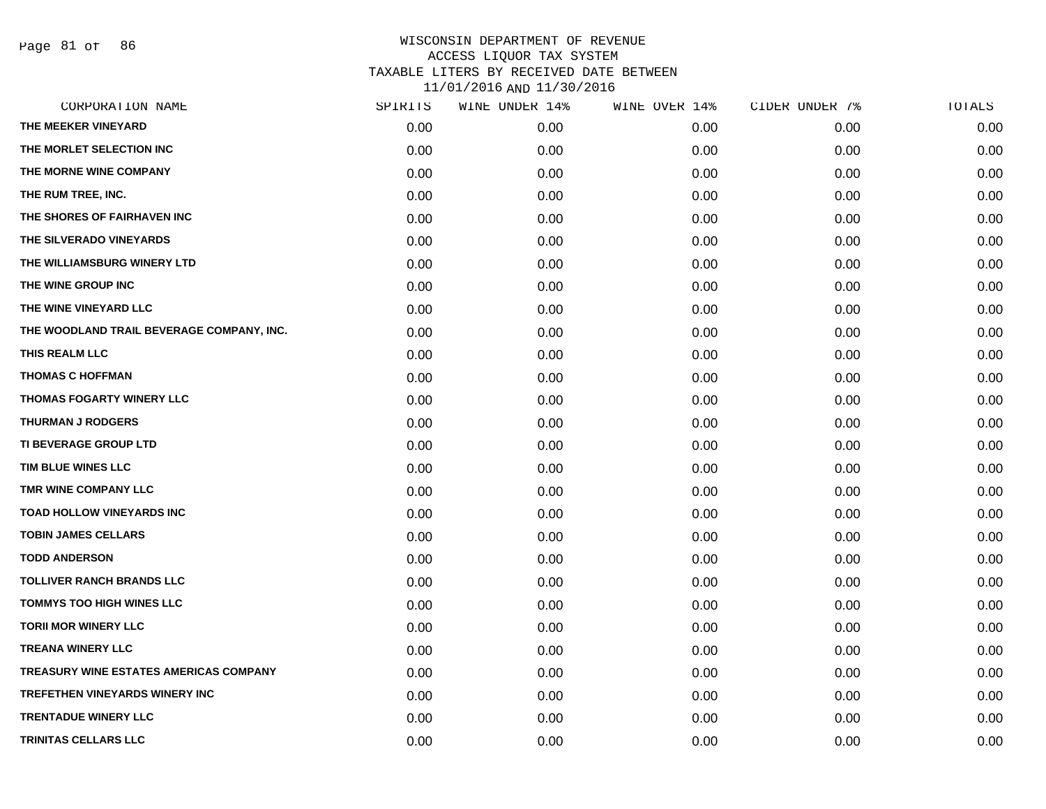# WISCONSIN DEPARTMENT OF REVENUE
## ACCESS LIQUOR TAX SYSTEM
## TAXABLE LITERS BY RECEIVED DATE BETWEEN 11/01/2016 AND 11/30/2016

| CORPORATION NAME | SPIRITS | WINE UNDER 14% | WINE OVER 14% | CIDER UNDER 7% | TOTALS |
|---|---|---|---|---|---|
| THE MEEKER VINEYARD | 0.00 | 0.00 | 0.00 | 0.00 | 0.00 |
| THE MORLET SELECTION INC | 0.00 | 0.00 | 0.00 | 0.00 | 0.00 |
| THE MORNE WINE COMPANY | 0.00 | 0.00 | 0.00 | 0.00 | 0.00 |
| THE RUM TREE, INC. | 0.00 | 0.00 | 0.00 | 0.00 | 0.00 |
| THE SHORES OF FAIRHAVEN INC | 0.00 | 0.00 | 0.00 | 0.00 | 0.00 |
| THE SILVERADO VINEYARDS | 0.00 | 0.00 | 0.00 | 0.00 | 0.00 |
| THE WILLIAMSBURG WINERY LTD | 0.00 | 0.00 | 0.00 | 0.00 | 0.00 |
| THE WINE GROUP INC | 0.00 | 0.00 | 0.00 | 0.00 | 0.00 |
| THE WINE VINEYARD LLC | 0.00 | 0.00 | 0.00 | 0.00 | 0.00 |
| THE WOODLAND TRAIL BEVERAGE COMPANY, INC. | 0.00 | 0.00 | 0.00 | 0.00 | 0.00 |
| THIS REALM LLC | 0.00 | 0.00 | 0.00 | 0.00 | 0.00 |
| THOMAS C HOFFMAN | 0.00 | 0.00 | 0.00 | 0.00 | 0.00 |
| THOMAS FOGARTY WINERY LLC | 0.00 | 0.00 | 0.00 | 0.00 | 0.00 |
| THURMAN J RODGERS | 0.00 | 0.00 | 0.00 | 0.00 | 0.00 |
| TI BEVERAGE GROUP LTD | 0.00 | 0.00 | 0.00 | 0.00 | 0.00 |
| TIM BLUE WINES LLC | 0.00 | 0.00 | 0.00 | 0.00 | 0.00 |
| TMR WINE COMPANY LLC | 0.00 | 0.00 | 0.00 | 0.00 | 0.00 |
| TOAD HOLLOW VINEYARDS INC | 0.00 | 0.00 | 0.00 | 0.00 | 0.00 |
| TOBIN JAMES CELLARS | 0.00 | 0.00 | 0.00 | 0.00 | 0.00 |
| TODD ANDERSON | 0.00 | 0.00 | 0.00 | 0.00 | 0.00 |
| TOLLIVER RANCH BRANDS LLC | 0.00 | 0.00 | 0.00 | 0.00 | 0.00 |
| TOMMYS TOO HIGH WINES LLC | 0.00 | 0.00 | 0.00 | 0.00 | 0.00 |
| TORII MOR WINERY LLC | 0.00 | 0.00 | 0.00 | 0.00 | 0.00 |
| TREANA WINERY LLC | 0.00 | 0.00 | 0.00 | 0.00 | 0.00 |
| TREASURY WINE ESTATES AMERICAS COMPANY | 0.00 | 0.00 | 0.00 | 0.00 | 0.00 |
| TREFETHEN VINEYARDS WINERY INC | 0.00 | 0.00 | 0.00 | 0.00 | 0.00 |
| TRENTADUE WINERY LLC | 0.00 | 0.00 | 0.00 | 0.00 | 0.00 |
| TRINITAS CELLARS LLC | 0.00 | 0.00 | 0.00 | 0.00 | 0.00 |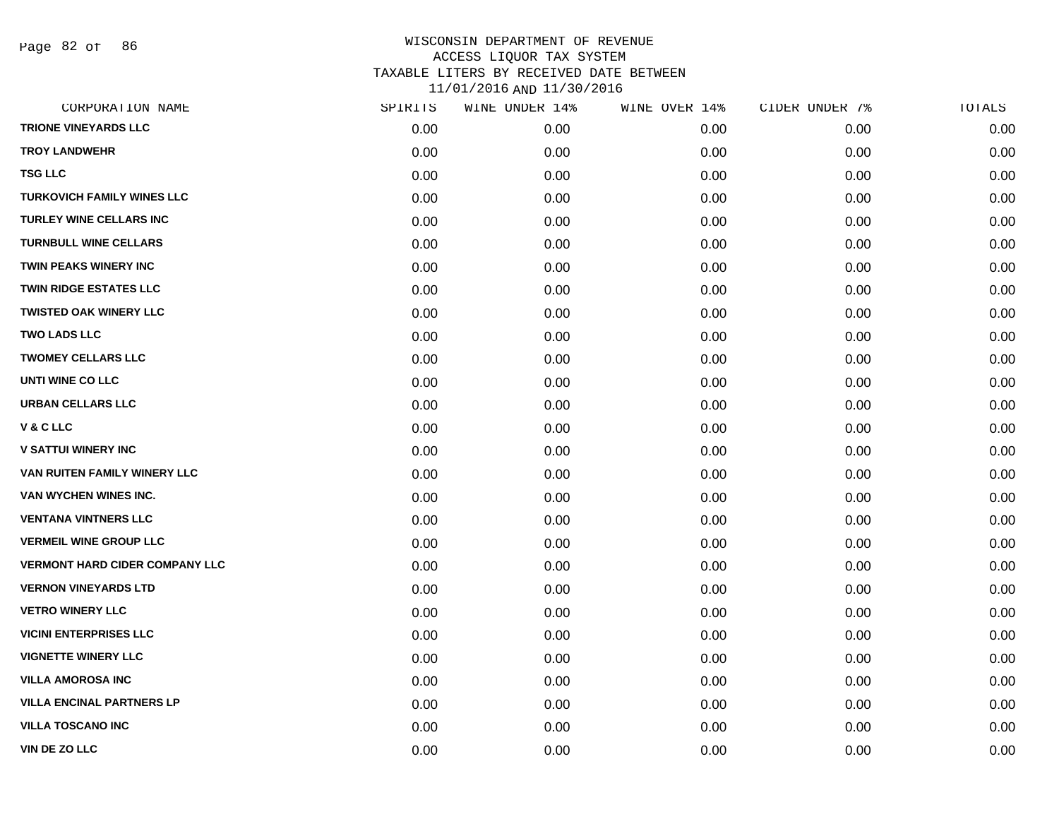# WISCONSIN DEPARTMENT OF REVENUE
## ACCESS LIQUOR TAX SYSTEM
## TAXABLE LITERS BY RECEIVED DATE BETWEEN 11/01/2016 AND 11/30/2016

| CORPORATION NAME | SPIRITS | WINE UNDER 14% | WINE OVER 14% | CIDER UNDER 7% | TOTALS |
|---|---|---|---|---|---|
| TRIONE VINEYARDS LLC | 0.00 | 0.00 | 0.00 | 0.00 | 0.00 |
| TROY LANDWEHR | 0.00 | 0.00 | 0.00 | 0.00 | 0.00 |
| TSG LLC | 0.00 | 0.00 | 0.00 | 0.00 | 0.00 |
| TURKOVICH FAMILY WINES LLC | 0.00 | 0.00 | 0.00 | 0.00 | 0.00 |
| TURLEY WINE CELLARS INC | 0.00 | 0.00 | 0.00 | 0.00 | 0.00 |
| TURNBULL WINE CELLARS | 0.00 | 0.00 | 0.00 | 0.00 | 0.00 |
| TWIN PEAKS WINERY INC | 0.00 | 0.00 | 0.00 | 0.00 | 0.00 |
| TWIN RIDGE ESTATES LLC | 0.00 | 0.00 | 0.00 | 0.00 | 0.00 |
| TWISTED OAK WINERY LLC | 0.00 | 0.00 | 0.00 | 0.00 | 0.00 |
| TWO LADS LLC | 0.00 | 0.00 | 0.00 | 0.00 | 0.00 |
| TWOMEY CELLARS LLC | 0.00 | 0.00 | 0.00 | 0.00 | 0.00 |
| UNTI WINE CO LLC | 0.00 | 0.00 | 0.00 | 0.00 | 0.00 |
| URBAN CELLARS LLC | 0.00 | 0.00 | 0.00 | 0.00 | 0.00 |
| V & C LLC | 0.00 | 0.00 | 0.00 | 0.00 | 0.00 |
| V SATTUI WINERY INC | 0.00 | 0.00 | 0.00 | 0.00 | 0.00 |
| VAN RUITEN FAMILY WINERY LLC | 0.00 | 0.00 | 0.00 | 0.00 | 0.00 |
| VAN WYCHEN WINES INC. | 0.00 | 0.00 | 0.00 | 0.00 | 0.00 |
| VENTANA VINTNERS LLC | 0.00 | 0.00 | 0.00 | 0.00 | 0.00 |
| VERMEIL WINE GROUP LLC | 0.00 | 0.00 | 0.00 | 0.00 | 0.00 |
| VERMONT HARD CIDER COMPANY LLC | 0.00 | 0.00 | 0.00 | 0.00 | 0.00 |
| VERNON VINEYARDS LTD | 0.00 | 0.00 | 0.00 | 0.00 | 0.00 |
| VETRO WINERY LLC | 0.00 | 0.00 | 0.00 | 0.00 | 0.00 |
| VICINI ENTERPRISES LLC | 0.00 | 0.00 | 0.00 | 0.00 | 0.00 |
| VIGNETTE WINERY LLC | 0.00 | 0.00 | 0.00 | 0.00 | 0.00 |
| VILLA AMOROSA INC | 0.00 | 0.00 | 0.00 | 0.00 | 0.00 |
| VILLA ENCINAL PARTNERS LP | 0.00 | 0.00 | 0.00 | 0.00 | 0.00 |
| VILLA TOSCANO INC | 0.00 | 0.00 | 0.00 | 0.00 | 0.00 |
| VIN DE ZO LLC | 0.00 | 0.00 | 0.00 | 0.00 | 0.00 |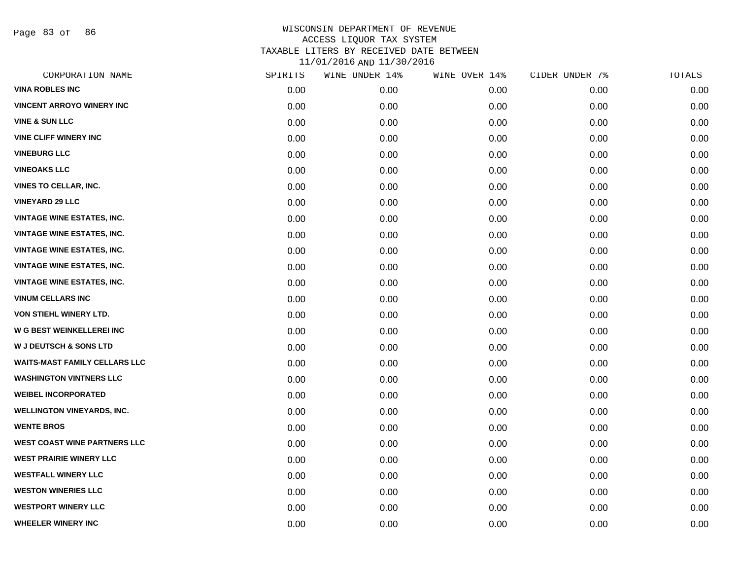WISCONSIN DEPARTMENT OF REVENUE
ACCESS LIQUOR TAX SYSTEM
TAXABLE LITERS BY RECEIVED DATE BETWEEN
11/01/2016 AND 11/30/2016

| CORPORATION NAME | SPIRITS | WINE UNDER 14% | WINE OVER 14% | CIDER UNDER 7% | TOTALS |
|---|---|---|---|---|---|
| VINA ROBLES INC | 0.00 | 0.00 | 0.00 | 0.00 | 0.00 |
| VINCENT ARROYO WINERY INC | 0.00 | 0.00 | 0.00 | 0.00 | 0.00 |
| VINE & SUN LLC | 0.00 | 0.00 | 0.00 | 0.00 | 0.00 |
| VINE CLIFF WINERY INC | 0.00 | 0.00 | 0.00 | 0.00 | 0.00 |
| VINEBURG LLC | 0.00 | 0.00 | 0.00 | 0.00 | 0.00 |
| VINEOAKS LLC | 0.00 | 0.00 | 0.00 | 0.00 | 0.00 |
| VINES TO CELLAR, INC. | 0.00 | 0.00 | 0.00 | 0.00 | 0.00 |
| VINEYARD 29 LLC | 0.00 | 0.00 | 0.00 | 0.00 | 0.00 |
| VINTAGE WINE ESTATES, INC. | 0.00 | 0.00 | 0.00 | 0.00 | 0.00 |
| VINTAGE WINE ESTATES, INC. | 0.00 | 0.00 | 0.00 | 0.00 | 0.00 |
| VINTAGE WINE ESTATES, INC. | 0.00 | 0.00 | 0.00 | 0.00 | 0.00 |
| VINTAGE WINE ESTATES, INC. | 0.00 | 0.00 | 0.00 | 0.00 | 0.00 |
| VINTAGE WINE ESTATES, INC. | 0.00 | 0.00 | 0.00 | 0.00 | 0.00 |
| VINUM CELLARS INC | 0.00 | 0.00 | 0.00 | 0.00 | 0.00 |
| VON STIEHL WINERY LTD. | 0.00 | 0.00 | 0.00 | 0.00 | 0.00 |
| W G BEST WEINKELLEREI INC | 0.00 | 0.00 | 0.00 | 0.00 | 0.00 |
| W J DEUTSCH & SONS LTD | 0.00 | 0.00 | 0.00 | 0.00 | 0.00 |
| WAITS-MAST FAMILY CELLARS LLC | 0.00 | 0.00 | 0.00 | 0.00 | 0.00 |
| WASHINGTON VINTNERS LLC | 0.00 | 0.00 | 0.00 | 0.00 | 0.00 |
| WEIBEL INCORPORATED | 0.00 | 0.00 | 0.00 | 0.00 | 0.00 |
| WELLINGTON VINEYARDS, INC. | 0.00 | 0.00 | 0.00 | 0.00 | 0.00 |
| WENTE BROS | 0.00 | 0.00 | 0.00 | 0.00 | 0.00 |
| WEST COAST WINE PARTNERS LLC | 0.00 | 0.00 | 0.00 | 0.00 | 0.00 |
| WEST PRAIRIE WINERY LLC | 0.00 | 0.00 | 0.00 | 0.00 | 0.00 |
| WESTFALL WINERY LLC | 0.00 | 0.00 | 0.00 | 0.00 | 0.00 |
| WESTON WINERIES LLC | 0.00 | 0.00 | 0.00 | 0.00 | 0.00 |
| WESTPORT WINERY LLC | 0.00 | 0.00 | 0.00 | 0.00 | 0.00 |
| WHEELER WINERY INC | 0.00 | 0.00 | 0.00 | 0.00 | 0.00 |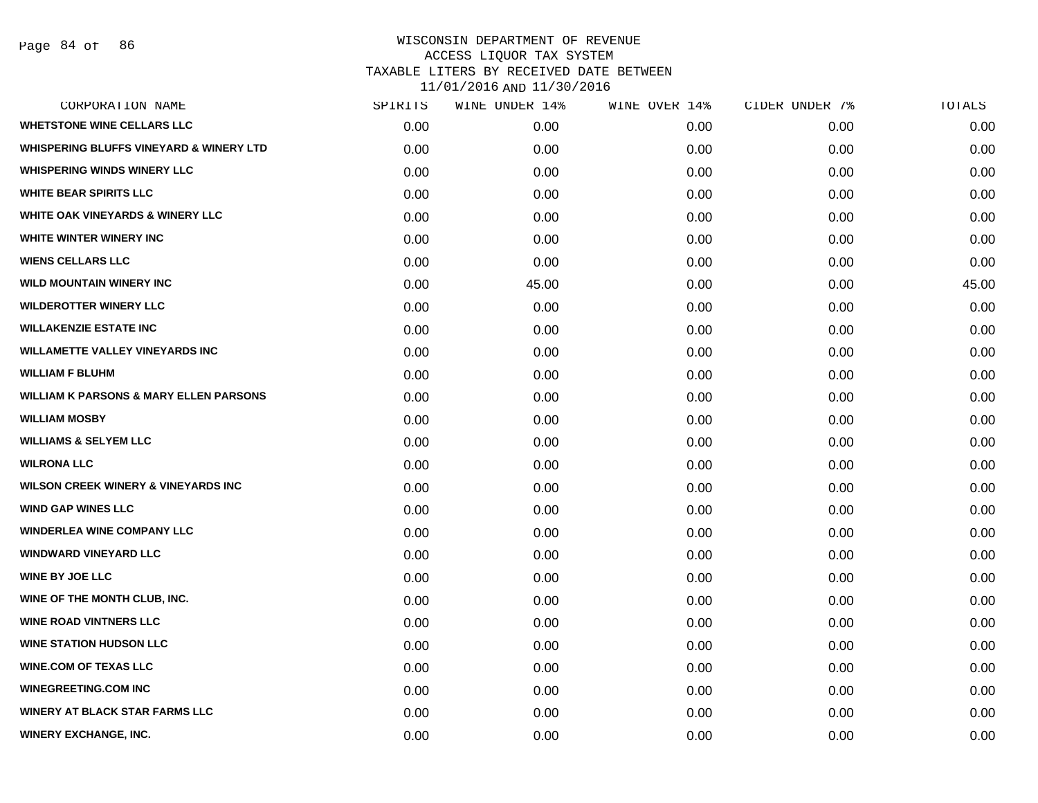WISCONSIN DEPARTMENT OF REVENUE
ACCESS LIQUOR TAX SYSTEM
TAXABLE LITERS BY RECEIVED DATE BETWEEN
11/01/2016 AND 11/30/2016

| CORPORATION NAME | SPIRITS | WINE UNDER 14% | WINE OVER 14% | CIDER UNDER 7% | TOTALS |
|---|---|---|---|---|---|
| WHETSTONE WINE CELLARS LLC | 0.00 | 0.00 | 0.00 | 0.00 | 0.00 |
| WHISPERING BLUFFS VINEYARD & WINERY LTD | 0.00 | 0.00 | 0.00 | 0.00 | 0.00 |
| WHISPERING WINDS WINERY LLC | 0.00 | 0.00 | 0.00 | 0.00 | 0.00 |
| WHITE BEAR SPIRITS LLC | 0.00 | 0.00 | 0.00 | 0.00 | 0.00 |
| WHITE OAK VINEYARDS & WINERY LLC | 0.00 | 0.00 | 0.00 | 0.00 | 0.00 |
| WHITE WINTER WINERY INC | 0.00 | 0.00 | 0.00 | 0.00 | 0.00 |
| WIENS CELLARS LLC | 0.00 | 0.00 | 0.00 | 0.00 | 0.00 |
| WILD MOUNTAIN WINERY INC | 0.00 | 45.00 | 0.00 | 0.00 | 45.00 |
| WILDEROTTER WINERY LLC | 0.00 | 0.00 | 0.00 | 0.00 | 0.00 |
| WILLAKENZIE ESTATE INC | 0.00 | 0.00 | 0.00 | 0.00 | 0.00 |
| WILLAMETTE VALLEY VINEYARDS INC | 0.00 | 0.00 | 0.00 | 0.00 | 0.00 |
| WILLIAM F BLUHM | 0.00 | 0.00 | 0.00 | 0.00 | 0.00 |
| WILLIAM K PARSONS & MARY ELLEN PARSONS | 0.00 | 0.00 | 0.00 | 0.00 | 0.00 |
| WILLIAM MOSBY | 0.00 | 0.00 | 0.00 | 0.00 | 0.00 |
| WILLIAMS & SELYEM LLC | 0.00 | 0.00 | 0.00 | 0.00 | 0.00 |
| WILRONA LLC | 0.00 | 0.00 | 0.00 | 0.00 | 0.00 |
| WILSON CREEK WINERY & VINEYARDS INC | 0.00 | 0.00 | 0.00 | 0.00 | 0.00 |
| WIND GAP WINES LLC | 0.00 | 0.00 | 0.00 | 0.00 | 0.00 |
| WINDERLEA WINE COMPANY LLC | 0.00 | 0.00 | 0.00 | 0.00 | 0.00 |
| WINDWARD VINEYARD LLC | 0.00 | 0.00 | 0.00 | 0.00 | 0.00 |
| WINE BY JOE LLC | 0.00 | 0.00 | 0.00 | 0.00 | 0.00 |
| WINE OF THE MONTH CLUB, INC. | 0.00 | 0.00 | 0.00 | 0.00 | 0.00 |
| WINE ROAD VINTNERS LLC | 0.00 | 0.00 | 0.00 | 0.00 | 0.00 |
| WINE STATION HUDSON LLC | 0.00 | 0.00 | 0.00 | 0.00 | 0.00 |
| WINE.COM OF TEXAS LLC | 0.00 | 0.00 | 0.00 | 0.00 | 0.00 |
| WINEGREETING.COM INC | 0.00 | 0.00 | 0.00 | 0.00 | 0.00 |
| WINERY AT BLACK STAR FARMS LLC | 0.00 | 0.00 | 0.00 | 0.00 | 0.00 |
| WINERY EXCHANGE, INC. | 0.00 | 0.00 | 0.00 | 0.00 | 0.00 |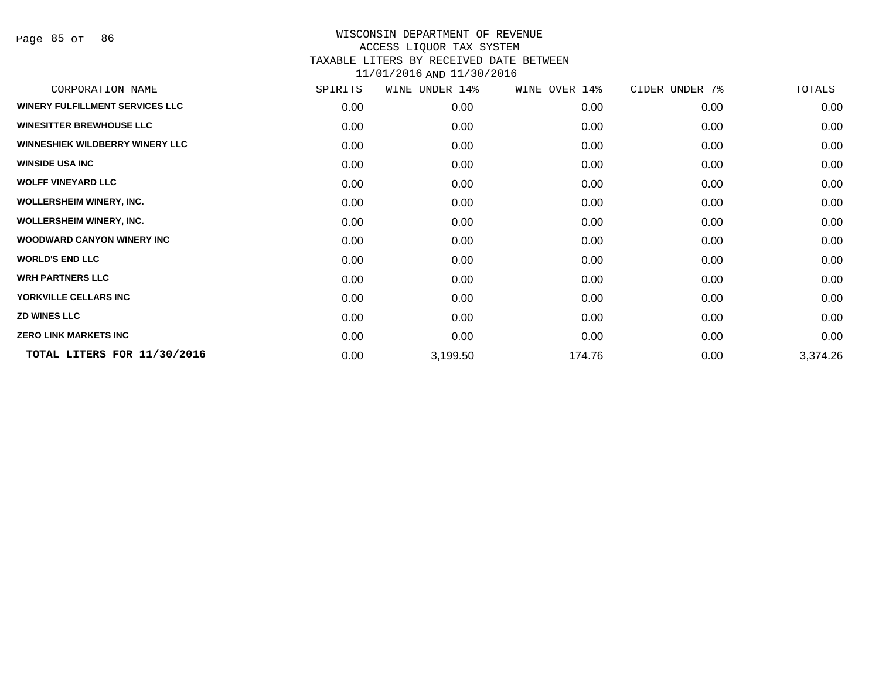# WISCONSIN DEPARTMENT OF REVENUE
## ACCESS LIQUOR TAX SYSTEM
## TAXABLE LITERS BY RECEIVED DATE BETWEEN 11/01/2016 AND 11/30/2016

| CORPORATION NAME | SPIRITS | WINE UNDER 14% | WINE OVER 14% | CIDER UNDER 7% | TOTALS |
|---|---|---|---|---|---|
| WINERY FULFILLMENT SERVICES LLC | 0.00 | 0.00 | 0.00 | 0.00 | 0.00 |
| WINESITTER BREWHOUSE LLC | 0.00 | 0.00 | 0.00 | 0.00 | 0.00 |
| WINNESHIEK WILDBERRY WINERY LLC | 0.00 | 0.00 | 0.00 | 0.00 | 0.00 |
| WINSIDE USA INC | 0.00 | 0.00 | 0.00 | 0.00 | 0.00 |
| WOLFF VINEYARD LLC | 0.00 | 0.00 | 0.00 | 0.00 | 0.00 |
| WOLLERSHEIM WINERY, INC. | 0.00 | 0.00 | 0.00 | 0.00 | 0.00 |
| WOLLERSHEIM WINERY, INC. | 0.00 | 0.00 | 0.00 | 0.00 | 0.00 |
| WOODWARD CANYON WINERY INC | 0.00 | 0.00 | 0.00 | 0.00 | 0.00 |
| WORLD'S END LLC | 0.00 | 0.00 | 0.00 | 0.00 | 0.00 |
| WRH PARTNERS LLC | 0.00 | 0.00 | 0.00 | 0.00 | 0.00 |
| YORKVILLE CELLARS INC | 0.00 | 0.00 | 0.00 | 0.00 | 0.00 |
| ZD WINES LLC | 0.00 | 0.00 | 0.00 | 0.00 | 0.00 |
| ZERO LINK MARKETS INC | 0.00 | 0.00 | 0.00 | 0.00 | 0.00 |
| **TOTAL LITERS FOR 11/30/2016** | 0.00 | 3,199.50 | 174.76 | 0.00 | 3,374.26 |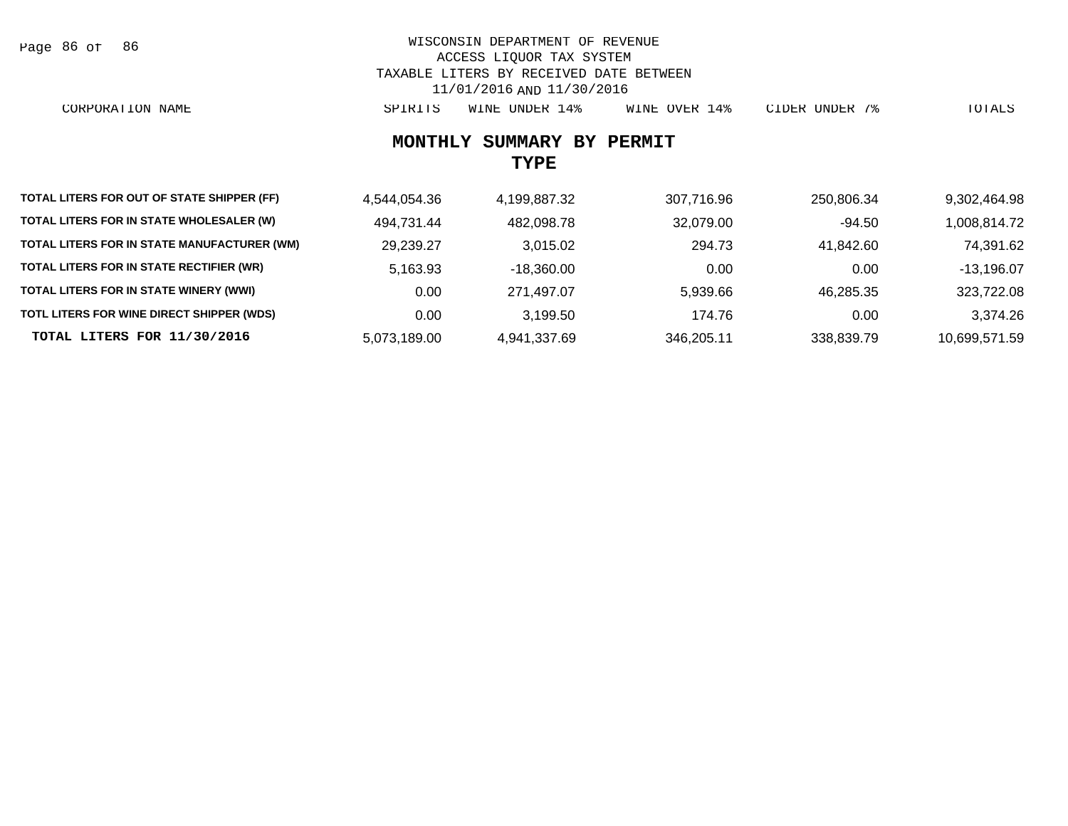WISCONSIN DEPARTMENT OF REVENUE
ACCESS LIQUOR TAX SYSTEM
TAXABLE LITERS BY RECEIVED DATE BETWEEN
11/01/2016 AND 11/30/2016

## MONTHLY SUMMARY BY PERMIT TYPE

| CORPORATION NAME | SPIRITS | WINE UNDER 14% | WINE OVER 14% | CIDER UNDER 7% | TOTALS |
|---|---|---|---|---|---|
| TOTAL LITERS FOR OUT OF STATE SHIPPER (FF) | 4,544,054.36 | 4,199,887.32 | 307,716.96 | 250,806.34 | 9,302,464.98 |
| TOTAL LITERS FOR IN STATE WHOLESALER (W) | 494,731.44 | 482,098.78 | 32,079.00 | -94.50 | 1,008,814.72 |
| TOTAL LITERS FOR IN STATE MANUFACTURER (WM) | 29,239.27 | 3,015.02 | 294.73 | 41,842.60 | 74,391.62 |
| TOTAL LITERS FOR IN STATE RECTIFIER (WR) | 5,163.93 | -18,360.00 | 0.00 | 0.00 | -13,196.07 |
| TOTAL LITERS FOR IN STATE WINERY (WWI) | 0.00 | 271,497.07 | 5,939.66 | 46,285.35 | 323,722.08 |
| TOTL LITERS FOR WINE DIRECT SHIPPER (WDS) | 0.00 | 3,199.50 | 174.76 | 0.00 | 3,374.26 |
| **TOTAL LITERS FOR 11/30/2016** | 5,073,189.00 | 4,941,337.69 | 346,205.11 | 338,839.79 | 10,699,571.59 |